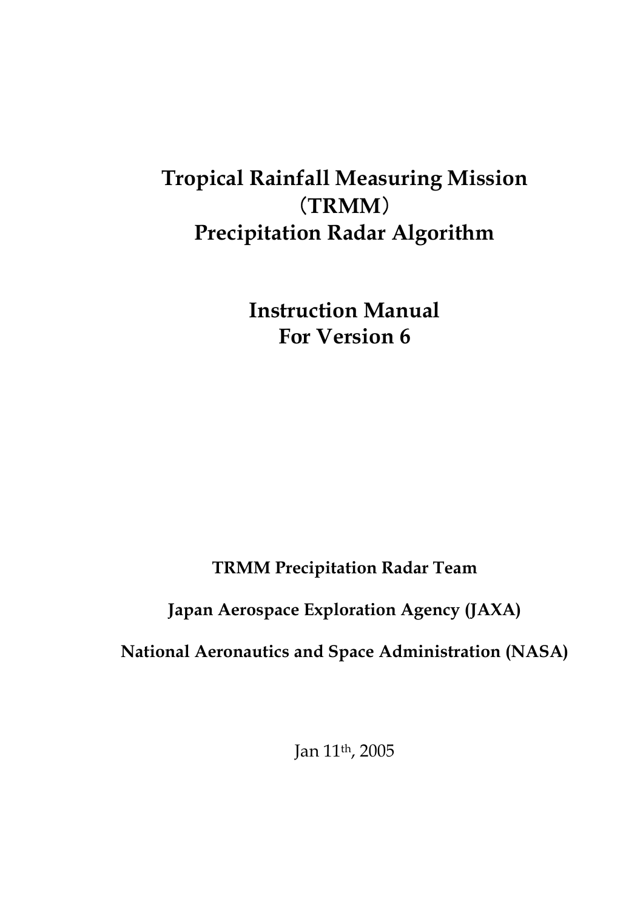# Tropical Rainfall Measuring Mission (TRMM) Precipitation Radar Algorithm

# Instruction Manual For Version 6

**TRMM Precipitation Radar Team**

**Japan Aerospace Exploration Agency (JAXA)**

**National Aeronautics and Space Administration (NASA)**

Jan 11th, 2005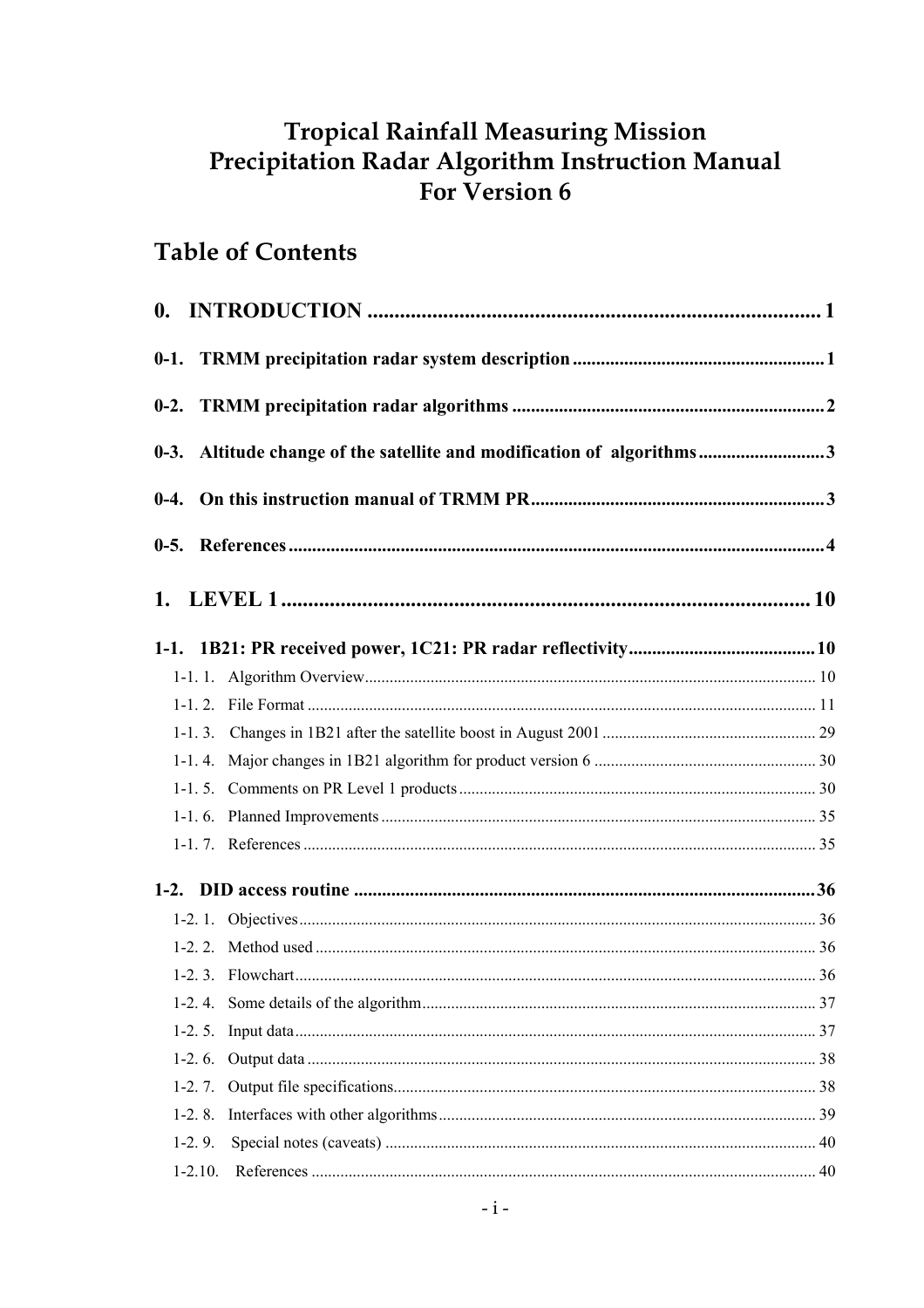# Tropical Rainfall Measuring Mission
# Precipitation Radar Algorithm Instruction Manual
# For Version 6

## Table of Contents

**0. INTRODUCTION ..................... 1**

**0-1. TRMM precipitation radar system description ..................... 1**

**0-2. TRMM precipitation radar algorithms ..................... 2**

**0-3. Altitude change of the satellite and modification of algorithms ..................... 3**

**0-4. On this instruction manual of TRMM PR ..................... 3**

**0-5. References ..................... 4**

**1. LEVEL 1 ..................... 10**

**1-1. 1B21: PR received power, 1C21: PR radar reflectivity ..................... 10**

- 1-1. 1. Algorithm Overview ..................... 10
- 1-1. 2. File Format ..................... 11
- 1-1. 3. Changes in 1B21 after the satellite boost in August 2001 ..................... 29
- 1-1. 4. Major changes in 1B21 algorithm for product version 6 ..................... 30
- 1-1. 5. Comments on PR Level 1 products ..................... 30
- 1-1. 6. Planned Improvements ..................... 35
- 1-1. 7. References ..................... 35

**1-2. DID access routine ..................... 36**

- 1-2. 1. Objectives ..................... 36
- 1-2. 2. Method used ..................... 36
- 1-2. 3. Flowchart ..................... 36
- 1-2. 4. Some details of the algorithm ..................... 37
- 1-2. 5. Input data ..................... 37
- 1-2. 6. Output data ..................... 38
- 1-2. 7. Output file specifications ..................... 38
- 1-2. 8. Interfaces with other algorithms ..................... 39
- 1-2. 9. Special notes (caveats) ..................... 40
- 1-2.10. References ..................... 40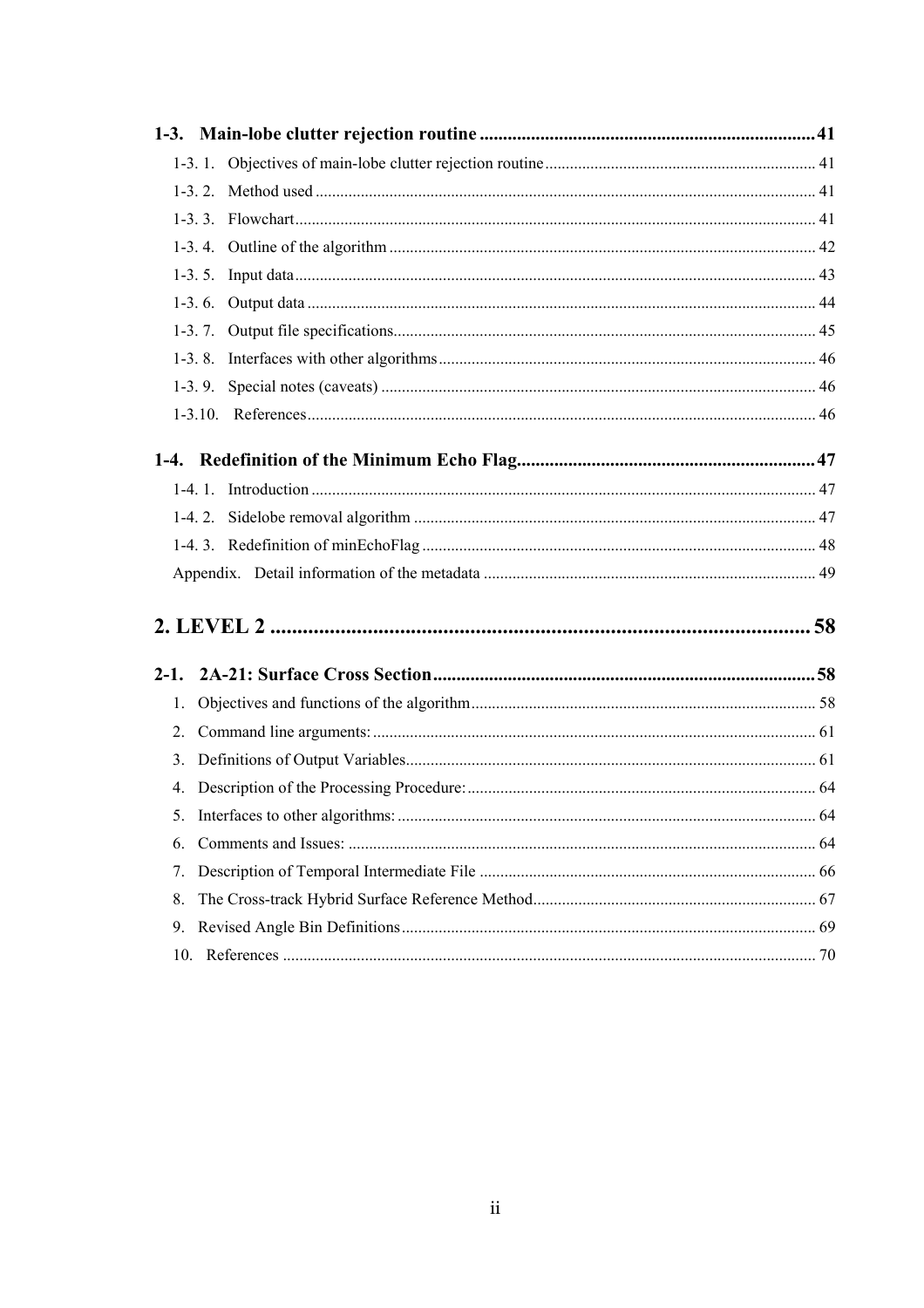**1-3. Main-lobe clutter rejection routine ........................................................................ 41**

1-3. 1. Objectives of main-lobe clutter rejection routine ........................................................................ 41

1-3. 2. Method used ........................................................................ 41

1-3. 3. Flowchart ........................................................................ 41

1-3. 4. Outline of the algorithm ........................................................................ 42

1-3. 5. Input data ........................................................................ 43

1-3. 6. Output data ........................................................................ 44

1-3. 7. Output file specifications ........................................................................ 45

1-3. 8. Interfaces with other algorithms ........................................................................ 46

1-3. 9. Special notes (caveats) ........................................................................ 46

1-3.10. References ........................................................................ 46

**1-4. Redefinition of the Minimum Echo Flag ........................................................................ 47**

1-4. 1. Introduction ........................................................................ 47

1-4. 2. Sidelobe removal algorithm ........................................................................ 47

1-4. 3. Redefinition of minEchoFlag ........................................................................ 48

Appendix. Detail information of the metadata ........................................................................ 49

**2. LEVEL 2 ........................................................................ 58**

**2-1. 2A-21: Surface Cross Section ........................................................................ 58**

1. Objectives and functions of the algorithm ........................................................................ 58
2. Command line arguments: ........................................................................ 61
3. Definitions of Output Variables ........................................................................ 61
4. Description of the Processing Procedure: ........................................................................ 64
5. Interfaces to other algorithms: ........................................................................ 64
6. Comments and Issues: ........................................................................ 64
7. Description of Temporal Intermediate File ........................................................................ 66
8. The Cross-track Hybrid Surface Reference Method ........................................................................ 67
9. Revised Angle Bin Definitions ........................................................................ 69
10. References ........................................................................ 70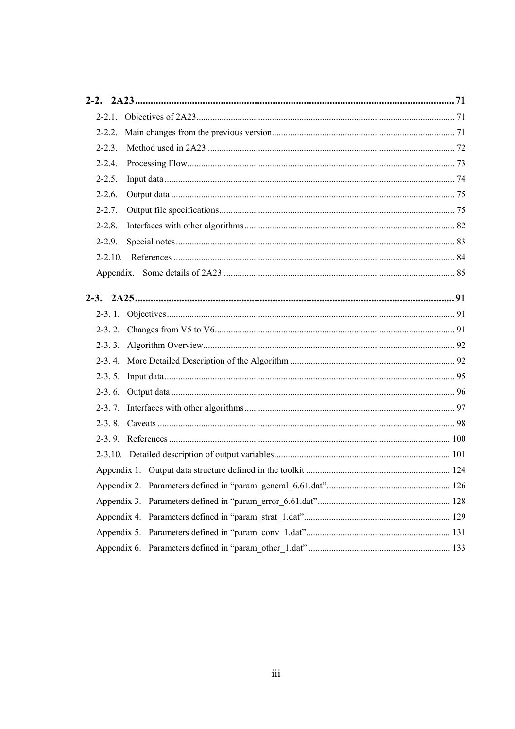**2-2. 2A23 .......... 71**

- 2-2.1. Objectives of 2A23 .......... 71
- 2-2.2. Main changes from the previous version .......... 71
- 2-2.3. Method used in 2A23 .......... 72
- 2-2.4. Processing Flow .......... 73
- 2-2.5. Input data .......... 74
- 2-2.6. Output data .......... 75
- 2-2.7. Output file specifications .......... 75
- 2-2.8. Interfaces with other algorithms .......... 82
- 2-2.9. Special notes .......... 83
- 2-2.10. References .......... 84
- Appendix. Some details of 2A23 .......... 85

**2-3. 2A25 .......... 91**

- 2-3. 1. Objectives .......... 91
- 2-3. 2. Changes from V5 to V6 .......... 91
- 2-3. 3. Algorithm Overview .......... 92
- 2-3. 4. More Detailed Description of the Algorithm .......... 92
- 2-3. 5. Input data .......... 95
- 2-3. 6. Output data .......... 96
- 2-3. 7. Interfaces with other algorithms .......... 97
- 2-3. 8. Caveats .......... 98
- 2-3. 9. References .......... 100
- 2-3.10. Detailed description of output variables .......... 101
- Appendix 1. Output data structure defined in the toolkit .......... 124
- Appendix 2. Parameters defined in "param_general_6.61.dat" .......... 126
- Appendix 3. Parameters defined in "param_error_6.61.dat" .......... 128
- Appendix 4. Parameters defined in "param_strat_1.dat" .......... 129
- Appendix 5. Parameters defined in "param_conv_1.dat" .......... 131
- Appendix 6. Parameters defined in "param_other_1.dat" .......... 133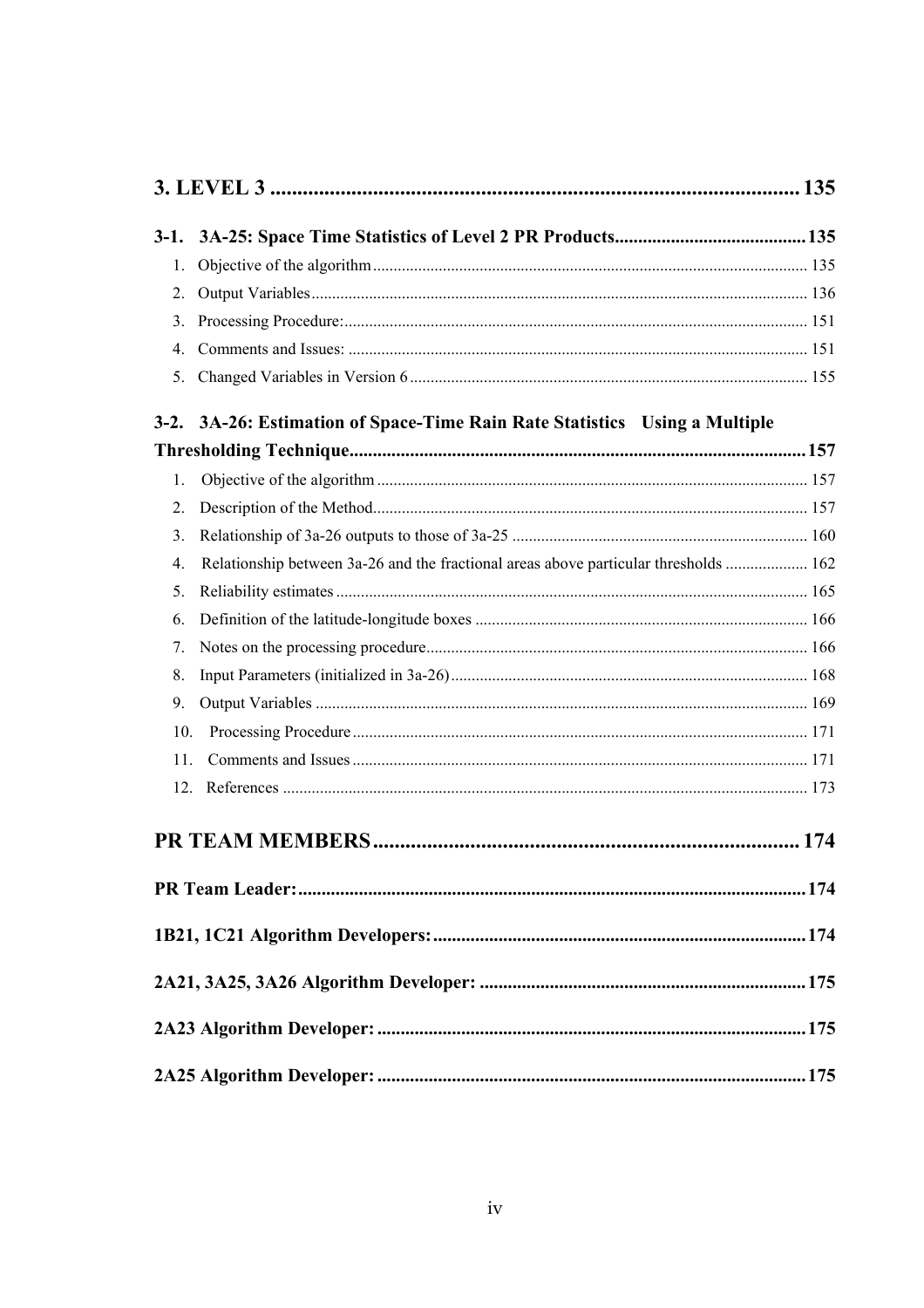# 3. LEVEL 3 .................................................................................................. 135

## 3-1. 3A-25: Space Time Statistics of Level 2 PR Products......................................... 135

1. Objective of the algorithm ......................................................................................... 135
2. Output Variables ........................................................................................................ 136
3. Processing Procedure: ................................................................................................ 151
4. Comments and Issues: ............................................................................................... 151
5. Changed Variables in Version 6 ................................................................................ 155

## 3-2. 3A-26: Estimation of Space-Time Rain Rate Statistics Using a Multiple Thresholding Technique................................................................................................. 157

1. Objective of the algorithm ......................................................................................... 157
2. Description of the Method.......................................................................................... 157
3. Relationship of 3a-26 outputs to those of 3a-25 ....................................................... 160
4. Relationship between 3a-26 and the fractional areas above particular thresholds .................... 162
5. Reliability estimates .................................................................................................. 165
6. Definition of the latitude-longitude boxes ................................................................. 166
7. Notes on the processing procedure............................................................................ 166
8. Input Parameters (initialized in 3a-26) ...................................................................... 168
9. Output Variables ....................................................................................................... 169
10. Processing Procedure .............................................................................................. 171
11. Comments and Issues .............................................................................................. 171
12. References ............................................................................................................... 173

# PR TEAM MEMBERS ............................................................................... 174

## PR Team Leader: ........................................................................................................... 174

## 1B21, 1C21 Algorithm Developers: ................................................................................ 174

## 2A21, 3A25, 3A26 Algorithm Developer: ..................................................................... 175

## 2A23 Algorithm Developer: ........................................................................................... 175

## 2A25 Algorithm Developer: ........................................................................................... 175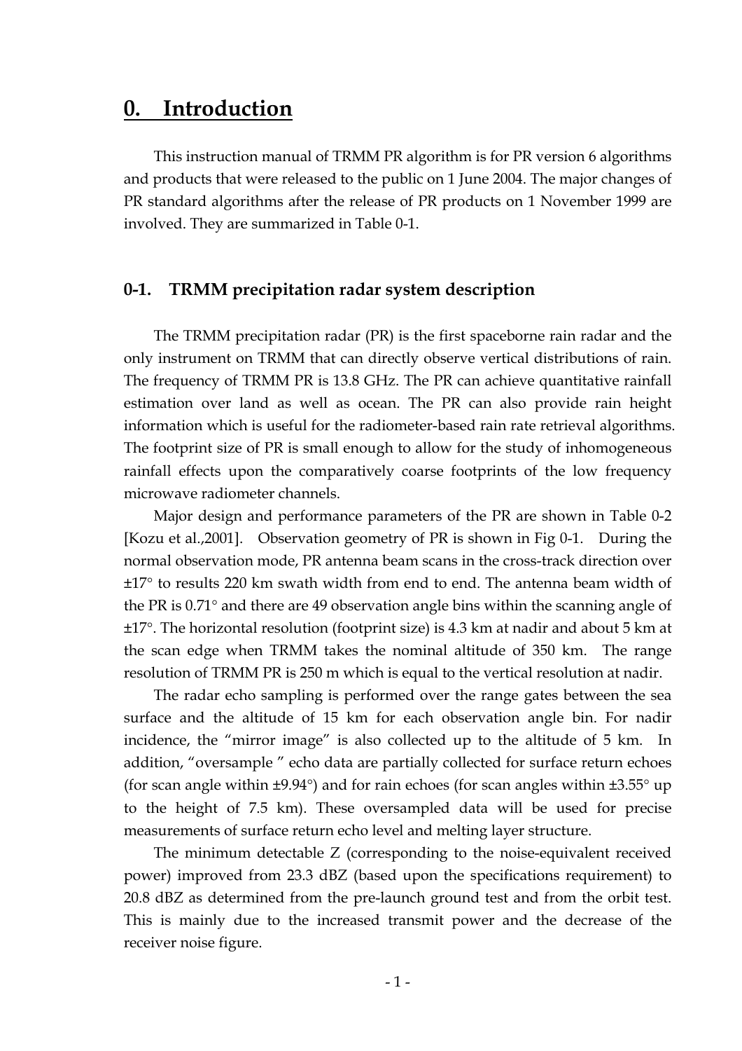# 0. Introduction

This instruction manual of TRMM PR algorithm is for PR version 6 algorithms and products that were released to the public on 1 June 2004. The major changes of PR standard algorithms after the release of PR products on 1 November 1999 are involved. They are summarized in Table 0-1.

## 0-1. TRMM precipitation radar system description

The TRMM precipitation radar (PR) is the first spaceborne rain radar and the only instrument on TRMM that can directly observe vertical distributions of rain. The frequency of TRMM PR is 13.8 GHz. The PR can achieve quantitative rainfall estimation over land as well as ocean. The PR can also provide rain height information which is useful for the radiometer-based rain rate retrieval algorithms. The footprint size of PR is small enough to allow for the study of inhomogeneous rainfall effects upon the comparatively coarse footprints of the low frequency microwave radiometer channels.

Major design and performance parameters of the PR are shown in Table 0-2 [Kozu et al.,2001]. Observation geometry of PR is shown in Fig 0-1. During the normal observation mode, PR antenna beam scans in the cross-track direction over ±17° to results 220 km swath width from end to end. The antenna beam width of the PR is 0.71° and there are 49 observation angle bins within the scanning angle of ±17°. The horizontal resolution (footprint size) is 4.3 km at nadir and about 5 km at the scan edge when TRMM takes the nominal altitude of 350 km. The range resolution of TRMM PR is 250 m which is equal to the vertical resolution at nadir.

The radar echo sampling is performed over the range gates between the sea surface and the altitude of 15 km for each observation angle bin. For nadir incidence, the "mirror image" is also collected up to the altitude of 5 km. In addition, "oversample " echo data are partially collected for surface return echoes (for scan angle within ±9.94°) and for rain echoes (for scan angles within ±3.55° up to the height of 7.5 km). These oversampled data will be used for precise measurements of surface return echo level and melting layer structure.

The minimum detectable Z (corresponding to the noise-equivalent received power) improved from 23.3 dBZ (based upon the specifications requirement) to 20.8 dBZ as determined from the pre-launch ground test and from the orbit test. This is mainly due to the increased transmit power and the decrease of the receiver noise figure.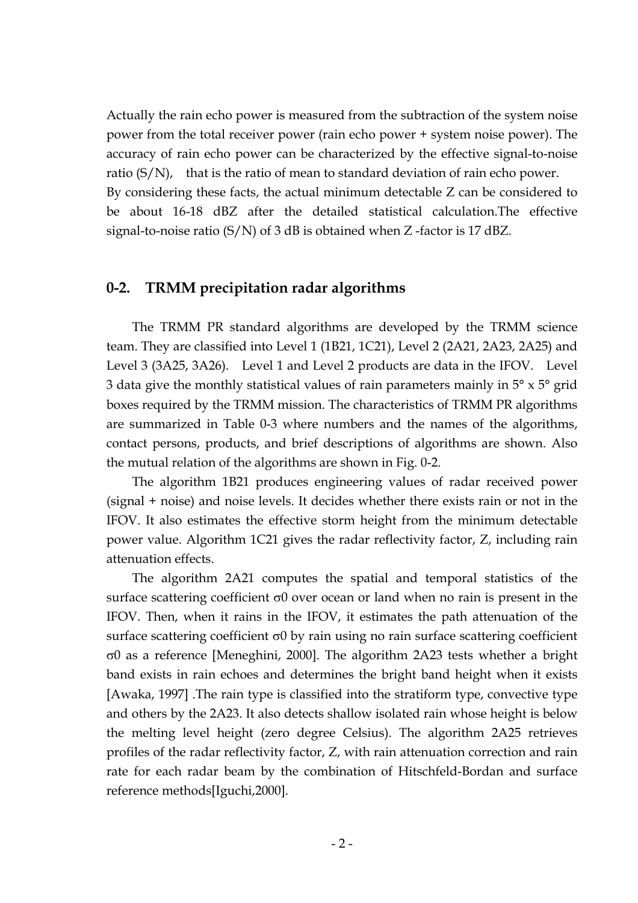Actually the rain echo power is measured from the subtraction of the system noise power from the total receiver power (rain echo power + system noise power). The accuracy of rain echo power can be characterized by the effective signal-to-noise ratio (S/N), that is the ratio of mean to standard deviation of rain echo power.
By considering these facts, the actual minimum detectable Z can be considered to be about 16-18 dBZ after the detailed statistical calculation.The effective signal-to-noise ratio (S/N) of 3 dB is obtained when Z -factor is 17 dBZ.

## 0-2. TRMM precipitation radar algorithms

The TRMM PR standard algorithms are developed by the TRMM science team. They are classified into Level 1 (1B21, 1C21), Level 2 (2A21, 2A23, 2A25) and Level 3 (3A25, 3A26). Level 1 and Level 2 products are data in the IFOV. Level 3 data give the monthly statistical values of rain parameters mainly in 5° x 5° grid boxes required by the TRMM mission. The characteristics of TRMM PR algorithms are summarized in Table 0-3 where numbers and the names of the algorithms, contact persons, products, and brief descriptions of algorithms are shown. Also the mutual relation of the algorithms are shown in Fig. 0-2.

The algorithm 1B21 produces engineering values of radar received power (signal + noise) and noise levels. It decides whether there exists rain or not in the IFOV. It also estimates the effective storm height from the minimum detectable power value. Algorithm 1C21 gives the radar reflectivity factor, Z, including rain attenuation effects.

The algorithm 2A21 computes the spatial and temporal statistics of the surface scattering coefficient σ0 over ocean or land when no rain is present in the IFOV. Then, when it rains in the IFOV, it estimates the path attenuation of the surface scattering coefficient σ0 by rain using no rain surface scattering coefficient σ0 as a reference [Meneghini, 2000]. The algorithm 2A23 tests whether a bright band exists in rain echoes and determines the bright band height when it exists [Awaka, 1997] .The rain type is classified into the stratiform type, convective type and others by the 2A23. It also detects shallow isolated rain whose height is below the melting level height (zero degree Celsius). The algorithm 2A25 retrieves profiles of the radar reflectivity factor, Z, with rain attenuation correction and rain rate for each radar beam by the combination of Hitschfeld-Bordan and surface reference methods[Iguchi,2000].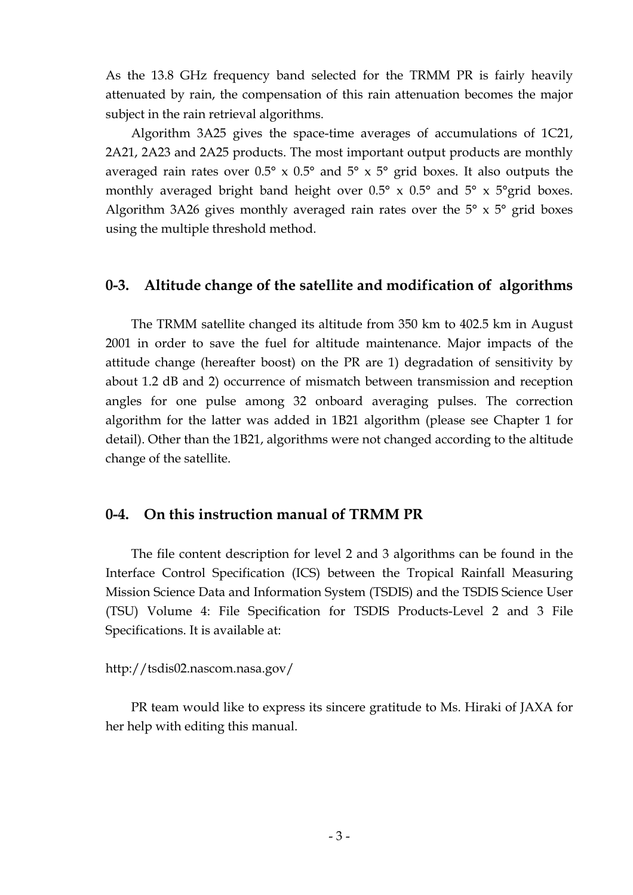As the 13.8 GHz frequency band selected for the TRMM PR is fairly heavily attenuated by rain, the compensation of this rain attenuation becomes the major subject in the rain retrieval algorithms.

Algorithm 3A25 gives the space-time averages of accumulations of 1C21, 2A21, 2A23 and 2A25 products. The most important output products are monthly averaged rain rates over 0.5° x 0.5° and 5° x 5° grid boxes. It also outputs the monthly averaged bright band height over 0.5° x 0.5° and 5° x 5°grid boxes. Algorithm 3A26 gives monthly averaged rain rates over the 5° x 5° grid boxes using the multiple threshold method.

## 0-3. Altitude change of the satellite and modification of algorithms

The TRMM satellite changed its altitude from 350 km to 402.5 km in August 2001 in order to save the fuel for altitude maintenance. Major impacts of the attitude change (hereafter boost) on the PR are 1) degradation of sensitivity by about 1.2 dB and 2) occurrence of mismatch between transmission and reception angles for one pulse among 32 onboard averaging pulses. The correction algorithm for the latter was added in 1B21 algorithm (please see Chapter 1 for detail). Other than the 1B21, algorithms were not changed according to the altitude change of the satellite.

## 0-4. On this instruction manual of TRMM PR

The file content description for level 2 and 3 algorithms can be found in the Interface Control Specification (ICS) between the Tropical Rainfall Measuring Mission Science Data and Information System (TSDIS) and the TSDIS Science User (TSU) Volume 4: File Specification for TSDIS Products-Level 2 and 3 File Specifications. It is available at:

http://tsdis02.nascom.nasa.gov/

PR team would like to express its sincere gratitude to Ms. Hiraki of JAXA for her help with editing this manual.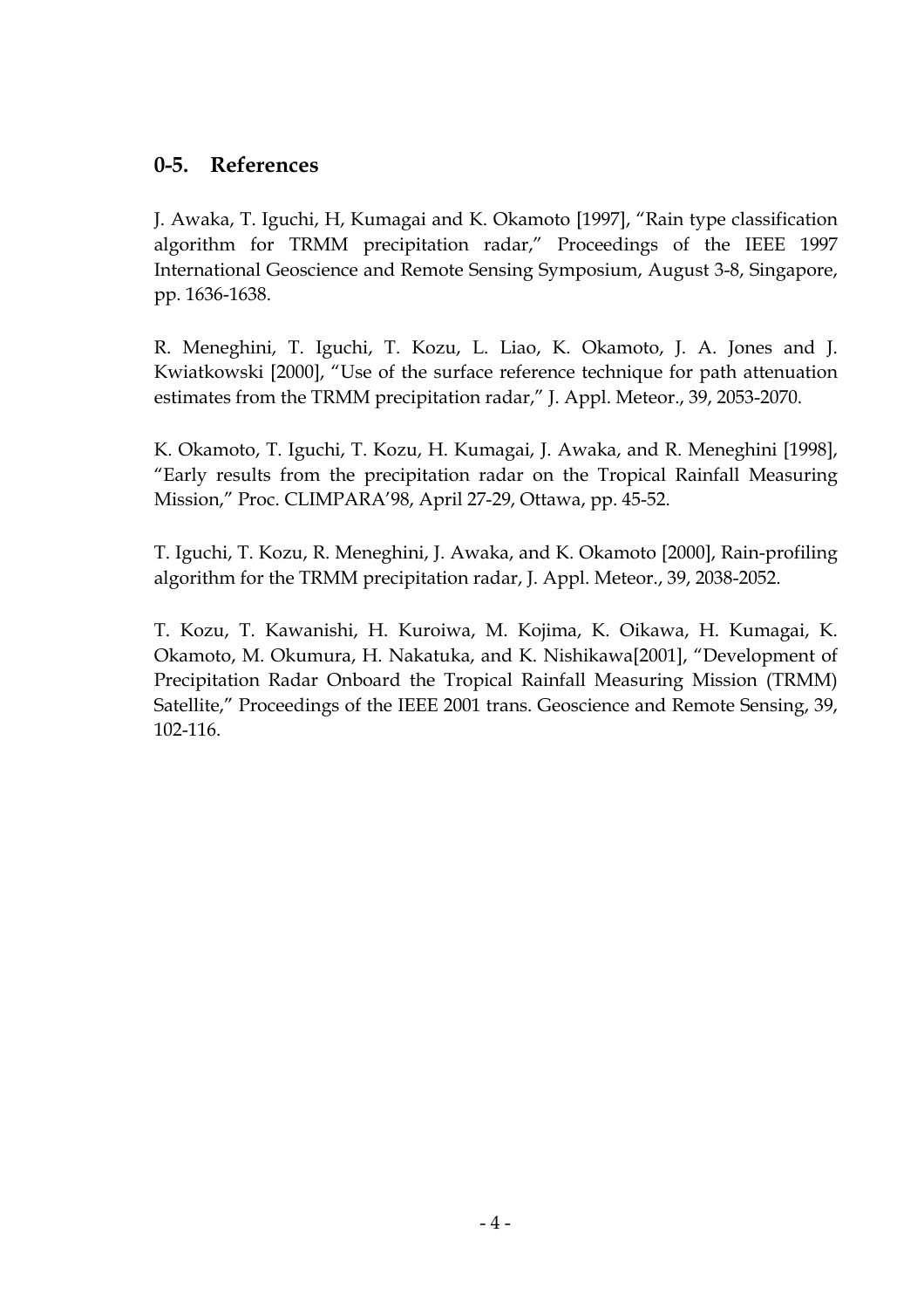## 0-5. References

J. Awaka, T. Iguchi, H, Kumagai and K. Okamoto [1997], "Rain type classification algorithm for TRMM precipitation radar," Proceedings of the IEEE 1997 International Geoscience and Remote Sensing Symposium, August 3-8, Singapore, pp. 1636-1638.

R. Meneghini, T. Iguchi, T. Kozu, L. Liao, K. Okamoto, J. A. Jones and J. Kwiatkowski [2000], "Use of the surface reference technique for path attenuation estimates from the TRMM precipitation radar," J. Appl. Meteor., 39, 2053-2070.

K. Okamoto, T. Iguchi, T. Kozu, H. Kumagai, J. Awaka, and R. Meneghini [1998], "Early results from the precipitation radar on the Tropical Rainfall Measuring Mission," Proc. CLIMPARA'98, April 27-29, Ottawa, pp. 45-52.

T. Iguchi, T. Kozu, R. Meneghini, J. Awaka, and K. Okamoto [2000], Rain-profiling algorithm for the TRMM precipitation radar, J. Appl. Meteor., 39, 2038-2052.

T. Kozu, T. Kawanishi, H. Kuroiwa, M. Kojima, K. Oikawa, H. Kumagai, K. Okamoto, M. Okumura, H. Nakatuka, and K. Nishikawa[2001], "Development of Precipitation Radar Onboard the Tropical Rainfall Measuring Mission (TRMM) Satellite," Proceedings of the IEEE 2001 trans. Geoscience and Remote Sensing, 39, 102-116.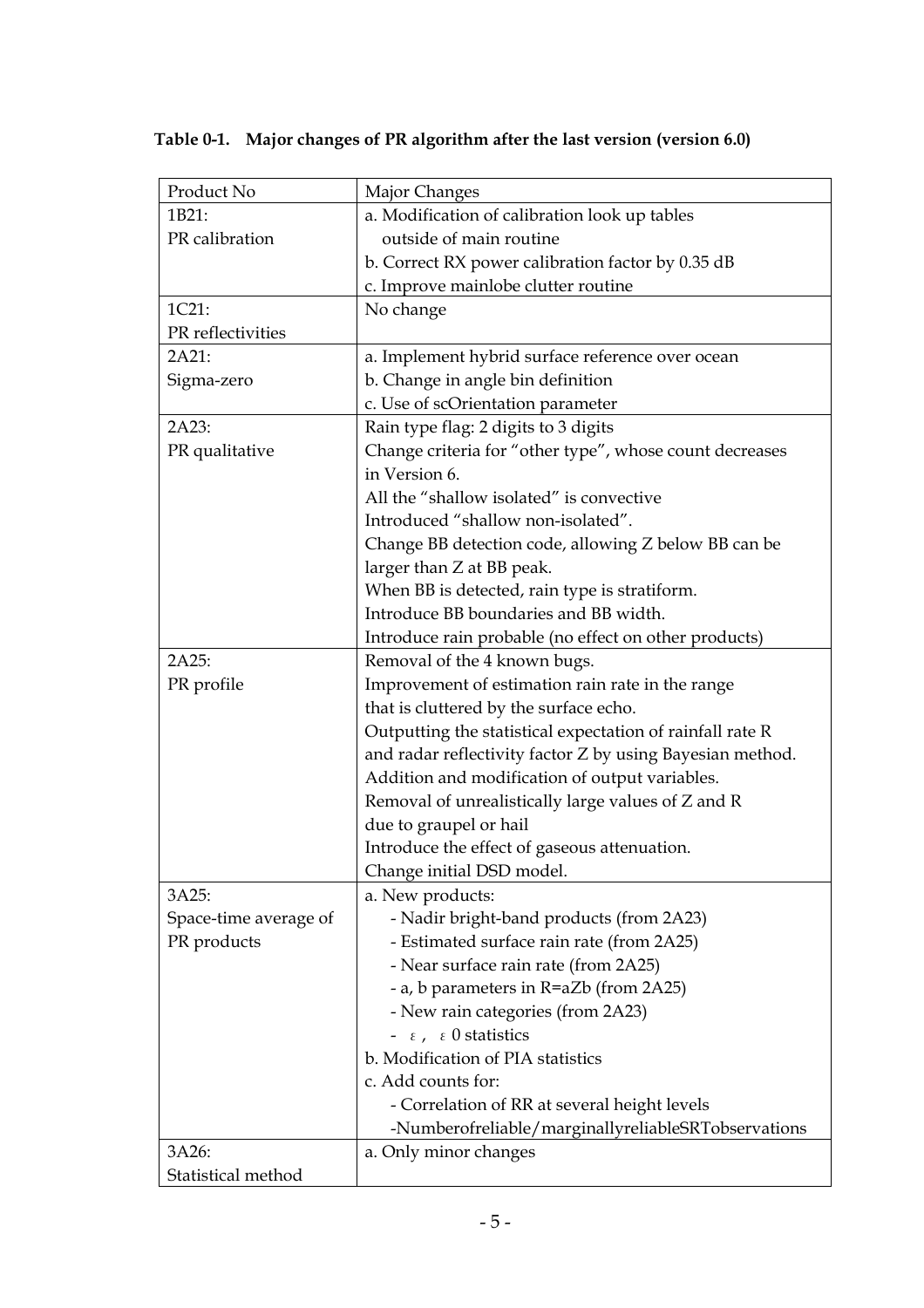**Table 0-1. Major changes of PR algorithm after the last version (version 6.0)**

| Product No | Major Changes |
| --- | --- |
| 1B21:<br>PR calibration | a. Modification of calibration look up tables<br>outside of main routine<br>b. Correct RX power calibration factor by 0.35 dB<br>c. Improve mainlobe clutter routine |
| 1C21:<br>PR reflectivities | No change |
| 2A21:<br>Sigma-zero | a. Implement hybrid surface reference over ocean<br>b. Change in angle bin definition<br>c. Use of scOrientation parameter |
| 2A23:<br>PR qualitative | Rain type flag: 2 digits to 3 digits<br>Change criteria for “other type”, whose count decreases in Version 6.<br>All the “shallow isolated” is convective<br>Introduced “shallow non-isolated”.<br>Change BB detection code, allowing Z below BB can be larger than Z at BB peak.<br>When BB is detected, rain type is stratiform.<br>Introduce BB boundaries and BB width.<br>Introduce rain probable (no effect on other products) |
| 2A25:<br>PR profile | Removal of the 4 known bugs.<br>Improvement of estimation rain rate in the range that is cluttered by the surface echo.<br>Outputting the statistical expectation of rainfall rate R and radar reflectivity factor Z by using Bayesian method.<br>Addition and modification of output variables.<br>Removal of unrealistically large values of Z and R due to graupel or hail<br>Introduce the effect of gaseous attenuation.<br>Change initial DSD model. |
| 3A25:<br>Space-time average of PR products | a. New products:<br>- Nadir bright-band products (from 2A23)<br>- Estimated surface rain rate (from 2A25)<br>- Near surface rain rate (from 2A25)<br>- a, b parameters in $R=aZ^b$ (from 2A25)<br>- New rain categories (from 2A23)<br>- $\varepsilon$, $\varepsilon 0$ statistics<br>b. Modification of PIA statistics<br>c. Add counts for:<br>- Correlation of RR at several height levels<br>-Numberofreliable/marginallyreliableSRTobservations |
| 3A26:<br>Statistical method | a. Only minor changes |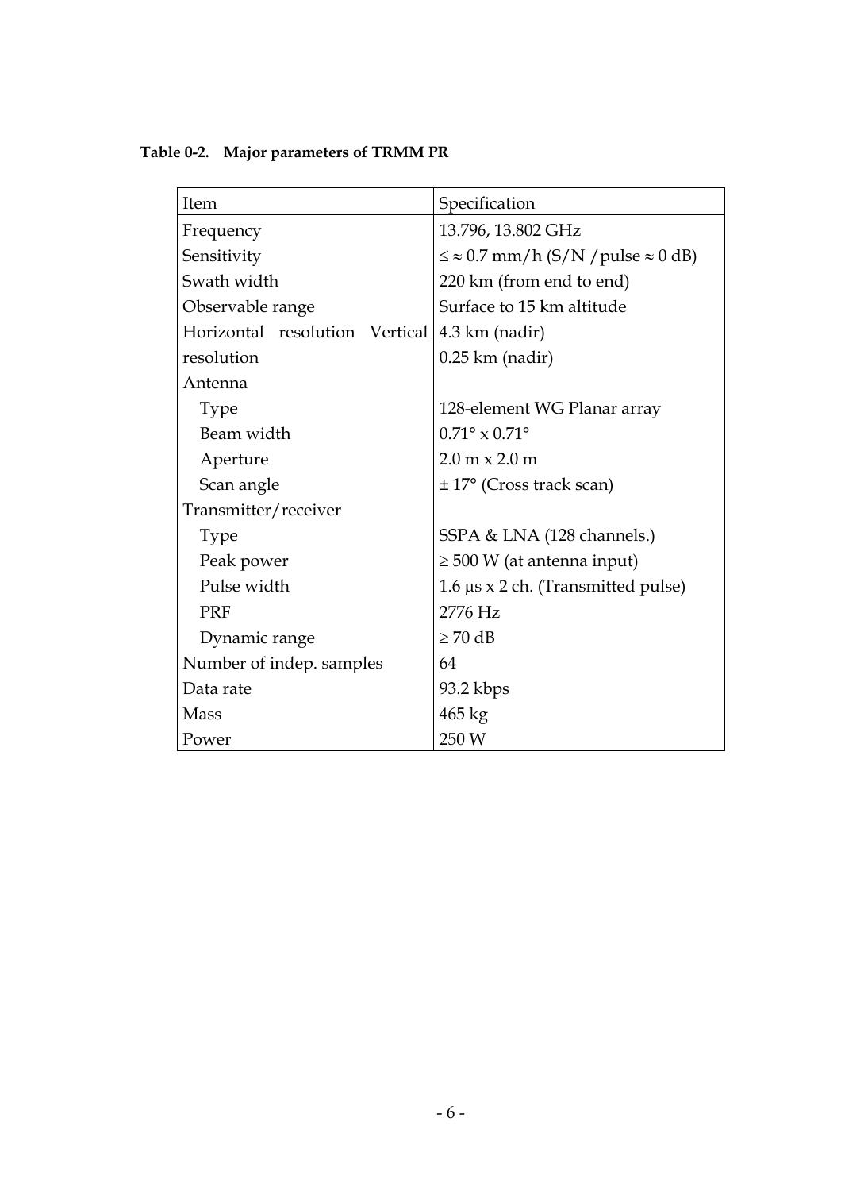**Table 0-2. Major parameters of TRMM PR**

| Item | Specification |
| --- | --- |
| Frequency | 13.796, 13.802 GHz |
| Sensitivity | ≤ ≈ 0.7 mm/h (S/N /pulse ≈ 0 dB) |
| Swath width | 220 km (from end to end) |
| Observable range | Surface to 15 km altitude |
| Horizontal resolution | 4.3 km (nadir) |
| Vertical resolution | 0.25 km (nadir) |
| Antenna | |
| Type | 128-element WG Planar array |
| Beam width | 0.71° x 0.71° |
| Aperture | 2.0 m x 2.0 m |
| Scan angle | ± 17° (Cross track scan) |
| Transmitter/receiver | |
| Type | SSPA & LNA (128 channels.) |
| Peak power | ≥ 500 W (at antenna input) |
| Pulse width | 1.6 μs x 2 ch. (Transmitted pulse) |
| PRF | 2776 Hz |
| Dynamic range | ≥ 70 dB |
| Number of indep. samples | 64 |
| Data rate | 93.2 kbps |
| Mass | 465 kg |
| Power | 250 W |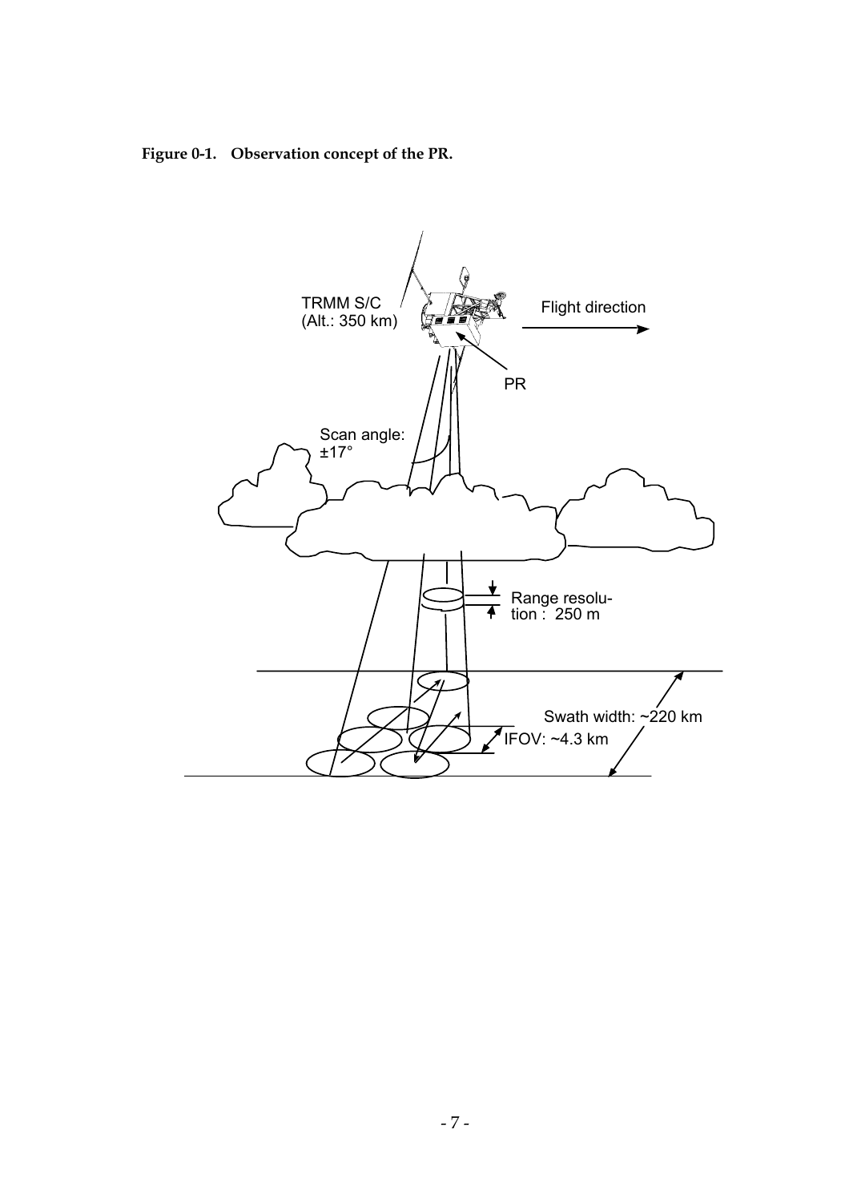**Figure 0-1. Observation concept of the PR.**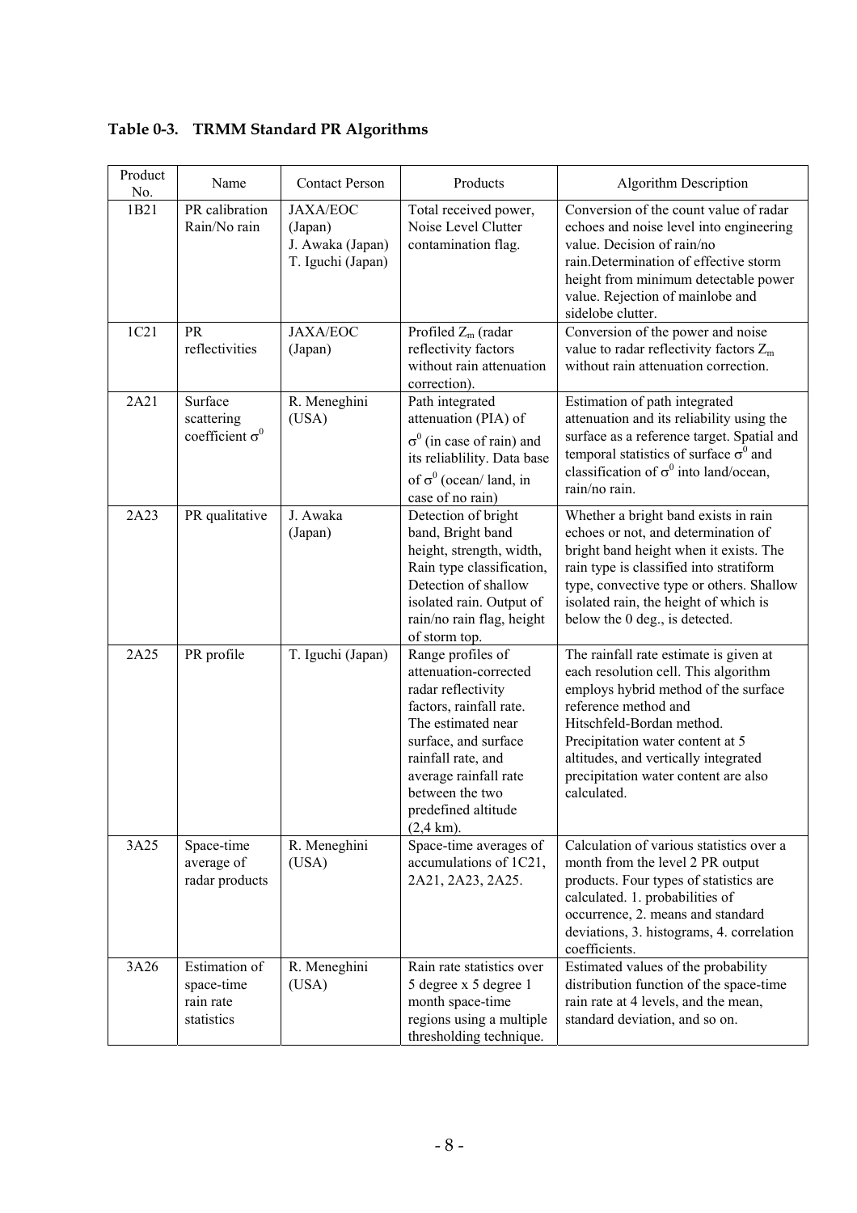**Table 0-3. TRMM Standard PR Algorithms**

| Product No. | Name | Contact Person | Products | Algorithm Description |
|---|---|---|---|---|
| 1B21 | PR calibration Rain/No rain | JAXA/EOC (Japan) J. Awaka (Japan) T. Iguchi (Japan) | Total received power, Noise Level Clutter contamination flag. | Conversion of the count value of radar echoes and noise level into engineering value. Decision of rain/no rain.Determination of effective storm height from minimum detectable power value. Rejection of mainlobe and sidelobe clutter. |
| 1C21 | PR reflectivities | JAXA/EOC (Japan) | Profiled $Z_m$ (radar reflectivity factors without rain attenuation correction). | Conversion of the power and noise value to radar reflectivity factors $Z_m$ without rain attenuation correction. |
| 2A21 | Surface scattering coefficient $\sigma^0$ | R. Meneghini (USA) | Path integrated attenuation (PIA) of $\sigma^0$ (in case of rain) and its reliablility. Data base of $\sigma^0$ (ocean/ land, in case of no rain) | Estimation of path integrated attenuation and its reliability using the surface as a reference target. Spatial and temporal statistics of surface $\sigma^0$ and classification of $\sigma^0$ into land/ocean, rain/no rain. |
| 2A23 | PR qualitative | J. Awaka (Japan) | Detection of bright band, Bright band height, strength, width, Rain type classification, Detection of shallow isolated rain. Output of rain/no rain flag, height of storm top. | Whether a bright band exists in rain echoes or not, and determination of bright band height when it exists. The rain type is classified into stratiform type, convective type or others. Shallow isolated rain, the height of which is below the 0 deg., is detected. |
| 2A25 | PR profile | T. Iguchi (Japan) | Range profiles of attenuation-corrected radar reflectivity factors, rainfall rate. The estimated near surface, and surface rainfall rate, and average rainfall rate between the two predefined altitude (2,4 km). | The rainfall rate estimate is given at each resolution cell. This algorithm employs hybrid method of the surface reference method and Hitschfeld-Bordan method. Precipitation water content at 5 altitudes, and vertically integrated precipitation water content are also calculated. |
| 3A25 | Space-time average of radar products | R. Meneghini (USA) | Space-time averages of accumulations of 1C21, 2A21, 2A23, 2A25. | Calculation of various statistics over a month from the level 2 PR output products. Four types of statistics are calculated. 1. probabilities of occurrence, 2. means and standard deviations, 3. histograms, 4. correlation coefficients. |
| 3A26 | Estimation of space-time rain rate statistics | R. Meneghini (USA) | Rain rate statistics over 5 degree x 5 degree 1 month space-time regions using a multiple thresholding technique. | Estimated values of the probability distribution function of the space-time rain rate at 4 levels, and the mean, standard deviation, and so on. |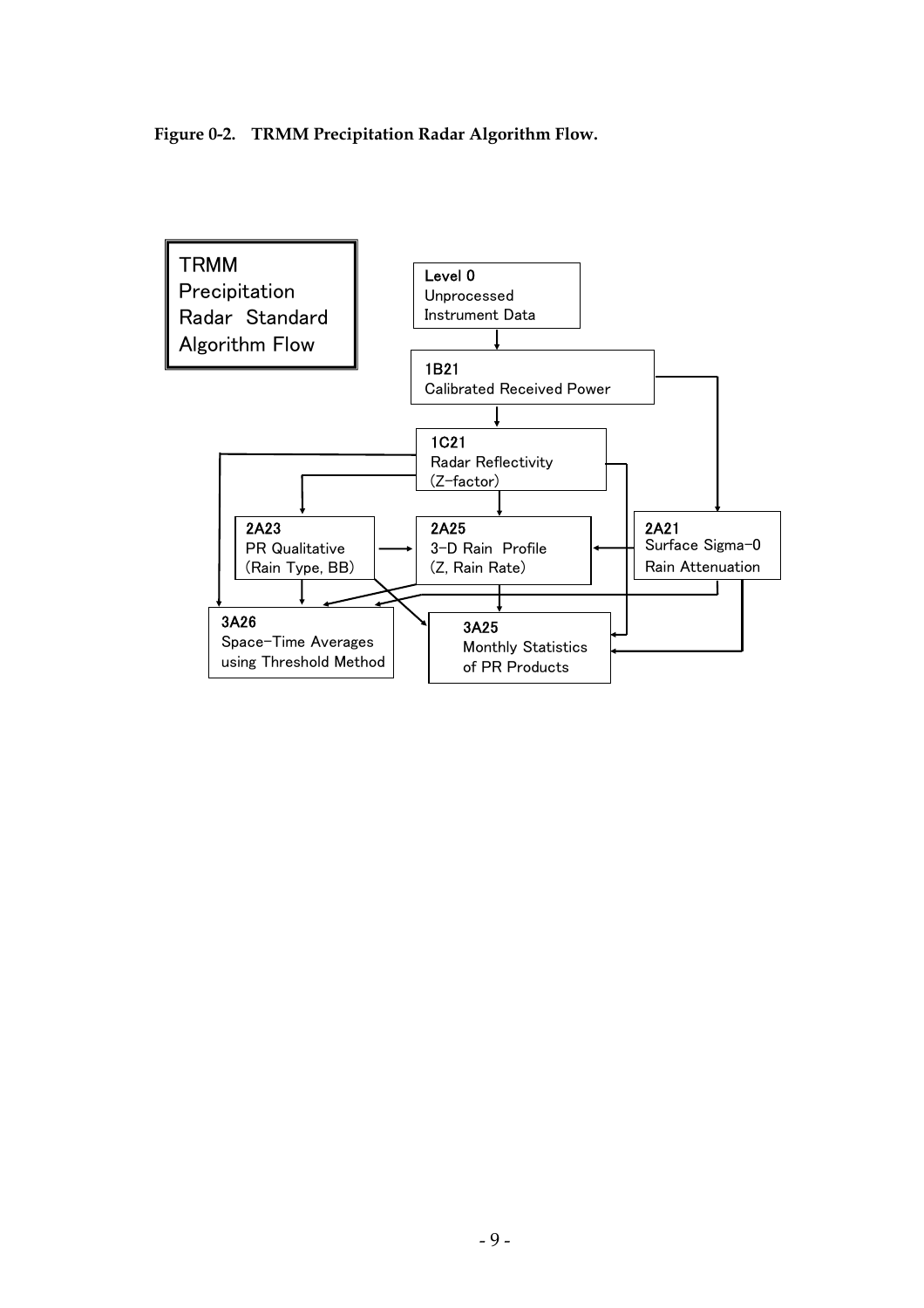**Figure 0-2. TRMM Precipitation Radar Algorithm Flow.**

TRMM Precipitation Radar Standard Algorithm Flow

Level 0
Unprocessed Instrument Data

1B21
Calibrated Received Power

1C21
Radar Reflectivity (Z-factor)

2A23
PR Qualitative (Rain Type, BB)

2A25
3-D Rain Profile (Z, Rain Rate)

2A21
Surface Sigma-0
Rain Attenuation

3A26
Space-Time Averages using Threshold Method

3A25
Monthly Statistics of PR Products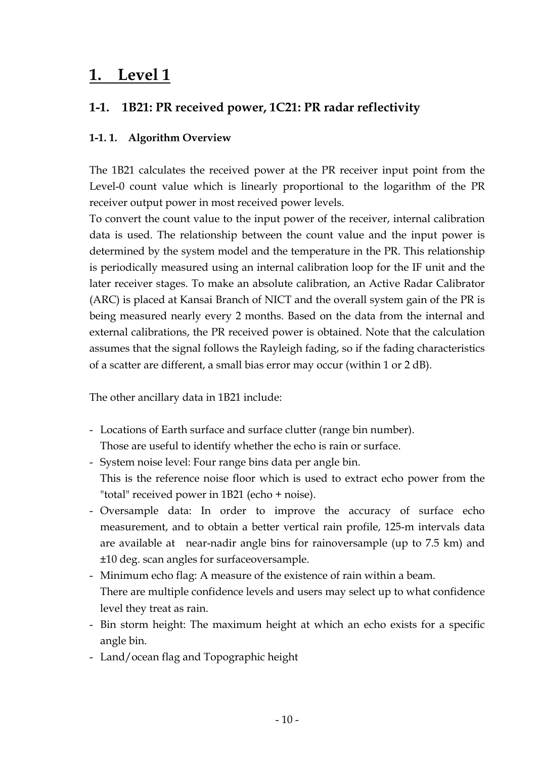# 1. Level 1

## 1-1. 1B21: PR received power, 1C21: PR radar reflectivity

### 1-1. 1. Algorithm Overview

The 1B21 calculates the received power at the PR receiver input point from the Level-0 count value which is linearly proportional to the logarithm of the PR receiver output power in most received power levels.

To convert the count value to the input power of the receiver, internal calibration data is used. The relationship between the count value and the input power is determined by the system model and the temperature in the PR. This relationship is periodically measured using an internal calibration loop for the IF unit and the later receiver stages. To make an absolute calibration, an Active Radar Calibrator (ARC) is placed at Kansai Branch of NICT and the overall system gain of the PR is being measured nearly every 2 months. Based on the data from the internal and external calibrations, the PR received power is obtained. Note that the calculation assumes that the signal follows the Rayleigh fading, so if the fading characteristics of a scatter are different, a small bias error may occur (within 1 or 2 dB).

The other ancillary data in 1B21 include:

- Locations of Earth surface and surface clutter (range bin number).
  Those are useful to identify whether the echo is rain or surface.
- System noise level: Four range bins data per angle bin.
  This is the reference noise floor which is used to extract echo power from the "total" received power in 1B21 (echo + noise).
- Oversample data: In order to improve the accuracy of surface echo measurement, and to obtain a better vertical rain profile, 125-m intervals data are available at near-nadir angle bins for rainoversample (up to 7.5 km) and ±10 deg. scan angles for surfaceoversample.
- Minimum echo flag: A measure of the existence of rain within a beam.
  There are multiple confidence levels and users may select up to what confidence level they treat as rain.
- Bin storm height: The maximum height at which an echo exists for a specific angle bin.
- Land/ocean flag and Topographic height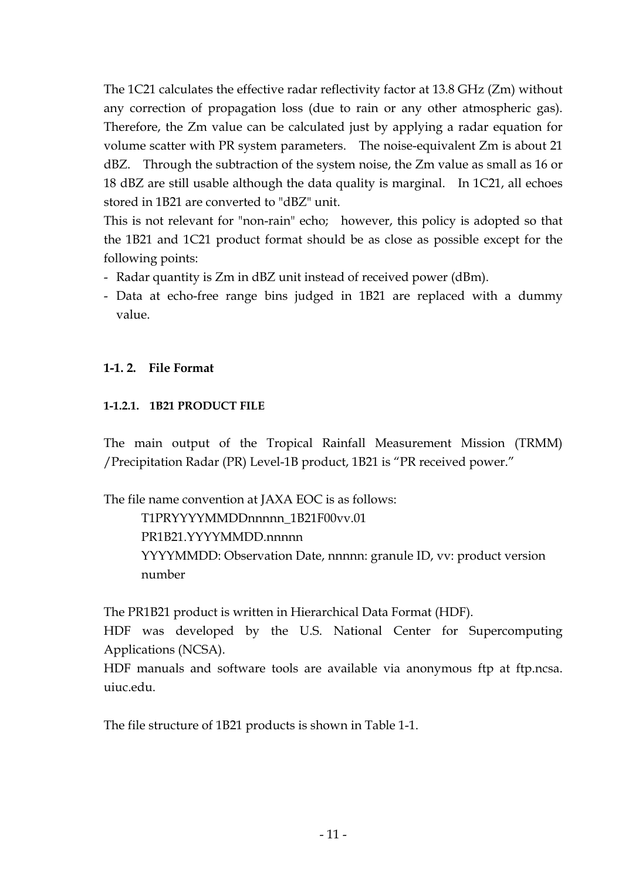The 1C21 calculates the effective radar reflectivity factor at 13.8 GHz (Zm) without any correction of propagation loss (due to rain or any other atmospheric gas). Therefore, the Zm value can be calculated just by applying a radar equation for volume scatter with PR system parameters. The noise-equivalent Zm is about 21 dBZ. Through the subtraction of the system noise, the Zm value as small as 16 or 18 dBZ are still usable although the data quality is marginal. In 1C21, all echoes stored in 1B21 are converted to "dBZ" unit.

This is not relevant for "non-rain" echo; however, this policy is adopted so that the 1B21 and 1C21 product format should be as close as possible except for the following points:

- Radar quantity is Zm in dBZ unit instead of received power (dBm).
- Data at echo-free range bins judged in 1B21 are replaced with a dummy value.

## 1-1. 2. File Format

### 1-1.2.1. 1B21 PRODUCT FILE

The main output of the Tropical Rainfall Measurement Mission (TRMM) /Precipitation Radar (PR) Level-1B product, 1B21 is "PR received power."

The file name convention at JAXA EOC is as follows:

T1PRYYYYMMDDnnnnn_1B21F00vv.01
PR1B21.YYYYMMDD.nnnnn
YYYYMMDD: Observation Date, nnnnn: granule ID, vv: product version number

The PR1B21 product is written in Hierarchical Data Format (HDF).
HDF was developed by the U.S. National Center for Supercomputing Applications (NCSA).
HDF manuals and software tools are available via anonymous ftp at ftp.ncsa.uiuc.edu.

The file structure of 1B21 products is shown in Table 1-1.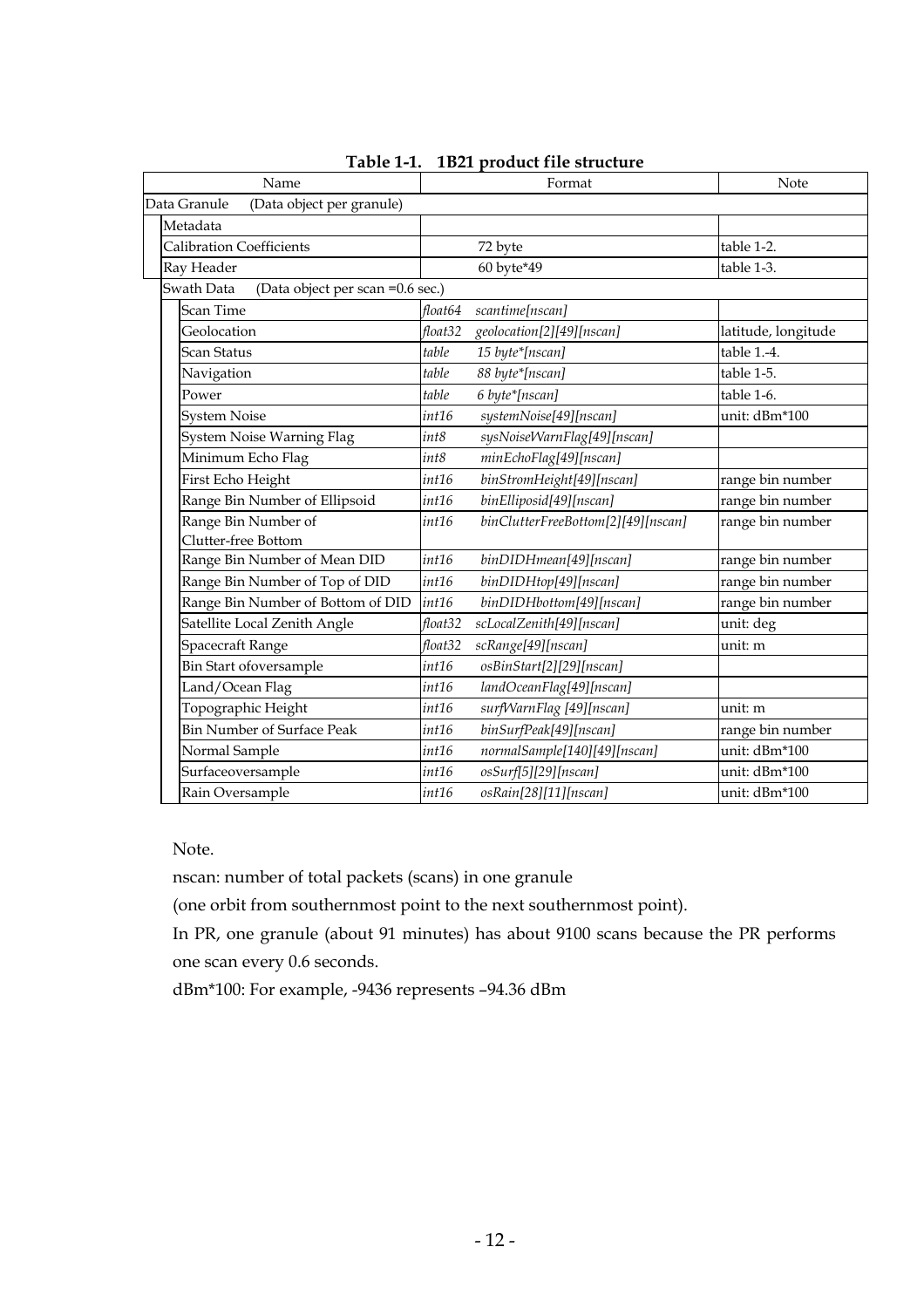**Table 1-1. 1B21 product file structure**

| Name | Format | | Note |
|---|---|---|---|
| Data Granule (Data object per granule) | | | |
| Metadata | | | |
| Calibration Coefficients | | 72 byte | table 1-2. |
| Ray Header | | 60 byte*49 | table 1-3. |
| Swath Data (Data object per scan =0.6 sec.) | | | |
| Scan Time | *float64* | *scantime[nscan]* | |
| Geolocation | *float32* | *geolocation[2][49][nscan]* | latitude, longitude |
| Scan Status | *table* | *15 byte*[nscan]* | table 1.-4. |
| Navigation | *table* | *88 byte*[nscan]* | table 1-5. |
| Power | *table* | *6 byte*[nscan]* | table 1-6. |
| System Noise | *int16* | *systemNoise[49][nscan]* | unit: dBm*100 |
| System Noise Warning Flag | *int8* | *sysNoiseWarnFlag[49][nscan]* | |
| Minimum Echo Flag | *int8* | *minEchoFlag[49][nscan]* | |
| First Echo Height | *int16* | *binStromHeight[49][nscan]* | range bin number |
| Range Bin Number of Ellipsoid | *int16* | *binElliposid[49][nscan]* | range bin number |
| Range Bin Number of Clutter-free Bottom | *int16* | *binClutterFreeBottom[2][49][nscan]* | range bin number |
| Range Bin Number of Mean DID | *int16* | *binDIDHmean[49][nscan]* | range bin number |
| Range Bin Number of Top of DID | *int16* | *binDIDHtop[49][nscan]* | range bin number |
| Range Bin Number of Bottom of DID | *int16* | *binDIDHbottom[49][nscan]* | range bin number |
| Satellite Local Zenith Angle | *float32* | *scLocalZenith[49][nscan]* | unit: deg |
| Spacecraft Range | *float32* | *scRange[49][nscan]* | unit: m |
| Bin Start ofoversample | *int16* | *osBinStart[2][29][nscan]* | |
| Land/Ocean Flag | *int16* | *landOceanFlag[49][nscan]* | |
| Topographic Height | *int16* | *surfWarnFlag [49][nscan]* | unit: m |
| Bin Number of Surface Peak | *int16* | *binSurfPeak[49][nscan]* | range bin number |
| Normal Sample | *int16* | *normalSample[140][49][nscan]* | unit: dBm*100 |
| Surfaceoversample | *int16* | *osSurf[5][29][nscan]* | unit: dBm*100 |
| Rain Oversample | *int16* | *osRain[28][11][nscan]* | unit: dBm*100 |

Note.

nscan: number of total packets (scans) in one granule

(one orbit from southernmost point to the next southernmost point).

In PR, one granule (about 91 minutes) has about 9100 scans because the PR performs one scan every 0.6 seconds.

dBm*100: For example, -9436 represents –94.36 dBm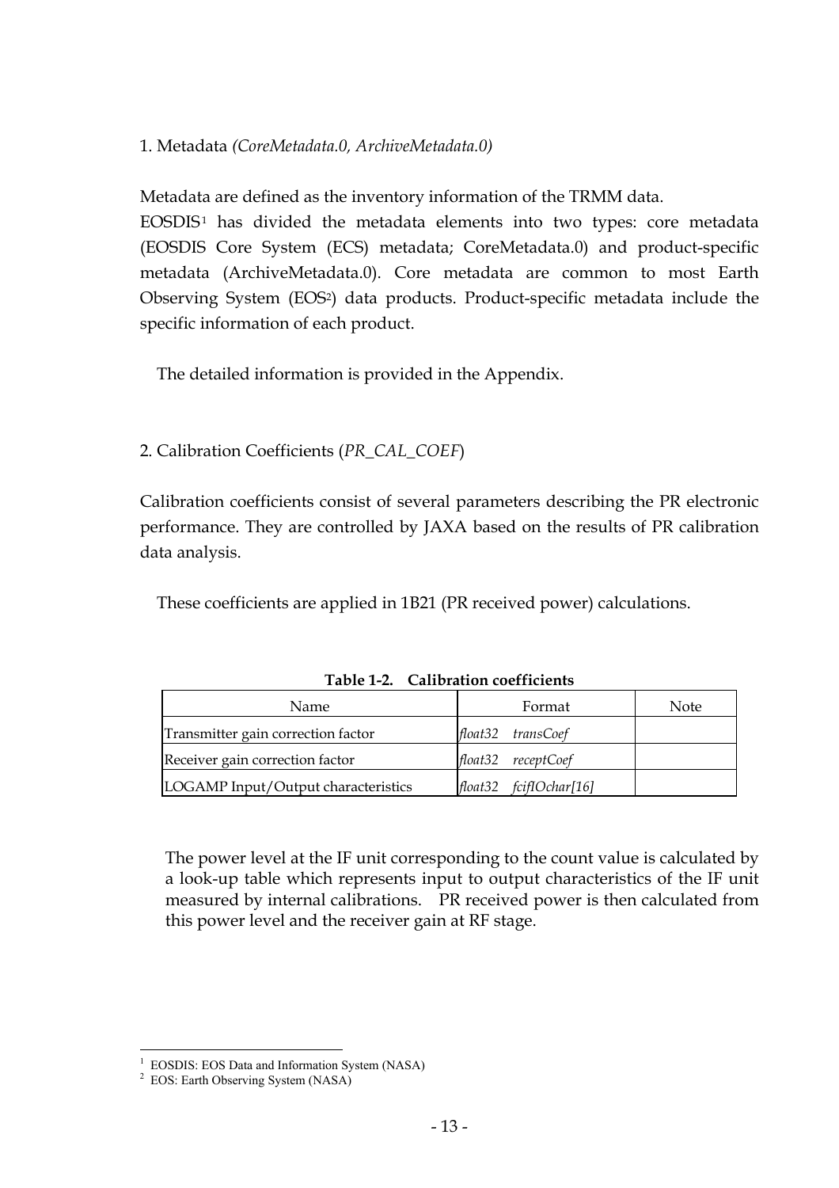1. Metadata *(CoreMetadata.0, ArchiveMetadata.0)*

Metadata are defined as the inventory information of the TRMM data.
EOSDIS[1] has divided the metadata elements into two types: core metadata (EOSDIS Core System (ECS) metadata; CoreMetadata.0) and product-specific metadata (ArchiveMetadata.0). Core metadata are common to most Earth Observing System (EOS[2]) data products. Product-specific metadata include the specific information of each product.

The detailed information is provided in the Appendix.

2. Calibration Coefficients (*PR_CAL_COEF*)

Calibration coefficients consist of several parameters describing the PR electronic performance. They are controlled by JAXA based on the results of PR calibration data analysis.

These coefficients are applied in 1B21 (PR received power) calculations.

**Table 1-2. Calibration coefficients**

| Name | Format | Note |
|---|---|---|
| Transmitter gain correction factor | *float32 transCoef* | |
| Receiver gain correction factor | *float32 receptCoef* | |
| LOGAMP Input/Output characteristics | *float32 fcifIOchar[16]* | |

The power level at the IF unit corresponding to the count value is calculated by a look-up table which represents input to output characteristics of the IF unit measured by internal calibrations. PR received power is then calculated from this power level and the receiver gain at RF stage.

[1] EOSDIS: EOS Data and Information System (NASA)
[2] EOS: Earth Observing System (NASA)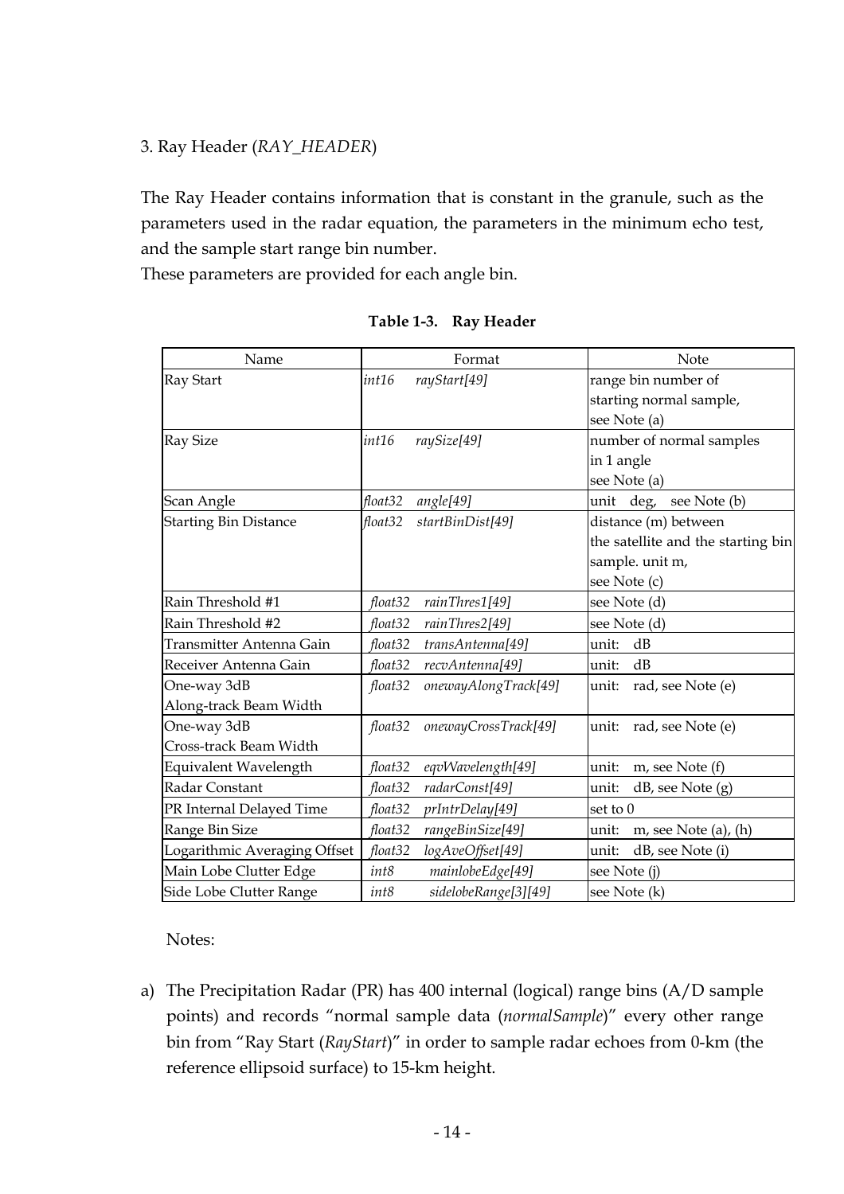3. Ray Header (*RAY_HEADER*)

The Ray Header contains information that is constant in the granule, such as the parameters used in the radar equation, the parameters in the minimum echo test, and the sample start range bin number.
These parameters are provided for each angle bin.

**Table 1-3. Ray Header**

| Name | Format | Note |
|---|---|---|
| Ray Start | *int16 rayStart[49]* | range bin number of starting normal sample, see Note (a) |
| Ray Size | *int16 raySize[49]* | number of normal samples in 1 angle see Note (a) |
| Scan Angle | *float32 angle[49]* | unit deg, see Note (b) |
| Starting Bin Distance | *float32 startBinDist[49]* | distance (m) between the satellite and the starting bin sample. unit m, see Note (c) |
| Rain Threshold #1 | *float32 rainThres1[49]* | see Note (d) |
| Rain Threshold #2 | *float32 rainThres2[49]* | see Note (d) |
| Transmitter Antenna Gain | *float32 transAntenna[49]* | unit: dB |
| Receiver Antenna Gain | *float32 recvAntenna[49]* | unit: dB |
| One-way 3dB Along-track Beam Width | *float32 onewayAlongTrack[49]* | unit: rad, see Note (e) |
| One-way 3dB Cross-track Beam Width | *float32 onewayCrossTrack[49]* | unit: rad, see Note (e) |
| Equivalent Wavelength | *float32 eqvWavelength[49]* | unit: m, see Note (f) |
| Radar Constant | *float32 radarConst[49]* | unit: dB, see Note (g) |
| PR Internal Delayed Time | *float32 prIntrDelay[49]* | set to 0 |
| Range Bin Size | *float32 rangeBinSize[49]* | unit: m, see Note (a), (h) |
| Logarithmic Averaging Offset | *float32 logAveOffset[49]* | unit: dB, see Note (i) |
| Main Lobe Clutter Edge | *int8 mainlobeEdge[49]* | see Note (j) |
| Side Lobe Clutter Range | *int8 sidelobeRange[3][49]* | see Note (k) |

Notes:

a) The Precipitation Radar (PR) has 400 internal (logical) range bins (A/D sample points) and records "normal sample data (*normalSample*)" every other range bin from "Ray Start (*RayStart*)" in order to sample radar echoes from 0-km (the reference ellipsoid surface) to 15-km height.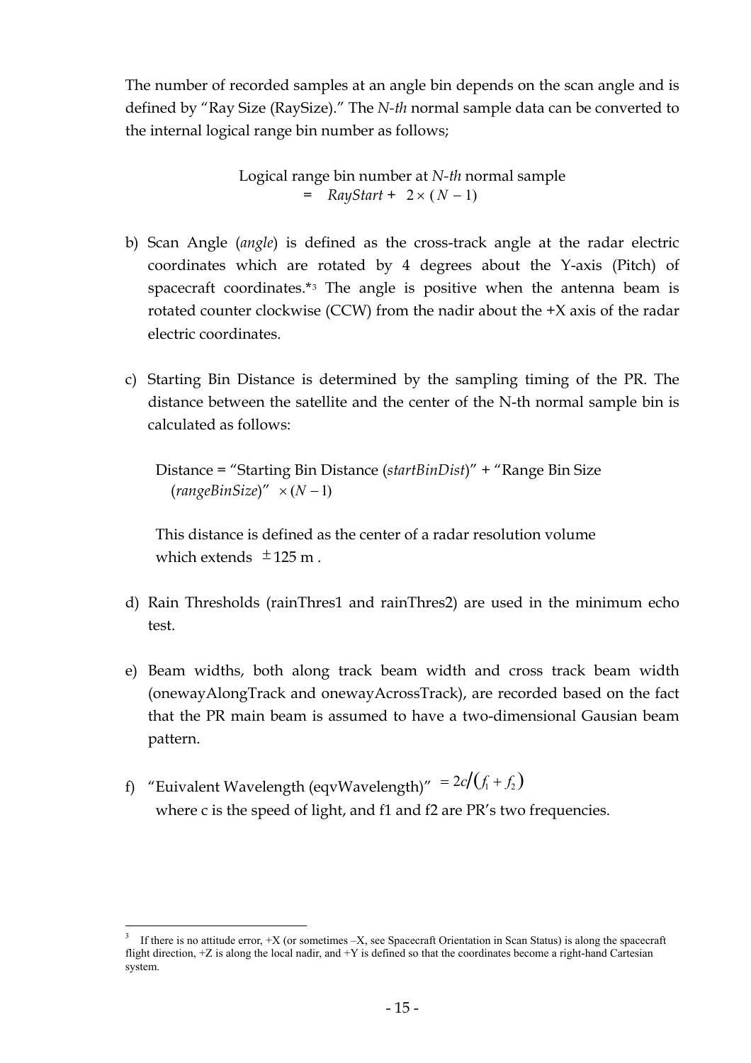The number of recorded samples at an angle bin depends on the scan angle and is defined by "Ray Size (RaySize)." The *N-th* normal sample data can be converted to the internal logical range bin number as follows;

$$\text{Logical range bin number at } N\text{-}th \text{ normal sample} = RayStart + 2 \times (N-1)$$

b) Scan Angle (*angle*) is defined as the cross-track angle at the radar electric coordinates which are rotated by 4 degrees about the Y-axis (Pitch) of spacecraft coordinates.*[3] The angle is positive when the antenna beam is rotated counter clockwise (CCW) from the nadir about the +X axis of the radar electric coordinates.

c) Starting Bin Distance is determined by the sampling timing of the PR. The distance between the satellite and the center of the N-th normal sample bin is calculated as follows:

   Distance = "Starting Bin Distance (*startBinDist*)" + "Range Bin Size (*rangeBinSize*)" $\times (N-1)$

   This distance is defined as the center of a radar resolution volume which extends $\pm 125$ m .

d) Rain Thresholds (rainThres1 and rainThres2) are used in the minimum echo test.

e) Beam widths, both along track beam width and cross track beam width (onewayAlongTrack and onewayAcrossTrack), are recorded based on the fact that the PR main beam is assumed to have a two-dimensional Gausian beam pattern.

f) "Euivalent Wavelength (eqvWavelength)" $= 2c/(f_1 + f_2)$
   where c is the speed of light, and f1 and f2 are PR's two frequencies.

---

[3] If there is no attitude error, +X (or sometimes –X, see Spacecraft Orientation in Scan Status) is along the spacecraft flight direction, +Z is along the local nadir, and +Y is defined so that the coordinates become a right-hand Cartesian system.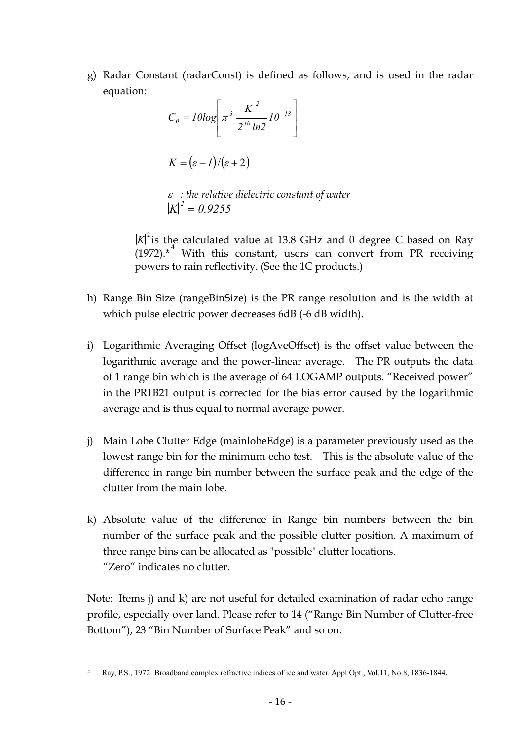g) Radar Constant (radarConst) is defined as follows, and is used in the radar equation:

$$C_0 = 10log\left[\pi^3 \frac{|K|^2}{2^{10} ln2} 10^{-18}\right]$$

$$K = (\varepsilon - 1)/(\varepsilon + 2)$$

$\varepsilon$ *: the relative dielectric constant of water*

$|K|^2 = 0.9255$

$|K|^2$ is the calculated value at 13.8 GHz and 0 degree C based on Ray (1972).*[4] With this constant, users can convert from PR receiving powers to rain reflectivity. (See the 1C products.)

h) Range Bin Size (rangeBinSize) is the PR range resolution and is the width at which pulse electric power decreases 6dB (-6 dB width).

i) Logarithmic Averaging Offset (logAveOffset) is the offset value between the logarithmic average and the power-linear average. The PR outputs the data of 1 range bin which is the average of 64 LOGAMP outputs. "Received power" in the PR1B21 output is corrected for the bias error caused by the logarithmic average and is thus equal to normal average power.

j) Main Lobe Clutter Edge (mainlobeEdge) is a parameter previously used as the lowest range bin for the minimum echo test. This is the absolute value of the difference in range bin number between the surface peak and the edge of the clutter from the main lobe.

k) Absolute value of the difference in Range bin numbers between the bin number of the surface peak and the possible clutter position. A maximum of three range bins can be allocated as "possible" clutter locations. "Zero" indicates no clutter.

Note: Items j) and k) are not useful for detailed examination of radar echo range profile, especially over land. Please refer to 14 ("Range Bin Number of Clutter-free Bottom"), 23 "Bin Number of Surface Peak" and so on.

---

[4] Ray, P.S., 1972: Broadband complex refractive indices of ice and water. Appl.Opt., Vol.11, No.8, 1836-1844.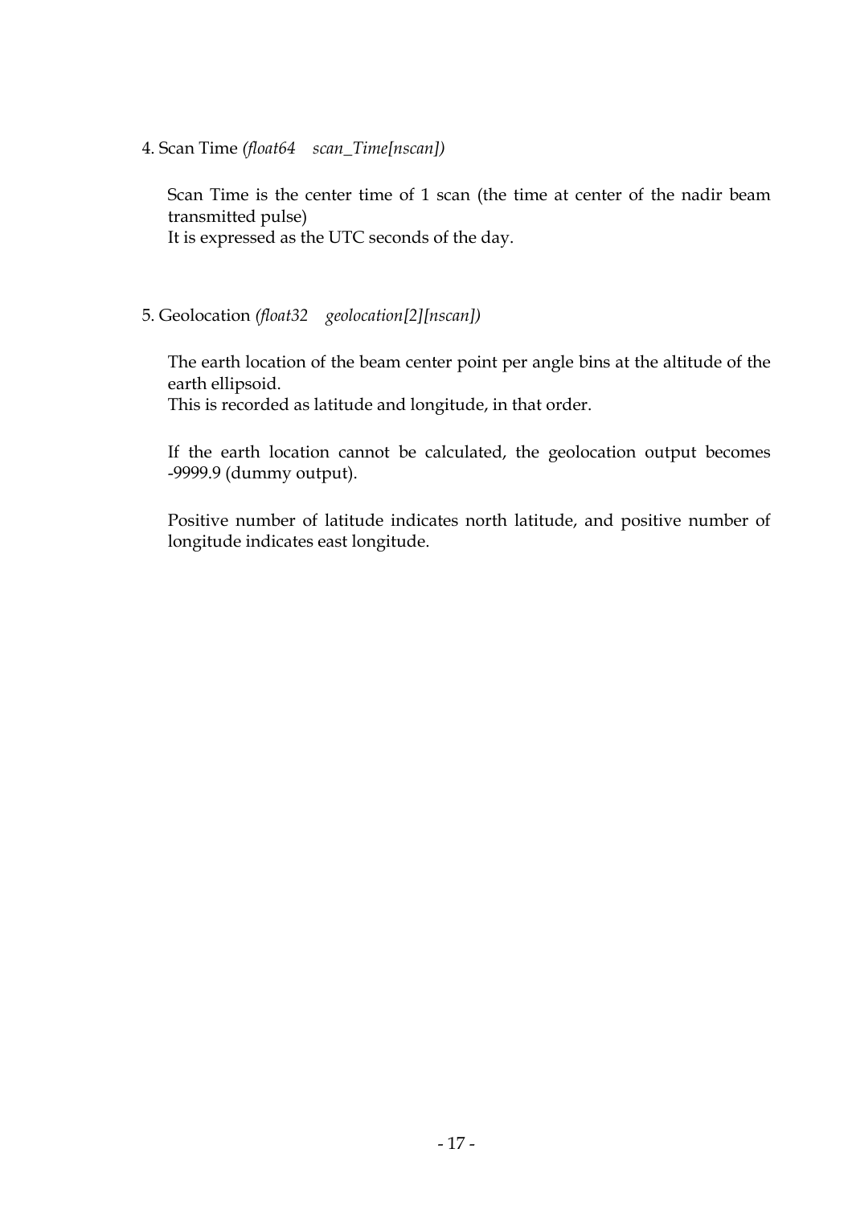4. Scan Time *(float64    scan_Time[nscan])*

Scan Time is the center time of 1 scan (the time at center of the nadir beam transmitted pulse)
It is expressed as the UTC seconds of the day.

5. Geolocation *(float32    geolocation[2][nscan])*

The earth location of the beam center point per angle bins at the altitude of the earth ellipsoid.
This is recorded as latitude and longitude, in that order.

If the earth location cannot be calculated, the geolocation output becomes -9999.9 (dummy output).

Positive number of latitude indicates north latitude, and positive number of longitude indicates east longitude.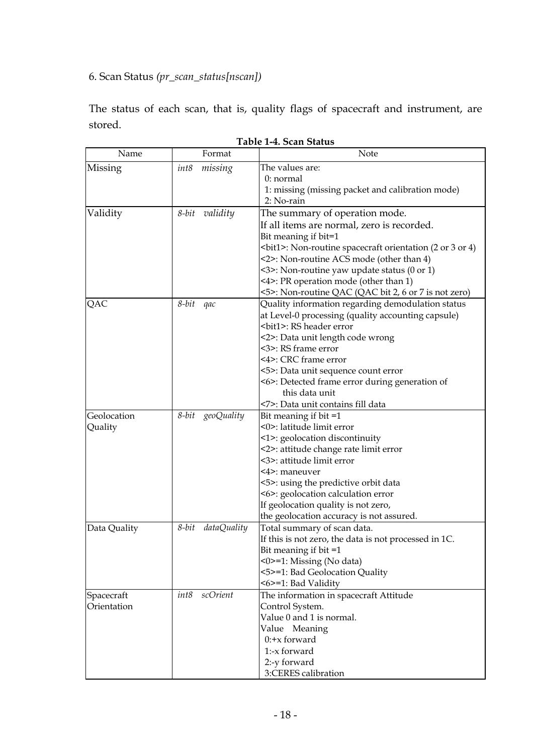6. Scan Status *(pr_scan_status[nscan])*

The status of each scan, that is, quality flags of spacecraft and instrument, are stored.

**Table 1-4. Scan Status**

| Name | Format | Note |
|---|---|---|
| Missing | *int8 missing* | The values are:<br>0: normal<br>1: missing (missing packet and calibration mode)<br>2: No-rain |
| Validity | *8-bit validity* | The summary of operation mode.<br>If all items are normal, zero is recorded.<br>Bit meaning if bit=1<br><bit1>: Non-routine spacecraft orientation (2 or 3 or 4)<br><2>: Non-routine ACS mode (other than 4)<br><3>: Non-routine yaw update status (0 or 1)<br><4>: PR operation mode (other than 1)<br><5>: Non-routine QAC (QAC bit 2, 6 or 7 is not zero) |
| QAC | *8-bit qac* | Quality information regarding demodulation status at Level-0 processing (quality accounting capsule)<br><bit1>: RS header error<br><2>: Data unit length code wrong<br><3>: RS frame error<br><4>: CRC frame error<br><5>: Data unit sequence count error<br><6>: Detected frame error during generation of this data unit<br><7>: Data unit contains fill data |
| Geolocation Quality | *8-bit geoQuality* | Bit meaning if bit =1<br><0>: latitude limit error<br><1>: geolocation discontinuity<br><2>: attitude change rate limit error<br><3>: attitude limit error<br><4>: maneuver<br><5>: using the predictive orbit data<br><6>: geolocation calculation error<br>If geolocation quality is not zero, the geolocation accuracy is not assured. |
| Data Quality | *8-bit dataQuality* | Total summary of scan data.<br>If this is not zero, the data is not processed in 1C.<br>Bit meaning if bit =1<br><0>=1: Missing (No data)<br><5>=1: Bad Geolocation Quality<br><6>=1: Bad Validity |
| Spacecraft Orientation | *int8 scOrient* | The information in spacecraft Attitude Control System.<br>Value 0 and 1 is normal.<br>Value Meaning<br>0:+x forward<br>1:-x forward<br>2:-y forward<br>3:CERES calibration |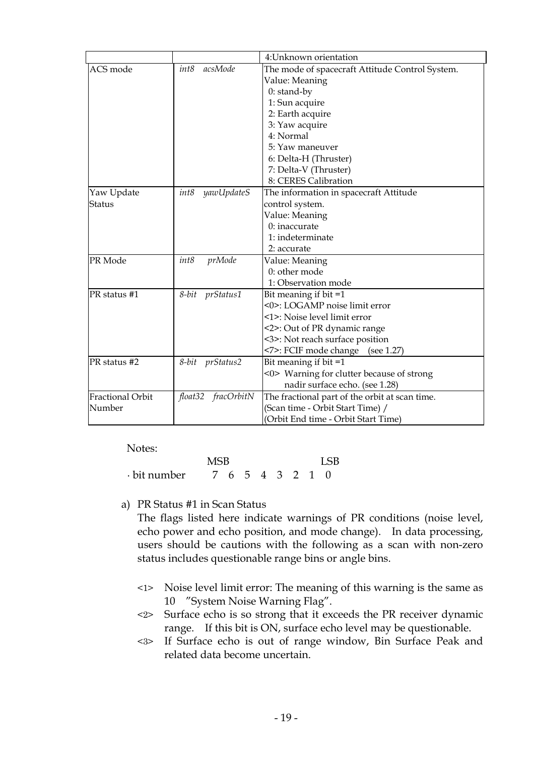| | | 4:Unknown orientation |
|---|---|---|
| ACS mode | *int8 acsMode* | The mode of spacecraft Attitude Control System.<br>Value: Meaning<br>0: stand-by<br>1: Sun acquire<br>2: Earth acquire<br>3: Yaw acquire<br>4: Normal<br>5: Yaw maneuver<br>6: Delta-H (Thruster)<br>7: Delta-V (Thruster)<br>8: CERES Calibration |
| Yaw Update Status | *int8 yawUpdateS* | The information in spacecraft Attitude control system.<br>Value: Meaning<br>0: inaccurate<br>1: indeterminate<br>2: accurate |
| PR Mode | *int8 prMode* | Value: Meaning<br>0: other mode<br>1: Observation mode |
| PR status #1 | *8-bit prStatus1* | Bit meaning if bit =1<br><0>: LOGAMP noise limit error<br><1>: Noise level limit error<br><2>: Out of PR dynamic range<br><3>: Not reach surface position<br><7>: FCIF mode change (see 1.27) |
| PR status #2 | *8-bit prStatus2* | Bit meaning if bit =1<br><0> Warning for clutter because of strong nadir surface echo. (see 1.28) |
| Fractional Orbit Number | *float32 fracOrbitN* | The fractional part of the orbit at scan time.<br>(Scan time - Orbit Start Time) /<br>(Orbit End time - Orbit Start Time) |

Notes:

```
                MSB              LSB
· bit number     7  6  5  4  3  2  1  0
```

a) PR Status #1 in Scan Status

The flags listed here indicate warnings of PR conditions (noise level, echo power and echo position, and mode change). In data processing, users should be cautions with the following as a scan with non-zero status includes questionable range bins or angle bins.

<1> Noise level limit error: The meaning of this warning is the same as 10 "System Noise Warning Flag".

<2> Surface echo is so strong that it exceeds the PR receiver dynamic range. If this bit is ON, surface echo level may be questionable.

<3> If Surface echo is out of range window, Bin Surface Peak and related data become uncertain.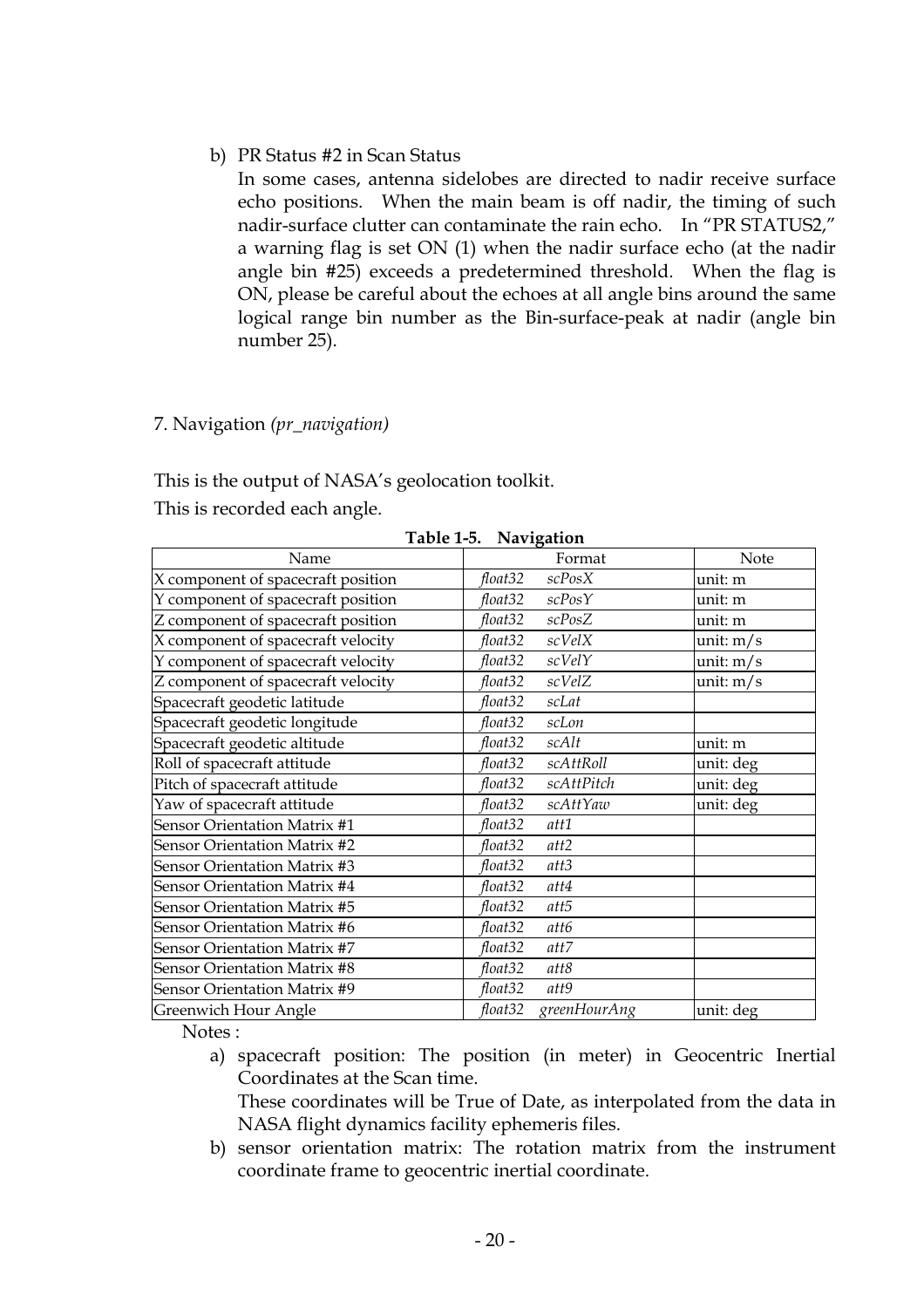b) PR Status #2 in Scan Status

   In some cases, antenna sidelobes are directed to nadir receive surface echo positions. When the main beam is off nadir, the timing of such nadir-surface clutter can contaminate the rain echo. In "PR STATUS2," a warning flag is set ON (1) when the nadir surface echo (at the nadir angle bin #25) exceeds a predetermined threshold. When the flag is ON, please be careful about the echoes at all angle bins around the same logical range bin number as the Bin-surface-peak at nadir (angle bin number 25).

## 7. Navigation *(pr_navigation)*

This is the output of NASA's geolocation toolkit.

This is recorded each angle.

**Table 1-5. Navigation**

| Name | Format | Note |
|---|---|---|
| X component of spacecraft position | *float32 scPosX* | unit: m |
| Y component of spacecraft position | *float32 scPosY* | unit: m |
| Z component of spacecraft position | *float32 scPosZ* | unit: m |
| X component of spacecraft velocity | *float32 scVelX* | unit: m/s |
| Y component of spacecraft velocity | *float32 scVelY* | unit: m/s |
| Z component of spacecraft velocity | *float32 scVelZ* | unit: m/s |
| Spacecraft geodetic latitude | *float32 scLat* | |
| Spacecraft geodetic longitude | *float32 scLon* | |
| Spacecraft geodetic altitude | *float32 scAlt* | unit: m |
| Roll of spacecraft attitude | *float32 scAttRoll* | unit: deg |
| Pitch of spacecraft attitude | *float32 scAttPitch* | unit: deg |
| Yaw of spacecraft attitude | *float32 scAttYaw* | unit: deg |
| Sensor Orientation Matrix #1 | *float32 att1* | |
| Sensor Orientation Matrix #2 | *float32 att2* | |
| Sensor Orientation Matrix #3 | *float32 att3* | |
| Sensor Orientation Matrix #4 | *float32 att4* | |
| Sensor Orientation Matrix #5 | *float32 att5* | |
| Sensor Orientation Matrix #6 | *float32 att6* | |
| Sensor Orientation Matrix #7 | *float32 att7* | |
| Sensor Orientation Matrix #8 | *float32 att8* | |
| Sensor Orientation Matrix #9 | *float32 att9* | |
| Greenwich Hour Angle | *float32 greenHourAng* | unit: deg |

Notes :

a) spacecraft position: The position (in meter) in Geocentric Inertial Coordinates at the Scan time.

   These coordinates will be True of Date, as interpolated from the data in NASA flight dynamics facility ephemeris files.

b) sensor orientation matrix: The rotation matrix from the instrument coordinate frame to geocentric inertial coordinate.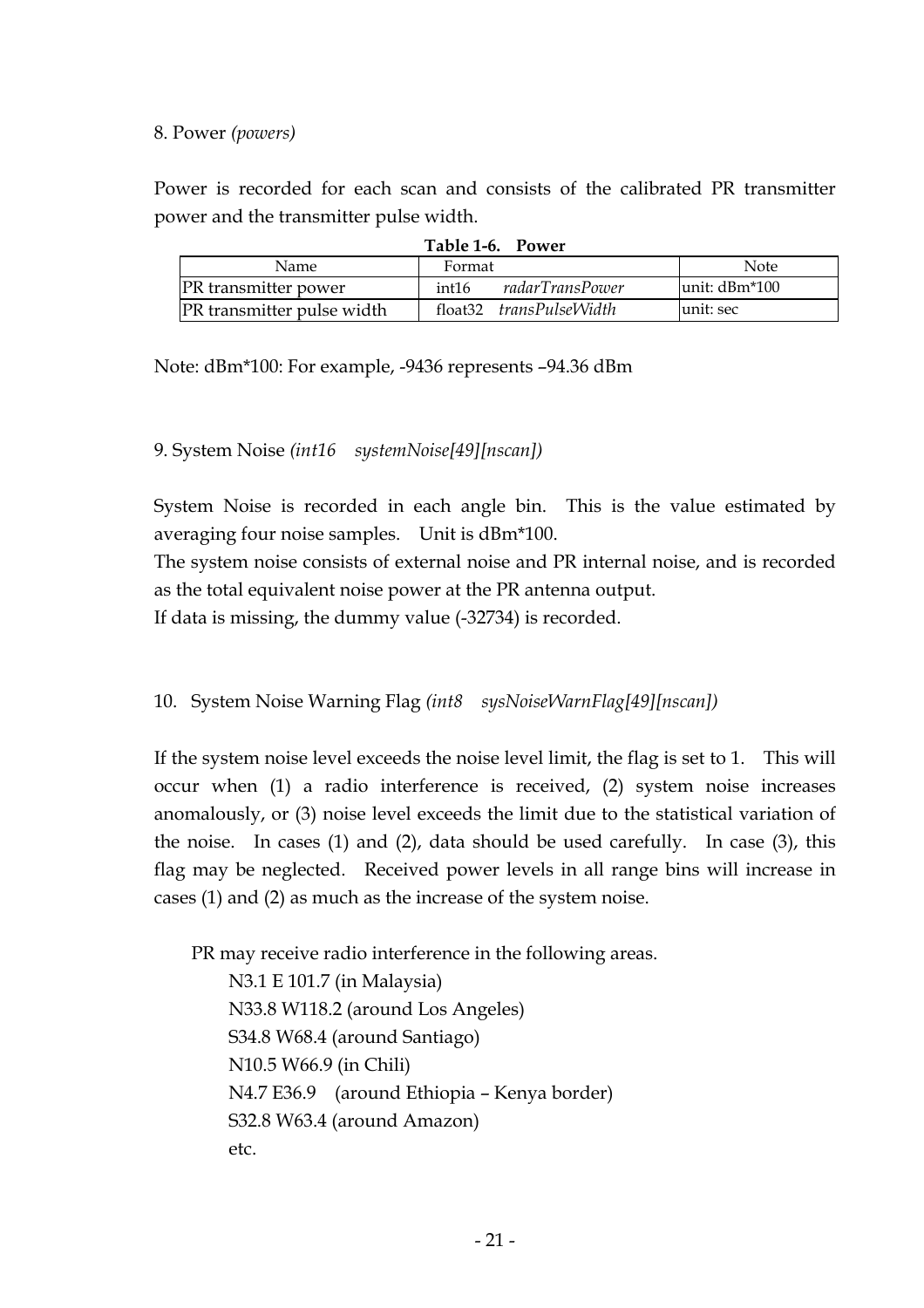8. Power *(powers)*

Power is recorded for each scan and consists of the calibrated PR transmitter power and the transmitter pulse width.

**Table 1-6. Power**

| Name | Format | Note |
|---|---|---|
| PR transmitter power | int16 *radarTransPower* | unit: dBm*100 |
| PR transmitter pulse width | float32 *transPulseWidth* | unit: sec |

Note: dBm*100: For example, -9436 represents –94.36 dBm

9. System Noise *(int16 systemNoise[49][nscan])*

System Noise is recorded in each angle bin. This is the value estimated by averaging four noise samples. Unit is dBm*100.
The system noise consists of external noise and PR internal noise, and is recorded as the total equivalent noise power at the PR antenna output.
If data is missing, the dummy value (-32734) is recorded.

10. System Noise Warning Flag *(int8 sysNoiseWarnFlag[49][nscan])*

If the system noise level exceeds the noise level limit, the flag is set to 1. This will occur when (1) a radio interference is received, (2) system noise increases anomalously, or (3) noise level exceeds the limit due to the statistical variation of the noise. In cases (1) and (2), data should be used carefully. In case (3), this flag may be neglected. Received power levels in all range bins will increase in cases (1) and (2) as much as the increase of the system noise.

PR may receive radio interference in the following areas.

N3.1 E 101.7 (in Malaysia)
N33.8 W118.2 (around Los Angeles)
S34.8 W68.4 (around Santiago)
N10.5 W66.9 (in Chili)
N4.7 E36.9 (around Ethiopia – Kenya border)
S32.8 W63.4 (around Amazon)
etc.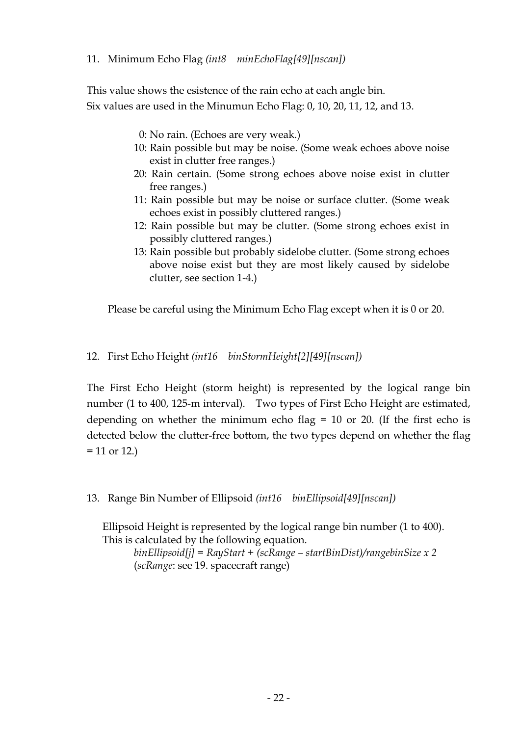11. Minimum Echo Flag *(int8 minEchoFlag[49][nscan])*

This value shows the esistence of the rain echo at each angle bin.
Six values are used in the Minumun Echo Flag: 0, 10, 20, 11, 12, and 13.

- 0: No rain. (Echoes are very weak.)
- 10: Rain possible but may be noise. (Some weak echoes above noise exist in clutter free ranges.)
- 20: Rain certain. (Some strong echoes above noise exist in clutter free ranges.)
- 11: Rain possible but may be noise or surface clutter. (Some weak echoes exist in possibly cluttered ranges.)
- 12: Rain possible but may be clutter. (Some strong echoes exist in possibly cluttered ranges.)
- 13: Rain possible but probably sidelobe clutter. (Some strong echoes above noise exist but they are most likely caused by sidelobe clutter, see section 1-4.)

Please be careful using the Minimum Echo Flag except when it is 0 or 20.

12. First Echo Height *(int16 binStormHeight[2][49][nscan])*

The First Echo Height (storm height) is represented by the logical range bin number (1 to 400, 125-m interval). Two types of First Echo Height are estimated, depending on whether the minimum echo flag = 10 or 20. (If the first echo is detected below the clutter-free bottom, the two types depend on whether the flag = 11 or 12.)

13. Range Bin Number of Ellipsoid *(int16 binEllipsoid[49][nscan])*

Ellipsoid Height is represented by the logical range bin number (1 to 400).
This is calculated by the following equation.

*binEllipsoid[j] = RayStart + (scRange – startBinDist)/rangebinSize x 2*
(*scRange*: see 19. spacecraft range)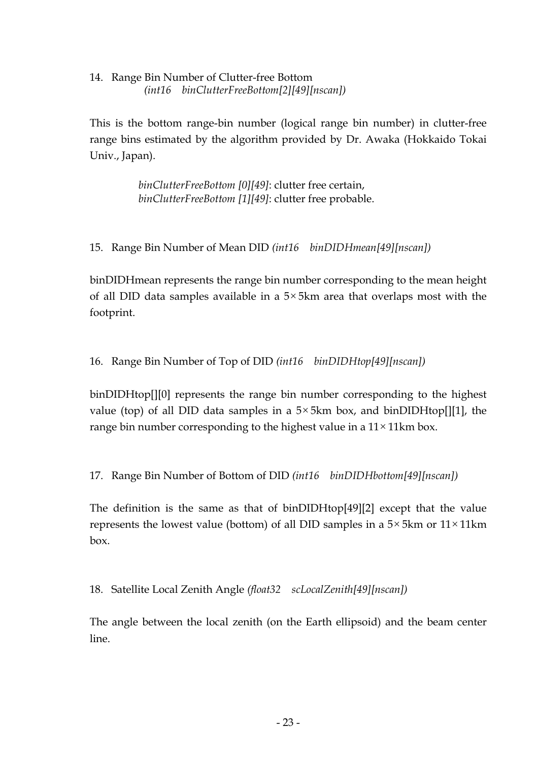14. Range Bin Number of Clutter-free Bottom
    *(int16 binClutterFreeBottom[2][49][nscan])*

This is the bottom range-bin number (logical range bin number) in clutter-free range bins estimated by the algorithm provided by Dr. Awaka (Hokkaido Tokai Univ., Japan).

> *binClutterFreeBottom [0][49]*: clutter free certain,
> *binClutterFreeBottom [1][49]*: clutter free probable.

15. Range Bin Number of Mean DID *(int16 binDIDHmean[49][nscan])*

binDIDHmean represents the range bin number corresponding to the mean height of all DID data samples available in a 5×5km area that overlaps most with the footprint.

16. Range Bin Number of Top of DID *(int16 binDIDHtop[49][nscan])*

binDIDHtop[][0] represents the range bin number corresponding to the highest value (top) of all DID data samples in a 5×5km box, and binDIDHtop[][1], the range bin number corresponding to the highest value in a 11×11km box.

17. Range Bin Number of Bottom of DID *(int16 binDIDHbottom[49][nscan])*

The definition is the same as that of binDIDHtop[49][2] except that the value represents the lowest value (bottom) of all DID samples in a 5×5km or 11×11km box.

18. Satellite Local Zenith Angle *(float32 scLocalZenith[49][nscan])*

The angle between the local zenith (on the Earth ellipsoid) and the beam center line.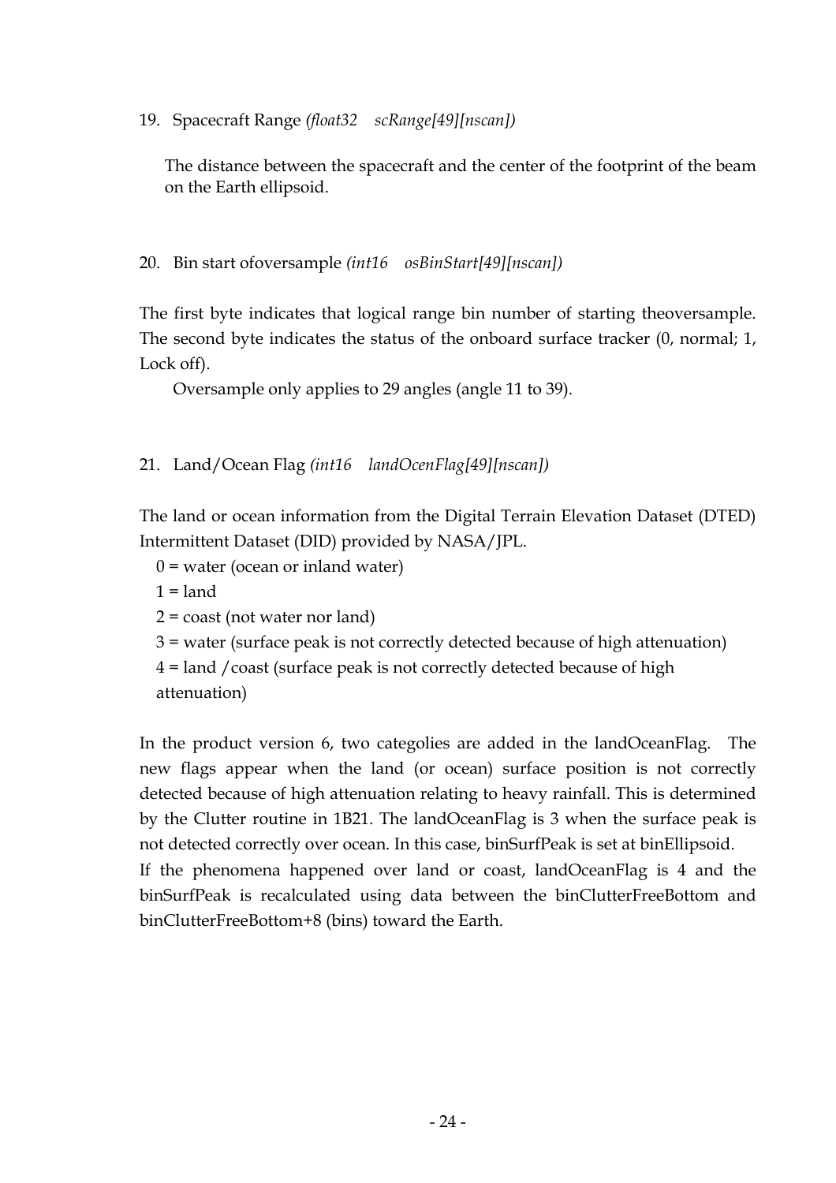19. Spacecraft Range *(float32 scRange[49][nscan])*

    The distance between the spacecraft and the center of the footprint of the beam on the Earth ellipsoid.

20. Bin start ofoversample *(int16 osBinStart[49][nscan])*

The first byte indicates that logical range bin number of starting theoversample. The second byte indicates the status of the onboard surface tracker (0, normal; 1, Lock off).

Oversample only applies to 29 angles (angle 11 to 39).

21. Land/Ocean Flag *(int16 landOcenFlag[49][nscan])*

The land or ocean information from the Digital Terrain Elevation Dataset (DTED) Intermittent Dataset (DID) provided by NASA/JPL.

0 = water (ocean or inland water)

1 = land

2 = coast (not water nor land)

3 = water (surface peak is not correctly detected because of high attenuation)

4 = land /coast (surface peak is not correctly detected because of high attenuation)

In the product version 6, two categolies are added in the landOceanFlag. The new flags appear when the land (or ocean) surface position is not correctly detected because of high attenuation relating to heavy rainfall. This is determined by the Clutter routine in 1B21. The landOceanFlag is 3 when the surface peak is not detected correctly over ocean. In this case, binSurfPeak is set at binEllipsoid.
If the phenomena happened over land or coast, landOceanFlag is 4 and the binSurfPeak is recalculated using data between the binClutterFreeBottom and binClutterFreeBottom+8 (bins) toward the Earth.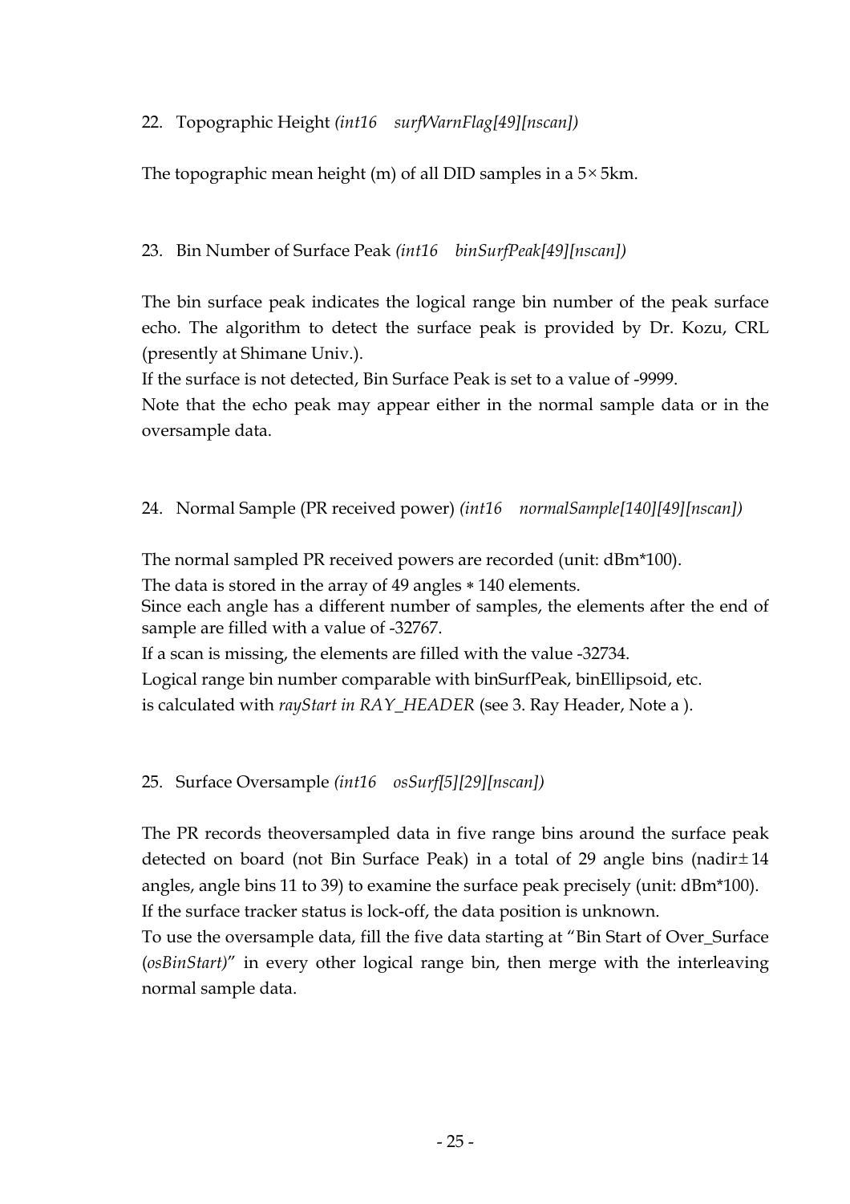22. Topographic Height *(int16　surfWarnFlag[49][nscan])*

The topographic mean height (m) of all DID samples in a 5×5km.

23. Bin Number of Surface Peak *(int16　binSurfPeak[49][nscan])*

The bin surface peak indicates the logical range bin number of the peak surface echo. The algorithm to detect the surface peak is provided by Dr. Kozu, CRL (presently at Shimane Univ.).

If the surface is not detected, Bin Surface Peak is set to a value of -9999.

Note that the echo peak may appear either in the normal sample data or in the oversample data.

24. Normal Sample (PR received power) *(int16　normalSample[140][49][nscan])*

The normal sampled PR received powers are recorded (unit: dBm*100).

The data is stored in the array of 49 angles * 140 elements.

Since each angle has a different number of samples, the elements after the end of sample are filled with a value of -32767.

If a scan is missing, the elements are filled with the value -32734.

Logical range bin number comparable with binSurfPeak, binEllipsoid, etc.
is calculated with *rayStart in RAY_HEADER* (see 3. Ray Header, Note a ).

25. Surface Oversample *(int16　osSurf[5][29][nscan])*

The PR records theoversampled data in five range bins around the surface peak detected on board (not Bin Surface Peak) in a total of 29 angle bins (nadir±14 angles, angle bins 11 to 39) to examine the surface peak precisely (unit: dBm*100).

If the surface tracker status is lock-off, the data position is unknown.

To use the oversample data, fill the five data starting at "Bin Start of Over_Surface (*osBinStart)*" in every other logical range bin, then merge with the interleaving normal sample data.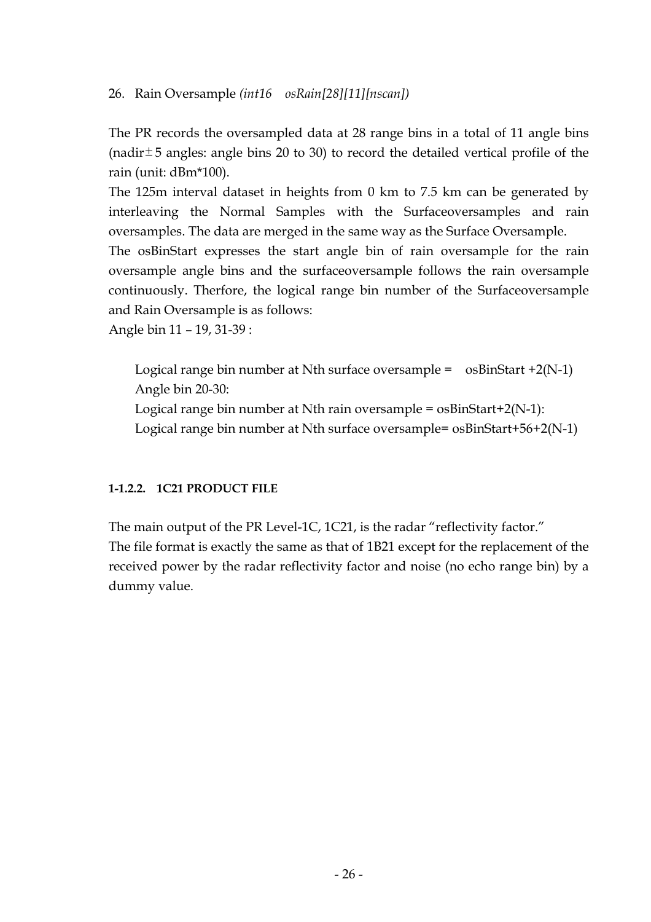26. Rain Oversample *(int16 osRain[28][11][nscan])*

The PR records the oversampled data at 28 range bins in a total of 11 angle bins (nadir±5 angles: angle bins 20 to 30) to record the detailed vertical profile of the rain (unit: dBm*100).

The 125m interval dataset in heights from 0 km to 7.5 km can be generated by interleaving the Normal Samples with the Surfaceoversamples and rain oversamples. The data are merged in the same way as the Surface Oversample.

The osBinStart expresses the start angle bin of rain oversample for the rain oversample angle bins and the surfaceoversample follows the rain oversample continuously. Therfore, the logical range bin number of the Surfaceoversample and Rain Oversample is as follows:

Angle bin 11 – 19, 31-39 :

> Logical range bin number at Nth surface oversample = osBinStart +2(N-1)
> Angle bin 20-30:
> Logical range bin number at Nth rain oversample = osBinStart+2(N-1):
> Logical range bin number at Nth surface oversample= osBinStart+56+2(N-1)

#### 1-1.2.2. 1C21 PRODUCT FILE

The main output of the PR Level-1C, 1C21, is the radar "reflectivity factor."
The file format is exactly the same as that of 1B21 except for the replacement of the received power by the radar reflectivity factor and noise (no echo range bin) by a dummy value.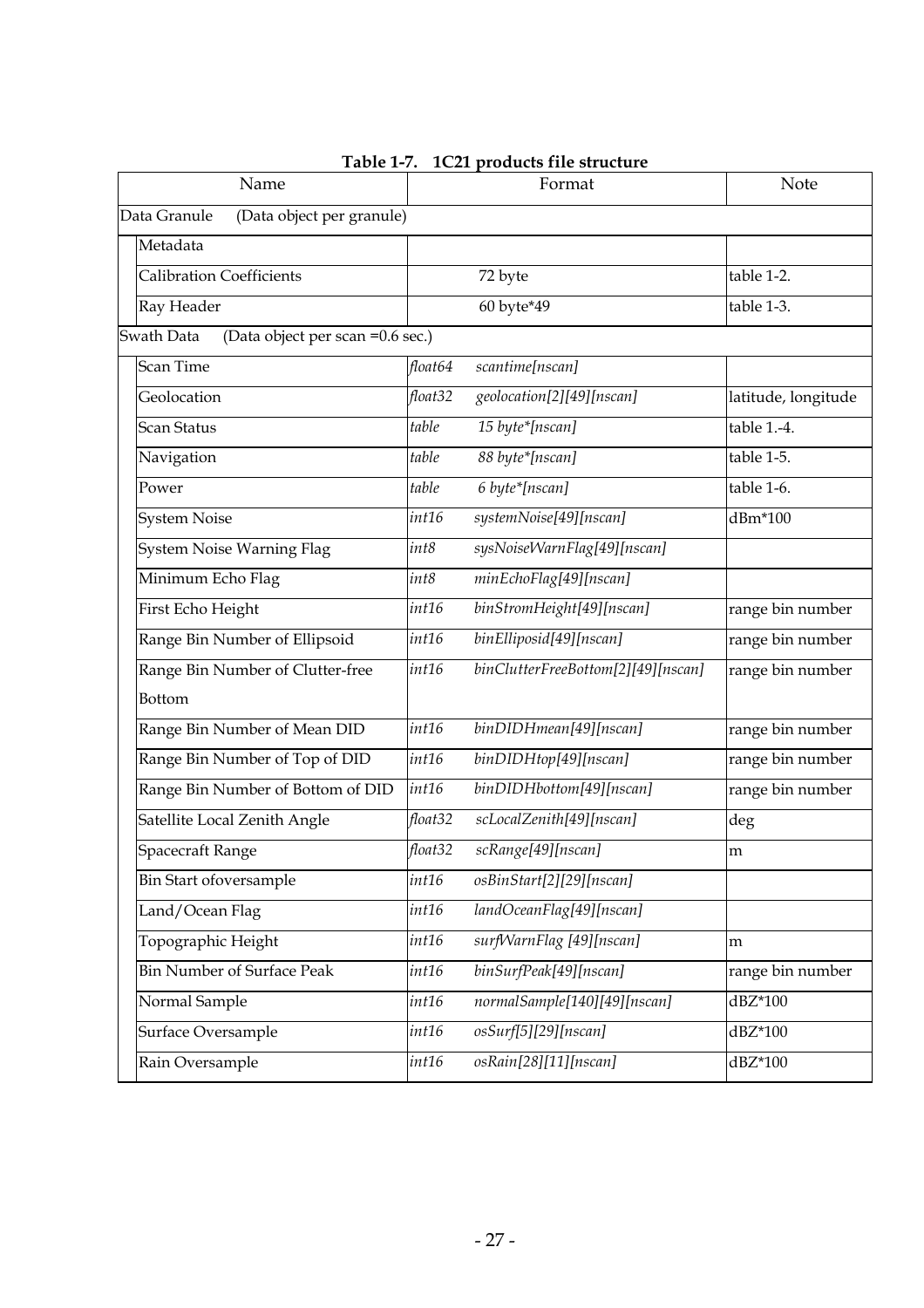**Table 1-7. 1C21 products file structure**

| Name | Format | | Note |
|---|---|---|---|
| Data Granule (Data object per granule) | | | |
| Metadata | | | |
| Calibration Coefficients | | 72 byte | table 1-2. |
| Ray Header | | 60 byte*49 | table 1-3. |
| Swath Data (Data object per scan =0.6 sec.) | | | |
| Scan Time | *float64* | *scantime[nscan]* | |
| Geolocation | *float32* | *geolocation[2][49][nscan]* | latitude, longitude |
| Scan Status | *table* | *15 byte*[nscan]* | table 1.-4. |
| Navigation | *table* | *88 byte*[nscan]* | table 1-5. |
| Power | *table* | *6 byte*[nscan]* | table 1-6. |
| System Noise | *int16* | *systemNoise[49][nscan]* | dBm*100 |
| System Noise Warning Flag | *int8* | *sysNoiseWarnFlag[49][nscan]* | |
| Minimum Echo Flag | *int8* | *minEchoFlag[49][nscan]* | |
| First Echo Height | *int16* | *binStromHeight[49][nscan]* | range bin number |
| Range Bin Number of Ellipsoid | *int16* | *binEllipsoid[49][nscan]* | range bin number |
| Range Bin Number of Clutter-free Bottom | *int16* | *binClutterFreeBottom[2][49][nscan]* | range bin number |
| Range Bin Number of Mean DID | *int16* | *binDIDHmean[49][nscan]* | range bin number |
| Range Bin Number of Top of DID | *int16* | *binDIDHtop[49][nscan]* | range bin number |
| Range Bin Number of Bottom of DID | *int16* | *binDIDHbottom[49][nscan]* | range bin number |
| Satellite Local Zenith Angle | *float32* | *scLocalZenith[49][nscan]* | deg |
| Spacecraft Range | *float32* | *scRange[49][nscan]* | m |
| Bin Start ofoversample | *int16* | *osBinStart[2][29][nscan]* | |
| Land/Ocean Flag | *int16* | *landOceanFlag[49][nscan]* | |
| Topographic Height | *int16* | *surfWarnFlag [49][nscan]* | m |
| Bin Number of Surface Peak | *int16* | *binSurfPeak[49][nscan]* | range bin number |
| Normal Sample | *int16* | *normalSample[140][49][nscan]* | dBZ*100 |
| Surface Oversample | *int16* | *osSurf[5][29][nscan]* | dBZ*100 |
| Rain Oversample | *int16* | *osRain[28][11][nscan]* | dBZ*100 |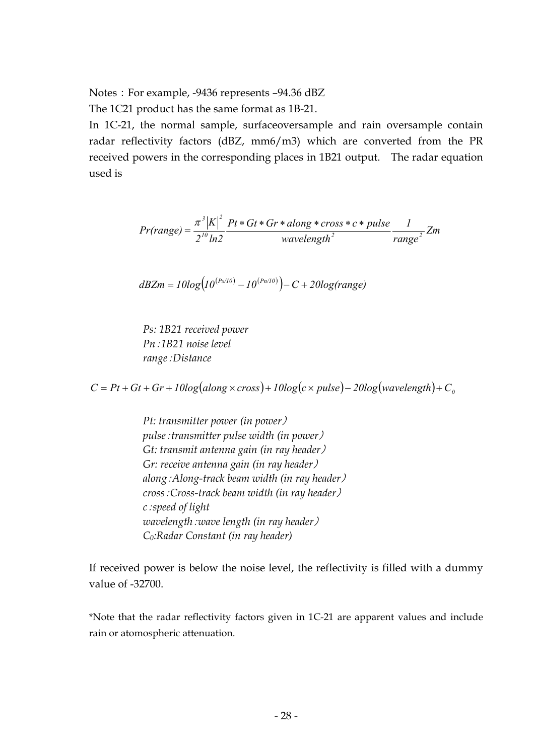Notes：For example, -9436 represents –94.36 dBZ

The 1C21 product has the same format as 1B-21.

In 1C-21, the normal sample, surfaceoversample and rain oversample contain radar reflectivity factors (dBZ, mm6/m3) which are converted from the PR received powers in the corresponding places in 1B21 output. The radar equation used is

$$Pr(range) = \frac{\pi^3 |K|^2}{2^{10} \ln 2} \frac{Pt * Gt * Gr * along * cross * c * pulse}{wavelength^2} \frac{1}{range^2} Zm$$

$$dBZm = 10\log\left(10^{(Ps/10)} - 10^{(Pn/10)}\right) - C + 20\log(range)$$

*Ps: 1B21 received power*
*Pn :1B21 noise level*
*range :Distance*

$$C = Pt + Gt + Gr + 10\log(along \times cross) + 10\log(c \times pulse) - 20\log(wavelength) + C_0$$

*Pt: transmitter power (in power)*
*pulse :transmitter pulse width (in power)*
*Gt: transmit antenna gain (in ray header)*
*Gr: receive antenna gain (in ray header)*
*along :Along-track beam width (in ray header)*
*cross :Cross-track beam width (in ray header)*
*c :speed of light*
*wavelength :wave length (in ray header)*
*$C_0$:Radar Constant (in ray header)*

If received power is below the noise level, the reflectivity is filled with a dummy value of -32700.

*Note that the radar reflectivity factors given in 1C-21 are apparent values and include rain or atomospheric attenuation.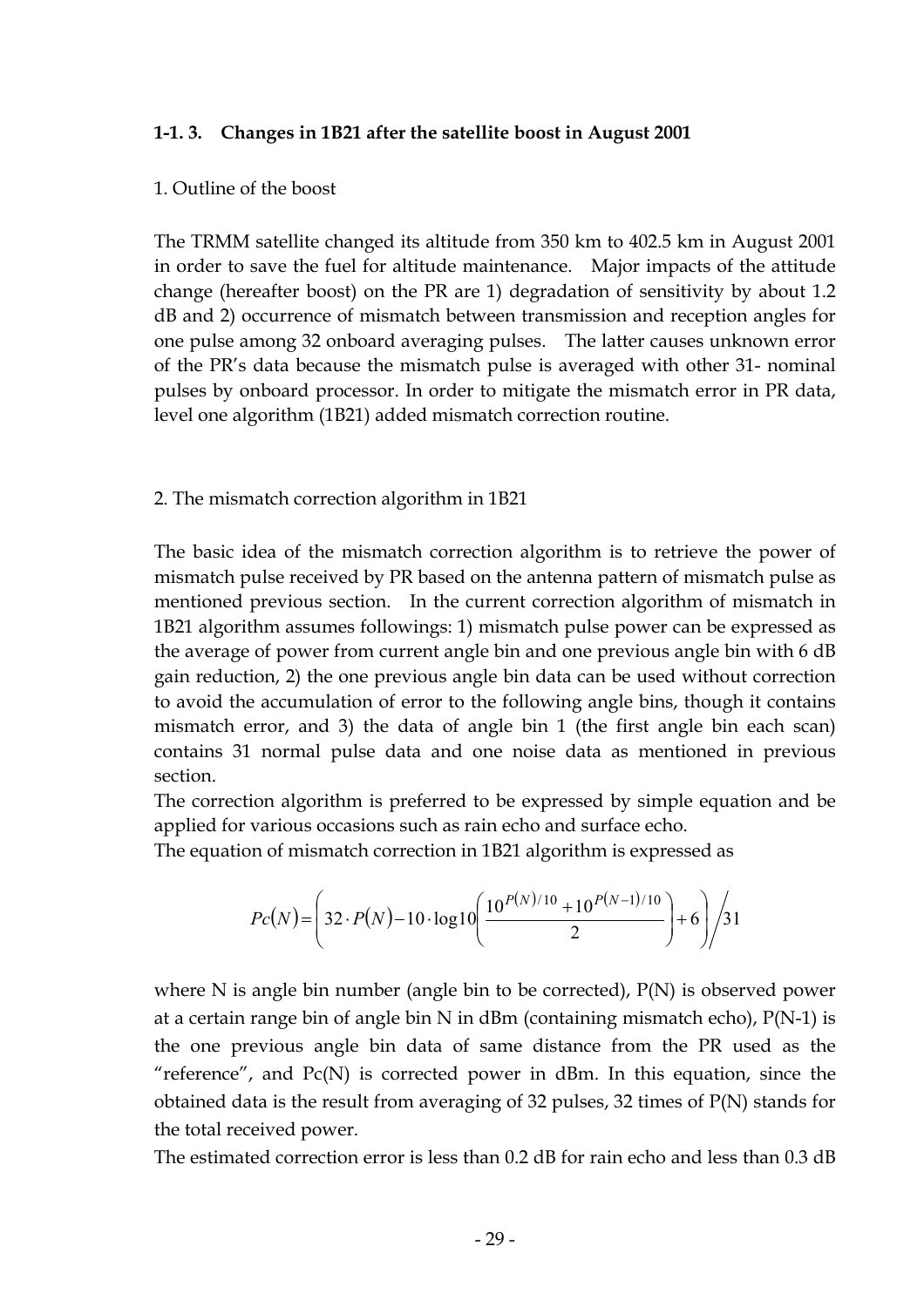### 1-1. 3. Changes in 1B21 after the satellite boost in August 2001

1. Outline of the boost

The TRMM satellite changed its altitude from 350 km to 402.5 km in August 2001 in order to save the fuel for altitude maintenance. Major impacts of the attitude change (hereafter boost) on the PR are 1) degradation of sensitivity by about 1.2 dB and 2) occurrence of mismatch between transmission and reception angles for one pulse among 32 onboard averaging pulses. The latter causes unknown error of the PR's data because the mismatch pulse is averaged with other 31- nominal pulses by onboard processor. In order to mitigate the mismatch error in PR data, level one algorithm (1B21) added mismatch correction routine.

2. The mismatch correction algorithm in 1B21

The basic idea of the mismatch correction algorithm is to retrieve the power of mismatch pulse received by PR based on the antenna pattern of mismatch pulse as mentioned previous section. In the current correction algorithm of mismatch in 1B21 algorithm assumes followings: 1) mismatch pulse power can be expressed as the average of power from current angle bin and one previous angle bin with 6 dB gain reduction, 2) the one previous angle bin data can be used without correction to avoid the accumulation of error to the following angle bins, though it contains mismatch error, and 3) the data of angle bin 1 (the first angle bin each scan) contains 31 normal pulse data and one noise data as mentioned in previous section.
The correction algorithm is preferred to be expressed by simple equation and be applied for various occasions such as rain echo and surface echo.
The equation of mismatch correction in 1B21 algorithm is expressed as

$$Pc(N) = \left( 32 \cdot P(N) - 10 \cdot \log 10 \left( \frac{10^{P(N)/10} + 10^{P(N-1)/10}}{2} \right) + 6 \right) \Big/ 31$$

where N is angle bin number (angle bin to be corrected), P(N) is observed power at a certain range bin of angle bin N in dBm (containing mismatch echo), P(N-1) is the one previous angle bin data of same distance from the PR used as the "reference", and Pc(N) is corrected power in dBm. In this equation, since the obtained data is the result from averaging of 32 pulses, 32 times of P(N) stands for the total received power.
The estimated correction error is less than 0.2 dB for rain echo and less than 0.3 dB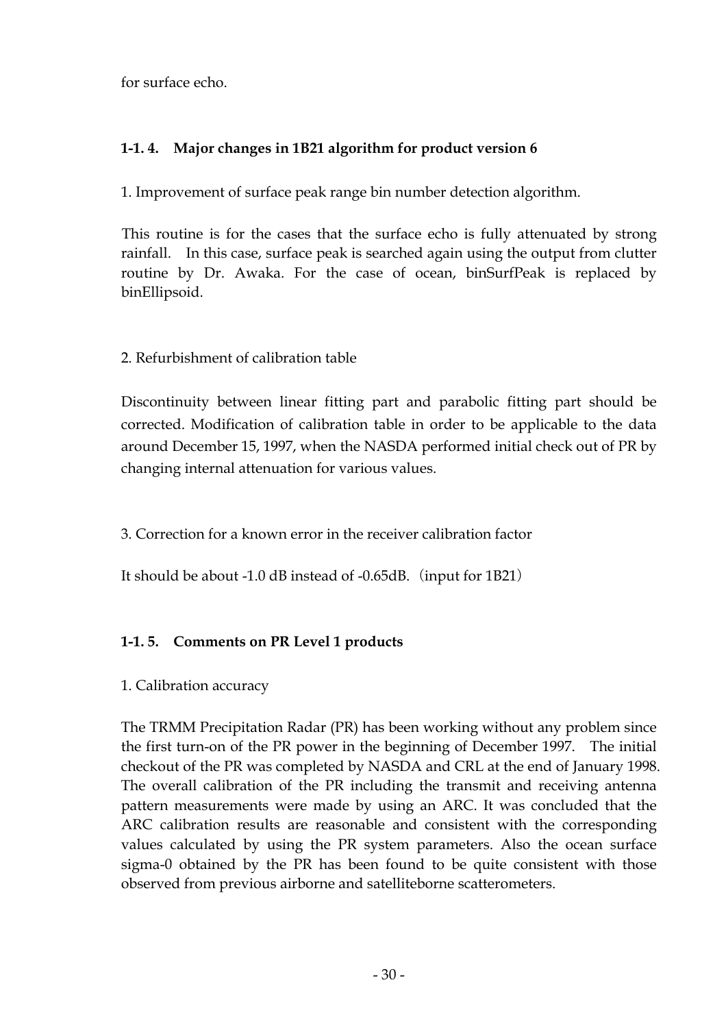for surface echo.

### 1-1. 4. Major changes in 1B21 algorithm for product version 6

1. Improvement of surface peak range bin number detection algorithm.

This routine is for the cases that the surface echo is fully attenuated by strong rainfall. In this case, surface peak is searched again using the output from clutter routine by Dr. Awaka. For the case of ocean, binSurfPeak is replaced by binEllipsoid.

2. Refurbishment of calibration table

Discontinuity between linear fitting part and parabolic fitting part should be corrected. Modification of calibration table in order to be applicable to the data around December 15, 1997, when the NASDA performed initial check out of PR by changing internal attenuation for various values.

3. Correction for a known error in the receiver calibration factor

It should be about -1.0 dB instead of -0.65dB.（input for 1B21）

### 1-1. 5. Comments on PR Level 1 products

1. Calibration accuracy

The TRMM Precipitation Radar (PR) has been working without any problem since the first turn-on of the PR power in the beginning of December 1997. The initial checkout of the PR was completed by NASDA and CRL at the end of January 1998. The overall calibration of the PR including the transmit and receiving antenna pattern measurements were made by using an ARC. It was concluded that the ARC calibration results are reasonable and consistent with the corresponding values calculated by using the PR system parameters. Also the ocean surface sigma-0 obtained by the PR has been found to be quite consistent with those observed from previous airborne and satelliteborne scatterometers.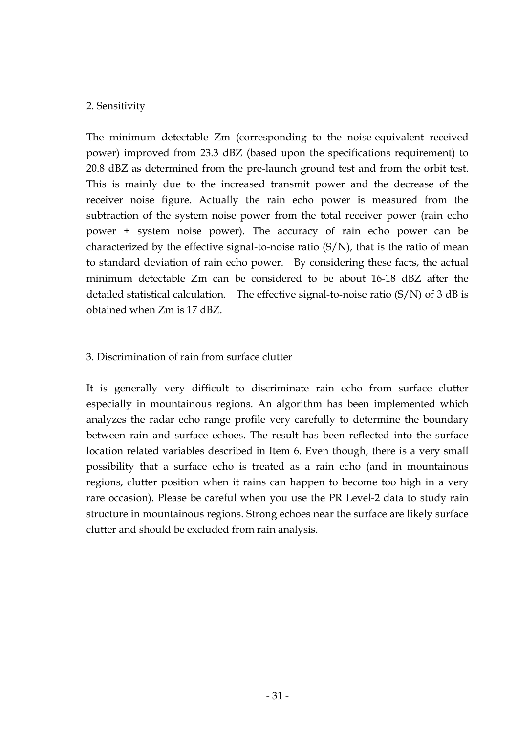## 2. Sensitivity

The minimum detectable Zm (corresponding to the noise-equivalent received power) improved from 23.3 dBZ (based upon the specifications requirement) to 20.8 dBZ as determined from the pre-launch ground test and from the orbit test. This is mainly due to the increased transmit power and the decrease of the receiver noise figure. Actually the rain echo power is measured from the subtraction of the system noise power from the total receiver power (rain echo power + system noise power). The accuracy of rain echo power can be characterized by the effective signal-to-noise ratio (S/N), that is the ratio of mean to standard deviation of rain echo power. By considering these facts, the actual minimum detectable Zm can be considered to be about 16-18 dBZ after the detailed statistical calculation. The effective signal-to-noise ratio (S/N) of 3 dB is obtained when Zm is 17 dBZ.

## 3. Discrimination of rain from surface clutter

It is generally very difficult to discriminate rain echo from surface clutter especially in mountainous regions. An algorithm has been implemented which analyzes the radar echo range profile very carefully to determine the boundary between rain and surface echoes. The result has been reflected into the surface location related variables described in Item 6. Even though, there is a very small possibility that a surface echo is treated as a rain echo (and in mountainous regions, clutter position when it rains can happen to become too high in a very rare occasion). Please be careful when you use the PR Level-2 data to study rain structure in mountainous regions. Strong echoes near the surface are likely surface clutter and should be excluded from rain analysis.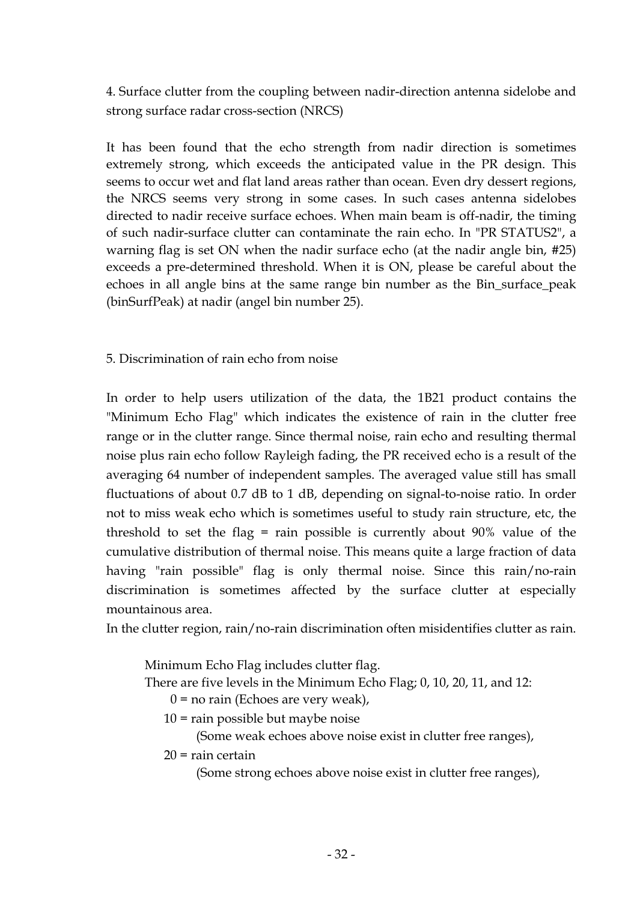4. Surface clutter from the coupling between nadir-direction antenna sidelobe and strong surface radar cross-section (NRCS)

It has been found that the echo strength from nadir direction is sometimes extremely strong, which exceeds the anticipated value in the PR design. This seems to occur wet and flat land areas rather than ocean. Even dry dessert regions, the NRCS seems very strong in some cases. In such cases antenna sidelobes directed to nadir receive surface echoes. When main beam is off-nadir, the timing of such nadir-surface clutter can contaminate the rain echo. In "PR STATUS2", a warning flag is set ON when the nadir surface echo (at the nadir angle bin, #25) exceeds a pre-determined threshold. When it is ON, please be careful about the echoes in all angle bins at the same range bin number as the Bin_surface_peak (binSurfPeak) at nadir (angel bin number 25).

5. Discrimination of rain echo from noise

In order to help users utilization of the data, the 1B21 product contains the "Minimum Echo Flag" which indicates the existence of rain in the clutter free range or in the clutter range. Since thermal noise, rain echo and resulting thermal noise plus rain echo follow Rayleigh fading, the PR received echo is a result of the averaging 64 number of independent samples. The averaged value still has small fluctuations of about 0.7 dB to 1 dB, depending on signal-to-noise ratio. In order not to miss weak echo which is sometimes useful to study rain structure, etc, the threshold to set the flag = rain possible is currently about 90% value of the cumulative distribution of thermal noise. This means quite a large fraction of data having "rain possible" flag is only thermal noise. Since this rain/no-rain discrimination is sometimes affected by the surface clutter at especially mountainous area.
In the clutter region, rain/no-rain discrimination often misidentifies clutter as rain.

Minimum Echo Flag includes clutter flag.
There are five levels in the Minimum Echo Flag; 0, 10, 20, 11, and 12:

- 0 = no rain (Echoes are very weak),
- 10 = rain possible but maybe noise
  (Some weak echoes above noise exist in clutter free ranges),
- 20 = rain certain
  (Some strong echoes above noise exist in clutter free ranges),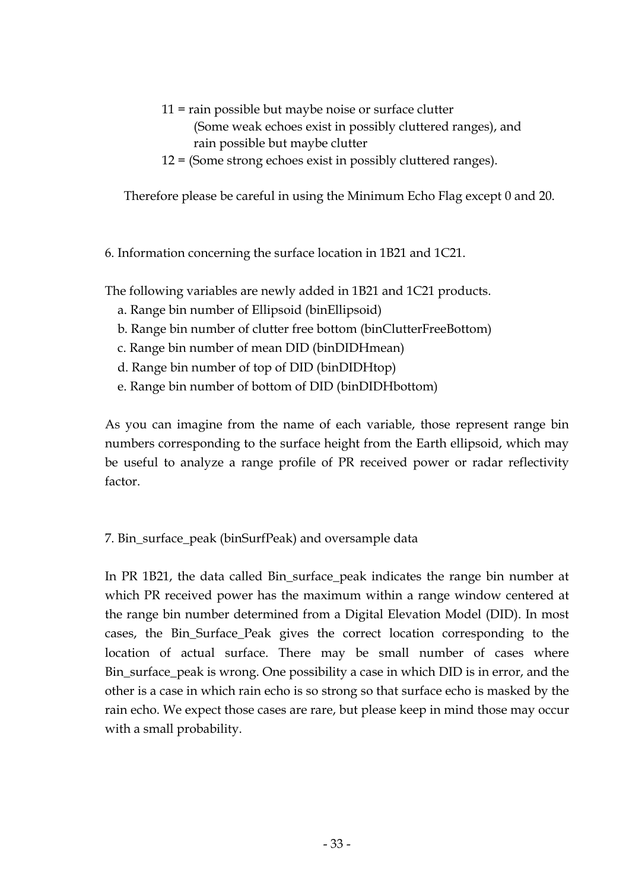11 = rain possible but maybe noise or surface clutter
(Some weak echoes exist in possibly cluttered ranges), and
rain possible but maybe clutter
12 = (Some strong echoes exist in possibly cluttered ranges).

Therefore please be careful in using the Minimum Echo Flag except 0 and 20.

6. Information concerning the surface location in 1B21 and 1C21.

The following variables are newly added in 1B21 and 1C21 products.

a. Range bin number of Ellipsoid (binEllipsoid)
b. Range bin number of clutter free bottom (binClutterFreeBottom)
c. Range bin number of mean DID (binDIDHmean)
d. Range bin number of top of DID (binDIDHtop)
e. Range bin number of bottom of DID (binDIDHbottom)

As you can imagine from the name of each variable, those represent range bin numbers corresponding to the surface height from the Earth ellipsoid, which may be useful to analyze a range profile of PR received power or radar reflectivity factor.

7. Bin_surface_peak (binSurfPeak) and oversample data

In PR 1B21, the data called Bin_surface_peak indicates the range bin number at which PR received power has the maximum within a range window centered at the range bin number determined from a Digital Elevation Model (DID). In most cases, the Bin_Surface_Peak gives the correct location corresponding to the location of actual surface. There may be small number of cases where Bin_surface_peak is wrong. One possibility a case in which DID is in error, and the other is a case in which rain echo is so strong so that surface echo is masked by the rain echo. We expect those cases are rare, but please keep in mind those may occur with a small probability.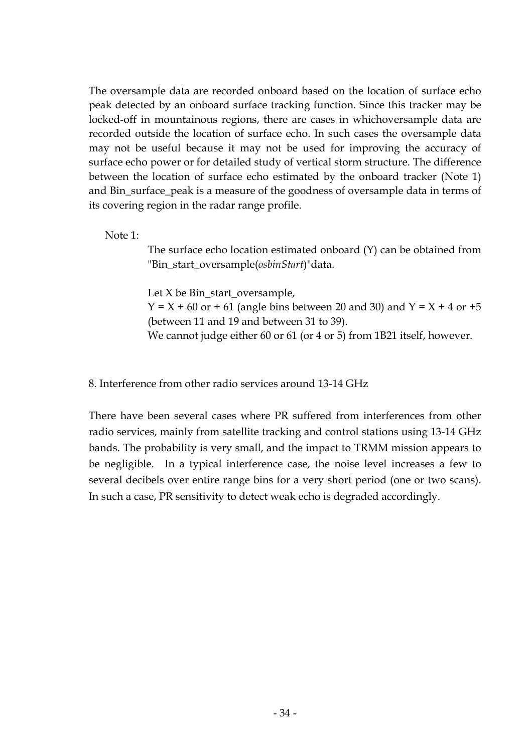The oversample data are recorded onboard based on the location of surface echo peak detected by an onboard surface tracking function. Since this tracker may be locked-off in mountainous regions, there are cases in whichoversample data are recorded outside the location of surface echo. In such cases the oversample data may not be useful because it may not be used for improving the accuracy of surface echo power or for detailed study of vertical storm structure. The difference between the location of surface echo estimated by the onboard tracker (Note 1) and Bin_surface_peak is a measure of the goodness of oversample data in terms of its covering region in the radar range profile.

Note 1:

> The surface echo location estimated onboard (Y) can be obtained from "Bin_start_oversample(*osbinStart*)"data.
>
> Let X be Bin_start_oversample,
> $Y = X + 60$ or $+ 61$ (angle bins between 20 and 30) and $Y = X + 4$ or $+5$ (between 11 and 19 and between 31 to 39).
> We cannot judge either 60 or 61 (or 4 or 5) from 1B21 itself, however.

## 8. Interference from other radio services around 13-14 GHz

There have been several cases where PR suffered from interferences from other radio services, mainly from satellite tracking and control stations using 13-14 GHz bands. The probability is very small, and the impact to TRMM mission appears to be negligible. In a typical interference case, the noise level increases a few to several decibels over entire range bins for a very short period (one or two scans). In such a case, PR sensitivity to detect weak echo is degraded accordingly.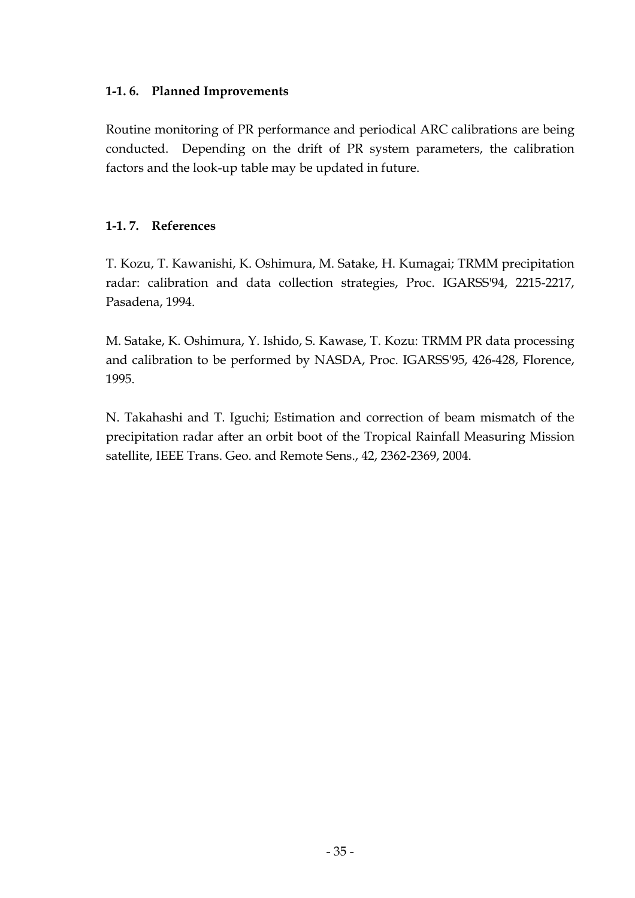### 1-1. 6. Planned Improvements

Routine monitoring of PR performance and periodical ARC calibrations are being conducted. Depending on the drift of PR system parameters, the calibration factors and the look-up table may be updated in future.

### 1-1. 7. References

T. Kozu, T. Kawanishi, K. Oshimura, M. Satake, H. Kumagai; TRMM precipitation radar: calibration and data collection strategies, Proc. IGARSS'94, 2215-2217, Pasadena, 1994.

M. Satake, K. Oshimura, Y. Ishido, S. Kawase, T. Kozu: TRMM PR data processing and calibration to be performed by NASDA, Proc. IGARSS'95, 426-428, Florence, 1995.

N. Takahashi and T. Iguchi; Estimation and correction of beam mismatch of the precipitation radar after an orbit boot of the Tropical Rainfall Measuring Mission satellite, IEEE Trans. Geo. and Remote Sens., 42, 2362-2369, 2004.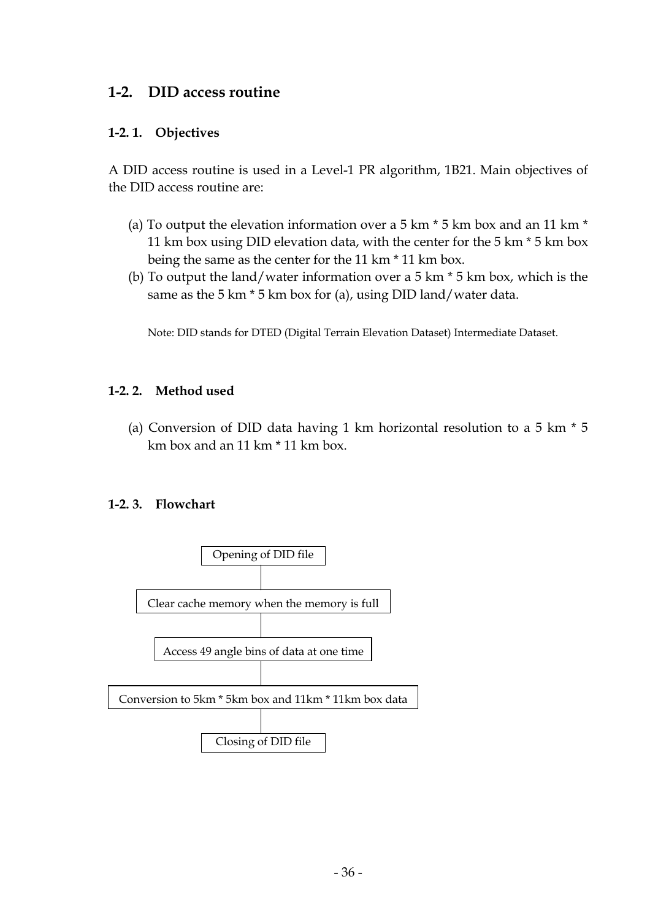## 1-2. DID access routine

### 1-2. 1. Objectives

A DID access routine is used in a Level-1 PR algorithm, 1B21. Main objectives of the DID access routine are:

(a) To output the elevation information over a 5 km * 5 km box and an 11 km * 11 km box using DID elevation data, with the center for the 5 km * 5 km box being the same as the center for the 11 km * 11 km box.

(b) To output the land/water information over a 5 km * 5 km box, which is the same as the 5 km * 5 km box for (a), using DID land/water data.

Note: DID stands for DTED (Digital Terrain Elevation Dataset) Intermediate Dataset.

### 1-2. 2. Method used

(a) Conversion of DID data having 1 km horizontal resolution to a 5 km * 5 km box and an 11 km * 11 km box.

### 1-2. 3. Flowchart

Opening of DID file

Clear cache memory when the memory is full

Access 49 angle bins of data at one time

Conversion to 5km * 5km box and 11km * 11km box data

Closing of DID file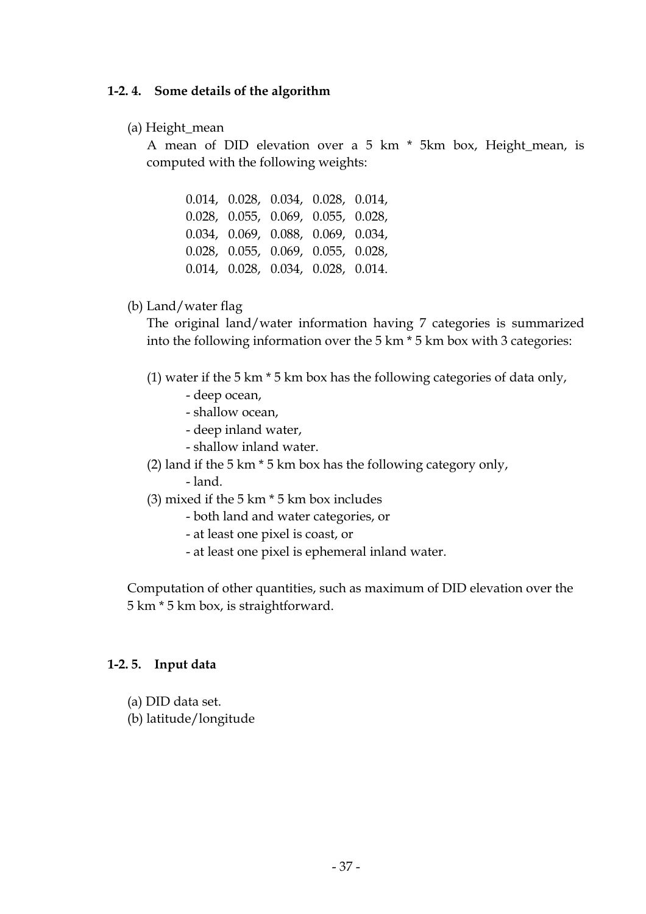### 1-2. 4. Some details of the algorithm

(a) Height_mean

A mean of DID elevation over a 5 km * 5km box, Height_mean, is computed with the following weights:

```
0.014, 0.028, 0.034, 0.028, 0.014,
0.028, 0.055, 0.069, 0.055, 0.028,
0.034, 0.069, 0.088, 0.069, 0.034,
0.028, 0.055, 0.069, 0.055, 0.028,
0.014, 0.028, 0.034, 0.028, 0.014.
```

(b) Land/water flag

The original land/water information having 7 categories is summarized into the following information over the 5 km * 5 km box with 3 categories:

(1) water if the 5 km * 5 km box has the following categories of data only,
- deep ocean,
- shallow ocean,
- deep inland water,
- shallow inland water.

(2) land if the 5 km * 5 km box has the following category only,
- land.

(3) mixed if the 5 km * 5 km box includes
- both land and water categories, or
- at least one pixel is coast, or
- at least one pixel is ephemeral inland water.

Computation of other quantities, such as maximum of DID elevation over the 5 km * 5 km box, is straightforward.

### 1-2. 5. Input data

(a) DID data set.
(b) latitude/longitude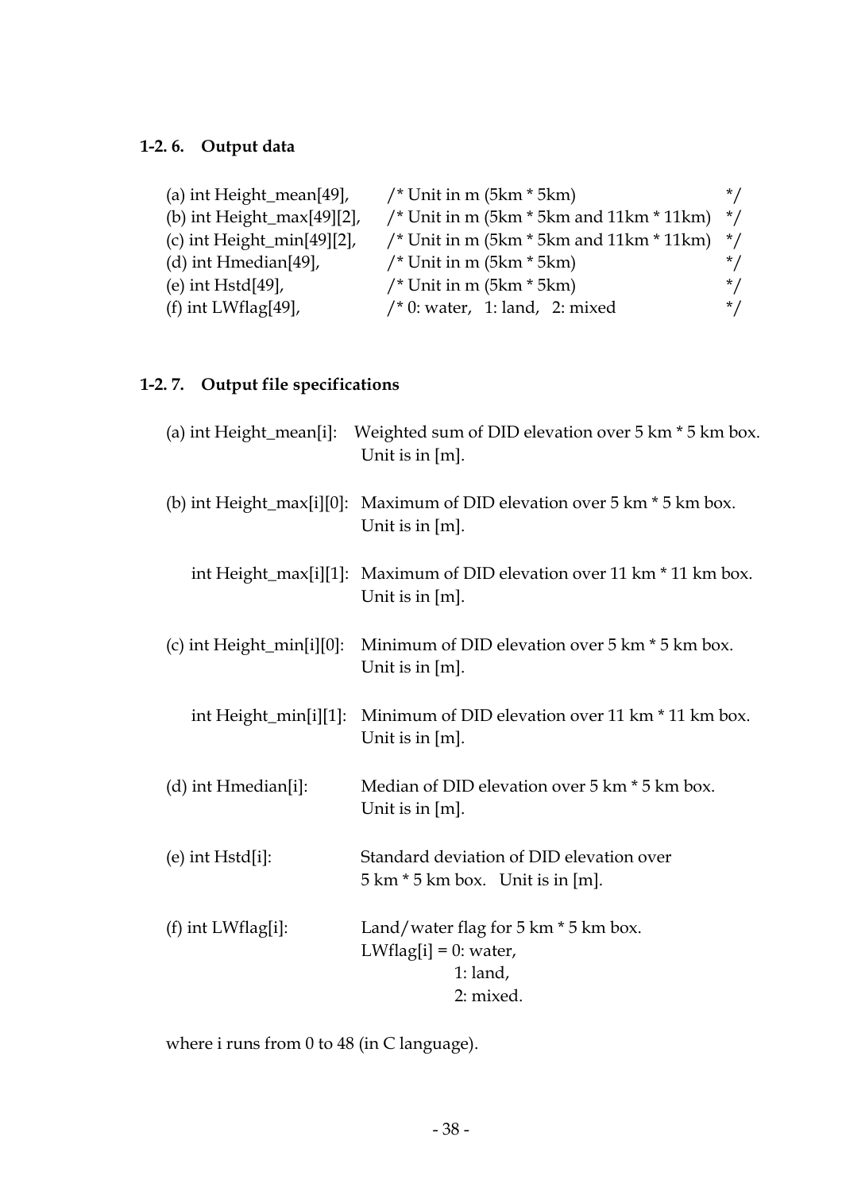### 1-2. 6. Output data

```
(a) int Height_mean[49],      /* Unit in m (5km * 5km)                   */
(b) int Height_max[49][2],    /* Unit in m (5km * 5km and 11km * 11km)   */
(c) int Height_min[49][2],    /* Unit in m (5km * 5km and 11km * 11km)   */
(d) int Hmedian[49],          /* Unit in m (5km * 5km)                   */
(e) int Hstd[49],             /* Unit in m (5km * 5km)                   */
(f) int LWflag[49],           /* 0: water,  1: land,  2: mixed           */
```

### 1-2. 7. Output file specifications

(a) int Height_mean[i]: Weighted sum of DID elevation over 5 km * 5 km box. Unit is in [m].

(b) int Height_max[i][0]: Maximum of DID elevation over 5 km * 5 km box. Unit is in [m].

int Height_max[i][1]: Maximum of DID elevation over 11 km * 11 km box. Unit is in [m].

(c) int Height_min[i][0]: Minimum of DID elevation over 5 km * 5 km box. Unit is in [m].

int Height_min[i][1]: Minimum of DID elevation over 11 km * 11 km box. Unit is in [m].

(d) int Hmedian[i]: Median of DID elevation over 5 km * 5 km box. Unit is in [m].

(e) int Hstd[i]: Standard deviation of DID elevation over 5 km * 5 km box. Unit is in [m].

(f) int LWflag[i]: Land/water flag for 5 km * 5 km box.
LWflag[i] = 0: water,
1: land,
2: mixed.

where i runs from 0 to 48 (in C language).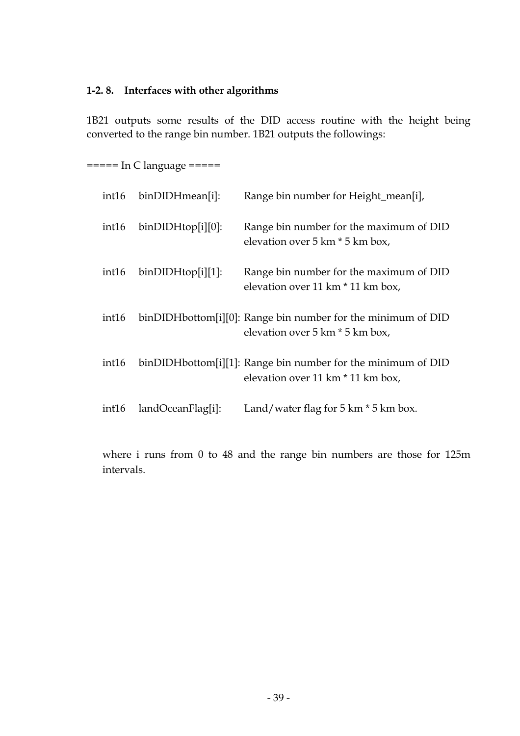### 1-2. 8. Interfaces with other algorithms

1B21 outputs some results of the DID access routine with the height being converted to the range bin number. 1B21 outputs the followings:

===== In C language =====

| | | |
|---|---|---|
| int16 | binDIDHmean[i]: | Range bin number for Height_mean[i], |
| int16 | binDIDHtop[i][0]: | Range bin number for the maximum of DID elevation over 5 km * 5 km box, |
| int16 | binDIDHtop[i][1]: | Range bin number for the maximum of DID elevation over 11 km * 11 km box, |
| int16 | binDIDHbottom[i][0]: | Range bin number for the minimum of DID elevation over 5 km * 5 km box, |
| int16 | binDIDHbottom[i][1]: | Range bin number for the minimum of DID elevation over 11 km * 11 km box, |
| int16 | landOceanFlag[i]: | Land/water flag for 5 km * 5 km box. |

where i runs from 0 to 48 and the range bin numbers are those for 125m intervals.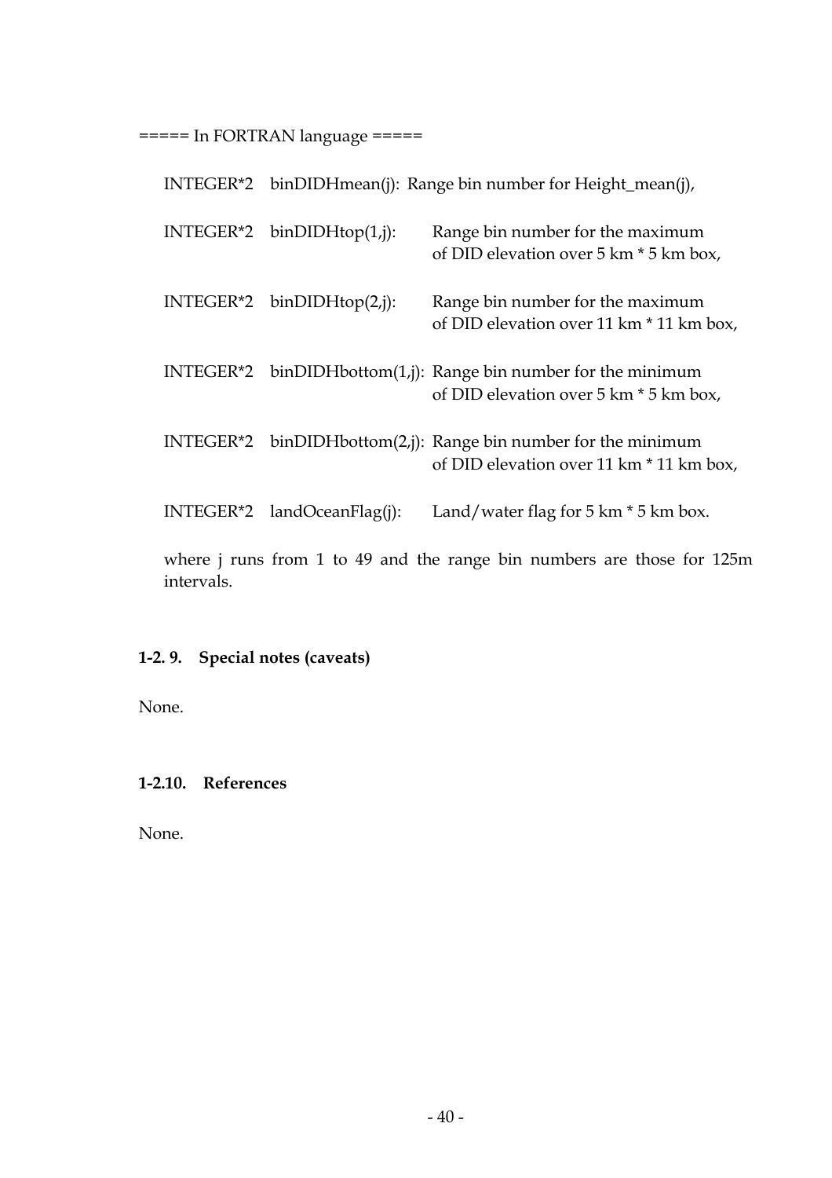===== In FORTRAN language =====

```
INTEGER*2   binDIDHmean(j):  Range bin number for Height_mean(j),

INTEGER*2   binDIDHtop(1,j):      Range bin number for the maximum
                                  of DID elevation over 5 km * 5 km box,

INTEGER*2   binDIDHtop(2,j):      Range bin number for the maximum
                                  of DID elevation over 11 km * 11 km box,

INTEGER*2   binDIDHbottom(1,j):   Range bin number for the minimum
                                  of DID elevation over 5 km * 5 km box,

INTEGER*2   binDIDHbottom(2,j):   Range bin number for the minimum
                                  of DID elevation over 11 km * 11 km box,

INTEGER*2   landOceanFlag(j):     Land/water flag for 5 km * 5 km box.
```

where j runs from 1 to 49 and the range bin numbers are those for 125m intervals.

### 1-2. 9. Special notes (caveats)

None.

### 1-2.10. References

None.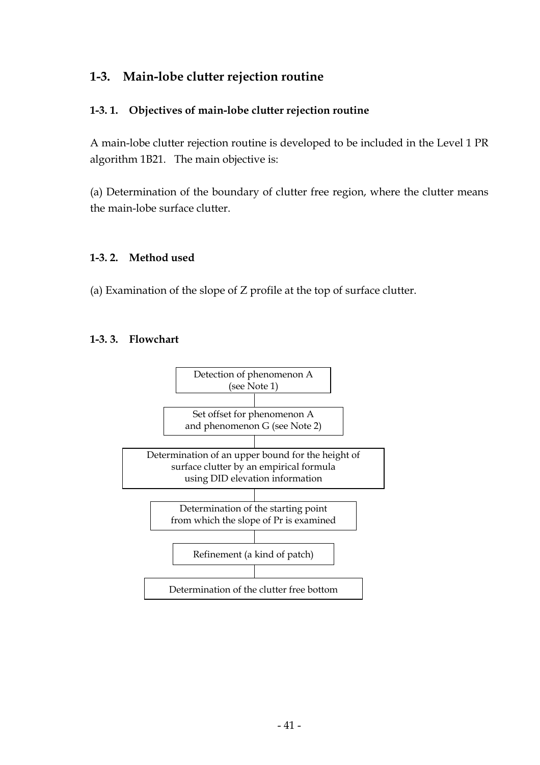## 1-3. Main-lobe clutter rejection routine

### 1-3. 1. Objectives of main-lobe clutter rejection routine

A main-lobe clutter rejection routine is developed to be included in the Level 1 PR algorithm 1B21. The main objective is:

(a) Determination of the boundary of clutter free region, where the clutter means the main-lobe surface clutter.

### 1-3. 2. Method used

(a) Examination of the slope of Z profile at the top of surface clutter.

### 1-3. 3. Flowchart

Detection of phenomenon A (see Note 1)

↓

Set offset for phenomenon A and phenomenon G (see Note 2)

↓

Determination of an upper bound for the height of surface clutter by an empirical formula using DID elevation information

↓

Determination of the starting point from which the slope of Pr is examined

↓

Refinement (a kind of patch)

↓

Determination of the clutter free bottom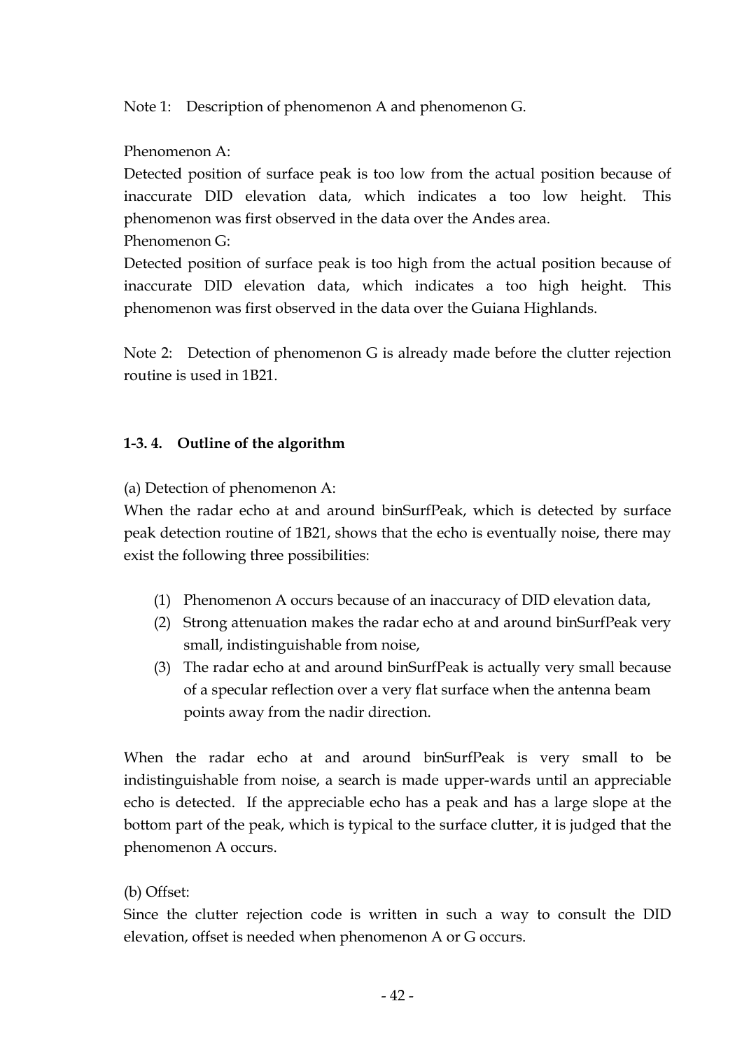Note 1: Description of phenomenon A and phenomenon G.

Phenomenon A:
Detected position of surface peak is too low from the actual position because of inaccurate DID elevation data, which indicates a too low height. This phenomenon was first observed in the data over the Andes area.
Phenomenon G:
Detected position of surface peak is too high from the actual position because of inaccurate DID elevation data, which indicates a too high height. This phenomenon was first observed in the data over the Guiana Highlands.

Note 2: Detection of phenomenon G is already made before the clutter rejection routine is used in 1B21.

### 1-3. 4. Outline of the algorithm

(a) Detection of phenomenon A:
When the radar echo at and around binSurfPeak, which is detected by surface peak detection routine of 1B21, shows that the echo is eventually noise, there may exist the following three possibilities:

1. Phenomenon A occurs because of an inaccuracy of DID elevation data,
2. Strong attenuation makes the radar echo at and around binSurfPeak very small, indistinguishable from noise,
3. The radar echo at and around binSurfPeak is actually very small because of a specular reflection over a very flat surface when the antenna beam points away from the nadir direction.

When the radar echo at and around binSurfPeak is very small to be indistinguishable from noise, a search is made upper-wards until an appreciable echo is detected. If the appreciable echo has a peak and has a large slope at the bottom part of the peak, which is typical to the surface clutter, it is judged that the phenomenon A occurs.

(b) Offset:
Since the clutter rejection code is written in such a way to consult the DID elevation, offset is needed when phenomenon A or G occurs.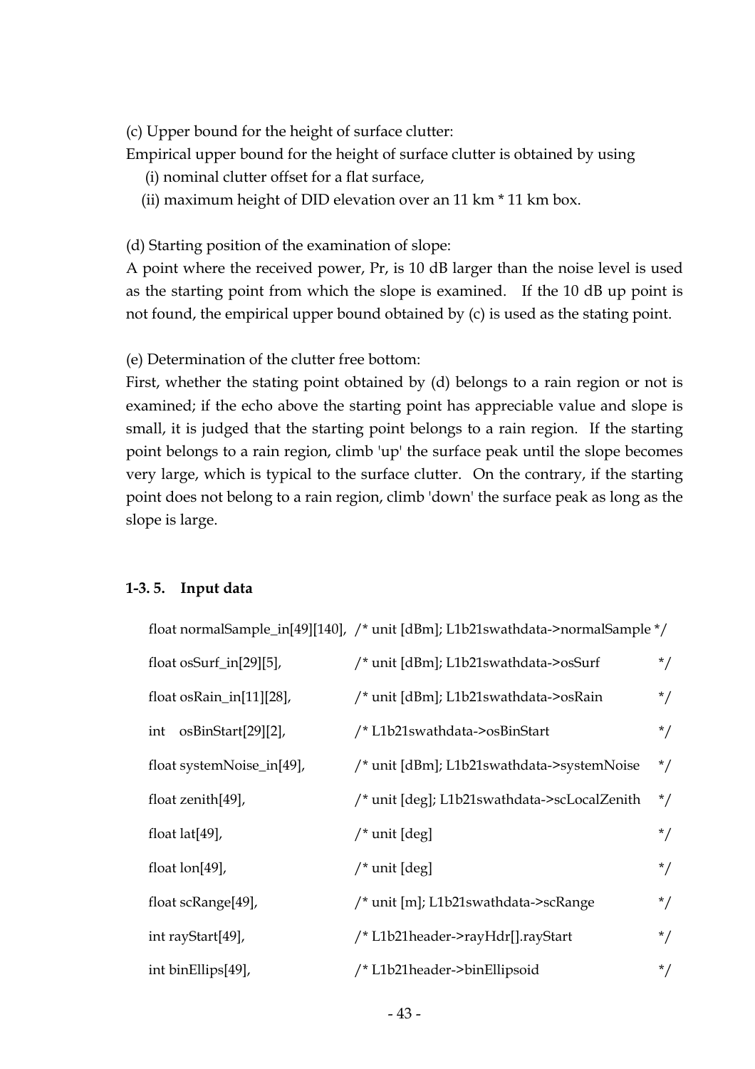(c) Upper bound for the height of surface clutter:

Empirical upper bound for the height of surface clutter is obtained by using

(i) nominal clutter offset for a flat surface,

(ii) maximum height of DID elevation over an 11 km * 11 km box.

(d) Starting position of the examination of slope:

A point where the received power, Pr, is 10 dB larger than the noise level is used as the starting point from which the slope is examined. If the 10 dB up point is not found, the empirical upper bound obtained by (c) is used as the stating point.

(e) Determination of the clutter free bottom:

First, whether the stating point obtained by (d) belongs to a rain region or not is examined; if the echo above the starting point has appreciable value and slope is small, it is judged that the starting point belongs to a rain region. If the starting point belongs to a rain region, climb 'up' the surface peak until the slope becomes very large, which is typical to the surface clutter. On the contrary, if the starting point does not belong to a rain region, climb 'down' the surface peak as long as the slope is large.

### 1-3. 5. Input data

```
float normalSample_in[49][140], /* unit [dBm]; L1b21swathdata->normalSample */
float osSurf_in[29][5],         /* unit [dBm]; L1b21swathdata->osSurf       */
float osRain_in[11][28],        /* unit [dBm]; L1b21swathdata->osRain       */
int   osBinStart[29][2],        /* L1b21swathdata->osBinStart               */
float systemNoise_in[49],       /* unit [dBm]; L1b21swathdata->systemNoise  */
float zenith[49],               /* unit [deg]; L1b21swathdata->scLocalZenith */
float lat[49],                  /* unit [deg]                               */
float lon[49],                  /* unit [deg]                               */
float scRange[49],              /* unit [m]; L1b21swathdata->scRange        */
int rayStart[49],               /* L1b21header->rayHdr[].rayStart           */
int binEllips[49],              /* L1b21header->binEllipsoid                */
```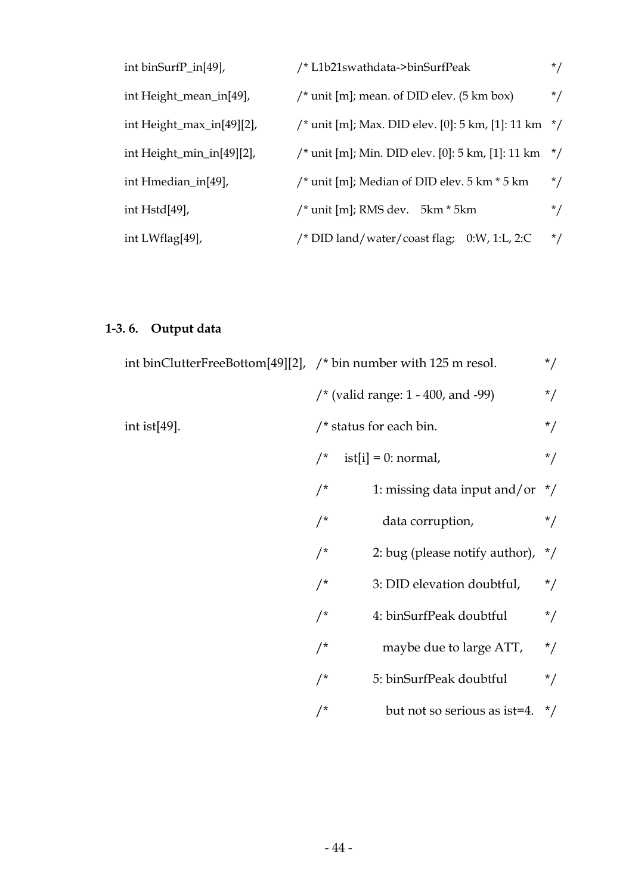```
int binSurfP_in[49],           /* L1b21swathdata->binSurfPeak                   */
int Height_mean_in[49],        /* unit [m]; mean. of DID elev. (5 km box)       */
int Height_max_in[49][2],      /* unit [m]; Max. DID elev. [0]: 5 km, [1]: 11 km */
int Height_min_in[49][2],      /* unit [m]; Min. DID elev. [0]: 5 km, [1]: 11 km */
int Hmedian_in[49],            /* unit [m]; Median of DID elev. 5 km * 5 km     */
int Hstd[49],                  /* unit [m]; RMS dev.    5km * 5km               */
int LWflag[49],                /* DID land/water/coast flag;    0:W, 1:L, 2:C   */
```

### 1-3. 6. Output data

```
int binClutterFreeBottom[49][2], /* bin number with 125 m resol.          */
                                 /* (valid range: 1 - 400, and -99)        */
int ist[49].                     /* status for each bin.                   */
                                 /*    ist[i] = 0: normal,                 */
                                 /*         1: missing data input and/or   */
                                 /*            data corruption,            */
                                 /*         2: bug (please notify author), */
                                 /*         3: DID elevation doubtful,     */
                                 /*         4: binSurfPeak doubtful        */
                                 /*            maybe due to large ATT,     */
                                 /*         5: binSurfPeak doubtful        */
                                 /*            but not so serious as ist=4. */
```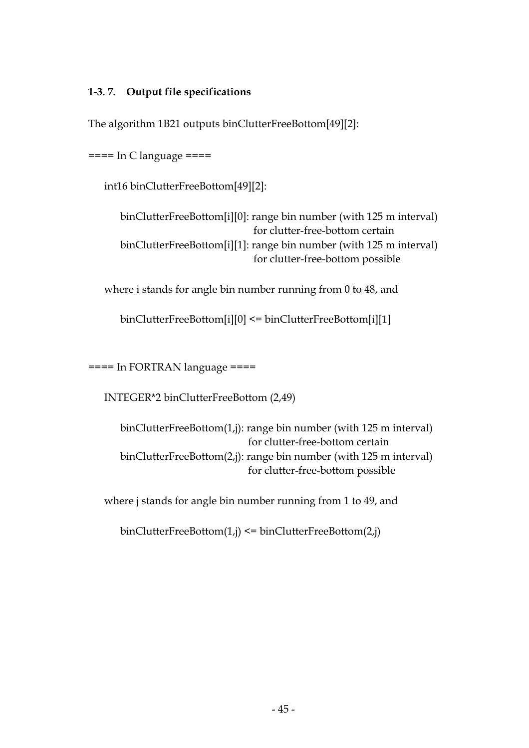### 1-3. 7. Output file specifications

The algorithm 1B21 outputs binClutterFreeBottom[49][2]:

==== In C language ====

int16 binClutterFreeBottom[49][2]:

```
binClutterFreeBottom[i][0]: range bin number (with 125 m interval)
                            for clutter-free-bottom certain
binClutterFreeBottom[i][1]: range bin number (with 125 m interval)
                            for clutter-free-bottom possible
```

where i stands for angle bin number running from 0 to 48, and

```
binClutterFreeBottom[i][0] <= binClutterFreeBottom[i][1]
```

==== In FORTRAN language ====

INTEGER*2 binClutterFreeBottom (2,49)

```
binClutterFreeBottom(1,j): range bin number (with 125 m interval)
                           for clutter-free-bottom certain
binClutterFreeBottom(2,j): range bin number (with 125 m interval)
                           for clutter-free-bottom possible
```

where j stands for angle bin number running from 1 to 49, and

```
binClutterFreeBottom(1,j) <= binClutterFreeBottom(2,j)
```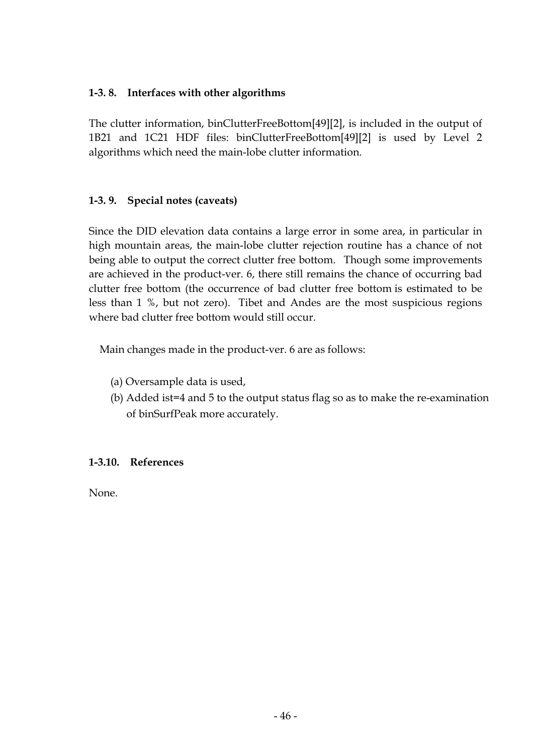### 1-3. 8. Interfaces with other algorithms

The clutter information, binClutterFreeBottom[49][2], is included in the output of 1B21 and 1C21 HDF files: binClutterFreeBottom[49][2] is used by Level 2 algorithms which need the main-lobe clutter information.

### 1-3. 9. Special notes (caveats)

Since the DID elevation data contains a large error in some area, in particular in high mountain areas, the main-lobe clutter rejection routine has a chance of not being able to output the correct clutter free bottom. Though some improvements are achieved in the product-ver. 6, there still remains the chance of occurring bad clutter free bottom (the occurrence of bad clutter free bottom is estimated to be less than 1 %, but not zero). Tibet and Andes are the most suspicious regions where bad clutter free bottom would still occur.

Main changes made in the product-ver. 6 are as follows:

(a) Oversample data is used,
(b) Added ist=4 and 5 to the output status flag so as to make the re-examination of binSurfPeak more accurately.

### 1-3.10. References

None.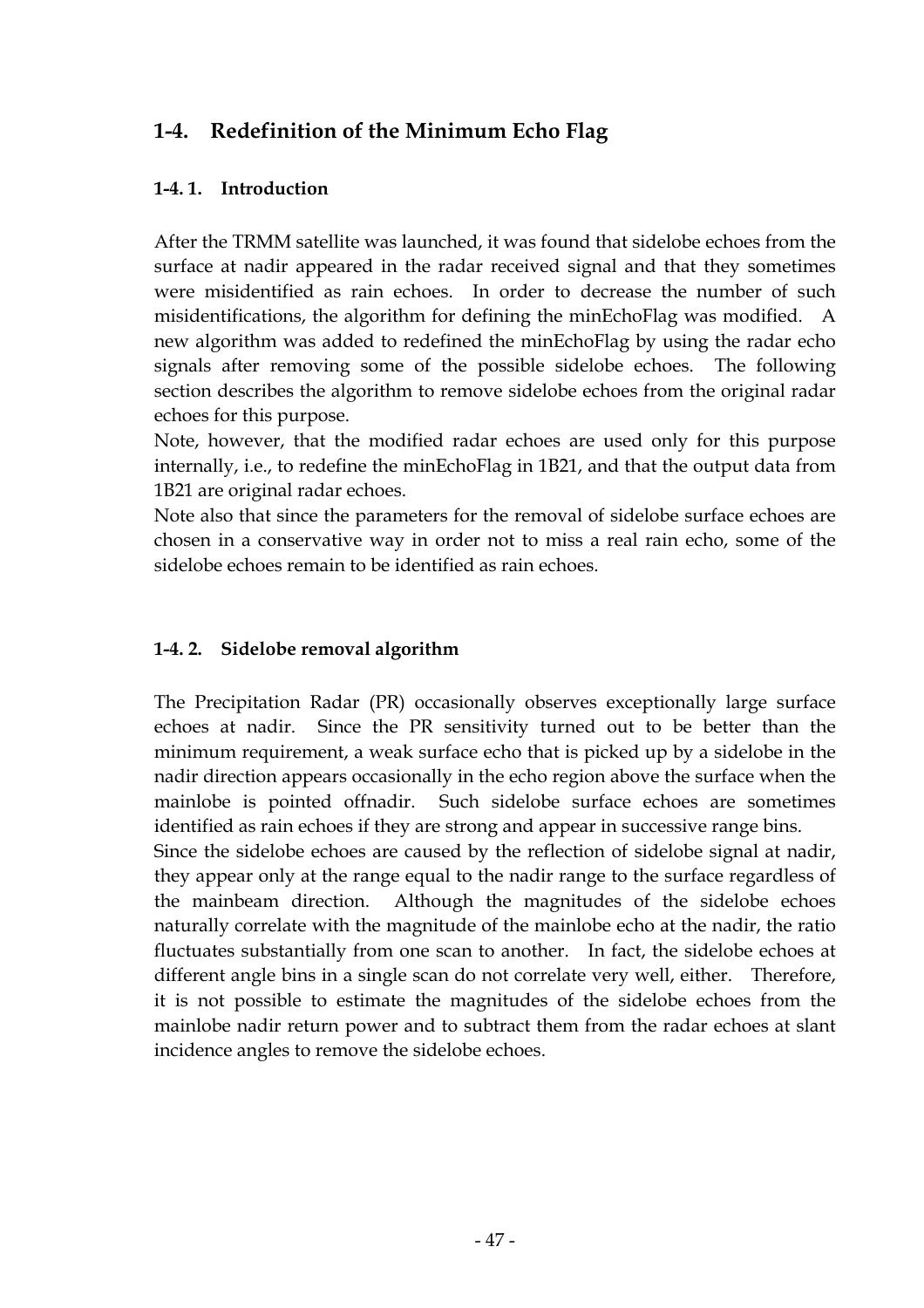## 1-4. Redefinition of the Minimum Echo Flag

### 1-4. 1. Introduction

After the TRMM satellite was launched, it was found that sidelobe echoes from the surface at nadir appeared in the radar received signal and that they sometimes were misidentified as rain echoes. In order to decrease the number of such misidentifications, the algorithm for defining the minEchoFlag was modified. A new algorithm was added to redefined the minEchoFlag by using the radar echo signals after removing some of the possible sidelobe echoes. The following section describes the algorithm to remove sidelobe echoes from the original radar echoes for this purpose.

Note, however, that the modified radar echoes are used only for this purpose internally, i.e., to redefine the minEchoFlag in 1B21, and that the output data from 1B21 are original radar echoes.

Note also that since the parameters for the removal of sidelobe surface echoes are chosen in a conservative way in order not to miss a real rain echo, some of the sidelobe echoes remain to be identified as rain echoes.

### 1-4. 2. Sidelobe removal algorithm

The Precipitation Radar (PR) occasionally observes exceptionally large surface echoes at nadir. Since the PR sensitivity turned out to be better than the minimum requirement, a weak surface echo that is picked up by a sidelobe in the nadir direction appears occasionally in the echo region above the surface when the mainlobe is pointed offnadir. Such sidelobe surface echoes are sometimes identified as rain echoes if they are strong and appear in successive range bins.

Since the sidelobe echoes are caused by the reflection of sidelobe signal at nadir, they appear only at the range equal to the nadir range to the surface regardless of the mainbeam direction. Although the magnitudes of the sidelobe echoes naturally correlate with the magnitude of the mainlobe echo at the nadir, the ratio fluctuates substantially from one scan to another. In fact, the sidelobe echoes at different angle bins in a single scan do not correlate very well, either. Therefore, it is not possible to estimate the magnitudes of the sidelobe echoes from the mainlobe nadir return power and to subtract them from the radar echoes at slant incidence angles to remove the sidelobe echoes.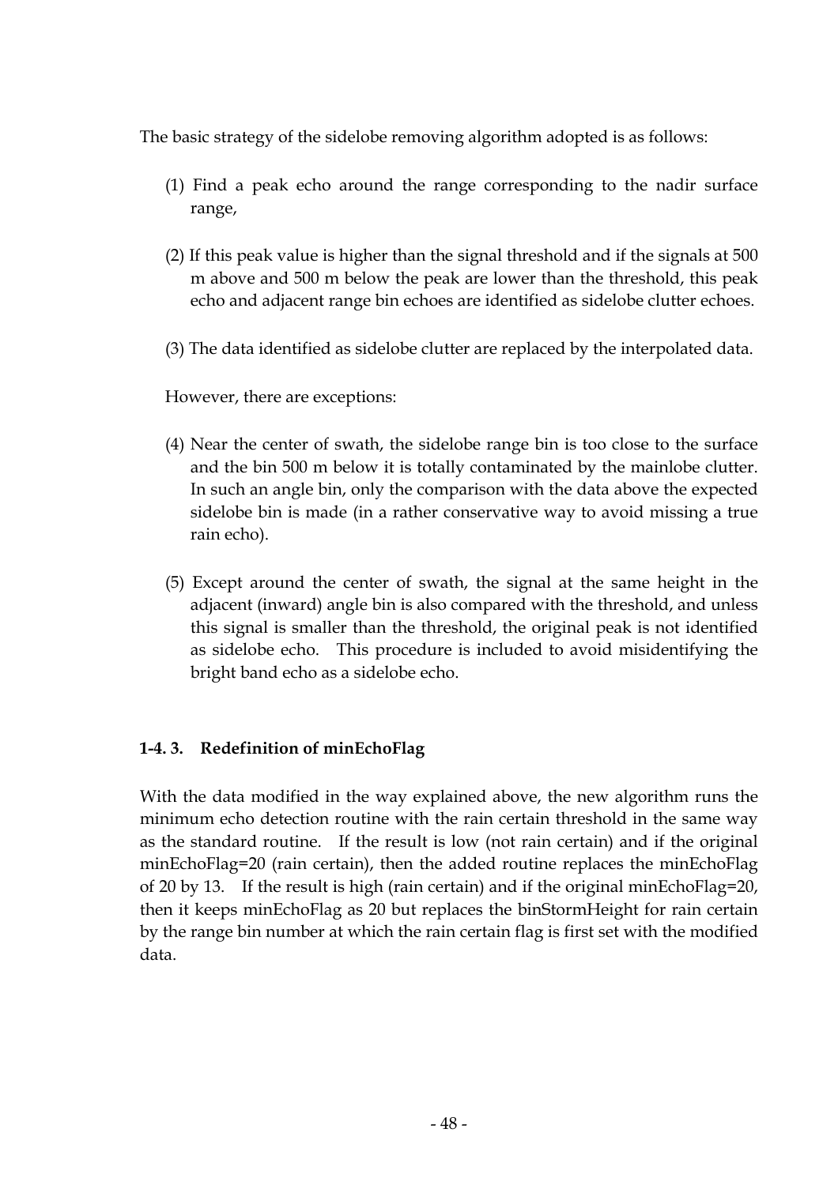The basic strategy of the sidelobe removing algorithm adopted is as follows:

(1) Find a peak echo around the range corresponding to the nadir surface range,

(2) If this peak value is higher than the signal threshold and if the signals at 500 m above and 500 m below the peak are lower than the threshold, this peak echo and adjacent range bin echoes are identified as sidelobe clutter echoes.

(3) The data identified as sidelobe clutter are replaced by the interpolated data.

However, there are exceptions:

(4) Near the center of swath, the sidelobe range bin is too close to the surface and the bin 500 m below it is totally contaminated by the mainlobe clutter. In such an angle bin, only the comparison with the data above the expected sidelobe bin is made (in a rather conservative way to avoid missing a true rain echo).

(5) Except around the center of swath, the signal at the same height in the adjacent (inward) angle bin is also compared with the threshold, and unless this signal is smaller than the threshold, the original peak is not identified as sidelobe echo. This procedure is included to avoid misidentifying the bright band echo as a sidelobe echo.

### 1-4. 3. Redefinition of minEchoFlag

With the data modified in the way explained above, the new algorithm runs the minimum echo detection routine with the rain certain threshold in the same way as the standard routine. If the result is low (not rain certain) and if the original minEchoFlag=20 (rain certain), then the added routine replaces the minEchoFlag of 20 by 13. If the result is high (rain certain) and if the original minEchoFlag=20, then it keeps minEchoFlag as 20 but replaces the binStormHeight for rain certain by the range bin number at which the rain certain flag is first set with the modified data.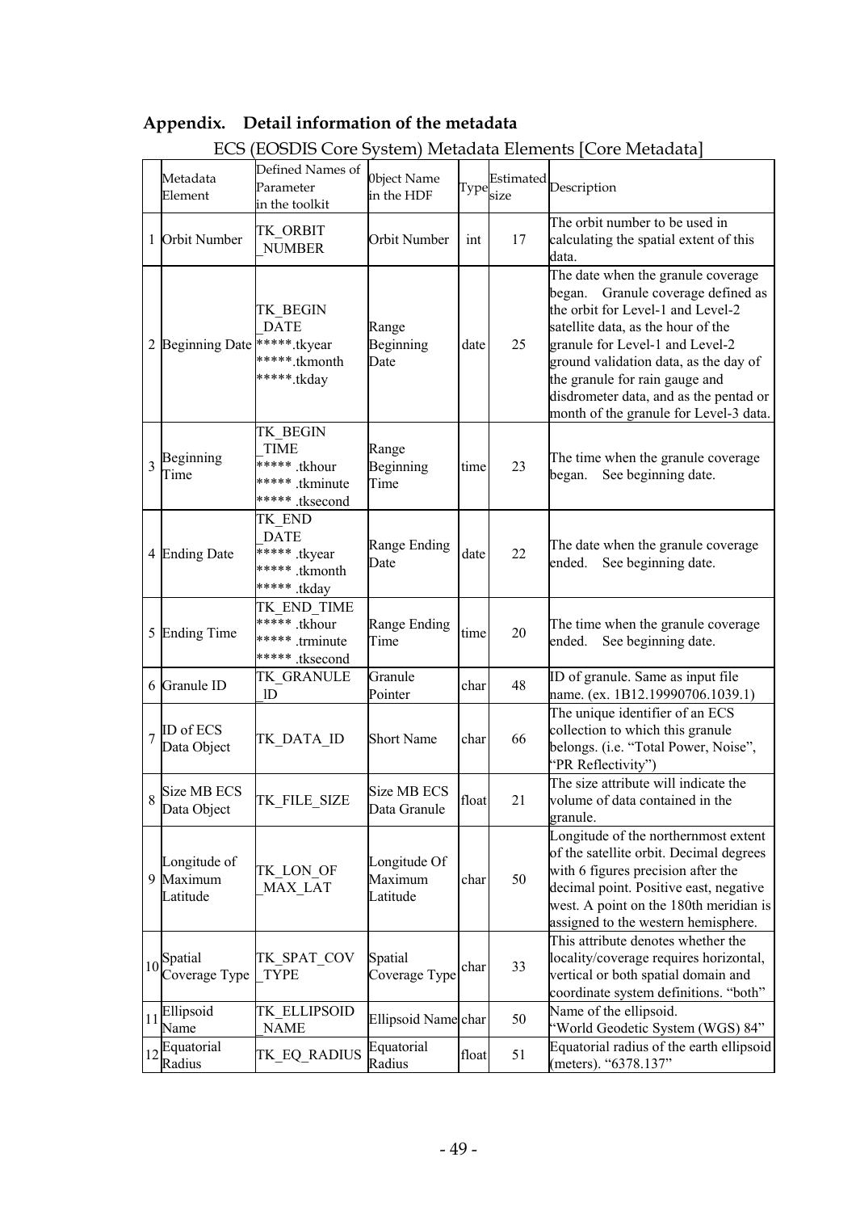## Appendix. Detail information of the metadata

ECS (EOSDIS Core System) Metadata Elements [Core Metadata]

| | Metadata Element | Defined Names of Parameter in the toolkit | 0bject Name in the HDF | Type | Estimated size | Description |
|---|---|---|---|---|---|---|
| 1 | Orbit Number | TK_ORBIT _NUMBER | Orbit Number | int | 17 | The orbit number to be used in calculating the spatial extent of this data. |
| 2 | Beginning Date | TK_BEGIN _DATE *****.tkyear *****.tkmonth *****.tkday | Range Beginning Date | date | 25 | The date when the granule coverage began. Granule coverage defined as the orbit for Level-1 and Level-2 satellite data, as the hour of the granule for Level-1 and Level-2 ground validation data, as the day of the granule for rain gauge and disdrometer data, and as the pentad or month of the granule for Level-3 data. |
| 3 | Beginning Time | TK_BEGIN _TIME ***** .tkhour ***** .tkminute ***** .tksecond | Range Beginning Time | time | 23 | The time when the granule coverage began. See beginning date. |
| 4 | Ending Date | TK_END _DATE ***** .tkyear ***** .tkmonth ***** .tkday | Range Ending Date | date | 22 | The date when the granule coverage ended. See beginning date. |
| 5 | Ending Time | TK_END_TIME ***** .tkhour ***** .trminute ***** .tksecond | Range Ending Time | time | 20 | The time when the granule coverage ended. See beginning date. |
| 6 | Granule ID | TK_GRANULE _ID | Granule Pointer | char | 48 | ID of granule. Same as input file name. (ex. 1B12.19990706.1039.1) |
| 7 | ID of ECS Data Object | TK_DATA_ID | Short Name | char | 66 | The unique identifier of an ECS collection to which this granule belongs. (i.e. "Total Power, Noise", "PR Reflectivity") |
| 8 | Size MB ECS Data Object | TK_FILE_SIZE | Size MB ECS Data Granule | float | 21 | The size attribute will indicate the volume of data contained in the granule. |
| 9 | Longitude of Maximum Latitude | TK_LON_OF _MAX_LAT | Longitude Of Maximum Latitude | char | 50 | Longitude of the northernmost extent of the satellite orbit. Decimal degrees with 6 figures precision after the decimal point. Positive east, negative west. A point on the 180th meridian is assigned to the western hemisphere. |
| 10 | Spatial Coverage Type | TK_SPAT_COV _TYPE | Spatial Coverage Type | char | 33 | This attribute denotes whether the locality/coverage requires horizontal, vertical or both spatial domain and coordinate system definitions. "both" |
| 11 | Ellipsoid Name | TK_ELLIPSOID _NAME | Ellipsoid Name | char | 50 | Name of the ellipsoid. "World Geodetic System (WGS) 84" |
| 12 | Equatorial Radius | TK_EQ_RADIUS | Equatorial Radius | float | 51 | Equatorial radius of the earth ellipsoid (meters). "6378.137" |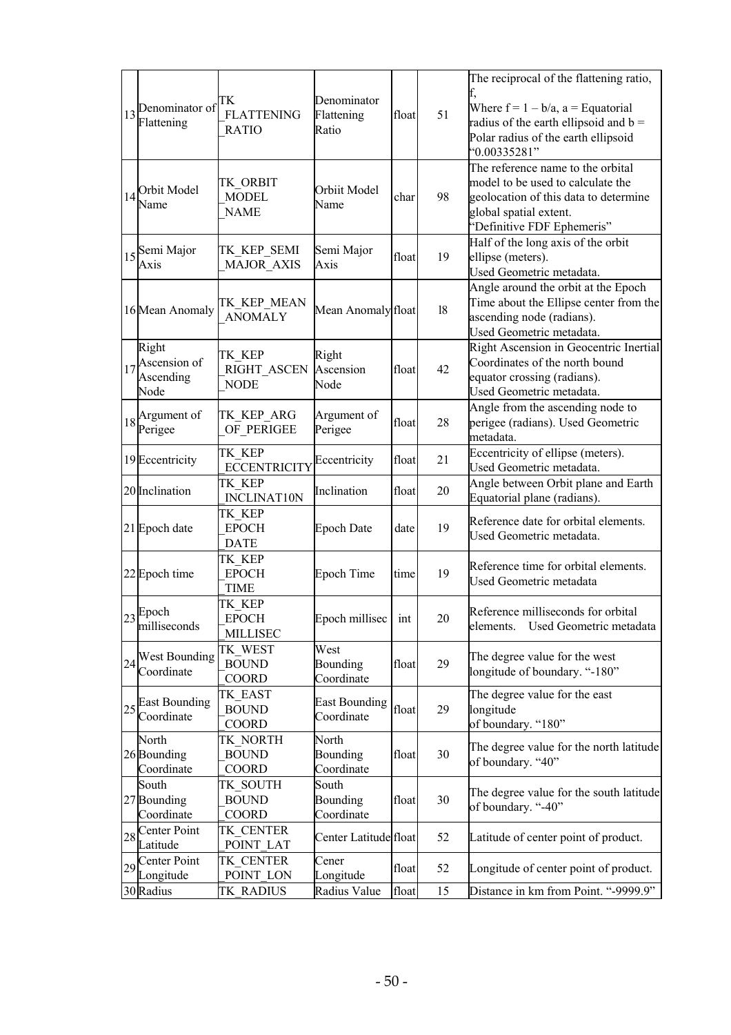| 13 | Denominator of Flattening | TK_FLATTENING_RATIO | Denominator Flattening Ratio | float | 51 | The reciprocal of the flattening ratio, f, Where f = 1 – b/a, a = Equatorial radius of the earth ellipsoid and b = Polar radius of the earth ellipsoid "0.00335281" |
|---|---|---|---|---|---|---|
| 14 | Orbit Model Name | TK_ORBIT_MODEL_NAME | Orbiit Model Name | char | 98 | The reference name to the orbital model to be used to calculate the geolocation of this data to determine global spatial extent. "Definitive FDF Ephemeris" |
| 15 | Semi Major Axis | TK_KEP_SEMI_MAJOR_AXIS | Semi Major Axis | float | 19 | Half of the long axis of the orbit ellipse (meters). Used Geometric metadata. |
| 16 | Mean Anomaly | TK_KEP_MEAN_ANOMALY | Mean Anomaly | float | 18 | Angle around the orbit at the Epoch Time about the Ellipse center from the ascending node (radians). Used Geometric metadata. |
| 17 | Right Ascension of Ascending Node | TK_KEP_RIGHT_ASCEN_NODE | Right Ascension Node | float | 42 | Right Ascension in Geocentric Inertial Coordinates of the north bound equator crossing (radians). Used Geometric metadata. |
| 18 | Argument of Perigee | TK_KEP_ARG_OF_PERIGEE | Argument of Perigee | float | 28 | Angle from the ascending node to perigee (radians). Used Geometric metadata. |
| 19 | Eccentricity | TK_KEP_ECCENTRICITY | Eccentricity | float | 21 | Eccentricity of ellipse (meters). Used Geometric metadata. |
| 20 | Inclination | TK_KEP_INCLINAT10N | Inclination | float | 20 | Angle between Orbit plane and Earth Equatorial plane (radians). |
| 21 | Epoch date | TK_KEP_EPOCH_DATE | Epoch Date | date | 19 | Reference date for orbital elements. Used Geometric metadata. |
| 22 | Epoch time | TK_KEP_EPOCH_TIME | Epoch Time | time | 19 | Reference time for orbital elements. Used Geometric metadata |
| 23 | Epoch milliseconds | TK_KEP_EPOCH_MILLISEC | Epoch millisec | int | 20 | Reference milliseconds for orbital elements. Used Geometric metadata |
| 24 | West Bounding Coordinate | TK_WEST_BOUND_COORD | West Bounding Coordinate | float | 29 | The degree value for the west longitude of boundary. "-180" |
| 25 | East Bounding Coordinate | TK_EAST_BOUND_COORD | East Bounding Coordinate | float | 29 | The degree value for the east longitude of boundary. "180" |
| 26 | North Bounding Coordinate | TK_NORTH_BOUND_COORD | North Bounding Coordinate | float | 30 | The degree value for the north latitude of boundary. "40" |
| 27 | South Bounding Coordinate | TK_SOUTH_BOUND_COORD | South Bounding Coordinate | float | 30 | The degree value for the south latitude of boundary. "-40" |
| 28 | Center Point Latitude | TK_CENTER_POINT_LAT | Center Latitude | float | 52 | Latitude of center point of product. |
| 29 | Center Point Longitude | TK_CENTER_POINT_LON | Cener Longitude | float | 52 | Longitude of center point of product. |
| 30 | Radius | TK_RADIUS | Radius Value | float | 15 | Distance in km from Point. "-9999.9" |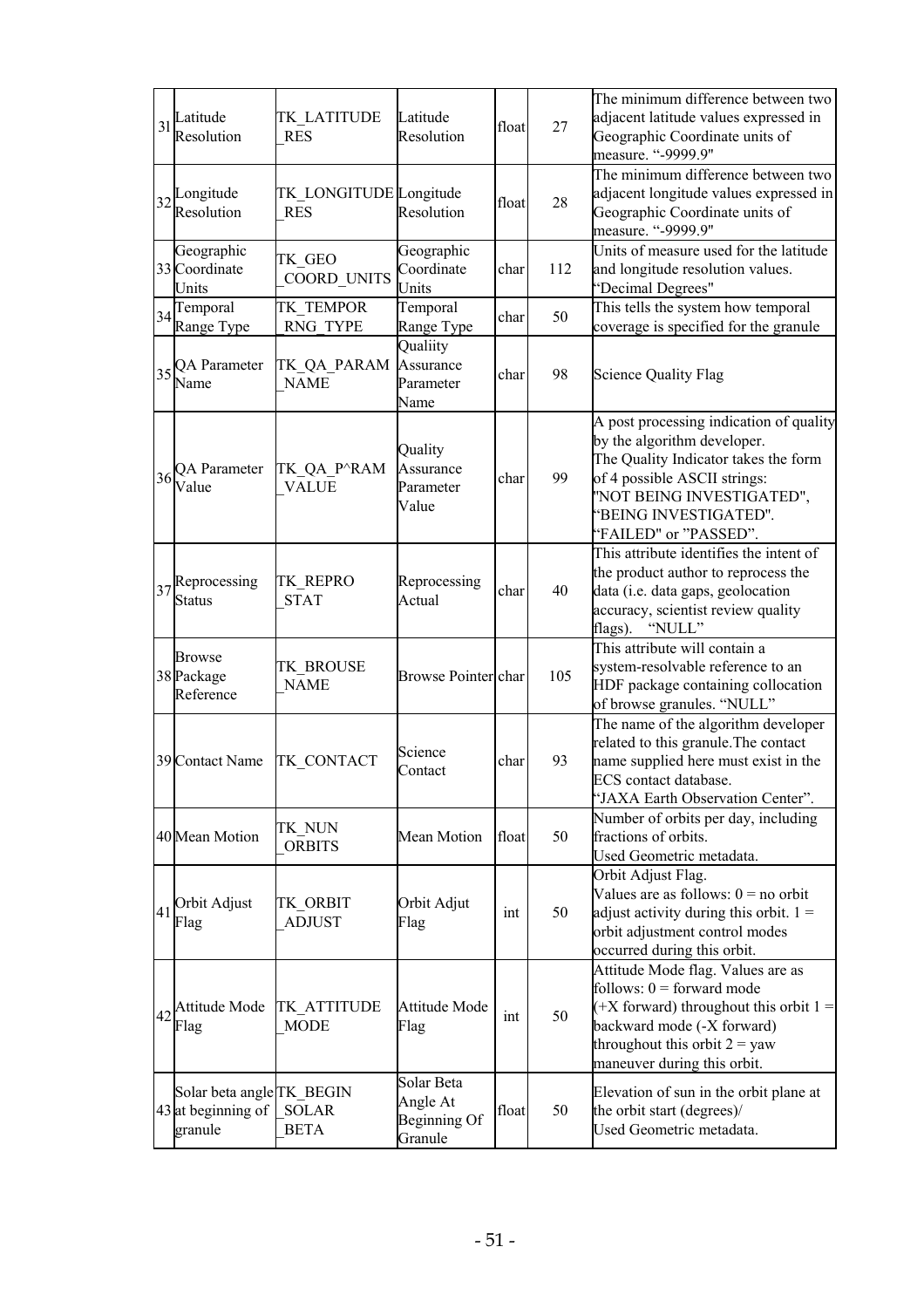| 31 | Latitude Resolution | TK_LATITUDE_RES | Latitude Resolution | float | 27 | The minimum difference between two adjacent latitude values expressed in Geographic Coordinate units of measure. “-9999.9" |
|---|---|---|---|---|---|---|
| 32 | Longitude Resolution | TK_LONGITUDE_RES | Longitude Resolution | float | 28 | The minimum difference between two adjacent longitude values expressed in Geographic Coordinate units of measure. “-9999.9" |
| 33 | Geographic Coordinate Units | TK_GEO_COORD_UNITS | Geographic Coordinate Units | char | 112 | Units of measure used for the latitude and longitude resolution values. “Decimal Degrees" |
| 34 | Temporal Range Type | TK_TEMPOR_RNG_TYPE | Temporal Range Type | char | 50 | This tells the system how temporal coverage is specified for the granule |
| 35 | QA Parameter Name | TK_QA_PARAM_NAME | Qualiity Assurance Parameter Name | char | 98 | Science Quality Flag |
| 36 | QA Parameter Value | TK_QA_P^RAM_VALUE | Quality Assurance Parameter Value | char | 99 | A post processing indication of quality by the algorithm developer. The Quality Indicator takes the form of 4 possible ASCII strings: "NOT BEING INVESTIGATED", “BEING INVESTIGATED". “FAILED" or "PASSED". |
| 37 | Reprocessing Status | TK_REPRO_STAT | Reprocessing Actual | char | 40 | This attribute identifies the intent of the product author to reprocess the data (i.e. data gaps, geolocation accuracy, scientist review quality flags). “NULL” |
| 38 | Browse Package Reference | TK_BROUSE_NAME | Browse Pointer | char | 105 | This attribute will contain a system-resolvable reference to an HDF package containing collocation of browse granules. “NULL” |
| 39 | Contact Name | TK_CONTACT | Science Contact | char | 93 | The name of the algorithm developer related to this granule.The contact name supplied here must exist in the ECS contact database. “JAXA Earth Observation Center”. |
| 40 | Mean Motion | TK_NUN_ORBITS | Mean Motion | float | 50 | Number of orbits per day, including fractions of orbits. Used Geometric metadata. |
| 41 | Orbit Adjust Flag | TK_ORBIT_ADJUST | Orbit Adjut Flag | int | 50 | Orbit Adjust Flag. Values are as follows: 0 = no orbit adjust activity during this orbit. 1 = orbit adjustment control modes occurred during this orbit. |
| 42 | Attitude Mode Flag | TK_ATTITUDE_MODE | Attitude Mode Flag | int | 50 | Attitude Mode flag. Values are as follows: 0 = forward mode (+X forward) throughout this orbit 1 = backward mode (-X forward) throughout this orbit 2 = yaw maneuver during this orbit. |
| 43 | Solar beta angle at beginning of granule | TK_BEGIN_SOLAR_BETA | Solar Beta Angle At Beginning Of Granule | float | 50 | Elevation of sun in the orbit plane at the orbit start (degrees)/ Used Geometric metadata. |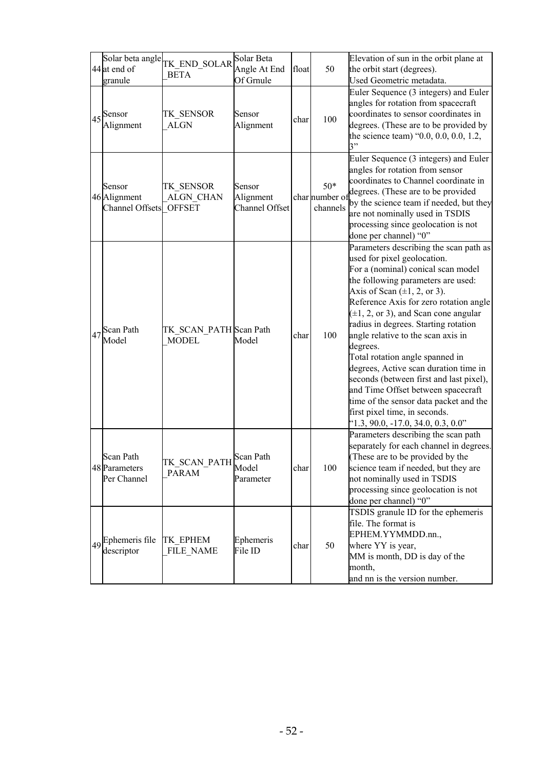| 44 | Solar beta angle at end of granule | TK_END_SOLAR_BETA | Solar Beta Angle At End Of Grnule | float | 50 | Elevation of sun in the orbit plane at the orbit start (degrees). Used Geometric metadata. |
|---|---|---|---|---|---|---|
| 45 | Sensor Alignment | TK_SENSOR_ALGN | Sensor Alignment | char | 100 | Euler Sequence (3 integers) and Euler angles for rotation from spacecraft coordinates to sensor coordinates in degrees. (These are to be provided by the science team) "0.0, 0.0, 0.0, 1.2, 3" |
| 46 | Sensor Alignment Channel Offsets | TK_SENSOR_ALGN_CHAN_OFFSET | Sensor Alignment Channel Offset | char | 50* number of channels | Euler Sequence (3 integers) and Euler angles for rotation from sensor coordinates to Channel coordinate in degrees. (These are to be provided by the science team if needed, but they are not nominally used in TSDIS processing since geolocation is not done per channel) "0" |
| 47 | Scan Path Model | TK_SCAN_PATH_MODEL | Scan Path Model | char | 100 | Parameters describing the scan path as used for pixel geolocation. For a (nominal) conical scan model the following parameters are used: Axis of Scan (±1, 2, or 3). Reference Axis for zero rotation angle (±1, 2, or 3), and Scan cone angular radius in degrees. Starting rotation angle relative to the scan axis in degrees. Total rotation angle spanned in degrees, Active scan duration time in seconds (between first and last pixel), and Time Offset between spacecraft time of the sensor data packet and the first pixel time, in seconds. "1.3, 90.0, -17.0, 34.0, 0.3, 0.0" |
| 48 | Scan Path Parameters Per Channel | TK_SCAN_PATH_PARAM | Scan Path Model Parameter | char | 100 | Parameters describing the scan path separately for each channel in degrees. (These are to be provided by the science team if needed, but they are not nominally used in TSDIS processing since geolocation is not done per channel) "0" |
| 49 | Ephemeris file descriptor | TK_EPHEM_FILE_NAME | Ephemeris File ID | char | 50 | TSDIS granule ID for the ephemeris file. The format is EPHEM.YYMMDD.nn., where YY is year, MM is month, DD is day of the month, and nn is the version number. |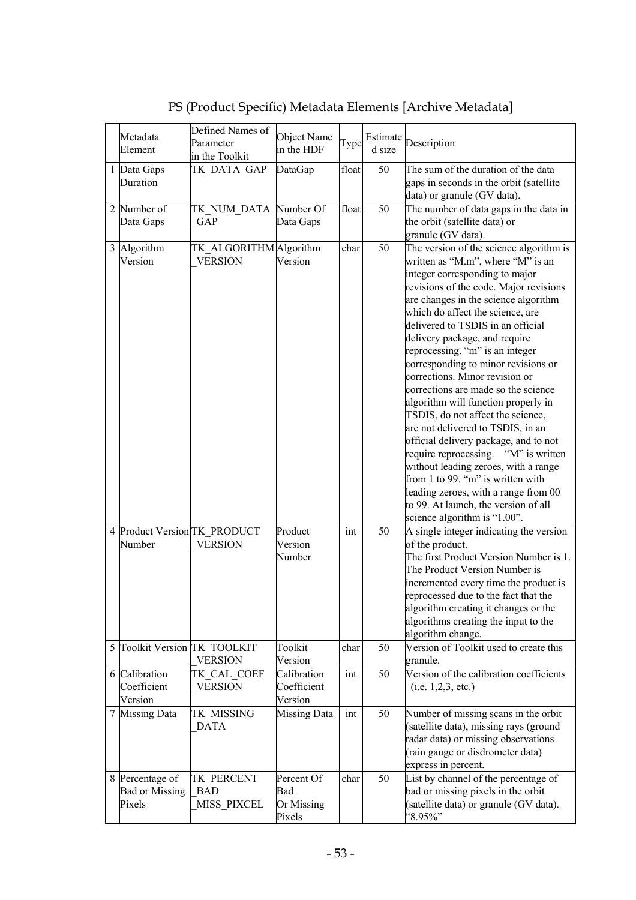# PS (Product Specific) Metadata Elements [Archive Metadata]

| | Metadata Element | Defined Names of Parameter in the Toolkit | Object Name in the HDF | Type | Estimated size | Description |
|---|---|---|---|---|---|---|
| 1 | Data Gaps Duration | TK_DATA_GAP | DataGap | float | 50 | The sum of the duration of the data gaps in seconds in the orbit (satellite data) or granule (GV data). |
| 2 | Number of Data Gaps | TK_NUM_DATA_GAP | Number Of Data Gaps | float | 50 | The number of data gaps in the data in the orbit (satellite data) or granule (GV data). |
| 3 | Algorithm Version | TK_ALGORITHM_VERSION | Algorithm Version | char | 50 | The version of the science algorithm is written as "M.m", where "M" is an integer corresponding to major revisions of the code. Major revisions are changes in the science algorithm which do affect the science, are delivered to TSDIS in an official delivery package, and require reprocessing. "m" is an integer corresponding to minor revisions or corrections. Minor revision or corrections are made so the science algorithm will function properly in TSDIS, do not affect the science, are not delivered to TSDIS, in an official delivery package, and to not require reprocessing. "M" is written without leading zeroes, with a range from 1 to 99. "m" is written with leading zeroes, with a range from 00 to 99. At launch, the version of all science algorithm is "1.00". |
| 4 | Product Version Number | TK_PRODUCT_VERSION | Product Version Number | int | 50 | A single integer indicating the version of the product. The first Product Version Number is 1. The Product Version Number is incremented every time the product is reprocessed due to the fact that the algorithm creating it changes or the algorithms creating the input to the algorithm change. |
| 5 | Toolkit Version | TK_TOOLKIT_VERSION | Toolkit Version | char | 50 | Version of Toolkit used to create this granule. |
| 6 | Calibration Coefficient Version | TK_CAL_COEF_VERSION | Calibration Coefficient Version | int | 50 | Version of the calibration coefficients (i.e. 1,2,3, etc.) |
| 7 | Missing Data | TK_MISSING_DATA | Missing Data | int | 50 | Number of missing scans in the orbit (satellite data), missing rays (ground radar data) or missing observations (rain gauge or disdrometer data) express in percent. |
| 8 | Percentage of Bad or Missing Pixels | TK_PERCENT_BAD_MISS_PIXCEL | Percent Of Bad Or Missing Pixels | char | 50 | List by channel of the percentage of bad or missing pixels in the orbit (satellite data) or granule (GV data). "8.95%" |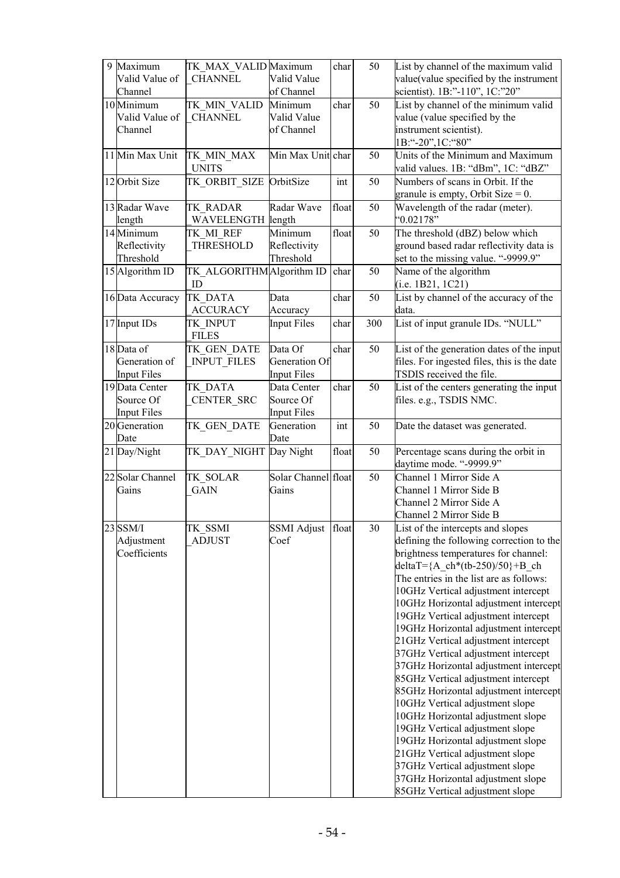| 9 | Maximum Valid Value of Channel | TK_MAX_VALID_CHANNEL | Maximum Valid Value of Channel | char | 50 | List by channel of the maximum valid value(value specified by the instrument scientist). 1B:"-110", 1C:"20" |
|---|---|---|---|---|---|---|
| 10 | Minimum Valid Value of Channel | TK_MIN_VALID_CHANNEL | Minimum Valid Value of Channel | char | 50 | List by channel of the minimum valid value (value specified by the instrument scientist). 1B:"-20",1C:"80" |
| 11 | Min Max Unit | TK_MIN_MAX_UNITS | Min Max Unit | char | 50 | Units of the Minimum and Maximum valid values. 1B: "dBm", 1C: "dBZ" |
| 12 | Orbit Size | TK_ORBIT_SIZE | OrbitSize | int | 50 | Numbers of scans in Orbit. If the granule is empty, Orbit Size = 0. |
| 13 | Radar Wave length | TK_RADAR_WAVELENGTH | Radar Wave length | float | 50 | Wavelength of the radar (meter). "0.02178" |
| 14 | Minimum Reflectivity Threshold | TK_MI_REF_THRESHOLD | Minimum Reflectivity Threshold | float | 50 | The threshold (dBZ) below which ground based radar reflectivity data is set to the missing value. "-9999.9" |
| 15 | Algorithm ID | TK_ALGORITHM_ID | Algorithm ID | char | 50 | Name of the algorithm (i.e. 1B21, 1C21) |
| 16 | Data Accuracy | TK_DATA_ACCURACY | Data Accuracy | char | 50 | List by channel of the accuracy of the data. |
| 17 | Input IDs | TK_INPUT_FILES | Input Files | char | 300 | List of input granule IDs. "NULL" |
| 18 | Data of Generation of Input Files | TK_GEN_DATE_INPUT_FILES | Data Of Generation Of Input Files | char | 50 | List of the generation dates of the input files. For ingested files, this is the date TSDIS received the file. |
| 19 | Data Center Source Of Input Files | TK_DATA_CENTER_SRC | Data Center Source Of Input Files | char | 50 | List of the centers generating the input files. e.g., TSDIS NMC. |
| 20 | Generation Date | TK_GEN_DATE | Generation Date | int | 50 | Date the dataset was generated. |
| 21 | Day/Night | TK_DAY_NIGHT | Day Night | float | 50 | Percentage scans during the orbit in daytime mode. "-9999.9" |
| 22 | Solar Channel Gains | TK_SOLAR_GAIN | Solar Channel Gains | float | 50 | Channel 1 Mirror Side A<br>Channel 1 Mirror Side B<br>Channel 2 Mirror Side A<br>Channel 2 Mirror Side B |
| 23 | SSM/I Adjustment Coefficients | TK_SSMI_ADJUST | SSMI Adjust Coef | float | 30 | List of the intercepts and slopes defining the following correction to the brightness temperatures for channel: deltaT={A_ch*(tb-250)/50}+B_ch<br>The entries in the list are as follows:<br>10GHz Vertical adjustment intercept<br>10GHz Horizontal adjustment intercept<br>19GHz Vertical adjustment intercept<br>19GHz Horizontal adjustment intercept<br>21GHz Vertical adjustment intercept<br>37GHz Vertical adjustment intercept<br>37GHz Horizontal adjustment intercept<br>85GHz Vertical adjustment intercept<br>85GHz Horizontal adjustment intercept<br>10GHz Vertical adjustment slope<br>10GHz Horizontal adjustment slope<br>19GHz Vertical adjustment slope<br>19GHz Horizontal adjustment slope<br>21GHz Vertical adjustment slope<br>37GHz Vertical adjustment slope<br>37GHz Horizontal adjustment slope<br>85GHz Vertical adjustment slope |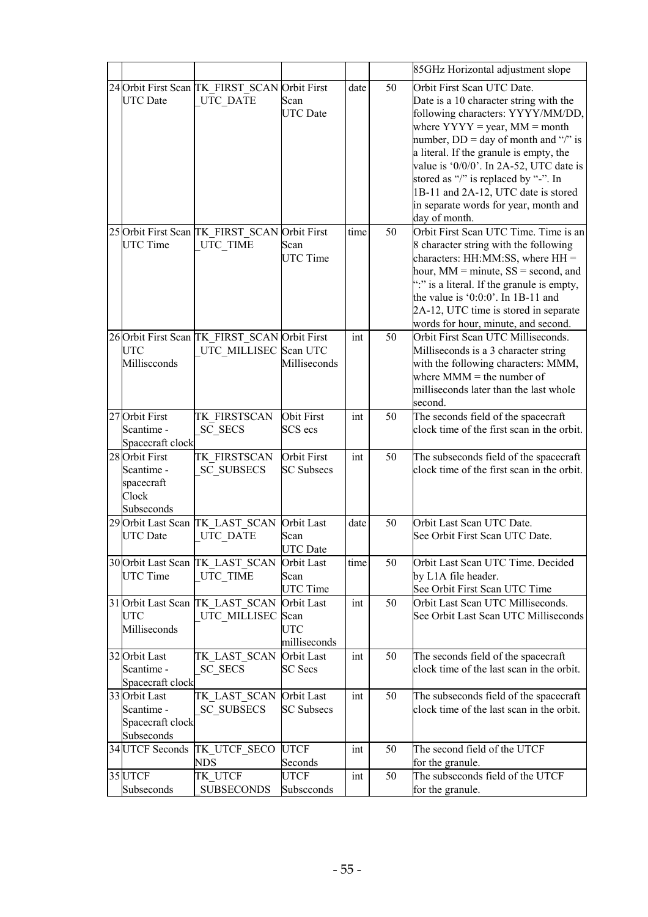| | | | | | | 85GHz Horizontal adjustment slope |
|---|---|---|---|---|---|---|
| 24 | Orbit First Scan UTC Date | TK_FIRST_SCAN_UTC_DATE | Orbit First Scan UTC Date | date | 50 | Orbit First Scan UTC Date. Date is a 10 character string with the following characters: YYYY/MM/DD, where YYYY = year, MM = month number, DD = day of month and "/" is a literal. If the granule is empty, the value is '0/0/0'. In 2A-52, UTC date is stored as "/" is replaced by "-". In 1B-11 and 2A-12, UTC date is stored in separate words for year, month and day of month. |
| 25 | Orbit First Scan UTC Time | TK_FIRST_SCAN_UTC_TIME | Orbit First Scan UTC Time | time | 50 | Orbit First Scan UTC Time. Time is an 8 character string with the following characters: HH:MM:SS, where HH = hour, MM = minute, SS = second, and ":" is a literal. If the granule is empty, the value is '0:0:0'. In 1B-11 and 2A-12, UTC time is stored in separate words for hour, minute, and second. |
| 26 | Orbit First Scan UTC Millisconds | TK_FIRST_SCAN_UTC_MILLISEC | Orbit First Scan UTC Milliseconds | int | 50 | Orbit First Scan UTC Milliseconds. Milliseconds is a 3 character string with the following characters: MMM, where MMM = the number of milliseconds later than the last whole second. |
| 27 | Orbit First Scantime - Spacecraft clock | TK_FIRSTSCAN_SC_SECS | Obit First SCS ecs | int | 50 | The seconds field of the spacecraft clock time of the first scan in the orbit. |
| 28 | Orbit First Scantime - spacecraft Clock Subseconds | TK_FIRSTSCAN_SC_SUBSECS | Orbit First SC Subsecs | int | 50 | The subseconds field of the spacecraft clock time of the first scan in the orbit. |
| 29 | Orbit Last Scan UTC Date | TK_LAST_SCAN_UTC_DATE | Orbit Last Scan UTC Date | date | 50 | Orbit Last Scan UTC Date. See Orbit First Scan UTC Date. |
| 30 | Orbit Last Scan UTC Time | TK_LAST_SCAN_UTC_TIME | Orbit Last Scan UTC Time | time | 50 | Orbit Last Scan UTC Time. Decided by L1A file header. See Orbit First Scan UTC Time |
| 31 | Orbit Last Scan UTC Milliseconds | TK_LAST_SCAN_UTC_MILLISEC | Orbit Last Scan UTC milliseconds | int | 50 | Orbit Last Scan UTC Milliseconds. See Orbit Last Scan UTC Milliseconds |
| 32 | Orbit Last Scantime - Spacecraft clock | TK_LAST_SCAN_SC_SECS | Orbit Last SC Secs | int | 50 | The seconds field of the spacecraft clock time of the last scan in the orbit. |
| 33 | Orbit Last Scantime - Spacecraft clock Subseconds | TK_LAST_SCAN_SC_SUBSECS | Orbit Last SC Subsecs | int | 50 | The subseconds field of the spacecraft clock time of the last scan in the orbit. |
| 34 | UTCF Seconds | TK_UTCF_SECONDS | UTCF Seconds | int | 50 | The second field of the UTCF for the granule. |
| 35 | UTCF Subseconds | TK_UTCF_SUBSECONDS | UTCF Subsconds | int | 50 | The subsconds field of the UTCF for the granule. |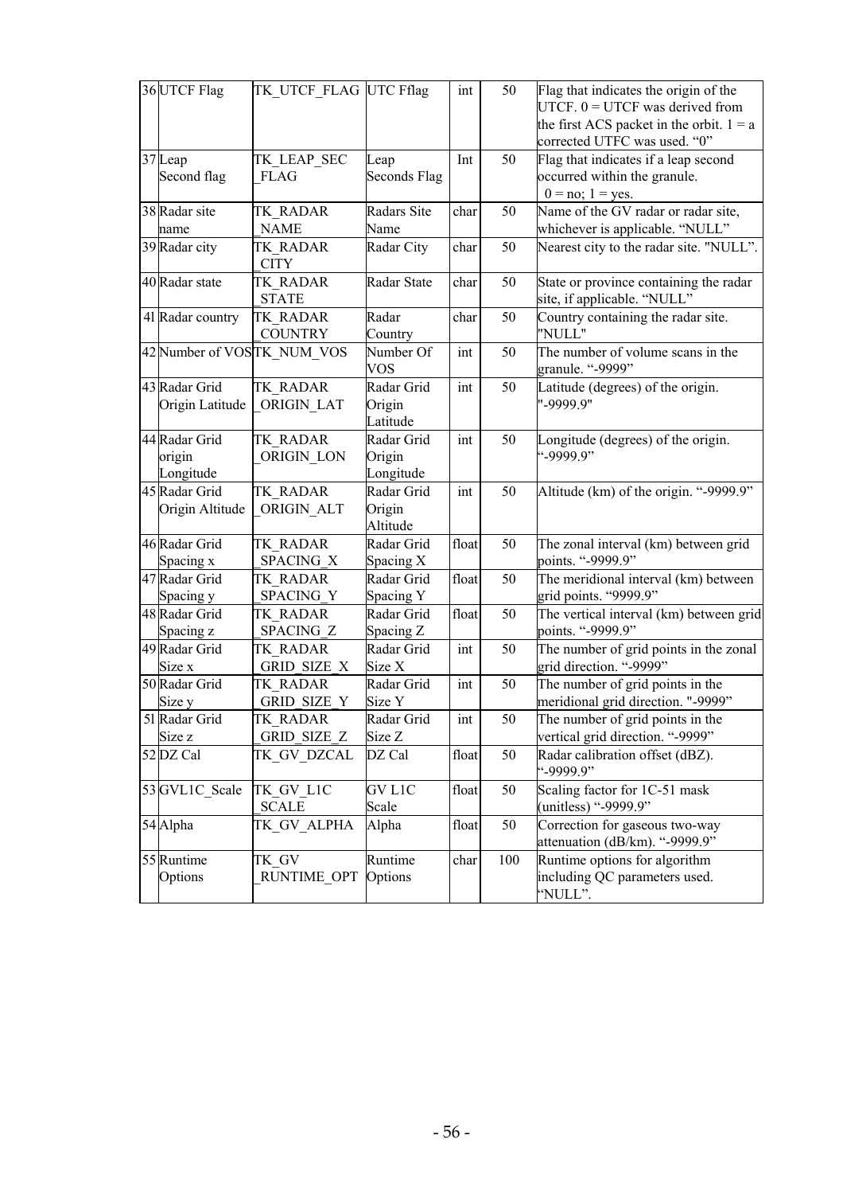| 36 | UTCF Flag | TK_UTCF_FLAG | UTC Fflag | int | 50 | Flag that indicates the origin of the UTCF. 0 = UTCF was derived from the first ACS packet in the orbit. 1 = a corrected UTFC was used. "0" |
|---|---|---|---|---|---|---|
| 37 | Leap Second flag | TK_LEAP_SEC _FLAG | Leap Seconds Flag | Int | 50 | Flag that indicates if a leap second occurred within the granule. 0 = no; 1 = yes. |
| 38 | Radar site name | TK_RADAR _NAME | Radars Site Name | char | 50 | Name of the GV radar or radar site, whichever is applicable. "NULL" |
| 39 | Radar city | TK_RADAR _CITY | Radar City | char | 50 | Nearest city to the radar site. "NULL". |
| 40 | Radar state | TK_RADAR _STATE | Radar State | char | 50 | State or province containing the radar site, if applicable. "NULL" |
| 41 | Radar country | TK_RADAR _COUNTRY | Radar Country | char | 50 | Country containing the radar site. "NULL" |
| 42 | Number of VOS | TK_NUM_VOS | Number Of VOS | int | 50 | The number of volume scans in the granule. "-9999" |
| 43 | Radar Grid Origin Latitude | TK_RADAR _ORIGIN_LAT | Radar Grid Origin Latitude | int | 50 | Latitude (degrees) of the origin. "-9999.9" |
| 44 | Radar Grid origin Longitude | TK_RADAR _ORIGIN_LON | Radar Grid Origin Longitude | int | 50 | Longitude (degrees) of the origin. "-9999.9" |
| 45 | Radar Grid Origin Altitude | TK_RADAR _ORIGIN_ALT | Radar Grid Origin Altitude | int | 50 | Altitude (km) of the origin. "-9999.9" |
| 46 | Radar Grid Spacing x | TK_RADAR _SPACING_X | Radar Grid Spacing X | float | 50 | The zonal interval (km) between grid points. "-9999.9" |
| 47 | Radar Grid Spacing y | TK_RADAR _SPACING_Y | Radar Grid Spacing Y | float | 50 | The meridional interval (km) between grid points. "9999.9" |
| 48 | Radar Grid Spacing z | TK_RADAR _SPACING_Z | Radar Grid Spacing Z | float | 50 | The vertical interval (km) between grid points. "-9999.9" |
| 49 | Radar Grid Size x | TK_RADAR _GRID_SIZE_X | Radar Grid Size X | int | 50 | The number of grid points in the zonal grid direction. "-9999" |
| 50 | Radar Grid Size y | TK_RADAR _GRID_SIZE_Y | Radar Grid Size Y | int | 50 | The number of grid points in the meridional grid direction. "-9999" |
| 51 | Radar Grid Size z | TK_RADAR _GRID_SIZE_Z | Radar Grid Size Z | int | 50 | The number of grid points in the vertical grid direction. "-9999" |
| 52 | DZ Cal | TK_GV_DZCAL | DZ Cal | float | 50 | Radar calibration offset (dBZ). "-9999.9" |
| 53 | GVL1C_Scale | TK_GV_L1C _SCALE | GV L1C Scale | float | 50 | Scaling factor for 1C-51 mask (unitless) "-9999.9" |
| 54 | Alpha | TK_GV_ALPHA | Alpha | float | 50 | Correction for gaseous two-way attenuation (dB/km). "-9999.9" |
| 55 | Runtime Options | TK_GV _RUNTIME_OPT | Runtime Options | char | 100 | Runtime options for algorithm including QC parameters used. "NULL". |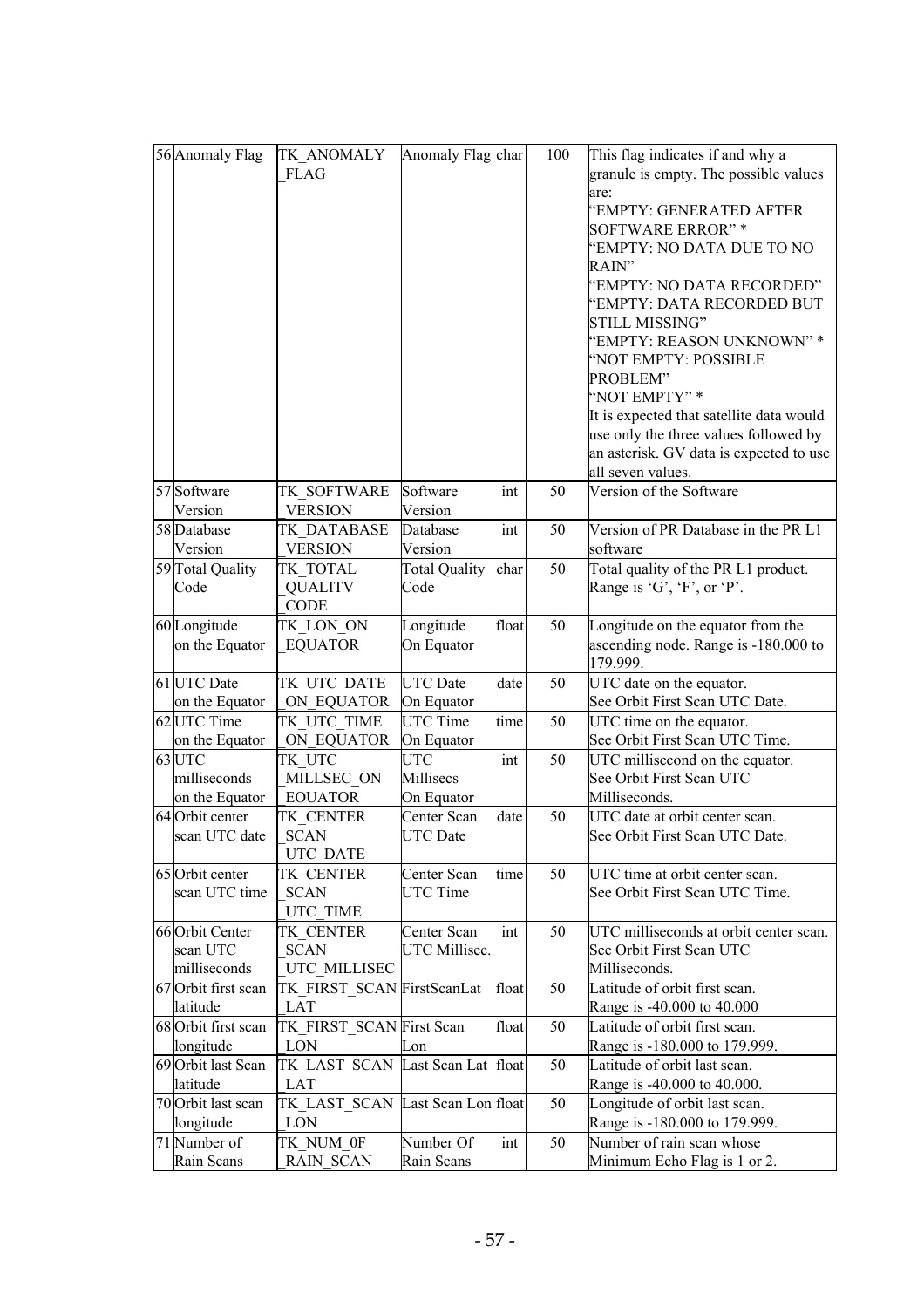| 56 | Anomaly Flag | TK_ANOMALY_FLAG | Anomaly Flag | char | 100 | This flag indicates if and why a granule is empty. The possible values are:<br>"EMPTY: GENERATED AFTER SOFTWARE ERROR" *<br>"EMPTY: NO DATA DUE TO NO RAIN"<br>"EMPTY: NO DATA RECORDED"<br>"EMPTY: DATA RECORDED BUT STILL MISSING"<br>"EMPTY: REASON UNKNOWN" *<br>"NOT EMPTY: POSSIBLE PROBLEM"<br>"NOT EMPTY" *<br>It is expected that satellite data would use only the three values followed by an asterisk. GV data is expected to use all seven values. |
|---|---|---|---|---|---|---|
| 57 | Software Version | TK_SOFTWARE_VERSION | Software Version | int | 50 | Version of the Software |
| 58 | Database Version | TK_DATABASE_VERSION | Database Version | int | 50 | Version of PR Database in the PR L1 software |
| 59 | Total Quality Code | TK_TOTAL_QUALITV_CODE | Total Quality Code | char | 50 | Total quality of the PR L1 product. Range is 'G', 'F', or 'P'. |
| 60 | Longitude on the Equator | TK_LON_ON_EQUATOR | Longitude On Equator | float | 50 | Longitude on the equator from the ascending node. Range is -180.000 to 179.999. |
| 61 | UTC Date on the Equator | TK_UTC_DATE_ON_EQUATOR | UTC Date On Equator | date | 50 | UTC date on the equator. See Orbit First Scan UTC Date. |
| 62 | UTC Time on the Equator | TK_UTC_TIME_ON_EQUATOR | UTC Time On Equator | time | 50 | UTC time on the equator. See Orbit First Scan UTC Time. |
| 63 | UTC milliseconds on the Equator | TK_UTC_MILLSEC_ON_EOUATOR | UTC Millisecs On Equator | int | 50 | UTC millisecond on the equator. See Orbit First Scan UTC Milliseconds. |
| 64 | Orbit center scan UTC date | TK_CENTER_SCAN_UTC_DATE | Center Scan UTC Date | date | 50 | UTC date at orbit center scan. See Orbit First Scan UTC Date. |
| 65 | Orbit center scan UTC time | TK_CENTER_SCAN_UTC_TIME | Center Scan UTC Time | time | 50 | UTC time at orbit center scan. See Orbit First Scan UTC Time. |
| 66 | Orbit Center scan UTC milliseconds | TK_CENTER_SCAN_UTC_MILLISEC | Center Scan UTC Millisec. | int | 50 | UTC milliseconds at orbit center scan. See Orbit First Scan UTC Milliseconds. |
| 67 | Orbit first scan latitude | TK_FIRST_SCAN_LAT | FirstScanLat | float | 50 | Latitude of orbit first scan. Range is -40.000 to 40.000 |
| 68 | Orbit first scan longitude | TK_FIRST_SCAN_LON | First Scan Lon | float | 50 | Latitude of orbit first scan. Range is -180.000 to 179.999. |
| 69 | Orbit last Scan latitude | TK_LAST_SCAN_LAT | Last Scan Lat | float | 50 | Latitude of orbit last scan. Range is -40.000 to 40.000. |
| 70 | Orbit last scan longitude | TK_LAST_SCAN_LON | Last Scan Lon | float | 50 | Longitude of orbit last scan. Range is -180.000 to 179.999. |
| 71 | Number of Rain Scans | TK_NUM_0F_RAIN_SCAN | Number Of Rain Scans | int | 50 | Number of rain scan whose Minimum Echo Flag is 1 or 2. |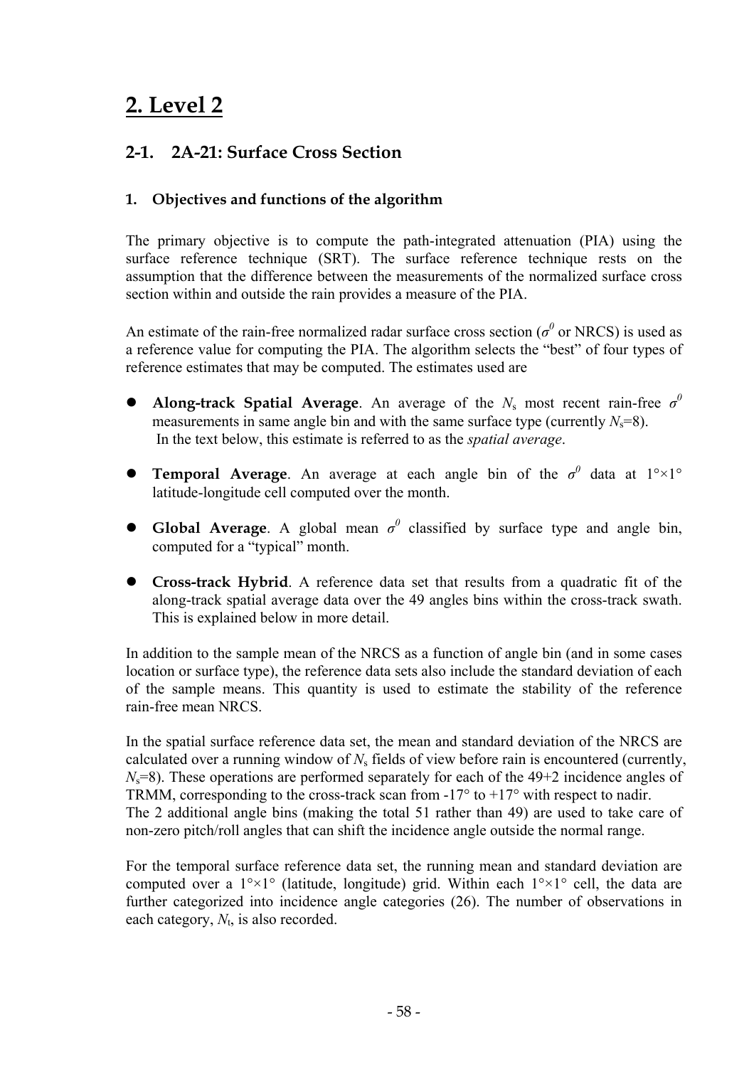# 2. Level 2

## 2-1. 2A-21: Surface Cross Section

### 1. Objectives and functions of the algorithm

The primary objective is to compute the path-integrated attenuation (PIA) using the surface reference technique (SRT). The surface reference technique rests on the assumption that the difference between the measurements of the normalized surface cross section within and outside the rain provides a measure of the PIA.

An estimate of the rain-free normalized radar surface cross section ($\sigma^0$ or NRCS) is used as a reference value for computing the PIA. The algorithm selects the "best" of four types of reference estimates that may be computed. The estimates used are

- **Along-track Spatial Average**. An average of the $N_s$ most recent rain-free $\sigma^0$ measurements in same angle bin and with the same surface type (currently $N_s$=8). In the text below, this estimate is referred to as the *spatial average*.
- **Temporal Average**. An average at each angle bin of the $\sigma^0$ data at 1°×1° latitude-longitude cell computed over the month.
- **Global Average**. A global mean $\sigma^0$ classified by surface type and angle bin, computed for a "typical" month.
- **Cross-track Hybrid**. A reference data set that results from a quadratic fit of the along-track spatial average data over the 49 angles bins within the cross-track swath. This is explained below in more detail.

In addition to the sample mean of the NRCS as a function of angle bin (and in some cases location or surface type), the reference data sets also include the standard deviation of each of the sample means. This quantity is used to estimate the stability of the reference rain-free mean NRCS.

In the spatial surface reference data set, the mean and standard deviation of the NRCS are calculated over a running window of $N_s$ fields of view before rain is encountered (currently, $N_s$=8). These operations are performed separately for each of the 49+2 incidence angles of TRMM, corresponding to the cross-track scan from -17° to +17° with respect to nadir. The 2 additional angle bins (making the total 51 rather than 49) are used to take care of non-zero pitch/roll angles that can shift the incidence angle outside the normal range.

For the temporal surface reference data set, the running mean and standard deviation are computed over a 1°×1° (latitude, longitude) grid. Within each 1°×1° cell, the data are further categorized into incidence angle categories (26). The number of observations in each category, $N_t$, is also recorded.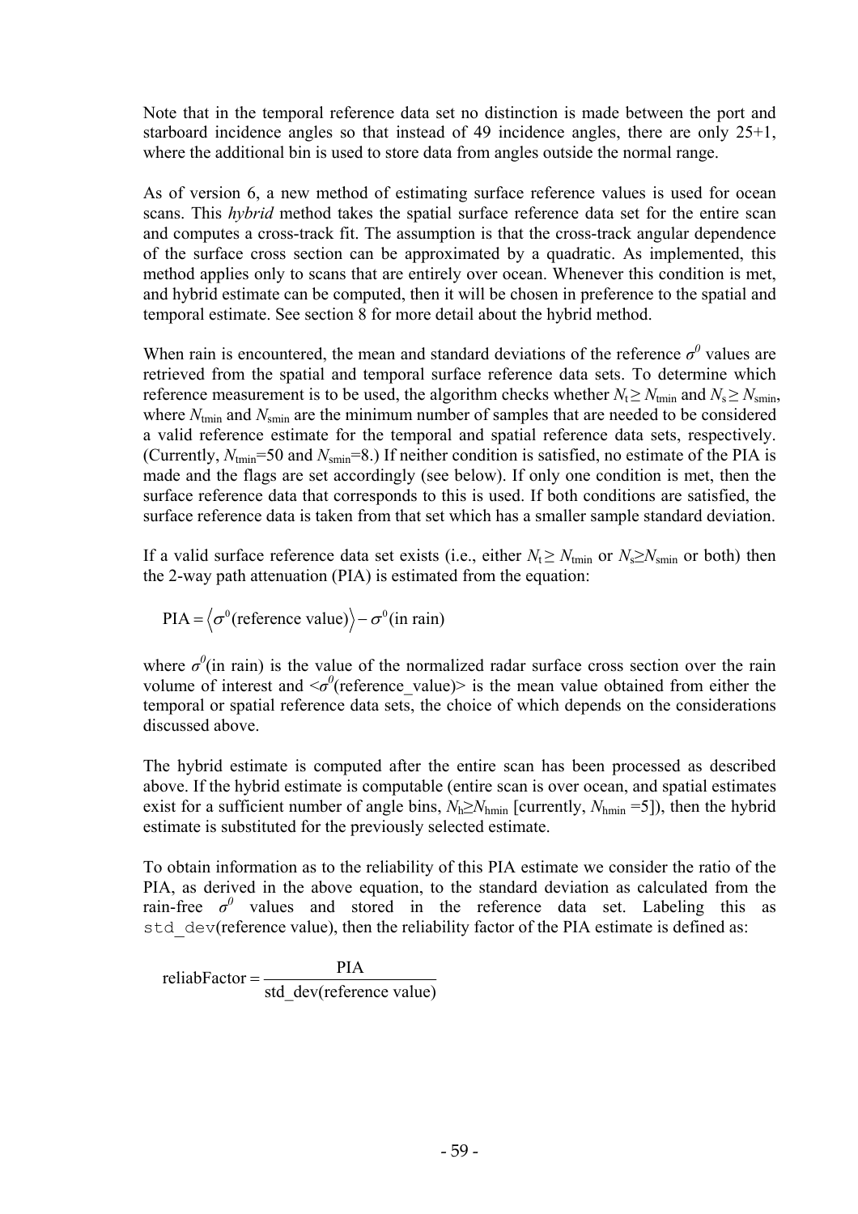Note that in the temporal reference data set no distinction is made between the port and starboard incidence angles so that instead of 49 incidence angles, there are only 25+1, where the additional bin is used to store data from angles outside the normal range.

As of version 6, a new method of estimating surface reference values is used for ocean scans. This *hybrid* method takes the spatial surface reference data set for the entire scan and computes a cross-track fit. The assumption is that the cross-track angular dependence of the surface cross section can be approximated by a quadratic. As implemented, this method applies only to scans that are entirely over ocean. Whenever this condition is met, and hybrid estimate can be computed, then it will be chosen in preference to the spatial and temporal estimate. See section 8 for more detail about the hybrid method.

When rain is encountered, the mean and standard deviations of the reference $\sigma^0$ values are retrieved from the spatial and temporal surface reference data sets. To determine which reference measurement is to be used, the algorithm checks whether $N_t \geq N_{tmin}$ and $N_s \geq N_{smin}$, where $N_{tmin}$ and $N_{smin}$ are the minimum number of samples that are needed to be considered a valid reference estimate for the temporal and spatial reference data sets, respectively. (Currently, $N_{tmin}$=50 and $N_{smin}$=8.) If neither condition is satisfied, no estimate of the PIA is made and the flags are set accordingly (see below). If only one condition is met, then the surface reference data that corresponds to this is used. If both conditions are satisfied, the surface reference data is taken from that set which has a smaller sample standard deviation.

If a valid surface reference data set exists (i.e., either $N_t \geq N_{tmin}$ or $N_s \geq N_{smin}$ or both) then the 2-way path attenuation (PIA) is estimated from the equation:

$$\text{PIA} = \left\langle \sigma^0(\text{reference value}) \right\rangle - \sigma^0(\text{in rain})$$

where $\sigma^0$(in rain) is the value of the normalized radar surface cross section over the rain volume of interest and $<\sigma^0$(reference_value)$>$ is the mean value obtained from either the temporal or spatial reference data sets, the choice of which depends on the considerations discussed above.

The hybrid estimate is computed after the entire scan has been processed as described above. If the hybrid estimate is computable (entire scan is over ocean, and spatial estimates exist for a sufficient number of angle bins, $N_h \geq N_{hmin}$ [currently, $N_{hmin}$ =5]), then the hybrid estimate is substituted for the previously selected estimate.

To obtain information as to the reliability of this PIA estimate we consider the ratio of the PIA, as derived in the above equation, to the standard deviation as calculated from the rain-free $\sigma^0$ values and stored in the reference data set. Labeling this as `std_dev`(reference value), then the reliability factor of the PIA estimate is defined as:

$$\text{reliabFactor} = \frac{\text{PIA}}{\text{std\_dev(reference value)}}$$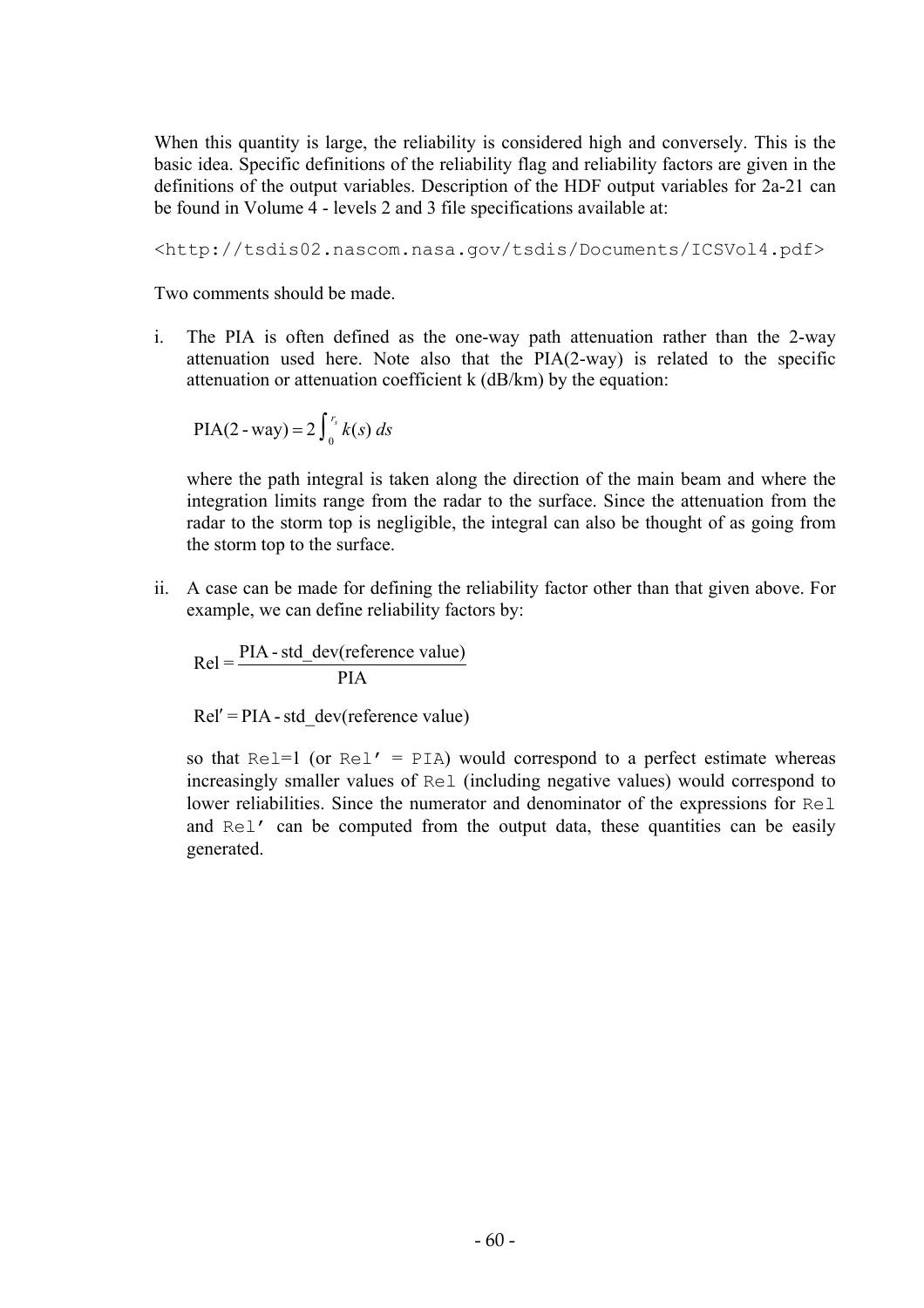When this quantity is large, the reliability is considered high and conversely. This is the basic idea. Specific definitions of the reliability flag and reliability factors are given in the definitions of the output variables. Description of the HDF output variables for 2a-21 can be found in Volume 4 - levels 2 and 3 file specifications available at:

`<http://tsdis02.nascom.nasa.gov/tsdis/Documents/ICSVol4.pdf>`

Two comments should be made.

i. The PIA is often defined as the one-way path attenuation rather than the 2-way attenuation used here. Note also that the PIA(2-way) is related to the specific attenuation or attenuation coefficient k (dB/km) by the equation:

$$\text{PIA(2-way)} = 2\int_0^{r_s} k(s)\, ds$$

where the path integral is taken along the direction of the main beam and where the integration limits range from the radar to the surface. Since the attenuation from the radar to the storm top is negligible, the integral can also be thought of as going from the storm top to the surface.

ii. A case can be made for defining the reliability factor other than that given above. For example, we can define reliability factors by:

$$\text{Rel} = \frac{\text{PIA - std\_dev(reference value)}}{\text{PIA}}$$

$$\text{Rel}' = \text{PIA - std\_dev(reference value)}$$

so that `Rel`=1 (or `Rel' = PIA`) would correspond to a perfect estimate whereas increasingly smaller values of `Rel` (including negative values) would correspond to lower reliabilities. Since the numerator and denominator of the expressions for `Rel` and `Rel'` can be computed from the output data, these quantities can be easily generated.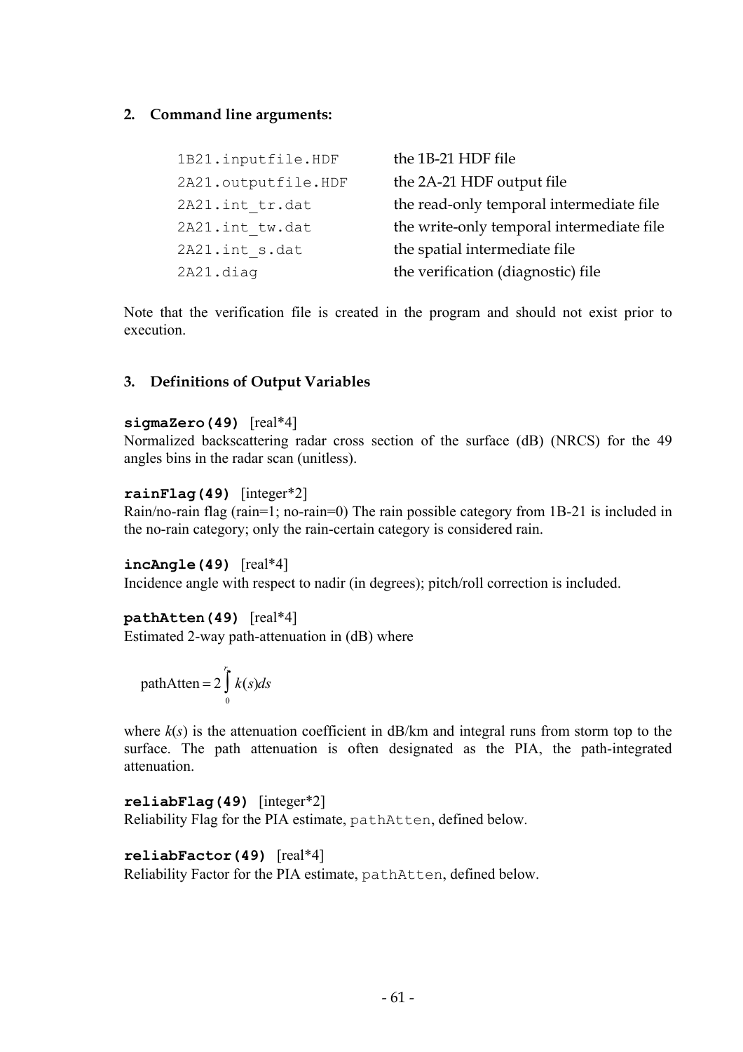## 2. Command line arguments:

| | |
|---|---|
| `1B21.inputfile.HDF` | the 1B-21 HDF file |
| `2A21.outputfile.HDF` | the 2A-21 HDF output file |
| `2A21.int_tr.dat` | the read-only temporal intermediate file |
| `2A21.int_tw.dat` | the write-only temporal intermediate file |
| `2A21.int_s.dat` | the spatial intermediate file |
| `2A21.diag` | the verification (diagnostic) file |

Note that the verification file is created in the program and should not exist prior to execution.

## 3. Definitions of Output Variables

**`sigmaZero(49)`** [real*4]
Normalized backscattering radar cross section of the surface (dB) (NRCS) for the 49 angles bins in the radar scan (unitless).

**`rainFlag(49)`** [integer*2]
Rain/no-rain flag (rain=1; no-rain=0) The rain possible category from 1B-21 is included in the no-rain category; only the rain-certain category is considered rain.

**`incAngle(49)`** [real*4]
Incidence angle with respect to nadir (in degrees); pitch/roll correction is included.

**`pathAtten(49)`** [real*4]
Estimated 2-way path-attenuation in (dB) where

$$\text{pathAtten} = 2\int_0^r k(s)ds$$

where $k(s)$ is the attenuation coefficient in dB/km and integral runs from storm top to the surface. The path attenuation is often designated as the PIA, the path-integrated attenuation.

**`reliabFlag(49)`** [integer*2]
Reliability Flag for the PIA estimate, `pathAtten`, defined below.

**`reliabFactor(49)`** [real*4]
Reliability Factor for the PIA estimate, `pathAtten`, defined below.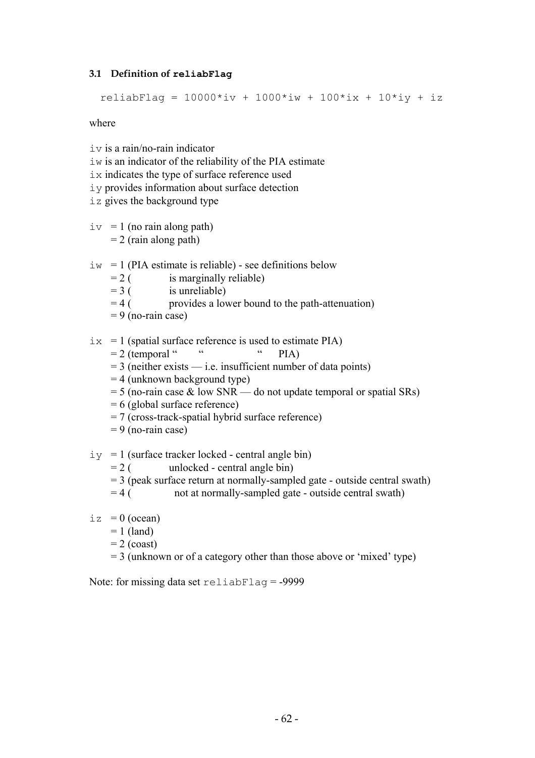### 3.1 Definition of `reliabFlag`

```
reliabFlag = 10000*iv + 1000*iw + 100*ix + 10*iy + iz
```

where

`iv` is a rain/no-rain indicator
`iw` is an indicator of the reliability of the PIA estimate
`ix` indicates the type of surface reference used
`iy` provides information about surface detection
`iz` gives the background type

`iv` = 1 (no rain along path)
 = 2 (rain along path)

`iw` = 1 (PIA estimate is reliable) - see definitions below
 = 2 (  is marginally reliable)
 = 3 (  is unreliable)
 = 4 (  provides a lower bound to the path-attenuation)
 = 9 (no-rain case)

`ix` = 1 (spatial surface reference is used to estimate PIA)
 = 2 (temporal "  "  "  PIA)
 = 3 (neither exists — i.e. insufficient number of data points)
 = 4 (unknown background type)
 = 5 (no-rain case & low SNR — do not update temporal or spatial SRs)
 = 6 (global surface reference)
 = 7 (cross-track-spatial hybrid surface reference)
 = 9 (no-rain case)

`iy` = 1 (surface tracker locked - central angle bin)
 = 2 (  unlocked - central angle bin)
 = 3 (peak surface return at normally-sampled gate - outside central swath)
 = 4 (  not at normally-sampled gate - outside central swath)

`iz` = 0 (ocean)
 = 1 (land)
 = 2 (coast)
 = 3 (unknown or of a category other than those above or 'mixed' type)

Note: for missing data set `reliabFlag` = -9999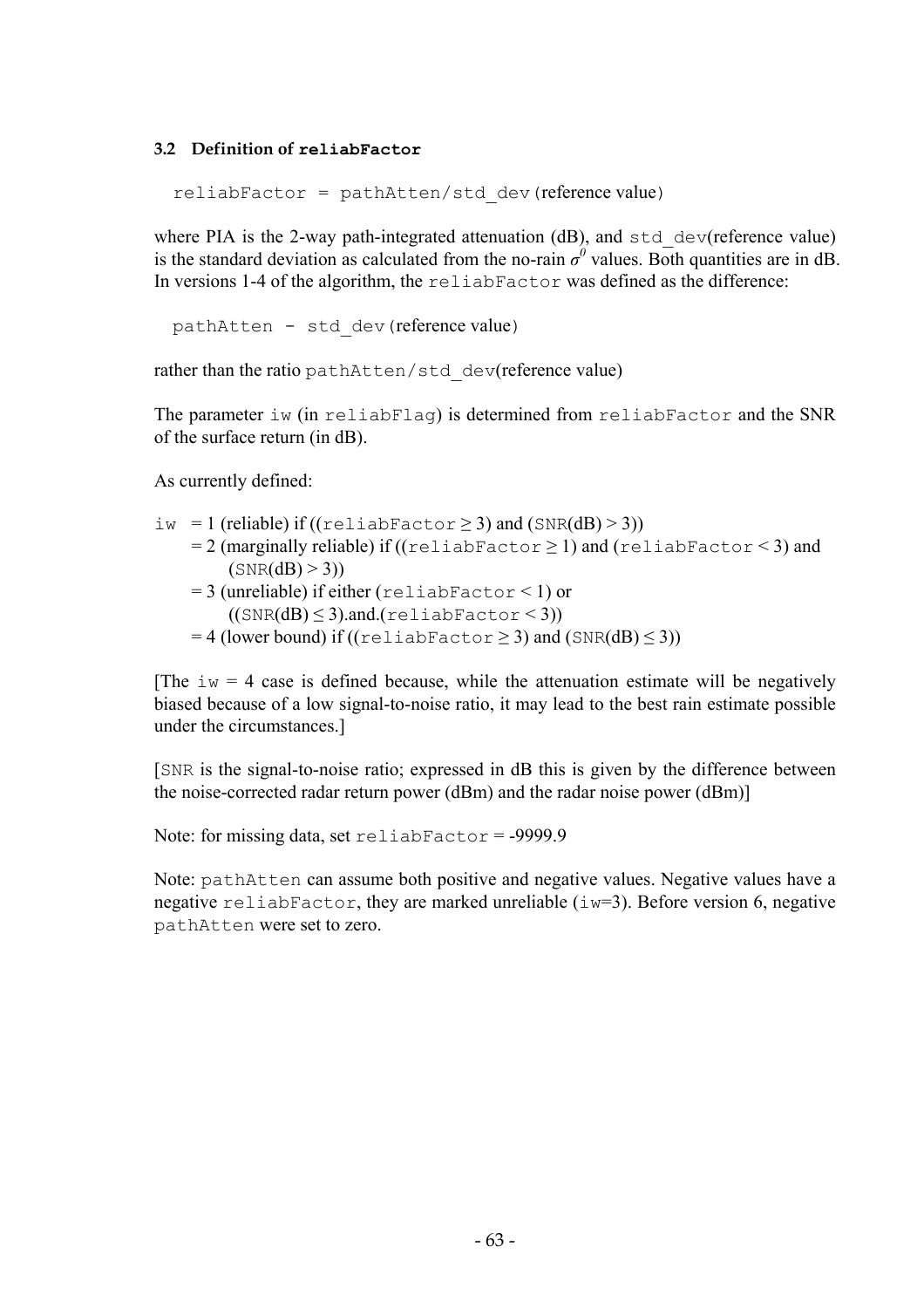### 3.2 Definition of `reliabFactor`

`reliabFactor = pathAtten/std_dev`(reference value)

where PIA is the 2-way path-integrated attenuation (dB), and `std_dev`(reference value) is the standard deviation as calculated from the no-rain $\sigma^0$ values. Both quantities are in dB. In versions 1-4 of the algorithm, the `reliabFactor` was defined as the difference:

`pathAtten - std_dev`(reference value)

rather than the ratio `pathAtten/std_dev`(reference value)

The parameter `iw` (in `reliabFlag`) is determined from `reliabFactor` and the SNR of the surface return (in dB).

As currently defined:

`iw` = 1 (reliable) if ((`reliabFactor` ≥ 3) and (`SNR`(dB) > 3))
  = 2 (marginally reliable) if ((`reliabFactor` ≥ 1) and (`reliabFactor` < 3) and (`SNR`(dB) > 3))
  = 3 (unreliable) if either (`reliabFactor` < 1) or ((`SNR`(dB) ≤ 3).and.(`reliabFactor` < 3))
  = 4 (lower bound) if ((`reliabFactor` ≥ 3) and (`SNR`(dB) ≤ 3))

[The `iw` = 4 case is defined because, while the attenuation estimate will be negatively biased because of a low signal-to-noise ratio, it may lead to the best rain estimate possible under the circumstances.]

[`SNR` is the signal-to-noise ratio; expressed in dB this is given by the difference between the noise-corrected radar return power (dBm) and the radar noise power (dBm)]

Note: for missing data, set `reliabFactor` = -9999.9

Note: `pathAtten` can assume both positive and negative values. Negative values have a negative `reliabFactor`, they are marked unreliable (`iw`=3). Before version 6, negative `pathAtten` were set to zero.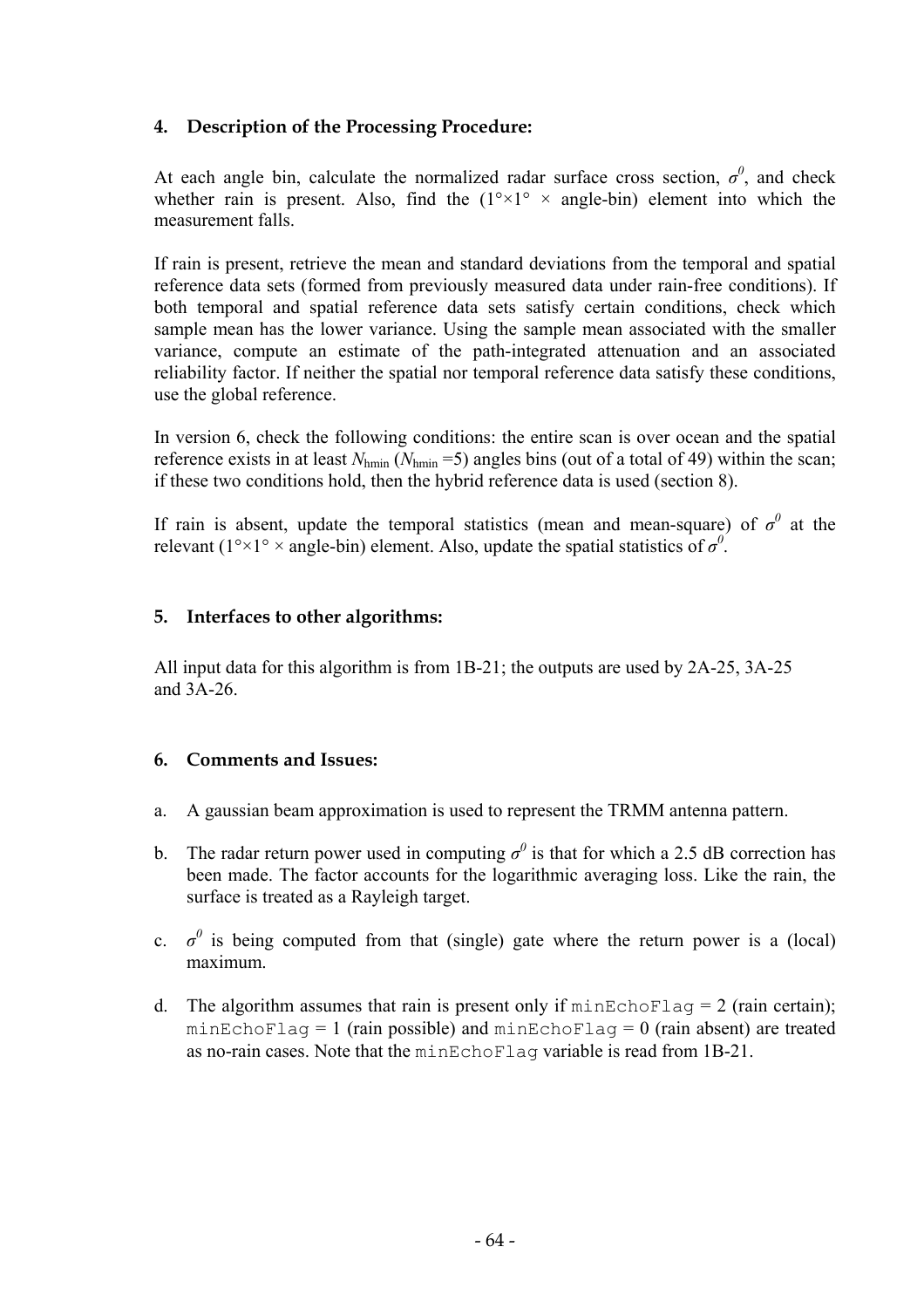## 4. Description of the Processing Procedure:

At each angle bin, calculate the normalized radar surface cross section, $\sigma^0$, and check whether rain is present. Also, find the (1°×1° × angle-bin) element into which the measurement falls.

If rain is present, retrieve the mean and standard deviations from the temporal and spatial reference data sets (formed from previously measured data under rain-free conditions). If both temporal and spatial reference data sets satisfy certain conditions, check which sample mean has the lower variance. Using the sample mean associated with the smaller variance, compute an estimate of the path-integrated attenuation and an associated reliability factor. If neither the spatial nor temporal reference data satisfy these conditions, use the global reference.

In version 6, check the following conditions: the entire scan is over ocean and the spatial reference exists in at least $N_{hmin}$ ($N_{hmin}$ =5) angles bins (out of a total of 49) within the scan; if these two conditions hold, then the hybrid reference data is used (section 8).

If rain is absent, update the temporal statistics (mean and mean-square) of $\sigma^0$ at the relevant (1°×1° × angle-bin) element. Also, update the spatial statistics of $\sigma^0$.

## 5. Interfaces to other algorithms:

All input data for this algorithm is from 1B-21; the outputs are used by 2A-25, 3A-25 and 3A-26.

## 6. Comments and Issues:

a. A gaussian beam approximation is used to represent the TRMM antenna pattern.

b. The radar return power used in computing $\sigma^0$ is that for which a 2.5 dB correction has been made. The factor accounts for the logarithmic averaging loss. Like the rain, the surface is treated as a Rayleigh target.

c. $\sigma^0$ is being computed from that (single) gate where the return power is a (local) maximum.

d. The algorithm assumes that rain is present only if `minEchoFlag` = 2 (rain certain); `minEchoFlag` = 1 (rain possible) and `minEchoFlag` = 0 (rain absent) are treated as no-rain cases. Note that the `minEchoFlag` variable is read from 1B-21.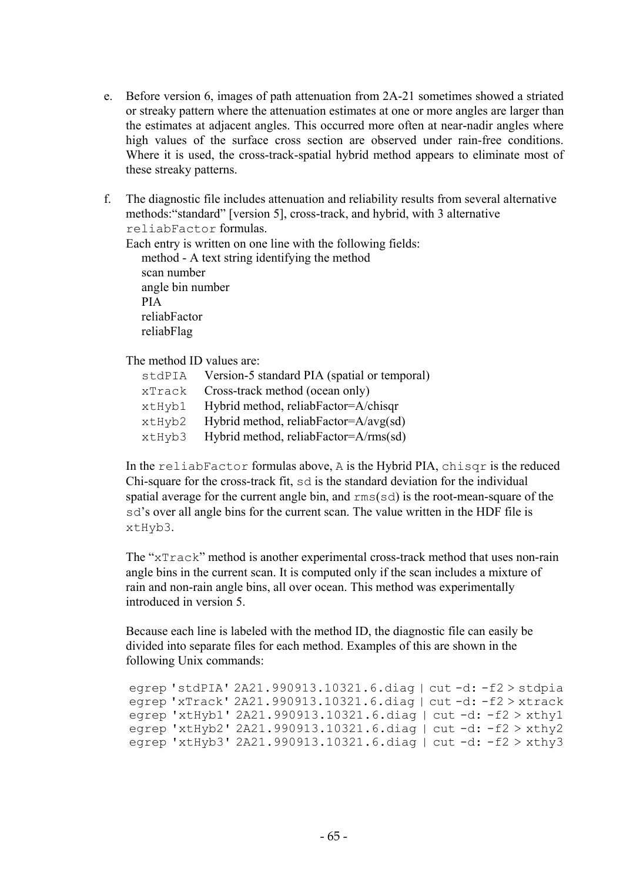e. Before version 6, images of path attenuation from 2A-21 sometimes showed a striated or streaky pattern where the attenuation estimates at one or more angles are larger than the estimates at adjacent angles. This occurred more often at near-nadir angles where high values of the surface cross section are observed under rain-free conditions. Where it is used, the cross-track-spatial hybrid method appears to eliminate most of these streaky patterns.

f. The diagnostic file includes attenuation and reliability results from several alternative methods:"standard" [version 5], cross-track, and hybrid, with 3 alternative `reliabFactor` formulas.
   Each entry is written on one line with the following fields:
   - method - A text string identifying the method
   - scan number
   - angle bin number
   - PIA
   - reliabFactor
   - reliabFlag

   The method ID values are:

   | | |
   |---|---|
   | `stdPIA` | Version-5 standard PIA (spatial or temporal) |
   | `xTrack` | Cross-track method (ocean only) |
   | `xtHyb1` | Hybrid method, reliabFactor=A/chisqr |
   | `xtHyb2` | Hybrid method, reliabFactor=A/avg(sd) |
   | `xtHyb3` | Hybrid method, reliabFactor=A/rms(sd) |

   In the `reliabFactor` formulas above, `A` is the Hybrid PIA, `chisqr` is the reduced Chi-square for the cross-track fit, `sd` is the standard deviation for the individual spatial average for the current angle bin, and `rms(sd)` is the root-mean-square of the `sd`'s over all angle bins for the current scan. The value written in the HDF file is `xtHyb3`.

   The "`xTrack`" method is another experimental cross-track method that uses non-rain angle bins in the current scan. It is computed only if the scan includes a mixture of rain and non-rain angle bins, all over ocean. This method was experimentally introduced in version 5.

   Because each line is labeled with the method ID, the diagnostic file can easily be divided into separate files for each method. Examples of this are shown in the following Unix commands:

```
egrep 'stdPIA' 2A21.990913.10321.6.diag | cut -d: -f2 > stdpia
egrep 'xTrack' 2A21.990913.10321.6.diag | cut -d: -f2 > xtrack
egrep 'xtHyb1' 2A21.990913.10321.6.diag | cut -d: -f2 > xthy1
egrep 'xtHyb2' 2A21.990913.10321.6.diag | cut -d: -f2 > xthy2
egrep 'xtHyb3' 2A21.990913.10321.6.diag | cut -d: -f2 > xthy3
```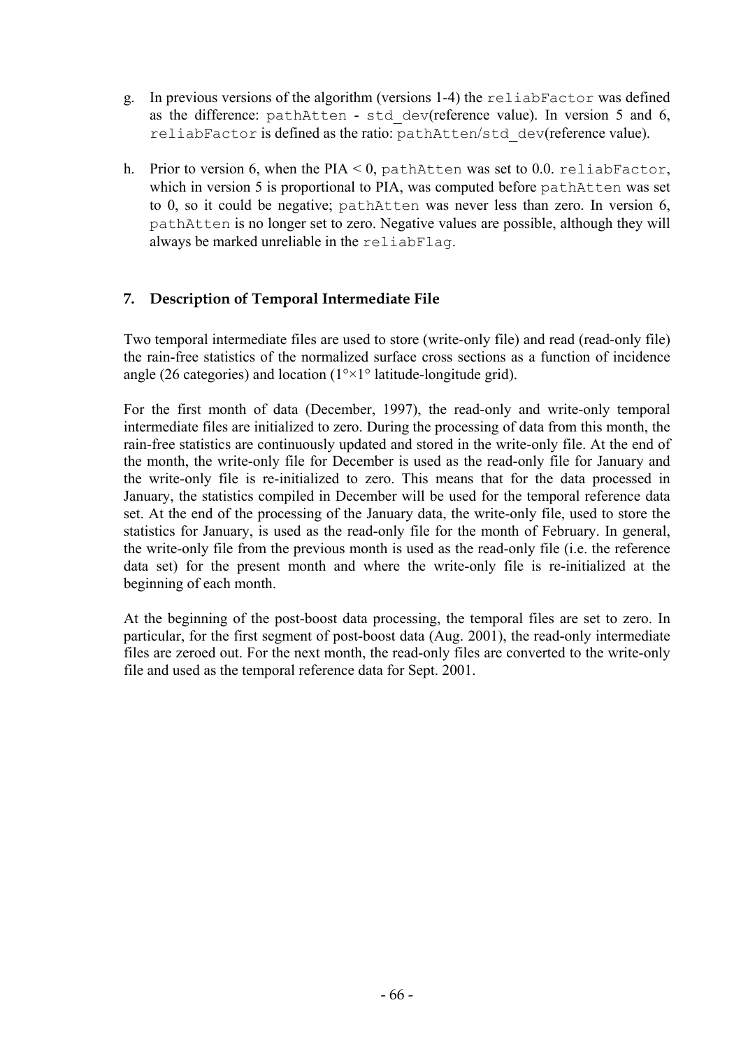g. In previous versions of the algorithm (versions 1-4) the `reliabFactor` was defined as the difference: `pathAtten - std_dev`(reference value). In version 5 and 6, `reliabFactor` is defined as the ratio: `pathAtten/std_dev`(reference value).

h. Prior to version 6, when the PIA < 0, `pathAtten` was set to 0.0. `reliabFactor`, which in version 5 is proportional to PIA, was computed before `pathAtten` was set to 0, so it could be negative; `pathAtten` was never less than zero. In version 6, `pathAtten` is no longer set to zero. Negative values are possible, although they will always be marked unreliable in the `reliabFlag`.

## 7. Description of Temporal Intermediate File

Two temporal intermediate files are used to store (write-only file) and read (read-only file) the rain-free statistics of the normalized surface cross sections as a function of incidence angle (26 categories) and location (1°×1° latitude-longitude grid).

For the first month of data (December, 1997), the read-only and write-only temporal intermediate files are initialized to zero. During the processing of data from this month, the rain-free statistics are continuously updated and stored in the write-only file. At the end of the month, the write-only file for December is used as the read-only file for January and the write-only file is re-initialized to zero. This means that for the data processed in January, the statistics compiled in December will be used for the temporal reference data set. At the end of the processing of the January data, the write-only file, used to store the statistics for January, is used as the read-only file for the month of February. In general, the write-only file from the previous month is used as the read-only file (i.e. the reference data set) for the present month and where the write-only file is re-initialized at the beginning of each month.

At the beginning of the post-boost data processing, the temporal files are set to zero. In particular, for the first segment of post-boost data (Aug. 2001), the read-only intermediate files are zeroed out. For the next month, the read-only files are converted to the write-only file and used as the temporal reference data for Sept. 2001.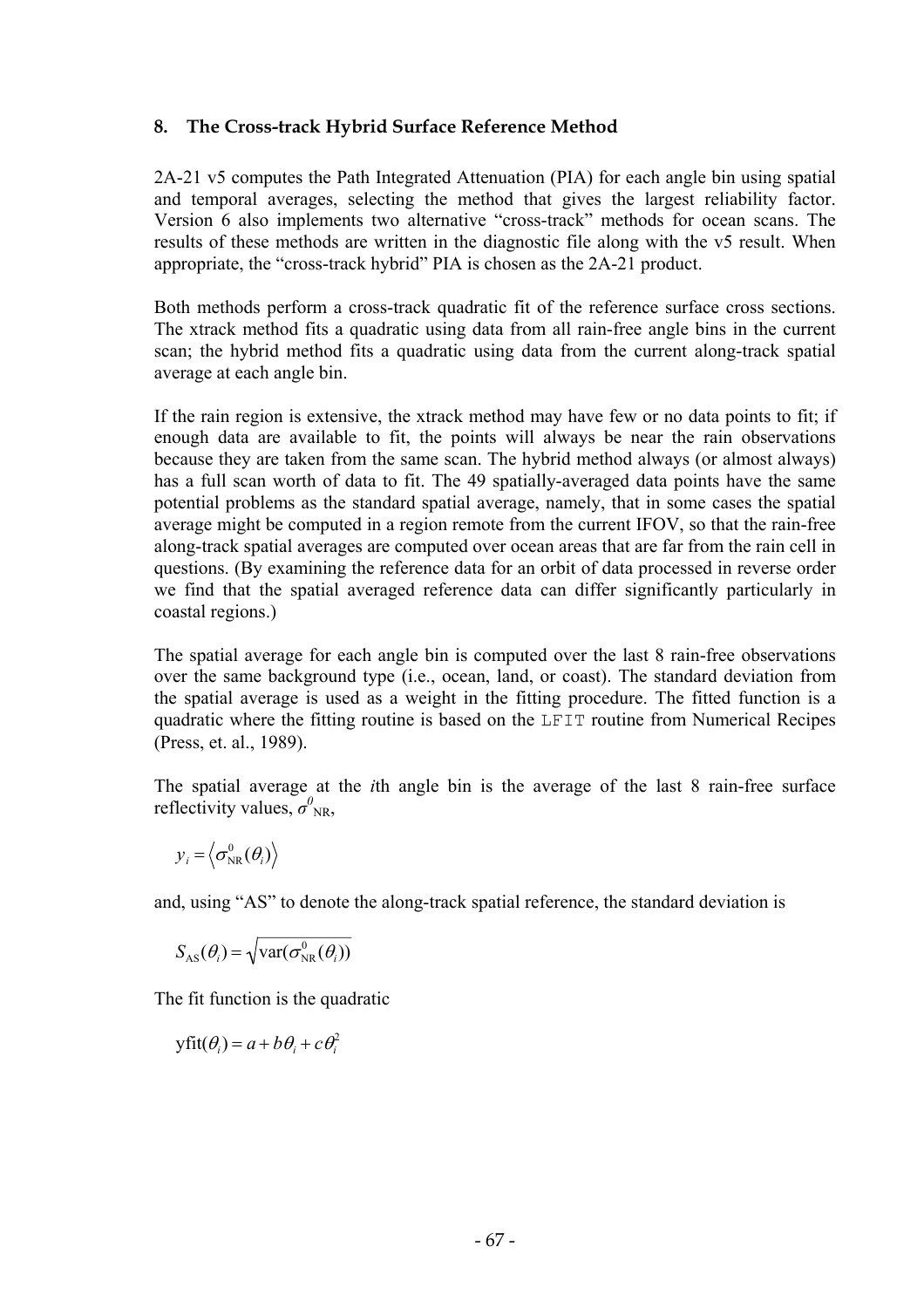## 8. The Cross-track Hybrid Surface Reference Method

2A-21 v5 computes the Path Integrated Attenuation (PIA) for each angle bin using spatial and temporal averages, selecting the method that gives the largest reliability factor. Version 6 also implements two alternative "cross-track" methods for ocean scans. The results of these methods are written in the diagnostic file along with the v5 result. When appropriate, the "cross-track hybrid" PIA is chosen as the 2A-21 product.

Both methods perform a cross-track quadratic fit of the reference surface cross sections. The xtrack method fits a quadratic using data from all rain-free angle bins in the current scan; the hybrid method fits a quadratic using data from the current along-track spatial average at each angle bin.

If the rain region is extensive, the xtrack method may have few or no data points to fit; if enough data are available to fit, the points will always be near the rain observations because they are taken from the same scan. The hybrid method always (or almost always) has a full scan worth of data to fit. The 49 spatially-averaged data points have the same potential problems as the standard spatial average, namely, that in some cases the spatial average might be computed in a region remote from the current IFOV, so that the rain-free along-track spatial averages are computed over ocean areas that are far from the rain cell in questions. (By examining the reference data for an orbit of data processed in reverse order we find that the spatial averaged reference data can differ significantly particularly in coastal regions.)

The spatial average for each angle bin is computed over the last 8 rain-free observations over the same background type (i.e., ocean, land, or coast). The standard deviation from the spatial average is used as a weight in the fitting procedure. The fitted function is a quadratic where the fitting routine is based on the `LFIT` routine from Numerical Recipes (Press, et. al., 1989).

The spatial average at the *i*th angle bin is the average of the last 8 rain-free surface reflectivity values, $\sigma^{0}_{\mathrm{NR}}$,

$$y_i = \left\langle \sigma^{0}_{\mathrm{NR}}(\theta_i) \right\rangle$$

and, using "AS" to denote the along-track spatial reference, the standard deviation is

$$S_{\mathrm{AS}}(\theta_i) = \sqrt{\mathrm{var}(\sigma^{0}_{\mathrm{NR}}(\theta_i))}$$

The fit function is the quadratic

$$\mathrm{yfit}(\theta_i) = a + b\theta_i + c\theta_i^2$$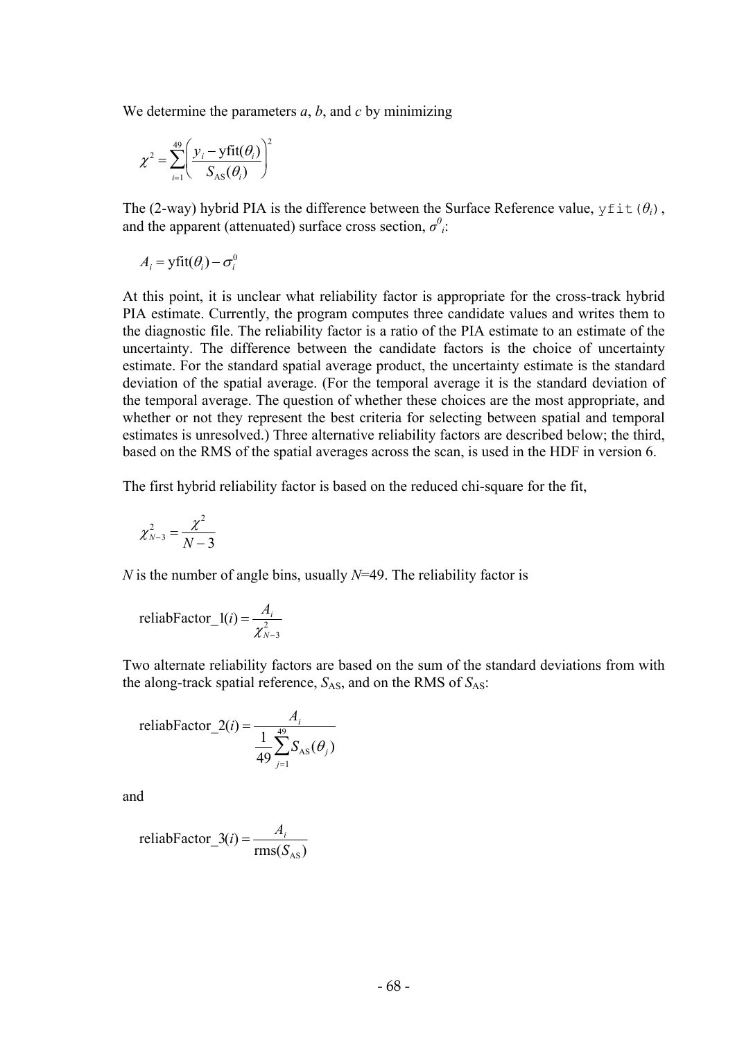We determine the parameters *a*, *b*, and *c* by minimizing

$$\chi^2 = \sum_{i=1}^{49} \left( \frac{y_i - \text{yfit}(\theta_i)}{S_{\text{AS}}(\theta_i)} \right)^2$$

The (2-way) hybrid PIA is the difference between the Surface Reference value, `yfit(`$\theta_i$`)`, and the apparent (attenuated) surface cross section, $\sigma^0_i$:

$$A_i = \text{yfit}(\theta_i) - \sigma^0_i$$

At this point, it is unclear what reliability factor is appropriate for the cross-track hybrid PIA estimate. Currently, the program computes three candidate values and writes them to the diagnostic file. The reliability factor is a ratio of the PIA estimate to an estimate of the uncertainty. The difference between the candidate factors is the choice of uncertainty estimate. For the standard spatial average product, the uncertainty estimate is the standard deviation of the spatial average. (For the temporal average it is the standard deviation of the temporal average. The question of whether these choices are the most appropriate, and whether or not they represent the best criteria for selecting between spatial and temporal estimates is unresolved.) Three alternative reliability factors are described below; the third, based on the RMS of the spatial averages across the scan, is used in the HDF in version 6.

The first hybrid reliability factor is based on the reduced chi-square for the fit,

$$\chi^2_{N-3} = \frac{\chi^2}{N-3}$$

*N* is the number of angle bins, usually *N*=49. The reliability factor is

$$\text{reliabFactor\_1}(i) = \frac{A_i}{\chi^2_{N-3}}$$

Two alternate reliability factors are based on the sum of the standard deviations from with the along-track spatial reference, $S_{\text{AS}}$, and on the RMS of $S_{\text{AS}}$:

$$\text{reliabFactor\_2}(i) = \frac{A_i}{\dfrac{1}{49}\displaystyle\sum_{j=1}^{49} S_{\text{AS}}(\theta_j)}$$

and

$$\text{reliabFactor\_3}(i) = \frac{A_i}{\text{rms}(S_{\text{AS}})}$$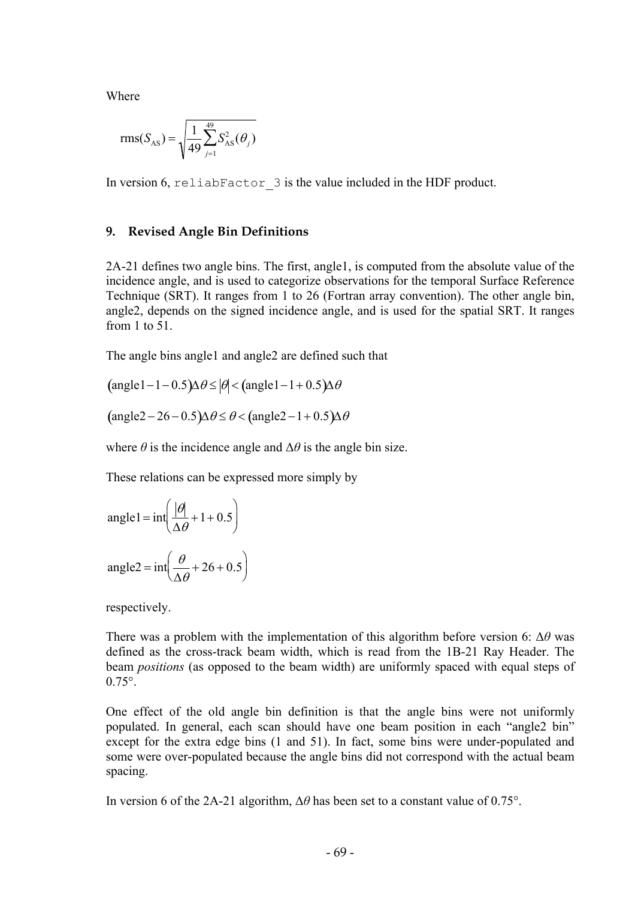Where

$$\text{rms}(S_{\text{AS}}) = \sqrt{\frac{1}{49}\sum_{j=1}^{49} S_{\text{AS}}^{2}(\theta_j)}$$

In version 6, `reliabFactor_3` is the value included in the HDF product.

## 9. Revised Angle Bin Definitions

2A-21 defines two angle bins. The first, angle1, is computed from the absolute value of the incidence angle, and is used to categorize observations for the temporal Surface Reference Technique (SRT). It ranges from 1 to 26 (Fortran array convention). The other angle bin, angle2, depends on the signed incidence angle, and is used for the spatial SRT. It ranges from 1 to 51.

The angle bins angle1 and angle2 are defined such that

$$(\text{angle1} - 1 - 0.5)\Delta\theta \le |\theta| < (\text{angle1} - 1 + 0.5)\Delta\theta$$

$$(\text{angle2} - 26 - 0.5)\Delta\theta \le \theta < (\text{angle2} - 1 + 0.5)\Delta\theta$$

where $\theta$ is the incidence angle and $\Delta\theta$ is the angle bin size.

These relations can be expressed more simply by

$$\text{angle1} = \text{int}\left(\frac{|\theta|}{\Delta\theta} + 1 + 0.5\right)$$

$$\text{angle2} = \text{int}\left(\frac{\theta}{\Delta\theta} + 26 + 0.5\right)$$

respectively.

There was a problem with the implementation of this algorithm before version 6: $\Delta\theta$ was defined as the cross-track beam width, which is read from the 1B-21 Ray Header. The beam *positions* (as opposed to the beam width) are uniformly spaced with equal steps of 0.75°.

One effect of the old angle bin definition is that the angle bins were not uniformly populated. In general, each scan should have one beam position in each "angle2 bin" except for the extra edge bins (1 and 51). In fact, some bins were under-populated and some were over-populated because the angle bins did not correspond with the actual beam spacing.

In version 6 of the 2A-21 algorithm, $\Delta\theta$ has been set to a constant value of 0.75°.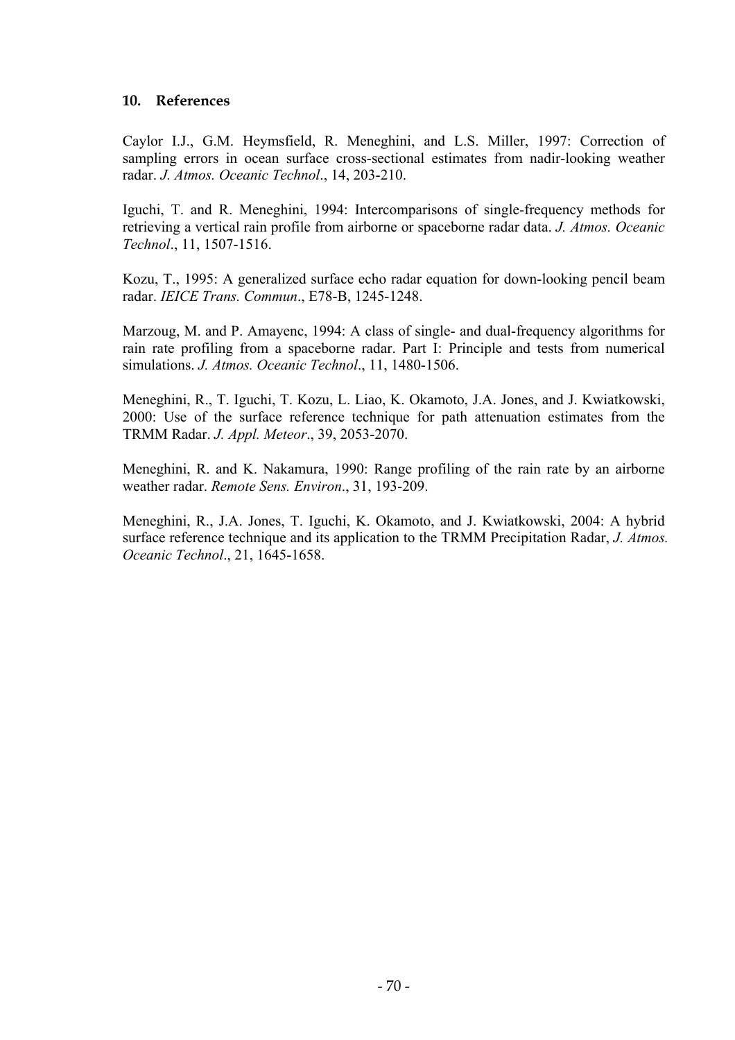## 10. References

Caylor I.J., G.M. Heymsfield, R. Meneghini, and L.S. Miller, 1997: Correction of sampling errors in ocean surface cross-sectional estimates from nadir-looking weather radar. *J. Atmos. Oceanic Technol*., 14, 203-210.

Iguchi, T. and R. Meneghini, 1994: Intercomparisons of single-frequency methods for retrieving a vertical rain profile from airborne or spaceborne radar data. *J. Atmos. Oceanic Technol*., 11, 1507-1516.

Kozu, T., 1995: A generalized surface echo radar equation for down-looking pencil beam radar. *IEICE Trans. Commun*., E78-B, 1245-1248.

Marzoug, M. and P. Amayenc, 1994: A class of single- and dual-frequency algorithms for rain rate profiling from a spaceborne radar. Part I: Principle and tests from numerical simulations. *J. Atmos. Oceanic Technol*., 11, 1480-1506.

Meneghini, R., T. Iguchi, T. Kozu, L. Liao, K. Okamoto, J.A. Jones, and J. Kwiatkowski, 2000: Use of the surface reference technique for path attenuation estimates from the TRMM Radar. *J. Appl. Meteor*., 39, 2053-2070.

Meneghini, R. and K. Nakamura, 1990: Range profiling of the rain rate by an airborne weather radar. *Remote Sens. Environ*., 31, 193-209.

Meneghini, R., J.A. Jones, T. Iguchi, K. Okamoto, and J. Kwiatkowski, 2004: A hybrid surface reference technique and its application to the TRMM Precipitation Radar, *J. Atmos. Oceanic Technol*., 21, 1645-1658.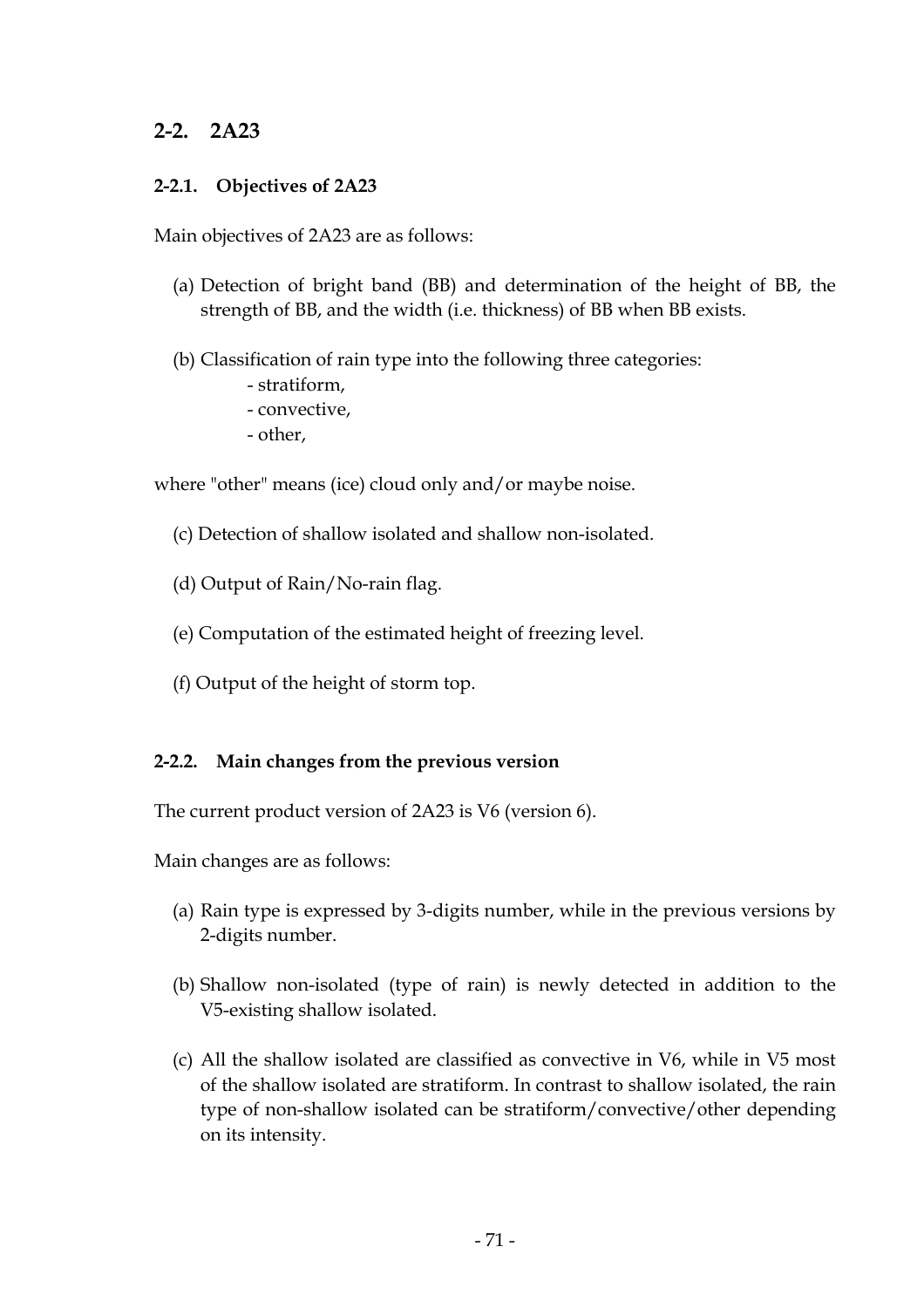## 2-2. 2A23

### 2-2.1. Objectives of 2A23

Main objectives of 2A23 are as follows:

(a) Detection of bright band (BB) and determination of the height of BB, the strength of BB, and the width (i.e. thickness) of BB when BB exists.

(b) Classification of rain type into the following three categories:
- stratiform,
- convective,
- other,

where "other" means (ice) cloud only and/or maybe noise.

(c) Detection of shallow isolated and shallow non-isolated.

(d) Output of Rain/No-rain flag.

(e) Computation of the estimated height of freezing level.

(f) Output of the height of storm top.

### 2-2.2. Main changes from the previous version

The current product version of 2A23 is V6 (version 6).

Main changes are as follows:

(a) Rain type is expressed by 3-digits number, while in the previous versions by 2-digits number.

(b) Shallow non-isolated (type of rain) is newly detected in addition to the V5-existing shallow isolated.

(c) All the shallow isolated are classified as convective in V6, while in V5 most of the shallow isolated are stratiform. In contrast to shallow isolated, the rain type of non-shallow isolated can be stratiform/convective/other depending on its intensity.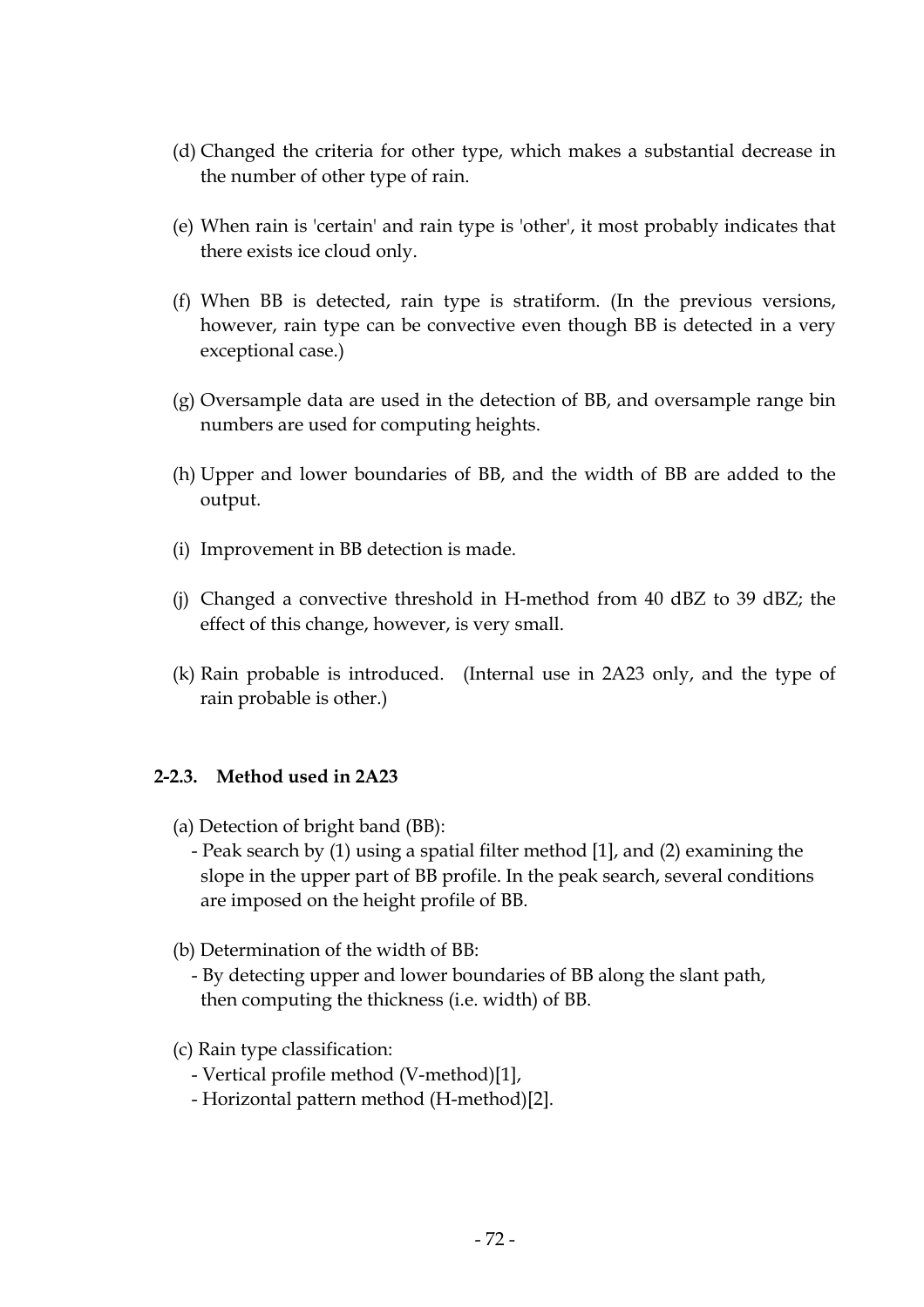(d) Changed the criteria for other type, which makes a substantial decrease in the number of other type of rain.

(e) When rain is 'certain' and rain type is 'other', it most probably indicates that there exists ice cloud only.

(f) When BB is detected, rain type is stratiform. (In the previous versions, however, rain type can be convective even though BB is detected in a very exceptional case.)

(g) Oversample data are used in the detection of BB, and oversample range bin numbers are used for computing heights.

(h) Upper and lower boundaries of BB, and the width of BB are added to the output.

(i) Improvement in BB detection is made.

(j) Changed a convective threshold in H-method from 40 dBZ to 39 dBZ; the effect of this change, however, is very small.

(k) Rain probable is introduced. (Internal use in 2A23 only, and the type of rain probable is other.)

### 2-2.3. Method used in 2A23

(a) Detection of bright band (BB):
- Peak search by (1) using a spatial filter method [1], and (2) examining the slope in the upper part of BB profile. In the peak search, several conditions are imposed on the height profile of BB.

(b) Determination of the width of BB:
- By detecting upper and lower boundaries of BB along the slant path, then computing the thickness (i.e. width) of BB.

(c) Rain type classification:
- Vertical profile method (V-method)[1],
- Horizontal pattern method (H-method)[2].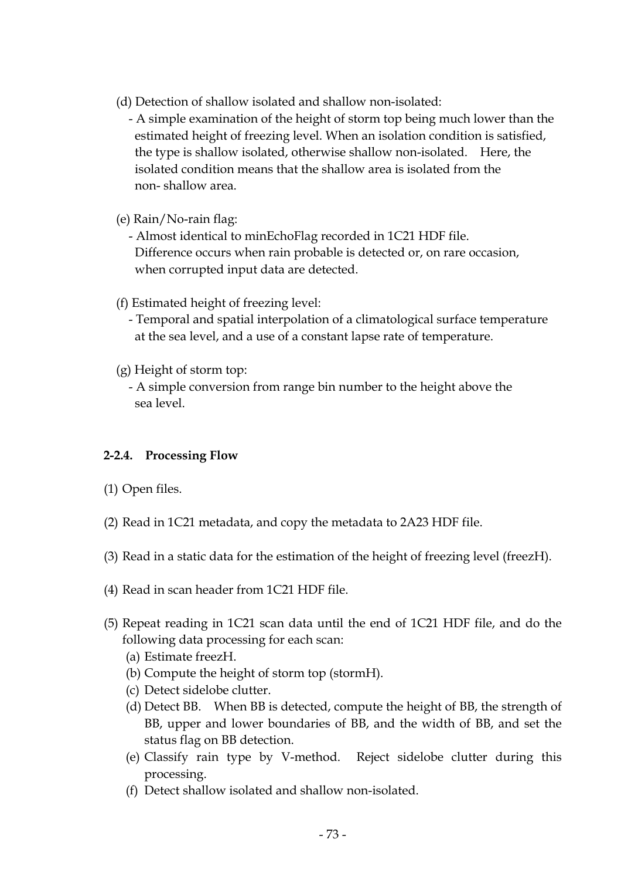(d) Detection of shallow isolated and shallow non-isolated:

- A simple examination of the height of storm top being much lower than the estimated height of freezing level. When an isolation condition is satisfied, the type is shallow isolated, otherwise shallow non-isolated. Here, the isolated condition means that the shallow area is isolated from the non- shallow area.

(e) Rain/No-rain flag:

- Almost identical to minEchoFlag recorded in 1C21 HDF file. Difference occurs when rain probable is detected or, on rare occasion, when corrupted input data are detected.

(f) Estimated height of freezing level:

- Temporal and spatial interpolation of a climatological surface temperature at the sea level, and a use of a constant lapse rate of temperature.

(g) Height of storm top:

- A simple conversion from range bin number to the height above the sea level.

### 2-2.4. Processing Flow

(1) Open files.

(2) Read in 1C21 metadata, and copy the metadata to 2A23 HDF file.

(3) Read in a static data for the estimation of the height of freezing level (freezH).

(4) Read in scan header from 1C21 HDF file.

(5) Repeat reading in 1C21 scan data until the end of 1C21 HDF file, and do the following data processing for each scan:

- (a) Estimate freezH.
- (b) Compute the height of storm top (stormH).
- (c) Detect sidelobe clutter.
- (d) Detect BB. When BB is detected, compute the height of BB, the strength of BB, upper and lower boundaries of BB, and the width of BB, and set the status flag on BB detection.
- (e) Classify rain type by V-method. Reject sidelobe clutter during this processing.
- (f) Detect shallow isolated and shallow non-isolated.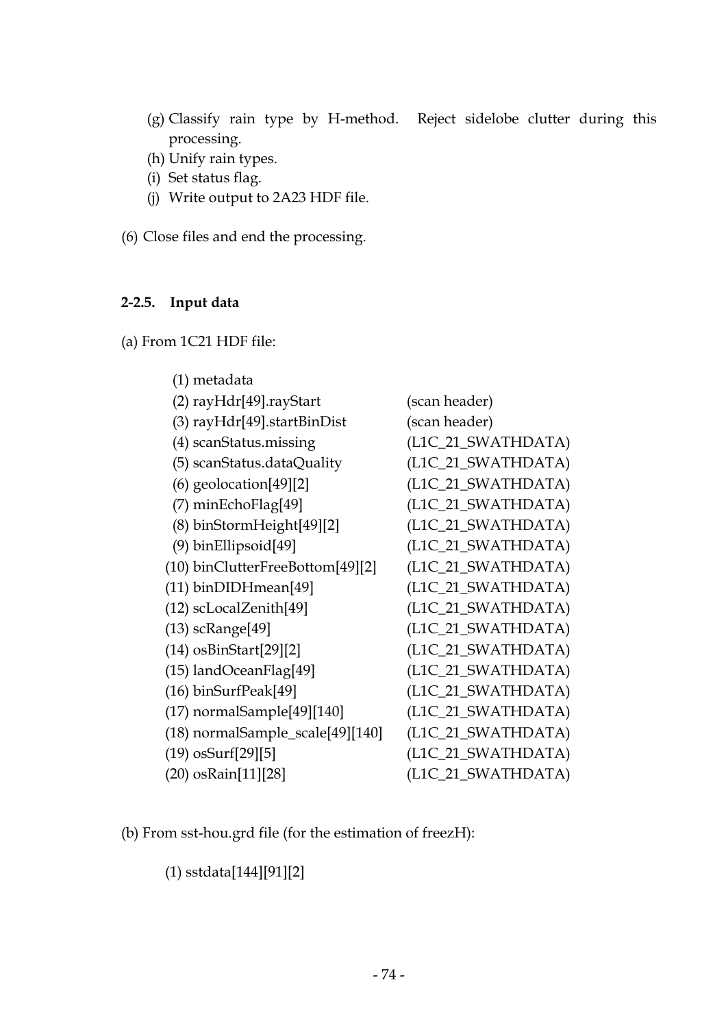(g) Classify rain type by H-method. Reject sidelobe clutter during this processing.
(h) Unify rain types.
(i) Set status flag.
(j) Write output to 2A23 HDF file.

(6) Close files and end the processing.

### 2-2.5. Input data

(a) From 1C21 HDF file:

| | |
|---|---|
| (1) metadata | |
| (2) rayHdr[49].rayStart | (scan header) |
| (3) rayHdr[49].startBinDist | (scan header) |
| (4) scanStatus.missing | (L1C_21_SWATHDATA) |
| (5) scanStatus.dataQuality | (L1C_21_SWATHDATA) |
| (6) geolocation[49][2] | (L1C_21_SWATHDATA) |
| (7) minEchoFlag[49] | (L1C_21_SWATHDATA) |
| (8) binStormHeight[49][2] | (L1C_21_SWATHDATA) |
| (9) binEllipsoid[49] | (L1C_21_SWATHDATA) |
| (10) binClutterFreeBottom[49][2] | (L1C_21_SWATHDATA) |
| (11) binDIDHmean[49] | (L1C_21_SWATHDATA) |
| (12) scLocalZenith[49] | (L1C_21_SWATHDATA) |
| (13) scRange[49] | (L1C_21_SWATHDATA) |
| (14) osBinStart[29][2] | (L1C_21_SWATHDATA) |
| (15) landOceanFlag[49] | (L1C_21_SWATHDATA) |
| (16) binSurfPeak[49] | (L1C_21_SWATHDATA) |
| (17) normalSample[49][140] | (L1C_21_SWATHDATA) |
| (18) normalSample_scale[49][140] | (L1C_21_SWATHDATA) |
| (19) osSurf[29][5] | (L1C_21_SWATHDATA) |
| (20) osRain[11][28] | (L1C_21_SWATHDATA) |

(b) From sst-hou.grd file (for the estimation of freezH):

(1) sstdata[144][91][2]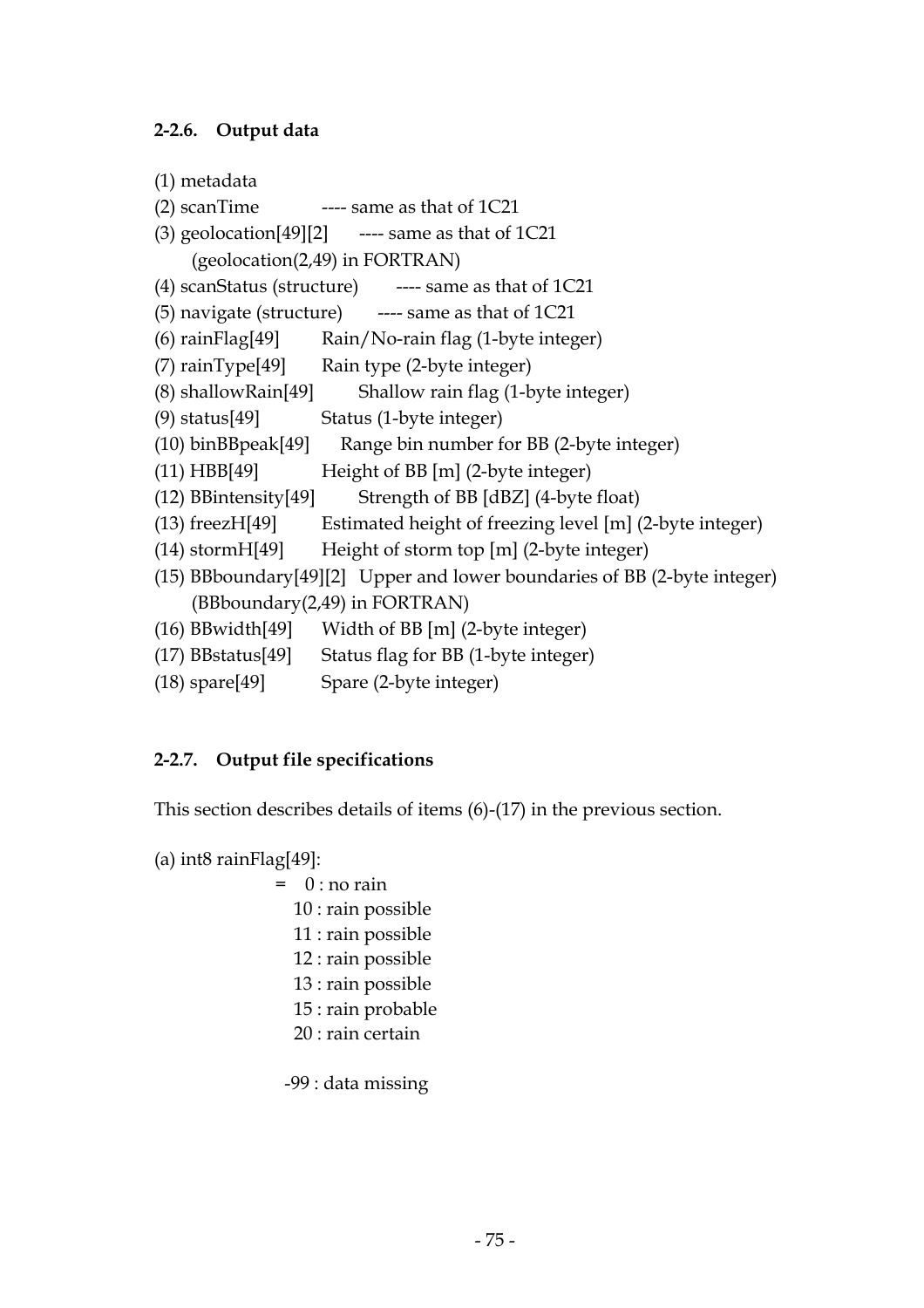### 2-2.6. Output data

(1) metadata
(2) scanTime ---- same as that of 1C21
(3) geolocation[49][2] ---- same as that of 1C21
    (geolocation(2,49) in FORTRAN)
(4) scanStatus (structure) ---- same as that of 1C21
(5) navigate (structure) ---- same as that of 1C21
(6) rainFlag[49] Rain/No-rain flag (1-byte integer)
(7) rainType[49] Rain type (2-byte integer)
(8) shallowRain[49] Shallow rain flag (1-byte integer)
(9) status[49] Status (1-byte integer)
(10) binBBpeak[49] Range bin number for BB (2-byte integer)
(11) HBB[49] Height of BB [m] (2-byte integer)
(12) BBintensity[49] Strength of BB [dBZ] (4-byte float)
(13) freezH[49] Estimated height of freezing level [m] (2-byte integer)
(14) stormH[49] Height of storm top [m] (2-byte integer)
(15) BBboundary[49][2] Upper and lower boundaries of BB (2-byte integer)
    (BBboundary(2,49) in FORTRAN)
(16) BBwidth[49] Width of BB [m] (2-byte integer)
(17) BBstatus[49] Status flag for BB (1-byte integer)
(18) spare[49] Spare (2-byte integer)

### 2-2.7. Output file specifications

This section describes details of items (6)-(17) in the previous section.

(a) int8 rainFlag[49]:

= 0 : no rain
10 : rain possible
11 : rain possible
12 : rain possible
13 : rain possible
15 : rain probable
20 : rain certain

-99 : data missing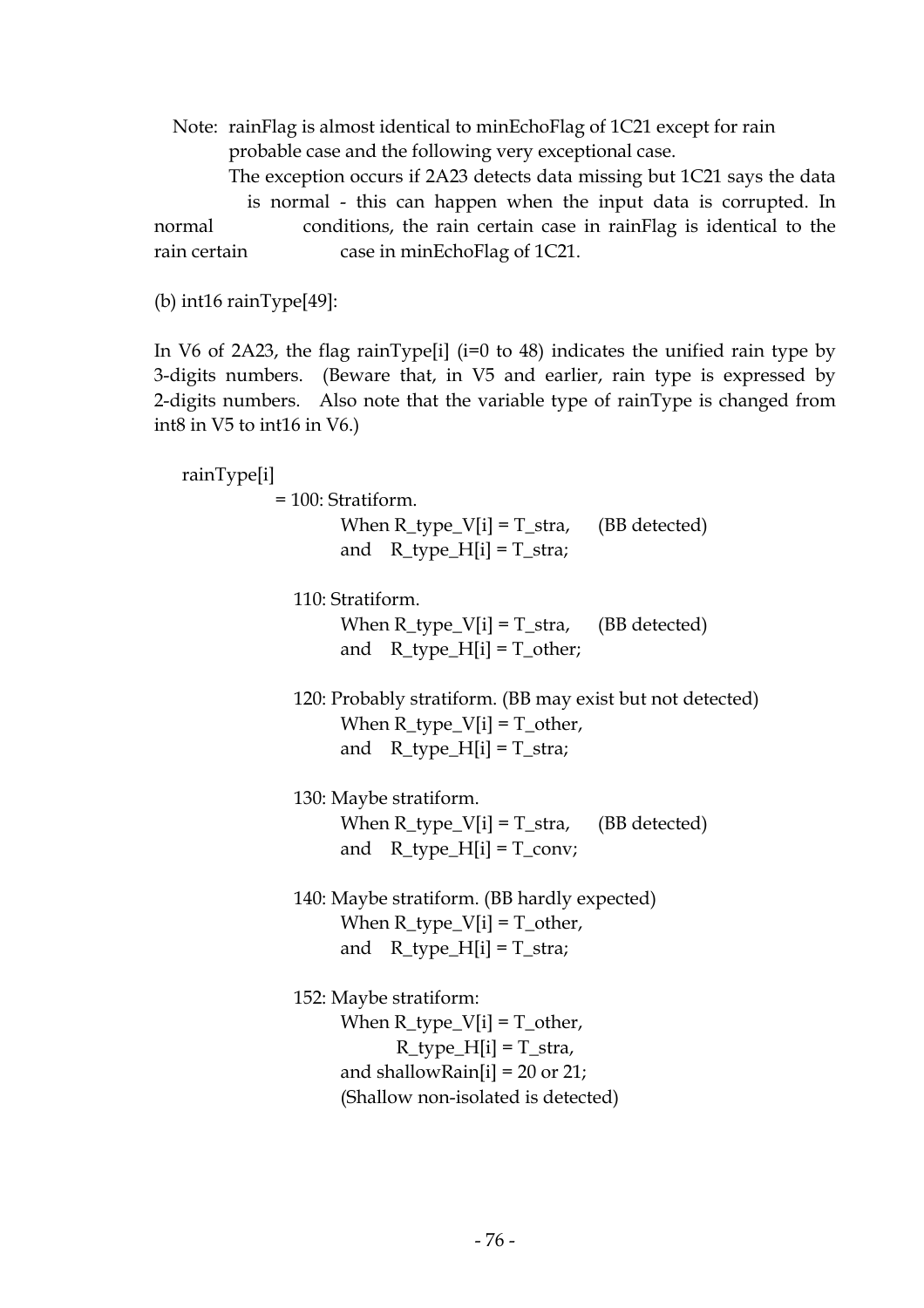Note: rainFlag is almost identical to minEchoFlag of 1C21 except for rain probable case and the following very exceptional case.
The exception occurs if 2A23 detects data missing but 1C21 says the data is normal - this can happen when the input data is corrupted. In normal conditions, the rain certain case in rainFlag is identical to the rain certain case in minEchoFlag of 1C21.

(b) int16 rainType[49]:

In V6 of 2A23, the flag rainType[i] (i=0 to 48) indicates the unified rain type by 3-digits numbers. (Beware that, in V5 and earlier, rain type is expressed by 2-digits numbers. Also note that the variable type of rainType is changed from int8 in V5 to int16 in V6.)

rainType[i]

= 100: Stratiform.
  When R_type_V[i] = T_stra, (BB detected)
  and R_type_H[i] = T_stra;

110: Stratiform.
  When R_type_V[i] = T_stra, (BB detected)
  and R_type_H[i] = T_other;

120: Probably stratiform. (BB may exist but not detected)
  When R_type_V[i] = T_other,
  and R_type_H[i] = T_stra;

130: Maybe stratiform.
  When R_type_V[i] = T_stra, (BB detected)
  and R_type_H[i] = T_conv;

140: Maybe stratiform. (BB hardly expected)
  When R_type_V[i] = T_other,
  and R_type_H[i] = T_stra;

152: Maybe stratiform:
  When R_type_V[i] = T_other,
  R_type_H[i] = T_stra,
  and shallowRain[i] = 20 or 21;
  (Shallow non-isolated is detected)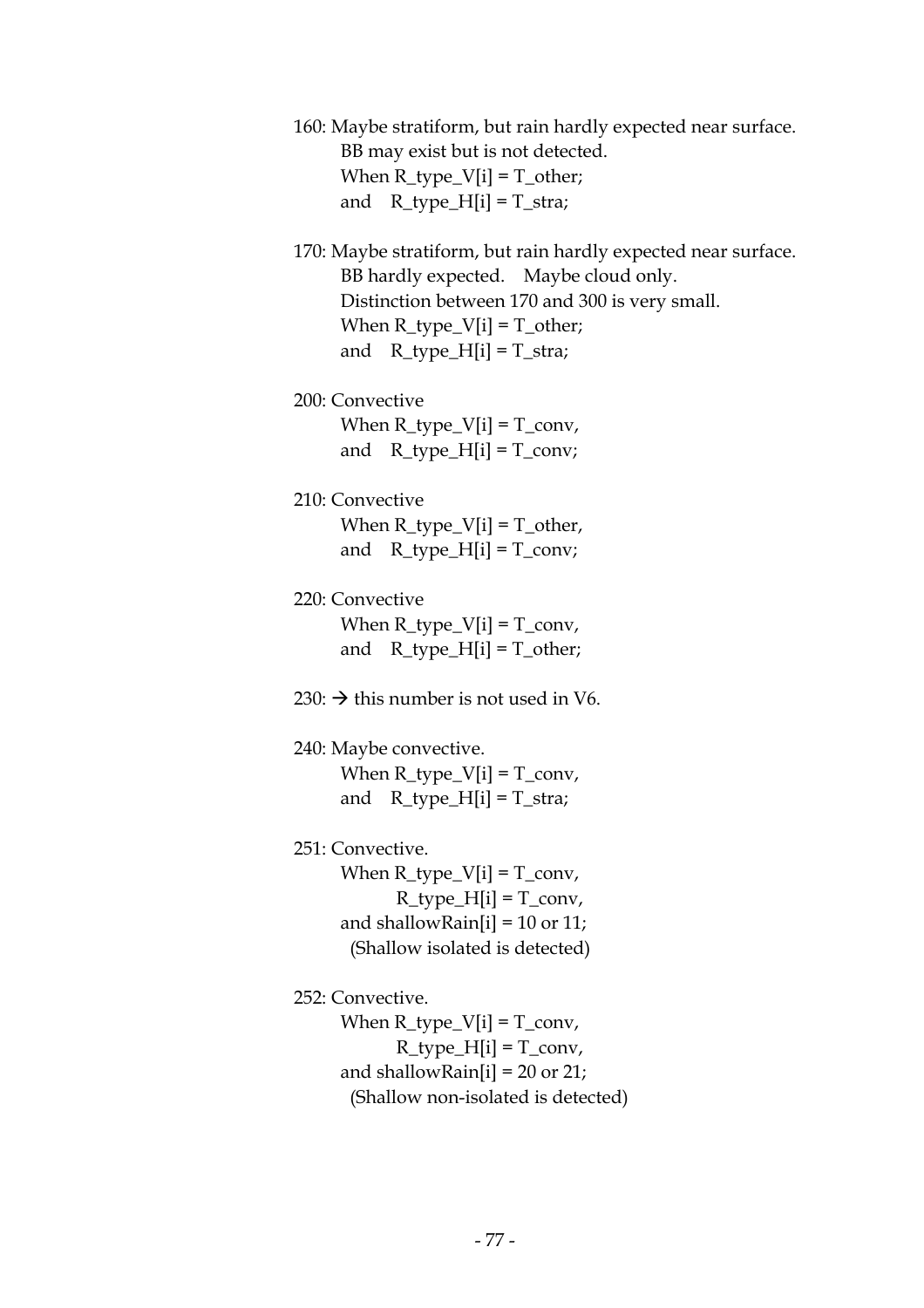160: Maybe stratiform, but rain hardly expected near surface.
BB may exist but is not detected.
When R_type_V[i] = T_other;
and R_type_H[i] = T_stra;

170: Maybe stratiform, but rain hardly expected near surface.
BB hardly expected. Maybe cloud only.
Distinction between 170 and 300 is very small.
When R_type_V[i] = T_other;
and R_type_H[i] = T_stra;

200: Convective
When R_type_V[i] = T_conv,
and R_type_H[i] = T_conv;

210: Convective
When R_type_V[i] = T_other,
and R_type_H[i] = T_conv;

220: Convective
When R_type_V[i] = T_conv,
and R_type_H[i] = T_other;

230: → this number is not used in V6.

240: Maybe convective.
When R_type_V[i] = T_conv,
and R_type_H[i] = T_stra;

251: Convective.
When R_type_V[i] = T_conv,
R_type_H[i] = T_conv,
and shallowRain[i] = 10 or 11;
(Shallow isolated is detected)

252: Convective.
When R_type_V[i] = T_conv,
R_type_H[i] = T_conv,
and shallowRain[i] = 20 or 21;
(Shallow non-isolated is detected)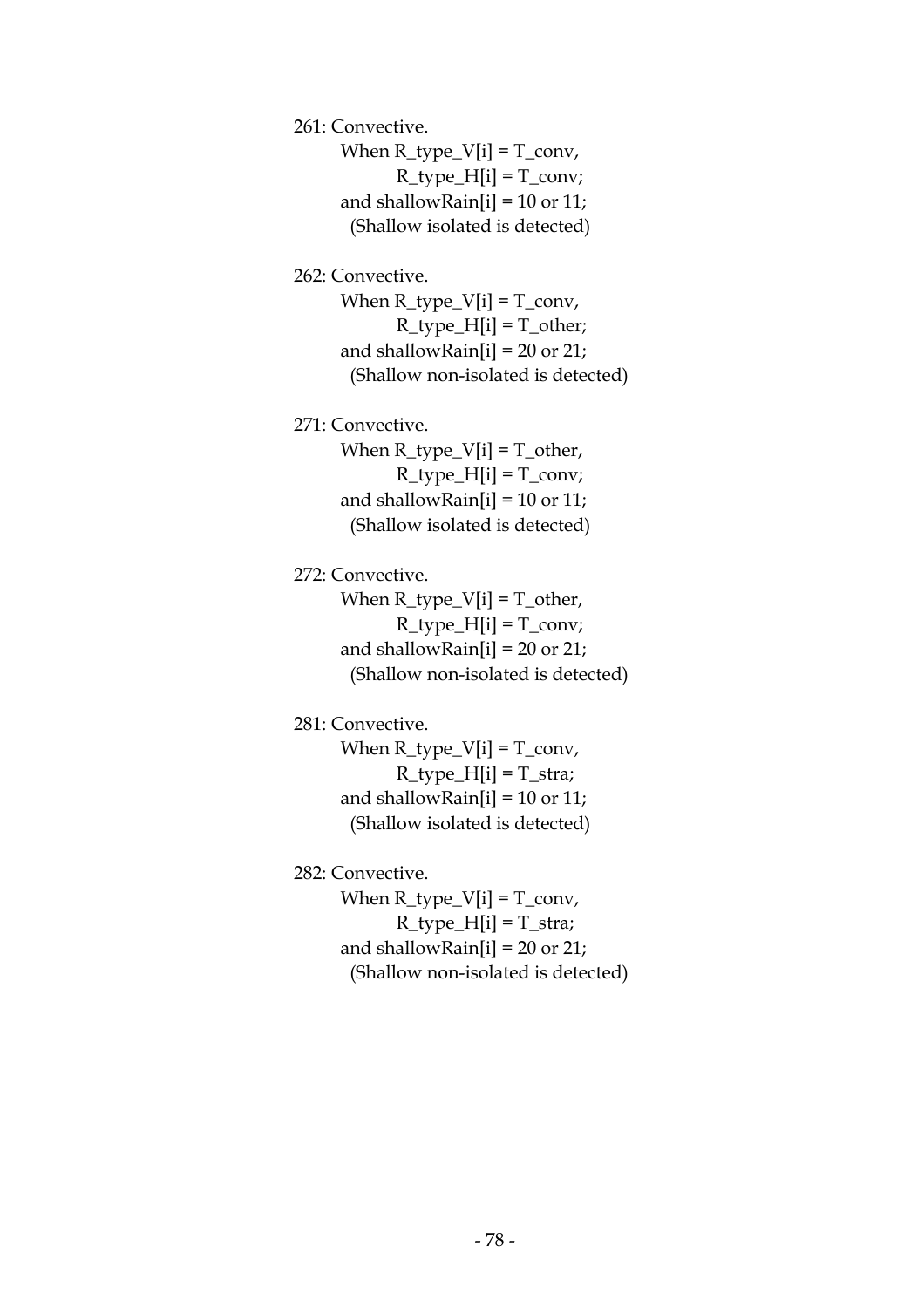261: Convective.
When R_type_V[i] = T_conv,
R_type_H[i] = T_conv;
and shallowRain[i] = 10 or 11;
(Shallow isolated is detected)

262: Convective.
When R_type_V[i] = T_conv,
R_type_H[i] = T_other;
and shallowRain[i] = 20 or 21;
(Shallow non-isolated is detected)

271: Convective.
When R_type_V[i] = T_other,
R_type_H[i] = T_conv;
and shallowRain[i] = 10 or 11;
(Shallow isolated is detected)

272: Convective.
When R_type_V[i] = T_other,
R_type_H[i] = T_conv;
and shallowRain[i] = 20 or 21;
(Shallow non-isolated is detected)

281: Convective.
When R_type_V[i] = T_conv,
R_type_H[i] = T_stra;
and shallowRain[i] = 10 or 11;
(Shallow isolated is detected)

282: Convective.
When R_type_V[i] = T_conv,
R_type_H[i] = T_stra;
and shallowRain[i] = 20 or 21;
(Shallow non-isolated is detected)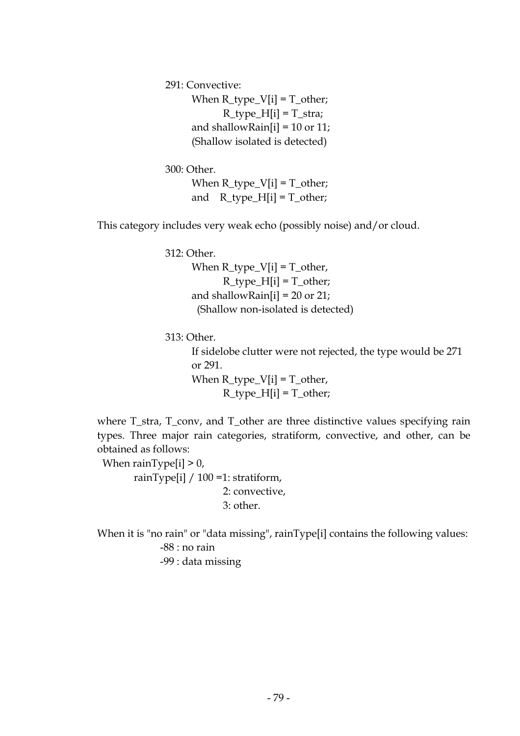291: Convective:
    When R_type_V[i] = T_other;
        R_type_H[i] = T_stra;
    and shallowRain[i] = 10 or 11;
    (Shallow isolated is detected)

300: Other.
    When R_type_V[i] = T_other;
    and R_type_H[i] = T_other;

This category includes very weak echo (possibly noise) and/or cloud.

312: Other.
    When R_type_V[i] = T_other,
        R_type_H[i] = T_other;
    and shallowRain[i] = 20 or 21;
    (Shallow non-isolated is detected)

313: Other.
    If sidelobe clutter were not rejected, the type would be 271 or 291.
    When R_type_V[i] = T_other,
        R_type_H[i] = T_other;

where T_stra, T_conv, and T_other are three distinctive values specifying rain types. Three major rain categories, stratiform, convective, and other, can be obtained as follows:

When rainType[i] > 0,
    rainType[i] / 100 =1: stratiform,
        2: convective,
        3: other.

When it is "no rain" or "data missing", rainType[i] contains the following values:
    -88 : no rain
    -99 : data missing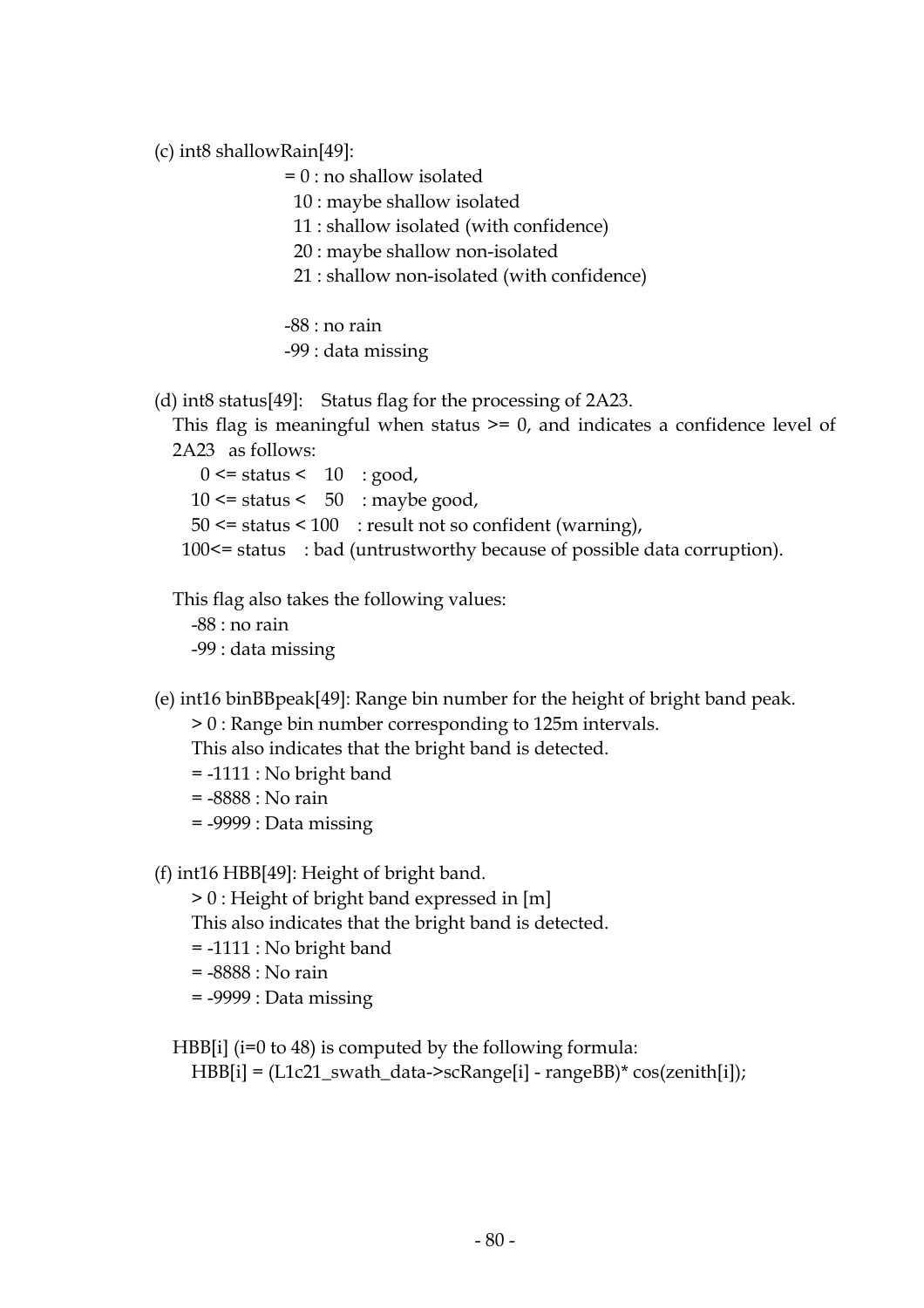(c) int8 shallowRain[49]:

= 0 : no shallow isolated
10 : maybe shallow isolated
11 : shallow isolated (with confidence)
20 : maybe shallow non-isolated
21 : shallow non-isolated (with confidence)

-88 : no rain
-99 : data missing

(d) int8 status[49]: Status flag for the processing of 2A23.

This flag is meaningful when status >= 0, and indicates a confidence level of 2A23 as follows:

0 <= status < 10 : good,
10 <= status < 50 : maybe good,
50 <= status < 100 : result not so confident (warning),
100<= status : bad (untrustworthy because of possible data corruption).

This flag also takes the following values:

-88 : no rain
-99 : data missing

(e) int16 binBBpeak[49]: Range bin number for the height of bright band peak.

> 0 : Range bin number corresponding to 125m intervals.
This also indicates that the bright band is detected.
= -1111 : No bright band
= -8888 : No rain
= -9999 : Data missing

(f) int16 HBB[49]: Height of bright band.

> 0 : Height of bright band expressed in [m]
This also indicates that the bright band is detected.
= -1111 : No bright band
= -8888 : No rain
= -9999 : Data missing

HBB[i] (i=0 to 48) is computed by the following formula:

```
HBB[i] = (L1c21_swath_data->scRange[i] - rangeBB)* cos(zenith[i]);
```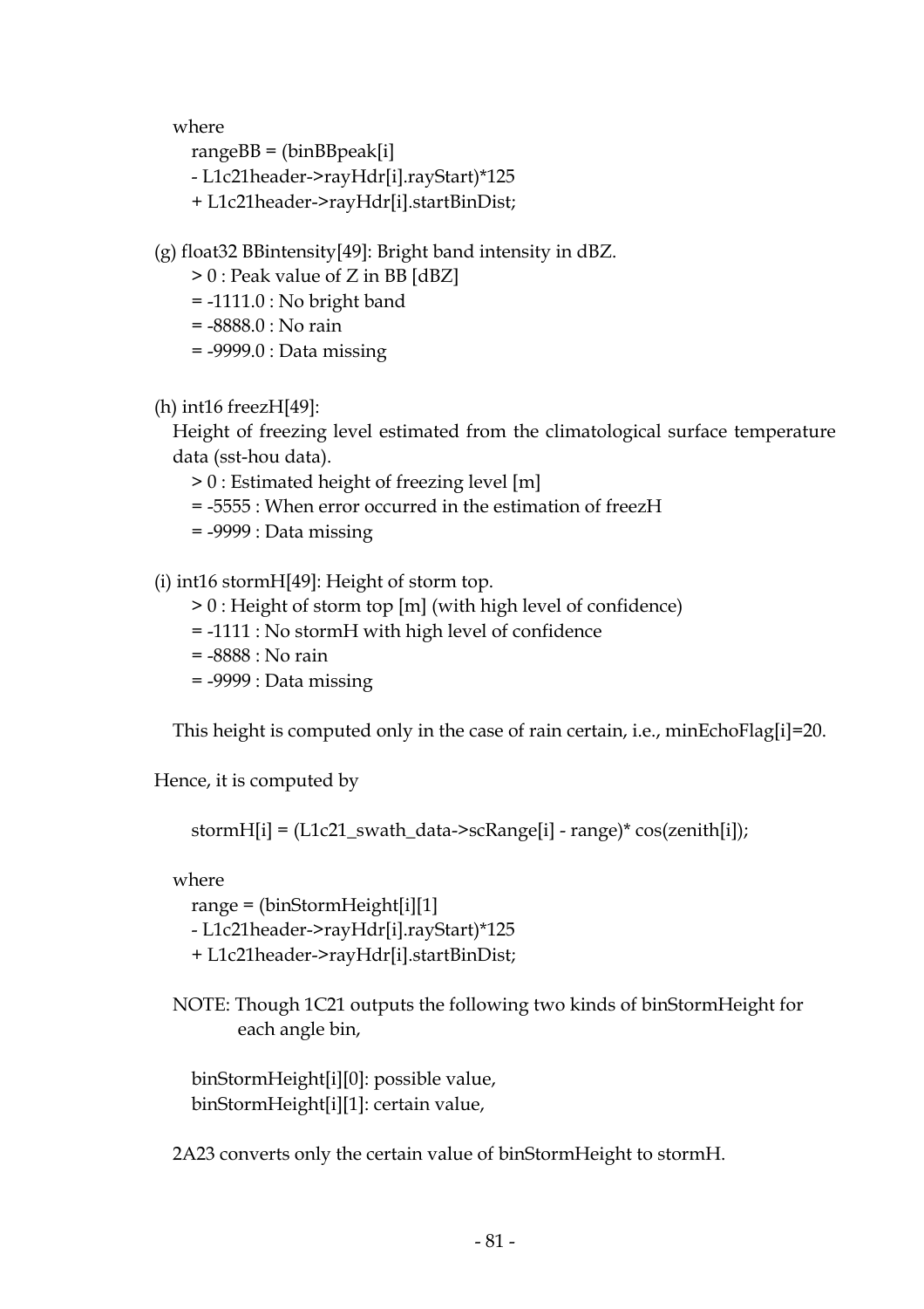where

rangeBB = (binBBpeak[i]
- L1c21header->rayHdr[i].rayStart)*125
+ L1c21header->rayHdr[i].startBinDist;

(g) float32 BBintensity[49]: Bright band intensity in dBZ.

> 0 : Peak value of Z in BB [dBZ]
= -1111.0 : No bright band
= -8888.0 : No rain
= -9999.0 : Data missing

(h) int16 freezH[49]:

Height of freezing level estimated from the climatological surface temperature data (sst-hou data).

> 0 : Estimated height of freezing level [m]
= -5555 : When error occurred in the estimation of freezH
= -9999 : Data missing

(i) int16 stormH[49]: Height of storm top.

> 0 : Height of storm top [m] (with high level of confidence)
= -1111 : No stormH with high level of confidence
= -8888 : No rain
= -9999 : Data missing

This height is computed only in the case of rain certain, i.e., minEchoFlag[i]=20.

Hence, it is computed by

```
stormH[i] = (L1c21_swath_data->scRange[i] - range)* cos(zenith[i]);
```

where

range = (binStormHeight[i][1]
- L1c21header->rayHdr[i].rayStart)*125
+ L1c21header->rayHdr[i].startBinDist;

NOTE: Though 1C21 outputs the following two kinds of binStormHeight for each angle bin,

binStormHeight[i][0]: possible value,
binStormHeight[i][1]: certain value,

2A23 converts only the certain value of binStormHeight to stormH.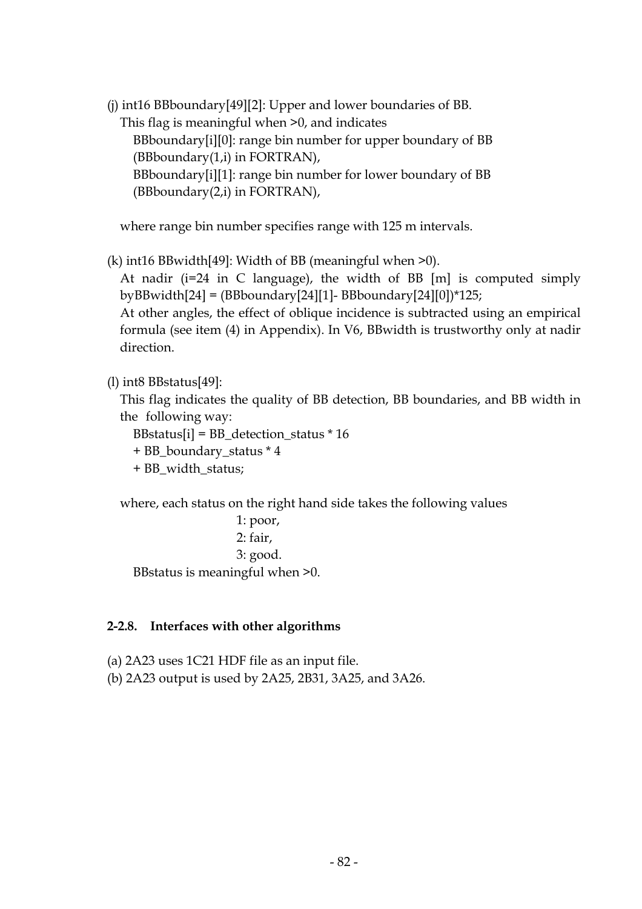(j) int16 BBboundary[49][2]: Upper and lower boundaries of BB.
This flag is meaningful when >0, and indicates
BBboundary[i][0]: range bin number for upper boundary of BB (BBboundary(1,i) in FORTRAN),
BBboundary[i][1]: range bin number for lower boundary of BB (BBboundary(2,i) in FORTRAN),

where range bin number specifies range with 125 m intervals.

(k) int16 BBwidth[49]: Width of BB (meaningful when >0).
At nadir (i=24 in C language), the width of BB [m] is computed simply byBBwidth[24] = (BBboundary[24][1]- BBboundary[24][0])*125;
At other angles, the effect of oblique incidence is subtracted using an empirical formula (see item (4) in Appendix). In V6, BBwidth is trustworthy only at nadir direction.

(l) int8 BBstatus[49]:
This flag indicates the quality of BB detection, BB boundaries, and BB width in the following way:

```
BBstatus[i] = BB_detection_status * 16
+ BB_boundary_status * 4
+ BB_width_status;
```

where, each status on the right hand side takes the following values

1: poor,
2: fair,
3: good.

BBstatus is meaningful when >0.

### 2-2.8. Interfaces with other algorithms

(a) 2A23 uses 1C21 HDF file as an input file.
(b) 2A23 output is used by 2A25, 2B31, 3A25, and 3A26.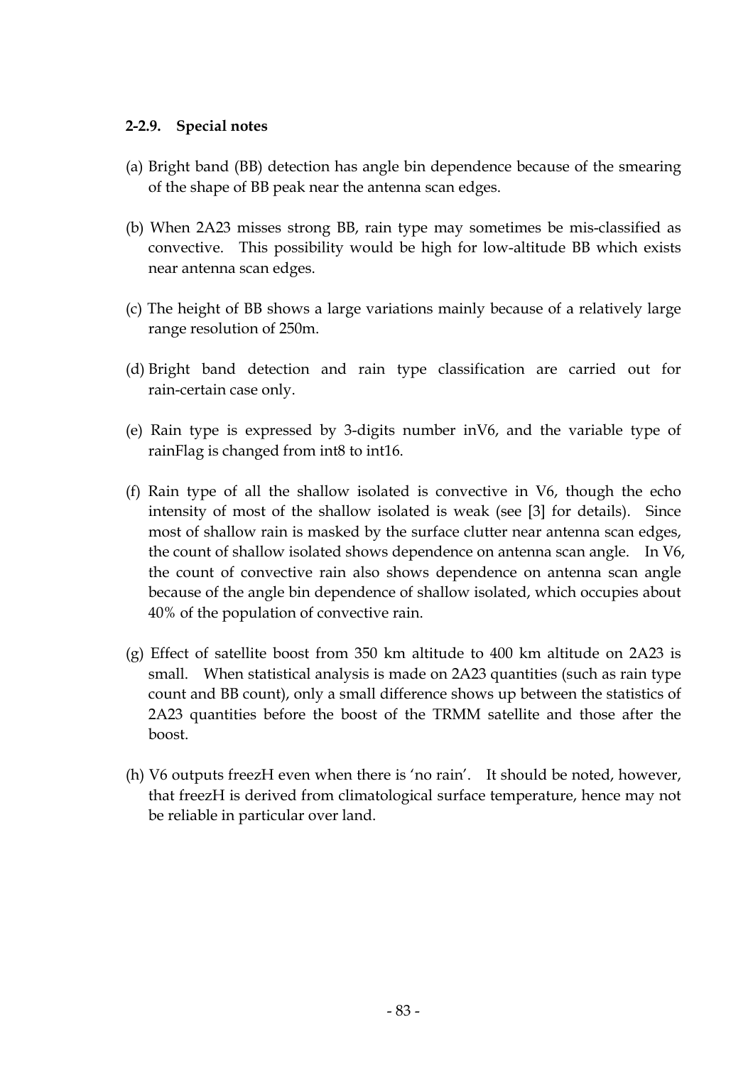### 2-2.9. Special notes

(a) Bright band (BB) detection has angle bin dependence because of the smearing of the shape of BB peak near the antenna scan edges.

(b) When 2A23 misses strong BB, rain type may sometimes be mis-classified as convective. This possibility would be high for low-altitude BB which exists near antenna scan edges.

(c) The height of BB shows a large variations mainly because of a relatively large range resolution of 250m.

(d) Bright band detection and rain type classification are carried out for rain-certain case only.

(e) Rain type is expressed by 3-digits number inV6, and the variable type of rainFlag is changed from int8 to int16.

(f) Rain type of all the shallow isolated is convective in V6, though the echo intensity of most of the shallow isolated is weak (see [3] for details). Since most of shallow rain is masked by the surface clutter near antenna scan edges, the count of shallow isolated shows dependence on antenna scan angle. In V6, the count of convective rain also shows dependence on antenna scan angle because of the angle bin dependence of shallow isolated, which occupies about 40% of the population of convective rain.

(g) Effect of satellite boost from 350 km altitude to 400 km altitude on 2A23 is small. When statistical analysis is made on 2A23 quantities (such as rain type count and BB count), only a small difference shows up between the statistics of 2A23 quantities before the boost of the TRMM satellite and those after the boost.

(h) V6 outputs freezH even when there is 'no rain'. It should be noted, however, that freezH is derived from climatological surface temperature, hence may not be reliable in particular over land.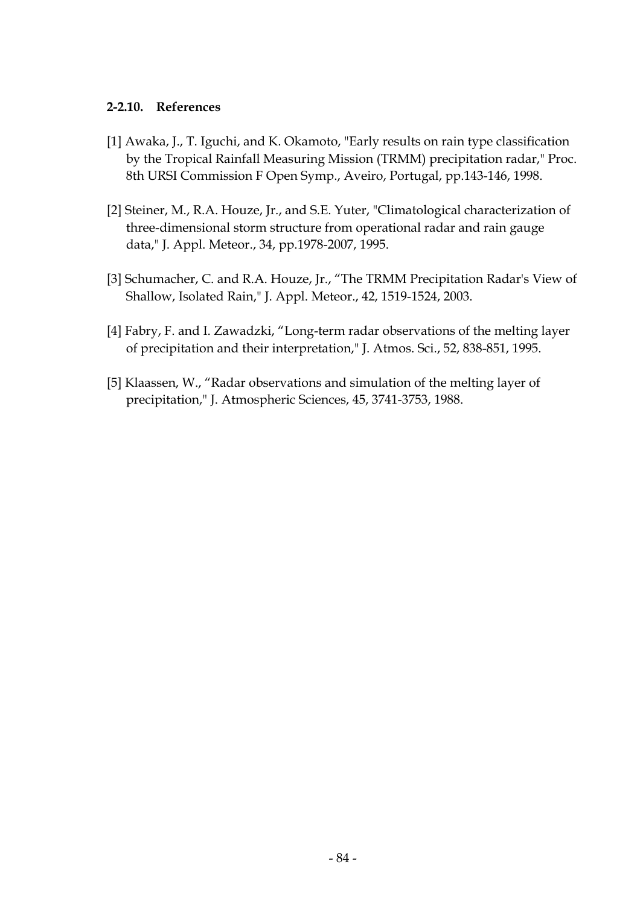### 2-2.10. References

[1] Awaka, J., T. Iguchi, and K. Okamoto, "Early results on rain type classification by the Tropical Rainfall Measuring Mission (TRMM) precipitation radar," Proc. 8th URSI Commission F Open Symp., Aveiro, Portugal, pp.143-146, 1998.

[2] Steiner, M., R.A. Houze, Jr., and S.E. Yuter, "Climatological characterization of three-dimensional storm structure from operational radar and rain gauge data," J. Appl. Meteor., 34, pp.1978-2007, 1995.

[3] Schumacher, C. and R.A. Houze, Jr., “The TRMM Precipitation Radar's View of Shallow, Isolated Rain," J. Appl. Meteor., 42, 1519-1524, 2003.

[4] Fabry, F. and I. Zawadzki, “Long-term radar observations of the melting layer of precipitation and their interpretation," J. Atmos. Sci., 52, 838-851, 1995.

[5] Klaassen, W., “Radar observations and simulation of the melting layer of precipitation," J. Atmospheric Sciences, 45, 3741-3753, 1988.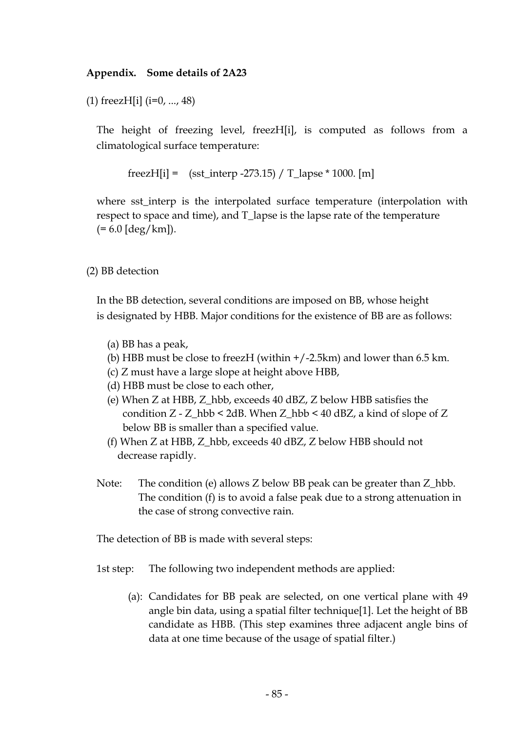## Appendix. Some details of 2A23

(1) freezH[i] (i=0, ..., 48)

The height of freezing level, freezH[i], is computed as follows from a climatological surface temperature:

freezH[i] = (sst_interp -273.15) / T_lapse * 1000. [m]

where sst_interp is the interpolated surface temperature (interpolation with respect to space and time), and T_lapse is the lapse rate of the temperature (= 6.0 [deg/km]).

(2) BB detection

In the BB detection, several conditions are imposed on BB, whose height is designated by HBB. Major conditions for the existence of BB are as follows:

- (a) BB has a peak,
- (b) HBB must be close to freezH (within +/-2.5km) and lower than 6.5 km.
- (c) Z must have a large slope at height above HBB,
- (d) HBB must be close to each other,
- (e) When Z at HBB, Z_hbb, exceeds 40 dBZ, Z below HBB satisfies the condition Z - Z_hbb < 2dB. When Z_hbb < 40 dBZ, a kind of slope of Z below BB is smaller than a specified value.
- (f) When Z at HBB, Z_hbb, exceeds 40 dBZ, Z below HBB should not decrease rapidly.

Note: The condition (e) allows Z below BB peak can be greater than Z_hbb. The condition (f) is to avoid a false peak due to a strong attenuation in the case of strong convective rain.

The detection of BB is made with several steps:

1st step: The following two independent methods are applied:

(a): Candidates for BB peak are selected, on one vertical plane with 49 angle bin data, using a spatial filter technique[1]. Let the height of BB candidate as HBB. (This step examines three adjacent angle bins of data at one time because of the usage of spatial filter.)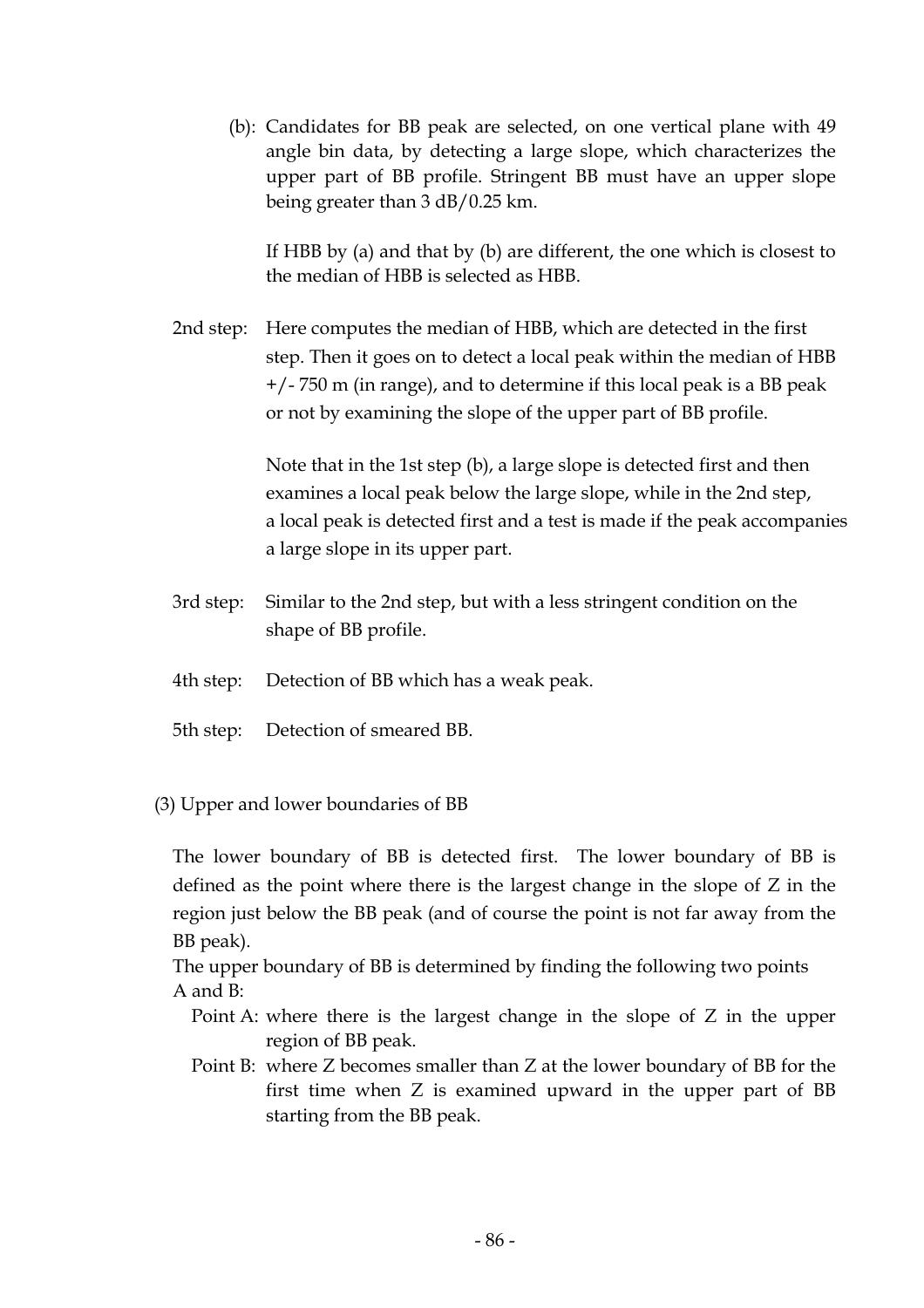(b): Candidates for BB peak are selected, on one vertical plane with 49 angle bin data, by detecting a large slope, which characterizes the upper part of BB profile. Stringent BB must have an upper slope being greater than 3 dB/0.25 km.

If HBB by (a) and that by (b) are different, the one which is closest to the median of HBB is selected as HBB.

2nd step: Here computes the median of HBB, which are detected in the first step. Then it goes on to detect a local peak within the median of HBB +/- 750 m (in range), and to determine if this local peak is a BB peak or not by examining the slope of the upper part of BB profile.

Note that in the 1st step (b), a large slope is detected first and then examines a local peak below the large slope, while in the 2nd step, a local peak is detected first and a test is made if the peak accompanies a large slope in its upper part.

3rd step: Similar to the 2nd step, but with a less stringent condition on the shape of BB profile.

4th step: Detection of BB which has a weak peak.

5th step: Detection of smeared BB.

(3) Upper and lower boundaries of BB

The lower boundary of BB is detected first. The lower boundary of BB is defined as the point where there is the largest change in the slope of Z in the region just below the BB peak (and of course the point is not far away from the BB peak).

The upper boundary of BB is determined by finding the following two points A and B:

Point A: where there is the largest change in the slope of Z in the upper region of BB peak.

Point B: where Z becomes smaller than Z at the lower boundary of BB for the first time when Z is examined upward in the upper part of BB starting from the BB peak.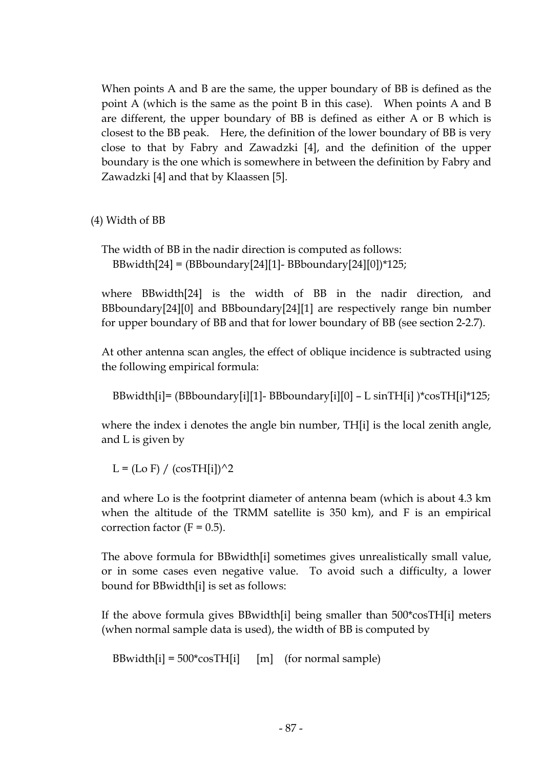When points A and B are the same, the upper boundary of BB is defined as the point A (which is the same as the point B in this case). When points A and B are different, the upper boundary of BB is defined as either A or B which is closest to the BB peak. Here, the definition of the lower boundary of BB is very close to that by Fabry and Zawadzki [4], and the definition of the upper boundary is the one which is somewhere in between the definition by Fabry and Zawadzki [4] and that by Klaassen [5].

(4) Width of BB

The width of BB in the nadir direction is computed as follows:

```
BBwidth[24] = (BBboundary[24][1]- BBboundary[24][0])*125;
```

where BBwidth[24] is the width of BB in the nadir direction, and BBboundary[24][0] and BBboundary[24][1] are respectively range bin number for upper boundary of BB and that for lower boundary of BB (see section 2-2.7).

At other antenna scan angles, the effect of oblique incidence is subtracted using the following empirical formula:

```
BBwidth[i]= (BBboundary[i][1]- BBboundary[i][0] – L sinTH[i] )*cosTH[i]*125;
```

where the index i denotes the angle bin number, TH[i] is the local zenith angle, and L is given by

```
L = (Lo F) / (cosTH[i])^2
```

and where Lo is the footprint diameter of antenna beam (which is about 4.3 km when the altitude of the TRMM satellite is 350 km), and F is an empirical correction factor (F = 0.5).

The above formula for BBwidth[i] sometimes gives unrealistically small value, or in some cases even negative value. To avoid such a difficulty, a lower bound for BBwidth[i] is set as follows:

If the above formula gives BBwidth[i] being smaller than 500*cosTH[i] meters (when normal sample data is used), the width of BB is computed by

```
BBwidth[i] = 500*cosTH[i]     [m]    (for normal sample)
```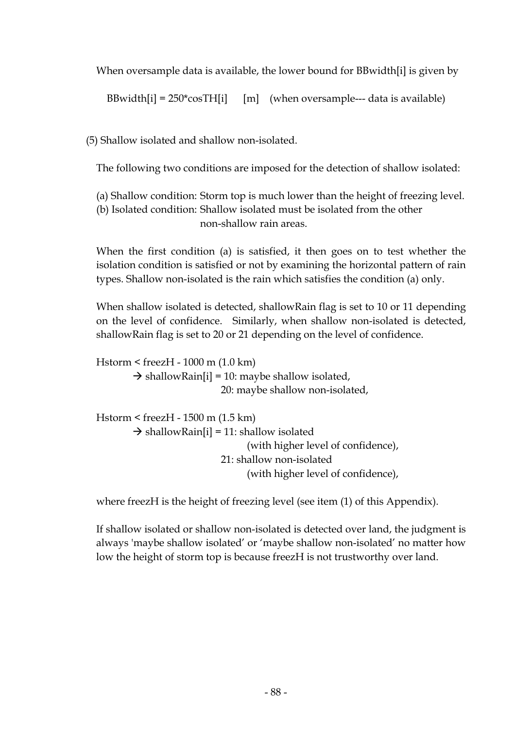When oversample data is available, the lower bound for BBwidth[i] is given by

BBwidth[i] = 250*cosTH[i]  [m]  (when oversample--- data is available)

(5) Shallow isolated and shallow non-isolated.

The following two conditions are imposed for the detection of shallow isolated:

(a) Shallow condition: Storm top is much lower than the height of freezing level.
(b) Isolated condition: Shallow isolated must be isolated from the other non-shallow rain areas.

When the first condition (a) is satisfied, it then goes on to test whether the isolation condition is satisfied or not by examining the horizontal pattern of rain types. Shallow non-isolated is the rain which satisfies the condition (a) only.

When shallow isolated is detected, shallowRain flag is set to 10 or 11 depending on the level of confidence. Similarly, when shallow non-isolated is detected, shallowRain flag is set to 20 or 21 depending on the level of confidence.

Hstorm < freezH - 1000 m (1.0 km)
  → shallowRain[i] = 10: maybe shallow isolated,
                     20: maybe shallow non-isolated,

Hstorm < freezH - 1500 m (1.5 km)
  → shallowRain[i] = 11: shallow isolated
                         (with higher level of confidence),
                     21: shallow non-isolated
                         (with higher level of confidence),

where freezH is the height of freezing level (see item (1) of this Appendix).

If shallow isolated or shallow non-isolated is detected over land, the judgment is always 'maybe shallow isolated' or 'maybe shallow non-isolated' no matter how low the height of storm top is because freezH is not trustworthy over land.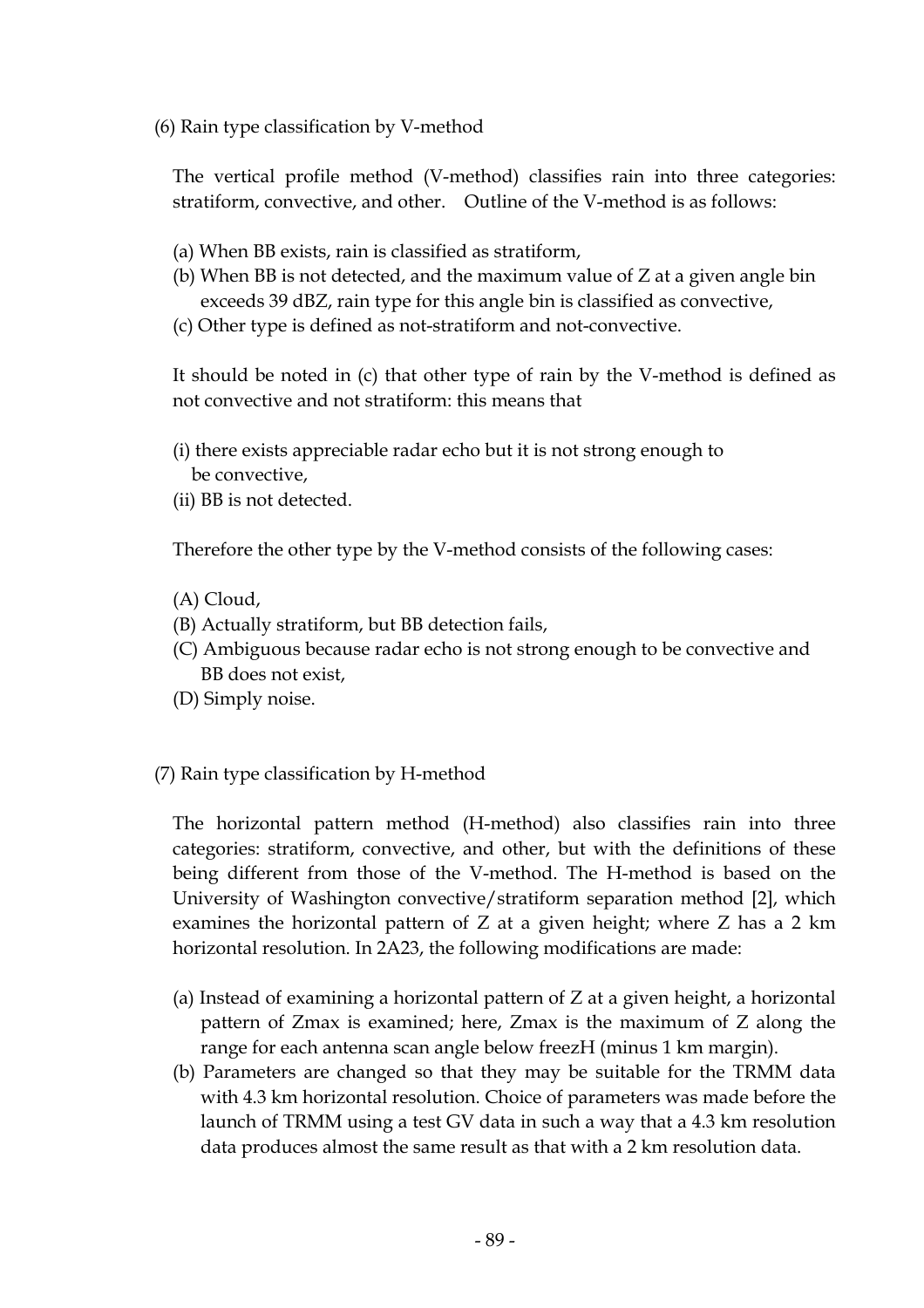(6) Rain type classification by V-method

The vertical profile method (V-method) classifies rain into three categories: stratiform, convective, and other.   Outline of the V-method is as follows:

(a) When BB exists, rain is classified as stratiform,
(b) When BB is not detected, and the maximum value of Z at a given angle bin exceeds 39 dBZ, rain type for this angle bin is classified as convective,
(c) Other type is defined as not-stratiform and not-convective.

It should be noted in (c) that other type of rain by the V-method is defined as not convective and not stratiform: this means that

(i) there exists appreciable radar echo but it is not strong enough to be convective,
(ii) BB is not detected.

Therefore the other type by the V-method consists of the following cases:

(A) Cloud,
(B) Actually stratiform, but BB detection fails,
(C) Ambiguous because radar echo is not strong enough to be convective and BB does not exist,
(D) Simply noise.

(7) Rain type classification by H-method

The horizontal pattern method (H-method) also classifies rain into three categories: stratiform, convective, and other, but with the definitions of these being different from those of the V-method. The H-method is based on the University of Washington convective/stratiform separation method [2], which examines the horizontal pattern of Z at a given height; where Z has a 2 km horizontal resolution. In 2A23, the following modifications are made:

(a) Instead of examining a horizontal pattern of Z at a given height, a horizontal pattern of Zmax is examined; here, Zmax is the maximum of Z along the range for each antenna scan angle below freezH (minus 1 km margin).
(b) Parameters are changed so that they may be suitable for the TRMM data with 4.3 km horizontal resolution. Choice of parameters was made before the launch of TRMM using a test GV data in such a way that a 4.3 km resolution data produces almost the same result as that with a 2 km resolution data.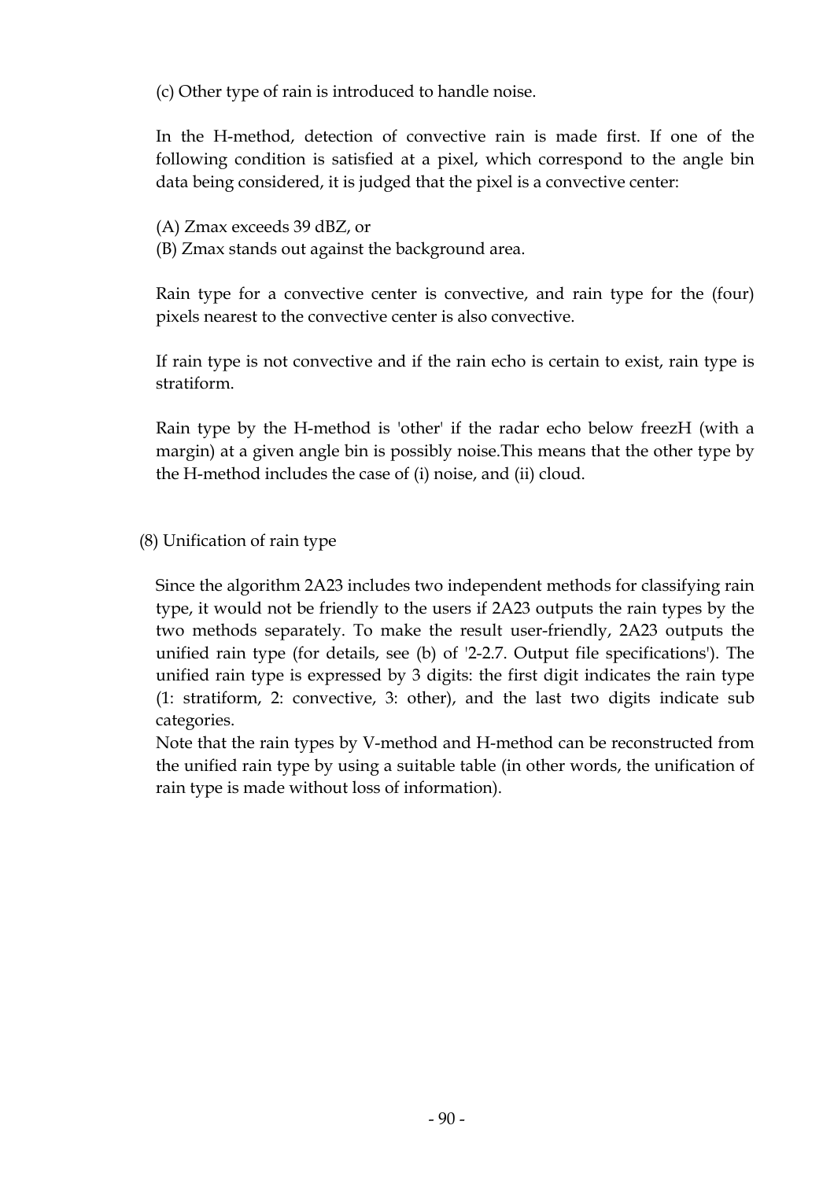(c) Other type of rain is introduced to handle noise.

In the H-method, detection of convective rain is made first. If one of the following condition is satisfied at a pixel, which correspond to the angle bin data being considered, it is judged that the pixel is a convective center:

(A) Zmax exceeds 39 dBZ, or
(B) Zmax stands out against the background area.

Rain type for a convective center is convective, and rain type for the (four) pixels nearest to the convective center is also convective.

If rain type is not convective and if the rain echo is certain to exist, rain type is stratiform.

Rain type by the H-method is 'other' if the radar echo below freezH (with a margin) at a given angle bin is possibly noise.This means that the other type by the H-method includes the case of (i) noise, and (ii) cloud.

(8) Unification of rain type

Since the algorithm 2A23 includes two independent methods for classifying rain type, it would not be friendly to the users if 2A23 outputs the rain types by the two methods separately. To make the result user-friendly, 2A23 outputs the unified rain type (for details, see (b) of '2-2.7. Output file specifications'). The unified rain type is expressed by 3 digits: the first digit indicates the rain type (1: stratiform, 2: convective, 3: other), and the last two digits indicate sub categories.
Note that the rain types by V-method and H-method can be reconstructed from the unified rain type by using a suitable table (in other words, the unification of rain type is made without loss of information).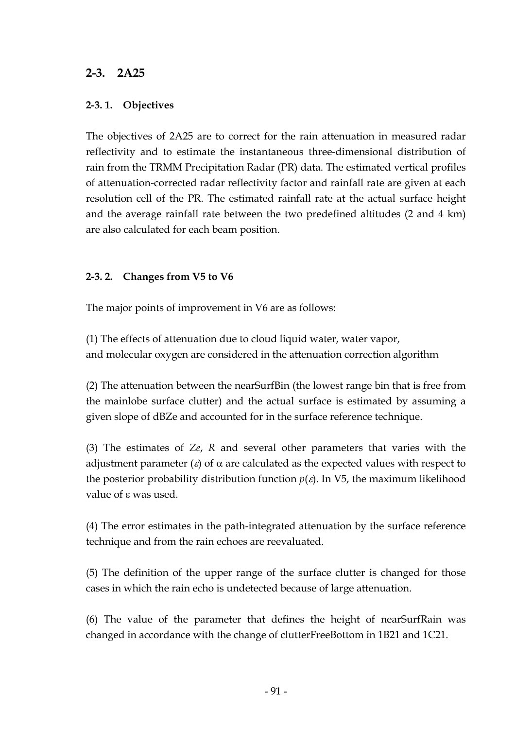## 2-3. 2A25

### 2-3. 1. Objectives

The objectives of 2A25 are to correct for the rain attenuation in measured radar reflectivity and to estimate the instantaneous three-dimensional distribution of rain from the TRMM Precipitation Radar (PR) data. The estimated vertical profiles of attenuation-corrected radar reflectivity factor and rainfall rate are given at each resolution cell of the PR. The estimated rainfall rate at the actual surface height and the average rainfall rate between the two predefined altitudes (2 and 4 km) are also calculated for each beam position.

### 2-3. 2. Changes from V5 to V6

The major points of improvement in V6 are as follows:

(1) The effects of attenuation due to cloud liquid water, water vapor, and molecular oxygen are considered in the attenuation correction algorithm

(2) The attenuation between the nearSurfBin (the lowest range bin that is free from the mainlobe surface clutter) and the actual surface is estimated by assuming a given slope of dBZe and accounted for in the surface reference technique.

(3) The estimates of *Ze*, *R* and several other parameters that varies with the adjustment parameter ($\varepsilon$) of $\alpha$ are calculated as the expected values with respect to the posterior probability distribution function $p(\varepsilon)$. In V5, the maximum likelihood value of $\varepsilon$ was used.

(4) The error estimates in the path-integrated attenuation by the surface reference technique and from the rain echoes are reevaluated.

(5) The definition of the upper range of the surface clutter is changed for those cases in which the rain echo is undetected because of large attenuation.

(6) The value of the parameter that defines the height of nearSurfRain was changed in accordance with the change of clutterFreeBottom in 1B21 and 1C21.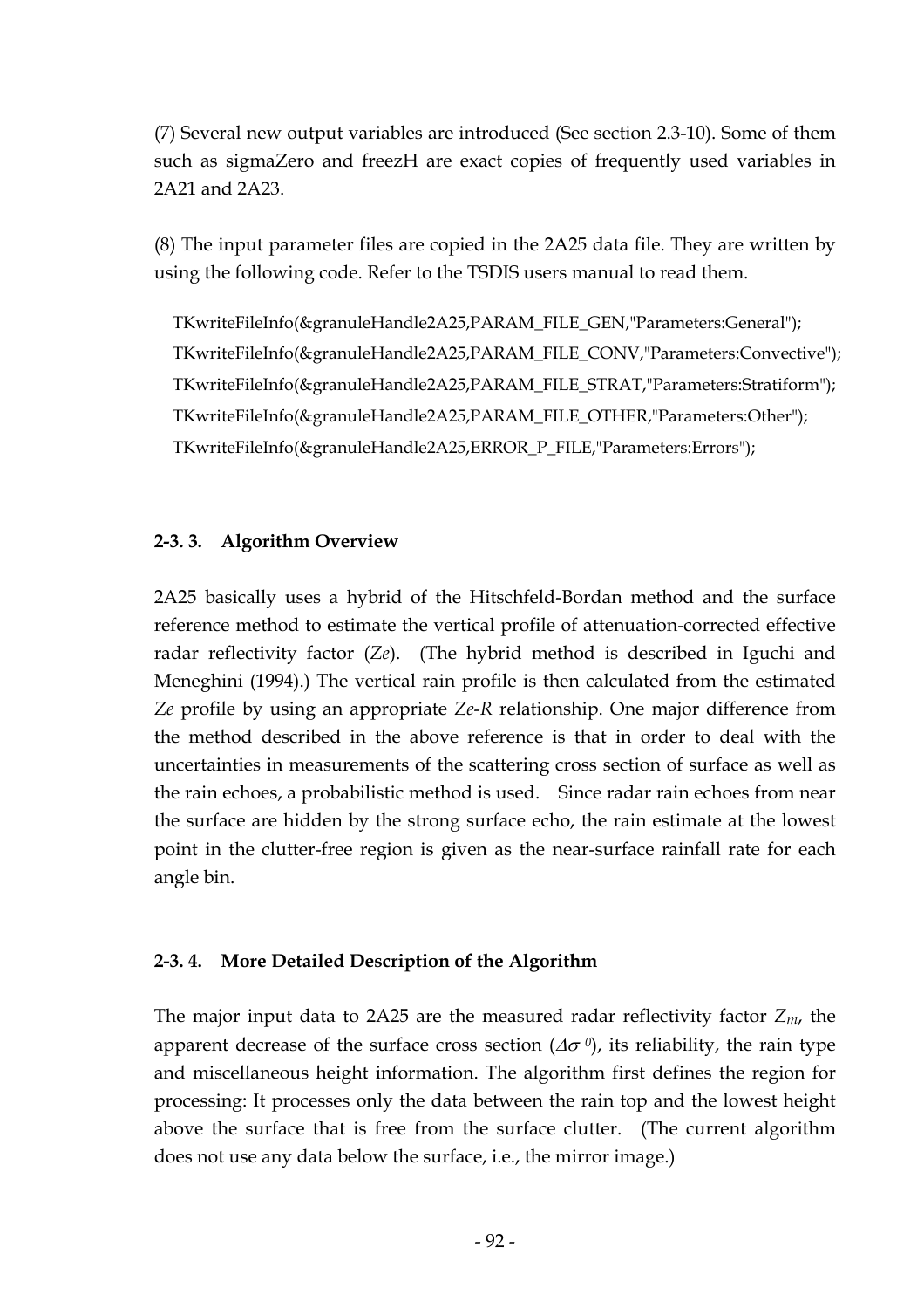(7) Several new output variables are introduced (See section 2.3-10). Some of them such as sigmaZero and freezH are exact copies of frequently used variables in 2A21 and 2A23.

(8) The input parameter files are copied in the 2A25 data file. They are written by using the following code. Refer to the TSDIS users manual to read them.

```
TKwriteFileInfo(&granuleHandle2A25,PARAM_FILE_GEN,"Parameters:General");
TKwriteFileInfo(&granuleHandle2A25,PARAM_FILE_CONV,"Parameters:Convective");
TKwriteFileInfo(&granuleHandle2A25,PARAM_FILE_STRAT,"Parameters:Stratiform");
TKwriteFileInfo(&granuleHandle2A25,PARAM_FILE_OTHER,"Parameters:Other");
TKwriteFileInfo(&granuleHandle2A25,ERROR_P_FILE,"Parameters:Errors");
```

### 2-3. 3. Algorithm Overview

2A25 basically uses a hybrid of the Hitschfeld-Bordan method and the surface reference method to estimate the vertical profile of attenuation-corrected effective radar reflectivity factor (*Ze*). (The hybrid method is described in Iguchi and Meneghini (1994).) The vertical rain profile is then calculated from the estimated *Ze* profile by using an appropriate *Ze-R* relationship. One major difference from the method described in the above reference is that in order to deal with the uncertainties in measurements of the scattering cross section of surface as well as the rain echoes, a probabilistic method is used. Since radar rain echoes from near the surface are hidden by the strong surface echo, the rain estimate at the lowest point in the clutter-free region is given as the near-surface rainfall rate for each angle bin.

### 2-3. 4. More Detailed Description of the Algorithm

The major input data to 2A25 are the measured radar reflectivity factor $Z_m$, the apparent decrease of the surface cross section ($\Delta\sigma^0$), its reliability, the rain type and miscellaneous height information. The algorithm first defines the region for processing: It processes only the data between the rain top and the lowest height above the surface that is free from the surface clutter. (The current algorithm does not use any data below the surface, i.e., the mirror image.)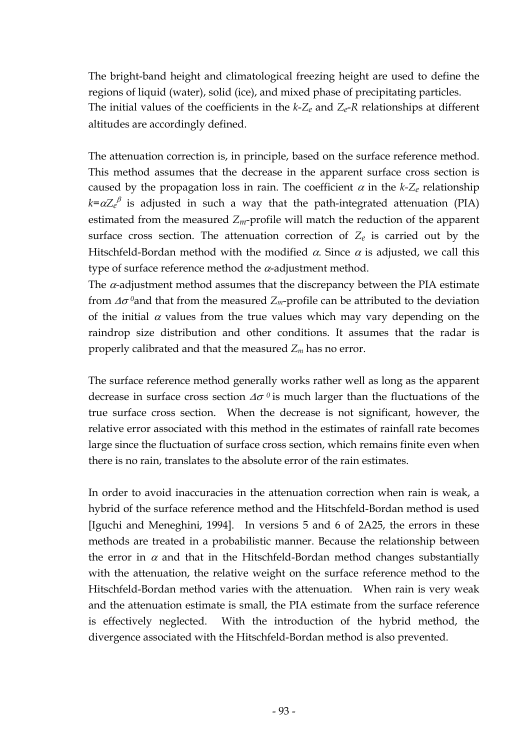The bright-band height and climatological freezing height are used to define the regions of liquid (water), solid (ice), and mixed phase of precipitating particles. The initial values of the coefficients in the $k$-$Z_e$ and $Z_e$-$R$ relationships at different altitudes are accordingly defined.

The attenuation correction is, in principle, based on the surface reference method. This method assumes that the decrease in the apparent surface cross section is caused by the propagation loss in rain. The coefficient $\alpha$ in the $k$-$Z_e$ relationship $k=\alpha Z_e^{\beta}$ is adjusted in such a way that the path-integrated attenuation (PIA) estimated from the measured $Z_m$-profile will match the reduction of the apparent surface cross section. The attenuation correction of $Z_e$ is carried out by the Hitschfeld-Bordan method with the modified $\alpha$. Since $\alpha$ is adjusted, we call this type of surface reference method the $\alpha$-adjustment method.
The $\alpha$-adjustment method assumes that the discrepancy between the PIA estimate from $\Delta\sigma^0$ and that from the measured $Z_m$-profile can be attributed to the deviation of the initial $\alpha$ values from the true values which may vary depending on the raindrop size distribution and other conditions. It assumes that the radar is properly calibrated and that the measured $Z_m$ has no error.

The surface reference method generally works rather well as long as the apparent decrease in surface cross section $\Delta\sigma^0$ is much larger than the fluctuations of the true surface cross section. When the decrease is not significant, however, the relative error associated with this method in the estimates of rainfall rate becomes large since the fluctuation of surface cross section, which remains finite even when there is no rain, translates to the absolute error of the rain estimates.

In order to avoid inaccuracies in the attenuation correction when rain is weak, a hybrid of the surface reference method and the Hitschfeld-Bordan method is used [Iguchi and Meneghini, 1994]. In versions 5 and 6 of 2A25, the errors in these methods are treated in a probabilistic manner. Because the relationship between the error in $\alpha$ and that in the Hitschfeld-Bordan method changes substantially with the attenuation, the relative weight on the surface reference method to the Hitschfeld-Bordan method varies with the attenuation. When rain is very weak and the attenuation estimate is small, the PIA estimate from the surface reference is effectively neglected. With the introduction of the hybrid method, the divergence associated with the Hitschfeld-Bordan method is also prevented.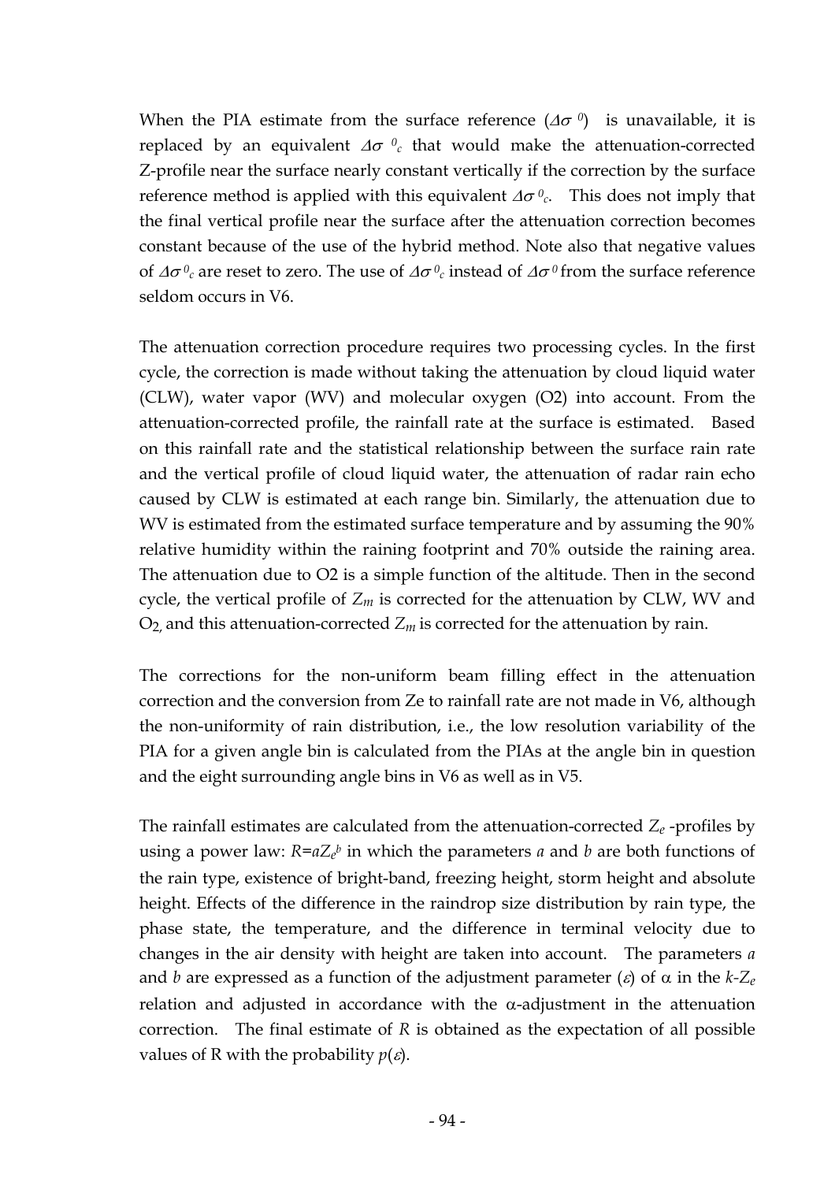When the PIA estimate from the surface reference ($\Delta\sigma^0$) is unavailable, it is replaced by an equivalent $\Delta\sigma^0_c$ that would make the attenuation-corrected Z-profile near the surface nearly constant vertically if the correction by the surface reference method is applied with this equivalent $\Delta\sigma^0_c$. This does not imply that the final vertical profile near the surface after the attenuation correction becomes constant because of the use of the hybrid method. Note also that negative values of $\Delta\sigma^0_c$ are reset to zero. The use of $\Delta\sigma^0_c$ instead of $\Delta\sigma^0$ from the surface reference seldom occurs in V6.

The attenuation correction procedure requires two processing cycles. In the first cycle, the correction is made without taking the attenuation by cloud liquid water (CLW), water vapor (WV) and molecular oxygen (O2) into account. From the attenuation-corrected profile, the rainfall rate at the surface is estimated. Based on this rainfall rate and the statistical relationship between the surface rain rate and the vertical profile of cloud liquid water, the attenuation of radar rain echo caused by CLW is estimated at each range bin. Similarly, the attenuation due to WV is estimated from the estimated surface temperature and by assuming the 90% relative humidity within the raining footprint and 70% outside the raining area. The attenuation due to O2 is a simple function of the altitude. Then in the second cycle, the vertical profile of $Z_m$ is corrected for the attenuation by CLW, WV and $O_2$, and this attenuation-corrected $Z_m$ is corrected for the attenuation by rain.

The corrections for the non-uniform beam filling effect in the attenuation correction and the conversion from Ze to rainfall rate are not made in V6, although the non-uniformity of rain distribution, i.e., the low resolution variability of the PIA for a given angle bin is calculated from the PIAs at the angle bin in question and the eight surrounding angle bins in V6 as well as in V5.

The rainfall estimates are calculated from the attenuation-corrected $Z_e$ -profiles by using a power law: $R=aZ_e^b$ in which the parameters $a$ and $b$ are both functions of the rain type, existence of bright-band, freezing height, storm height and absolute height. Effects of the difference in the raindrop size distribution by rain type, the phase state, the temperature, and the difference in terminal velocity due to changes in the air density with height are taken into account. The parameters $a$ and $b$ are expressed as a function of the adjustment parameter ($\varepsilon$) of $\alpha$ in the $k$-$Z_e$ relation and adjusted in accordance with the $\alpha$-adjustment in the attenuation correction. The final estimate of $R$ is obtained as the expectation of all possible values of R with the probability $p(\varepsilon)$.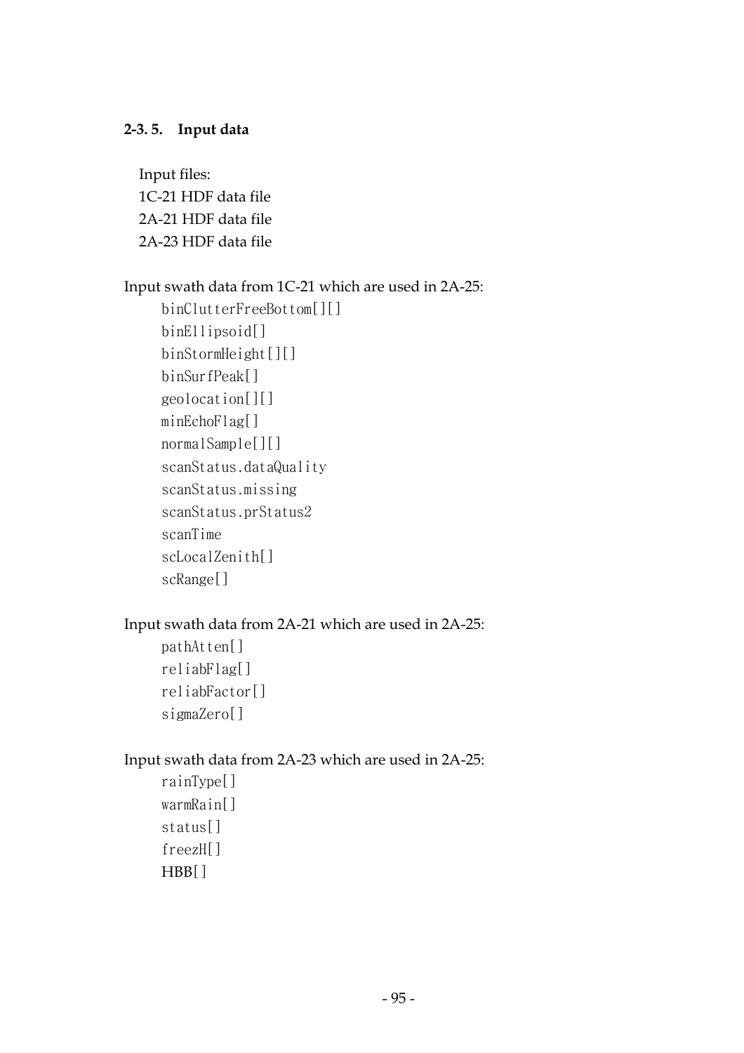### 2-3. 5. Input data

Input files:
1C-21 HDF data file
2A-21 HDF data file
2A-23 HDF data file

Input swath data from 1C-21 which are used in 2A-25:

```
binClutterFreeBottom[][]
binEllipsoid[]
binStormHeight[][]
binSurfPeak[]
geolocation[][]
minEchoFlag[]
normalSample[][]
scanStatus.dataQuality
scanStatus.missing
scanStatus.prStatus2
scanTime
scLocalZenith[]
scRange[]
```

Input swath data from 2A-21 which are used in 2A-25:

```
pathAtten[]
reliabFlag[]
reliabFactor[]
sigmaZero[]
```

Input swath data from 2A-23 which are used in 2A-25:

```
rainType[]
warmRain[]
status[]
freezH[]
HBB[]
```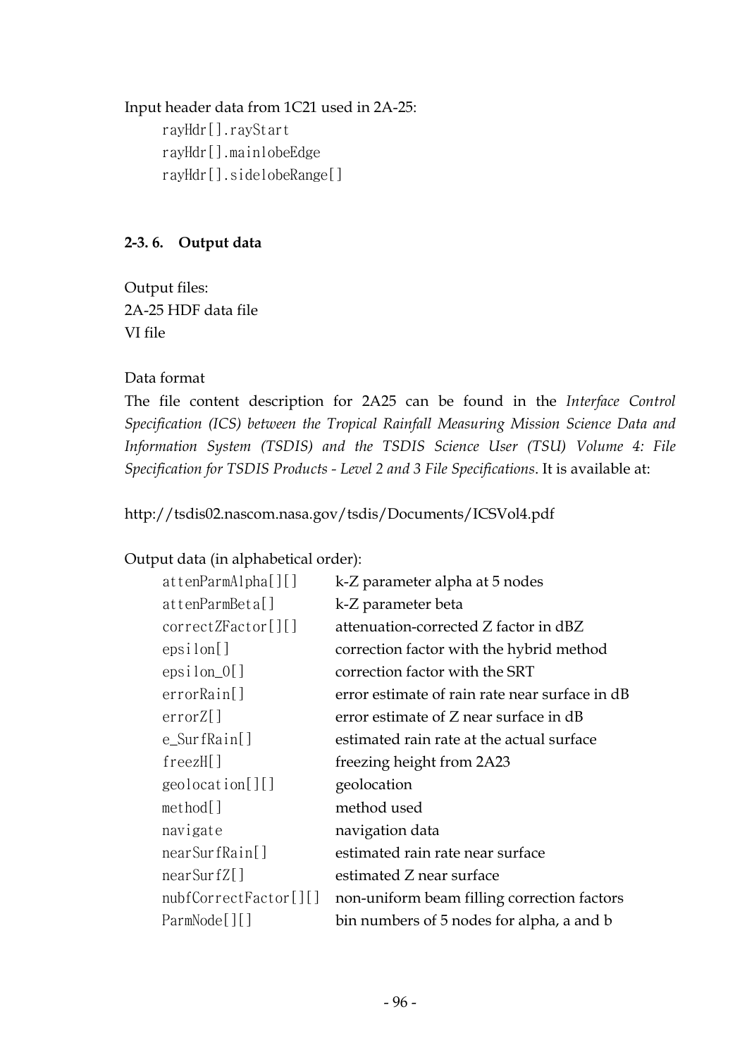Input header data from 1C21 used in 2A-25:

```
rayHdr[].rayStart
rayHdr[].mainlobeEdge
rayHdr[].sidelobeRange[]
```

### 2-3. 6. Output data

Output files:
2A-25 HDF data file
VI file

Data format

The file content description for 2A25 can be found in the *Interface Control Specification (ICS) between the Tropical Rainfall Measuring Mission Science Data and Information System (TSDIS) and the TSDIS Science User (TSU) Volume 4: File Specification for TSDIS Products - Level 2 and 3 File Specifications*. It is available at:

http://tsdis02.nascom.nasa.gov/tsdis/Documents/ICSVol4.pdf

Output data (in alphabetical order):

| | |
|---|---|
| `attenParmAlpha[][]` | k-Z parameter alpha at 5 nodes |
| `attenParmBeta[]` | k-Z parameter beta |
| `correctZFactor[][]` | attenuation-corrected Z factor in dBZ |
| `epsilon[]` | correction factor with the hybrid method |
| `epsilon_0[]` | correction factor with the SRT |
| `errorRain[]` | error estimate of rain rate near surface in dB |
| `errorZ[]` | error estimate of Z near surface in dB |
| `e_SurfRain[]` | estimated rain rate at the actual surface |
| `freezH[]` | freezing height from 2A23 |
| `geolocation[][]` | geolocation |
| `method[]` | method used |
| `navigate` | navigation data |
| `nearSurfRain[]` | estimated rain rate near surface |
| `nearSurfZ[]` | estimated Z near surface |
| `nubfCorrectFactor[][]` | non-uniform beam filling correction factors |
| `ParmNode[][]` | bin numbers of 5 nodes for alpha, a and b |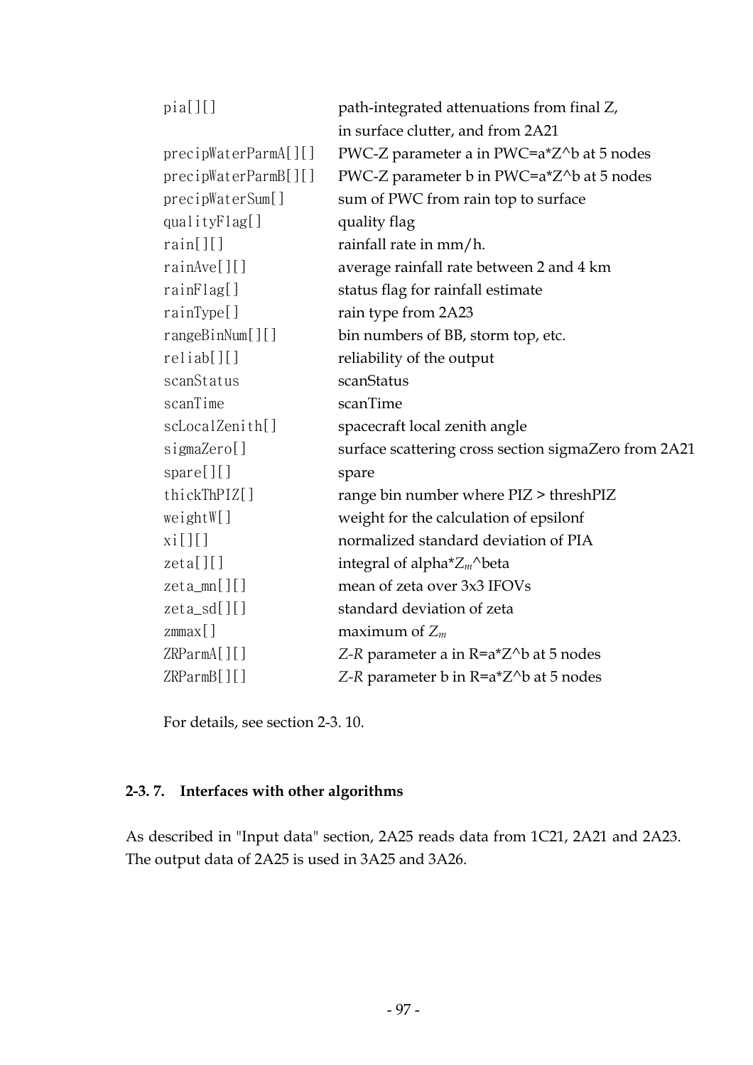| | |
|---|---|
| pia[][] | path-integrated attenuations from final Z, in surface clutter, and from 2A21 |
| precipWaterParmA[][] | PWC-Z parameter a in PWC=a*Z^b at 5 nodes |
| precipWaterParmB[][] | PWC-Z parameter b in PWC=a*Z^b at 5 nodes |
| precipWaterSum[] | sum of PWC from rain top to surface |
| qualityFlag[] | quality flag |
| rain[][] | rainfall rate in mm/h. |
| rainAve[][] | average rainfall rate between 2 and 4 km |
| rainFlag[] | status flag for rainfall estimate |
| rainType[] | rain type from 2A23 |
| rangeBinNum[][] | bin numbers of BB, storm top, etc. |
| reliab[][] | reliability of the output |
| scanStatus | scanStatus |
| scanTime | scanTime |
| scLocalZenith[] | spacecraft local zenith angle |
| sigmaZero[] | surface scattering cross section sigmaZero from 2A21 |
| spare[][] | spare |
| thickThPIZ[] | range bin number where PIZ > threshPIZ |
| weightW[] | weight for the calculation of epsilonf |
| xi[][] | normalized standard deviation of PIA |
| zeta[][] | integral of alpha*$Z_m$^beta |
| zeta_mn[][] | mean of zeta over 3x3 IFOVs |
| zeta_sd[][] | standard deviation of zeta |
| zmmax[] | maximum of $Z_m$ |
| ZRParmA[][] | *Z-R* parameter a in R=a*Z^b at 5 nodes |
| ZRParmB[][] | *Z-R* parameter b in R=a*Z^b at 5 nodes |

For details, see section 2-3. 10.

### 2-3. 7. Interfaces with other algorithms

As described in "Input data" section, 2A25 reads data from 1C21, 2A21 and 2A23. The output data of 2A25 is used in 3A25 and 3A26.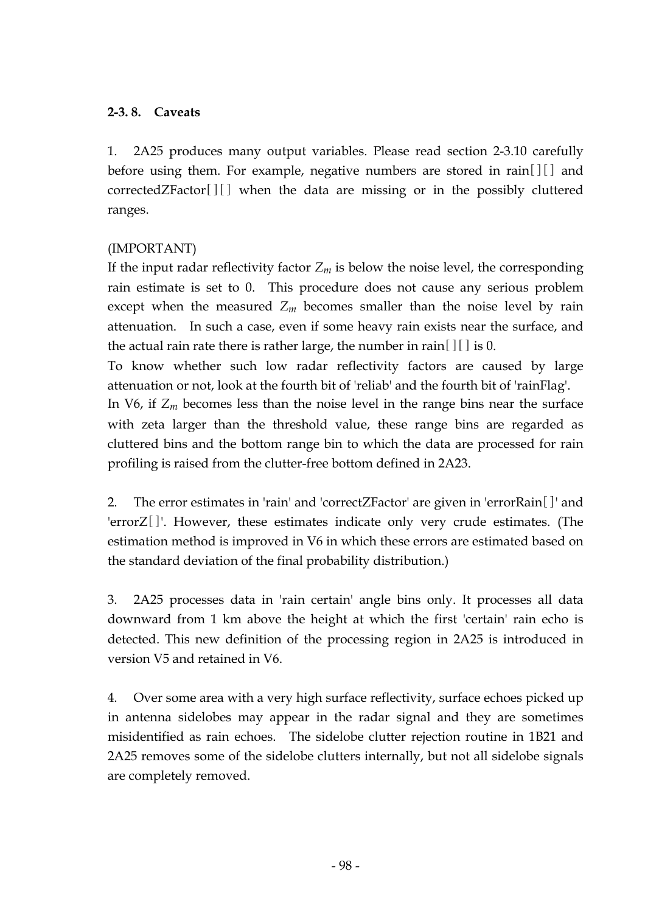### 2-3. 8. Caveats

1. 2A25 produces many output variables. Please read section 2-3.10 carefully before using them. For example, negative numbers are stored in rain[][] and correctedZFactor[][] when the data are missing or in the possibly cluttered ranges.

(IMPORTANT)
If the input radar reflectivity factor $Z_m$ is below the noise level, the corresponding rain estimate is set to 0. This procedure does not cause any serious problem except when the measured $Z_m$ becomes smaller than the noise level by rain attenuation. In such a case, even if some heavy rain exists near the surface, and the actual rain rate there is rather large, the number in rain[][] is 0.
To know whether such low radar reflectivity factors are caused by large attenuation or not, look at the fourth bit of 'reliab' and the fourth bit of 'rainFlag'.
In V6, if $Z_m$ becomes less than the noise level in the range bins near the surface with zeta larger than the threshold value, these range bins are regarded as cluttered bins and the bottom range bin to which the data are processed for rain profiling is raised from the clutter-free bottom defined in 2A23.

2. The error estimates in 'rain' and 'correctZFactor' are given in 'errorRain[]' and 'errorZ[]'. However, these estimates indicate only very crude estimates. (The estimation method is improved in V6 in which these errors are estimated based on the standard deviation of the final probability distribution.)

3. 2A25 processes data in 'rain certain' angle bins only. It processes all data downward from 1 km above the height at which the first 'certain' rain echo is detected. This new definition of the processing region in 2A25 is introduced in version V5 and retained in V6.

4. Over some area with a very high surface reflectivity, surface echoes picked up in antenna sidelobes may appear in the radar signal and they are sometimes misidentified as rain echoes. The sidelobe clutter rejection routine in 1B21 and 2A25 removes some of the sidelobe clutters internally, but not all sidelobe signals are completely removed.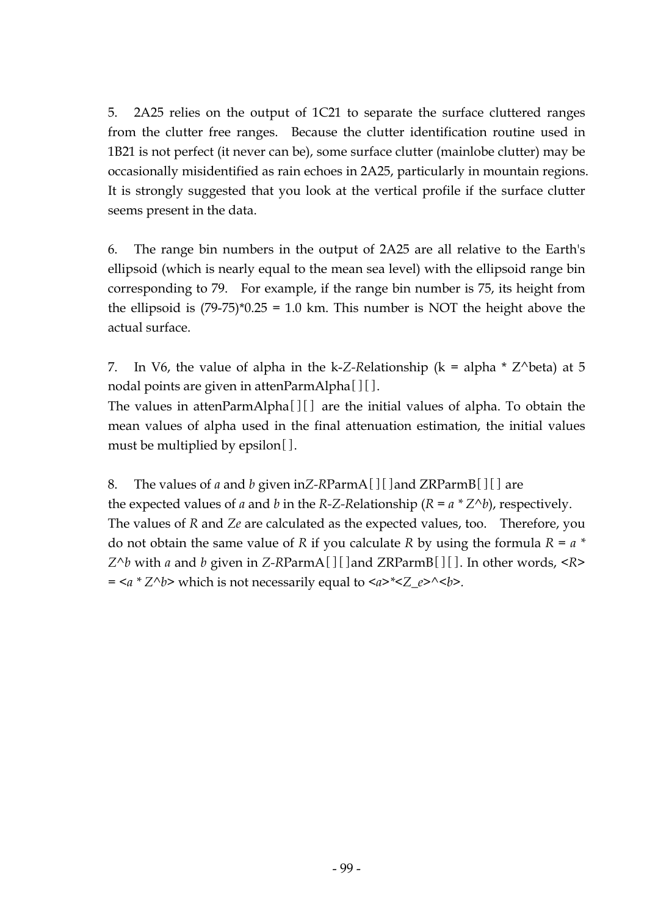5. 2A25 relies on the output of 1C21 to separate the surface cluttered ranges from the clutter free ranges. Because the clutter identification routine used in 1B21 is not perfect (it never can be), some surface clutter (mainlobe clutter) may be occasionally misidentified as rain echoes in 2A25, particularly in mountain regions. It is strongly suggested that you look at the vertical profile if the surface clutter seems present in the data.

6. The range bin numbers in the output of 2A25 are all relative to the Earth's ellipsoid (which is nearly equal to the mean sea level) with the ellipsoid range bin corresponding to 79. For example, if the range bin number is 75, its height from the ellipsoid is (79-75)*0.25 = 1.0 km. This number is NOT the height above the actual surface.

7. In V6, the value of alpha in the k-*Z*-*R*elationship (k = alpha * Z^beta) at 5 nodal points are given in attenParmAlpha[][].
The values in attenParmAlpha[][] are the initial values of alpha. To obtain the mean values of alpha used in the final attenuation estimation, the initial values must be multiplied by epsilon[].

8. The values of *a* and *b* given in*Z*-*R*ParmA[][]and ZRParmB[][] are the expected values of *a* and *b* in the *R*-*Z*-*R*elationship (*R* = *a* * *Z*^*b*), respectively. The values of *R* and *Ze* are calculated as the expected values, too. Therefore, you do not obtain the same value of *R* if you calculate *R* by using the formula *R* = *a* * *Z*^*b* with *a* and *b* given in *Z*-*R*ParmA[][]and ZRParmB[][]. In other words, <*R*> = <*a* * *Z*^*b*> which is not necessarily equal to <*a*>*<*Z_e*>^<*b*>.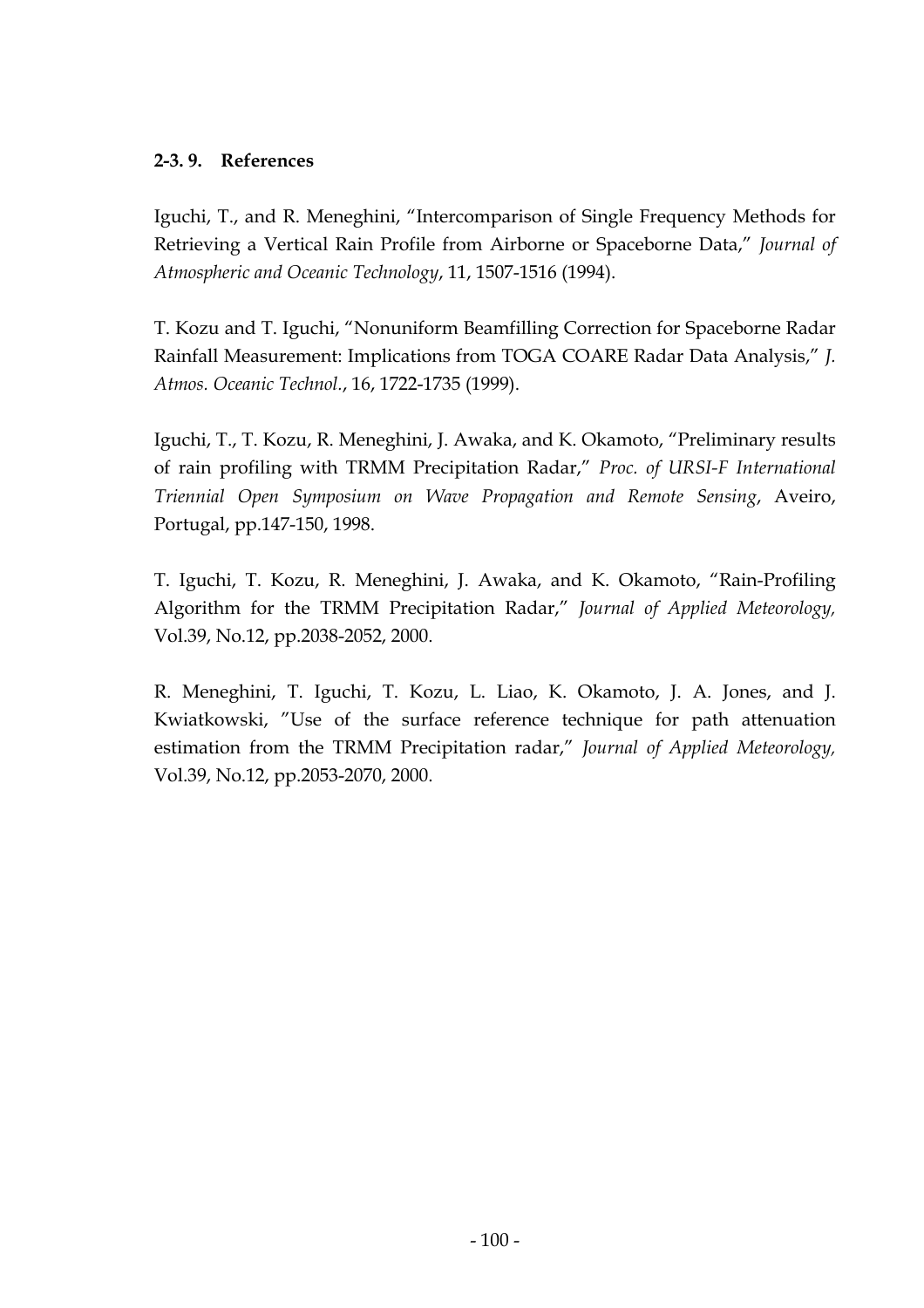### 2-3. 9. References

Iguchi, T., and R. Meneghini, "Intercomparison of Single Frequency Methods for Retrieving a Vertical Rain Profile from Airborne or Spaceborne Data," *Journal of Atmospheric and Oceanic Technology*, 11, 1507-1516 (1994).

T. Kozu and T. Iguchi, "Nonuniform Beamfilling Correction for Spaceborne Radar Rainfall Measurement: Implications from TOGA COARE Radar Data Analysis," *J. Atmos. Oceanic Technol.*, 16, 1722-1735 (1999).

Iguchi, T., T. Kozu, R. Meneghini, J. Awaka, and K. Okamoto, "Preliminary results of rain profiling with TRMM Precipitation Radar," *Proc. of URSI-F International Triennial Open Symposium on Wave Propagation and Remote Sensing*, Aveiro, Portugal, pp.147-150, 1998.

T. Iguchi, T. Kozu, R. Meneghini, J. Awaka, and K. Okamoto, "Rain-Profiling Algorithm for the TRMM Precipitation Radar," *Journal of Applied Meteorology,* Vol.39, No.12, pp.2038-2052, 2000.

R. Meneghini, T. Iguchi, T. Kozu, L. Liao, K. Okamoto, J. A. Jones, and J. Kwiatkowski, "Use of the surface reference technique for path attenuation estimation from the TRMM Precipitation radar," *Journal of Applied Meteorology,* Vol.39, No.12, pp.2053-2070, 2000.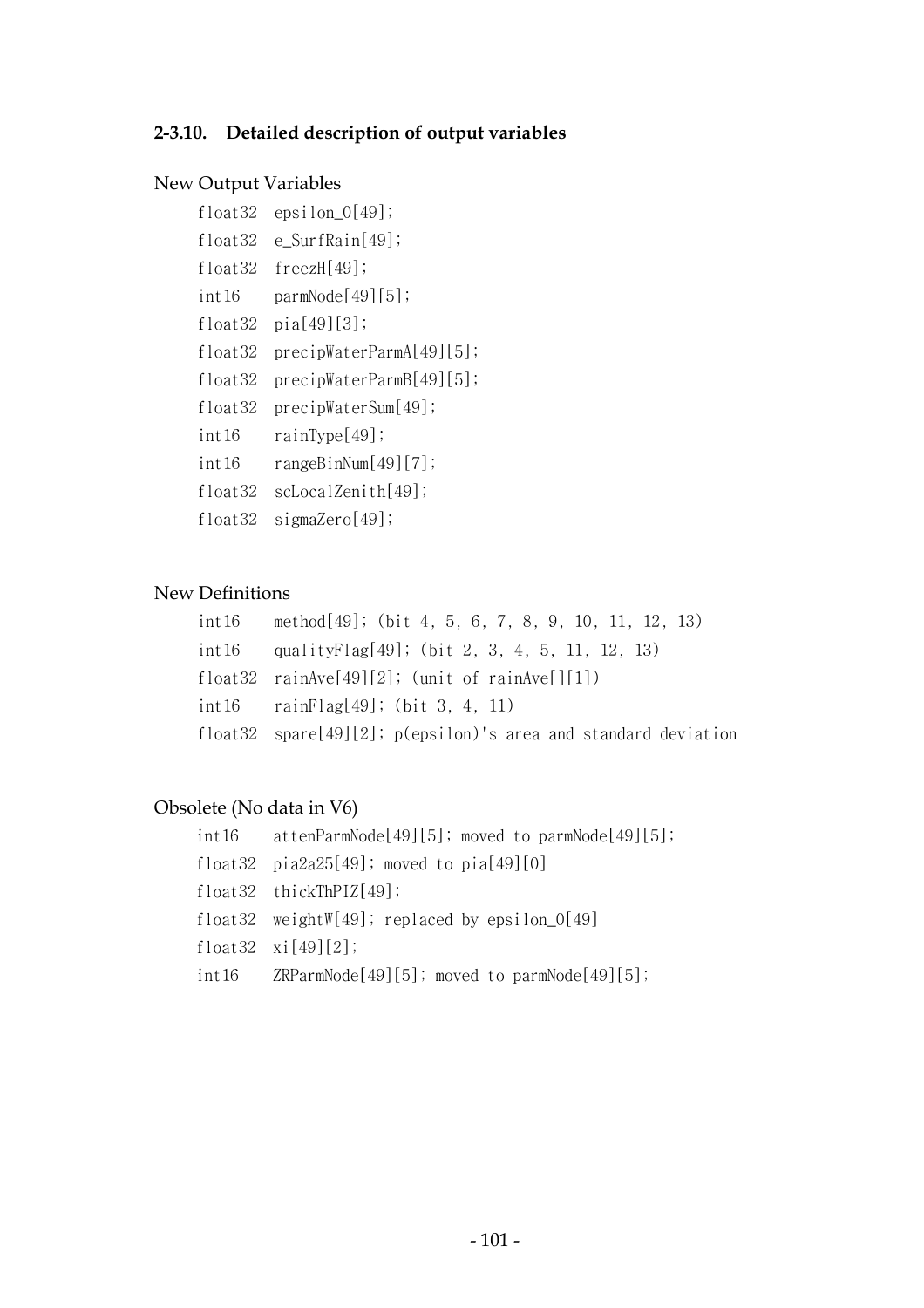### 2-3.10. Detailed description of output variables

New Output Variables

```
float32  epsilon_0[49];
float32  e_SurfRain[49];
float32  freezH[49];
int16    parmNode[49][5];
float32  pia[49][3];
float32  precipWaterParmA[49][5];
float32  precipWaterParmB[49][5];
float32  precipWaterSum[49];
int16    rainType[49];
int16    rangeBinNum[49][7];
float32  scLocalZenith[49];
float32  sigmaZero[49];
```

New Definitions

```
int16    method[49]; (bit 4, 5, 6, 7, 8, 9, 10, 11, 12, 13)
int16    qualityFlag[49]; (bit 2, 3, 4, 5, 11, 12, 13)
float32  rainAve[49][2]; (unit of rainAve[][1])
int16    rainFlag[49]; (bit 3, 4, 11)
float32  spare[49][2]; p(epsilon)'s area and standard deviation
```

Obsolete (No data in V6)

```
int16    attenParmNode[49][5]; moved to parmNode[49][5];
float32  pia2a25[49]; moved to pia[49][0]
float32  thickThPIZ[49];
float32  weightW[49]; replaced by epsilon_0[49]
float32  xi[49][2];
int16    ZRParmNode[49][5]; moved to parmNode[49][5];
```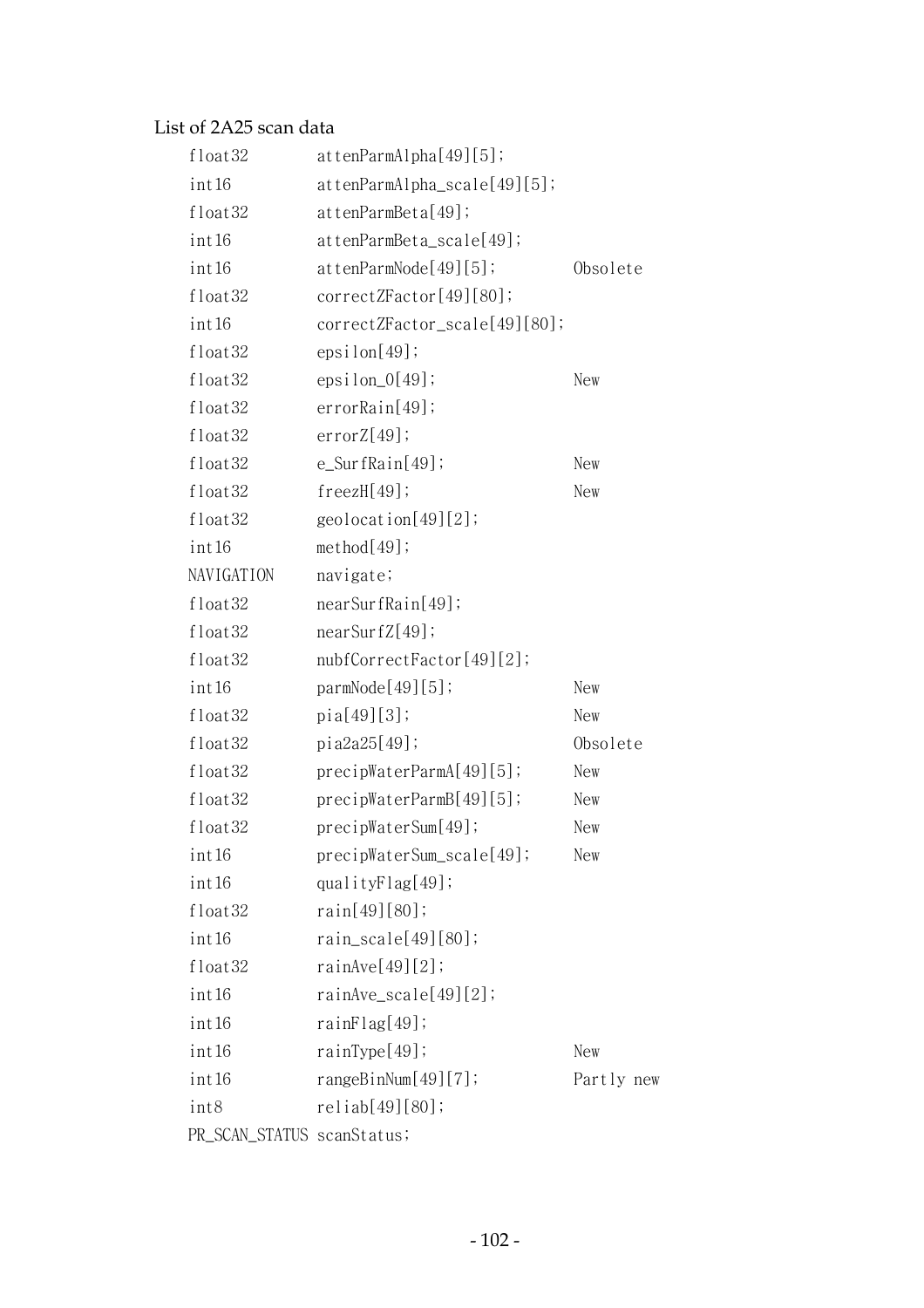List of 2A25 scan data

```
float32         attenParmAlpha[49][5];
int16           attenParmAlpha_scale[49][5];
float32         attenParmBeta[49];
int16           attenParmBeta_scale[49];
int16           attenParmNode[49][5];        Obsolete
float32         correctZFactor[49][80];
int16           correctZFactor_scale[49][80];
float32         epsilon[49];
float32         epsilon_0[49];               New
float32         errorRain[49];
float32         errorZ[49];
float32         e_SurfRain[49];              New
float32         freezH[49];                  New
float32         geolocation[49][2];
int16           method[49];
NAVIGATION      navigate;
float32         nearSurfRain[49];
float32         nearSurfZ[49];
float32         nubfCorrectFactor[49][2];
int16           parmNode[49][5];             New
float32         pia[49][3];                  New
float32         pia2a25[49];                 Obsolete
float32         precipWaterParmA[49][5];     New
float32         precipWaterParmB[49][5];     New
float32         precipWaterSum[49];          New
int16           precipWaterSum_scale[49];    New
int16           qualityFlag[49];
float32         rain[49][80];
int16           rain_scale[49][80];
float32         rainAve[49][2];
int16           rainAve_scale[49][2];
int16           rainFlag[49];
int16           rainType[49];                New
int16           rangeBinNum[49][7];          Partly new
int8            reliab[49][80];
PR_SCAN_STATUS  scanStatus;
```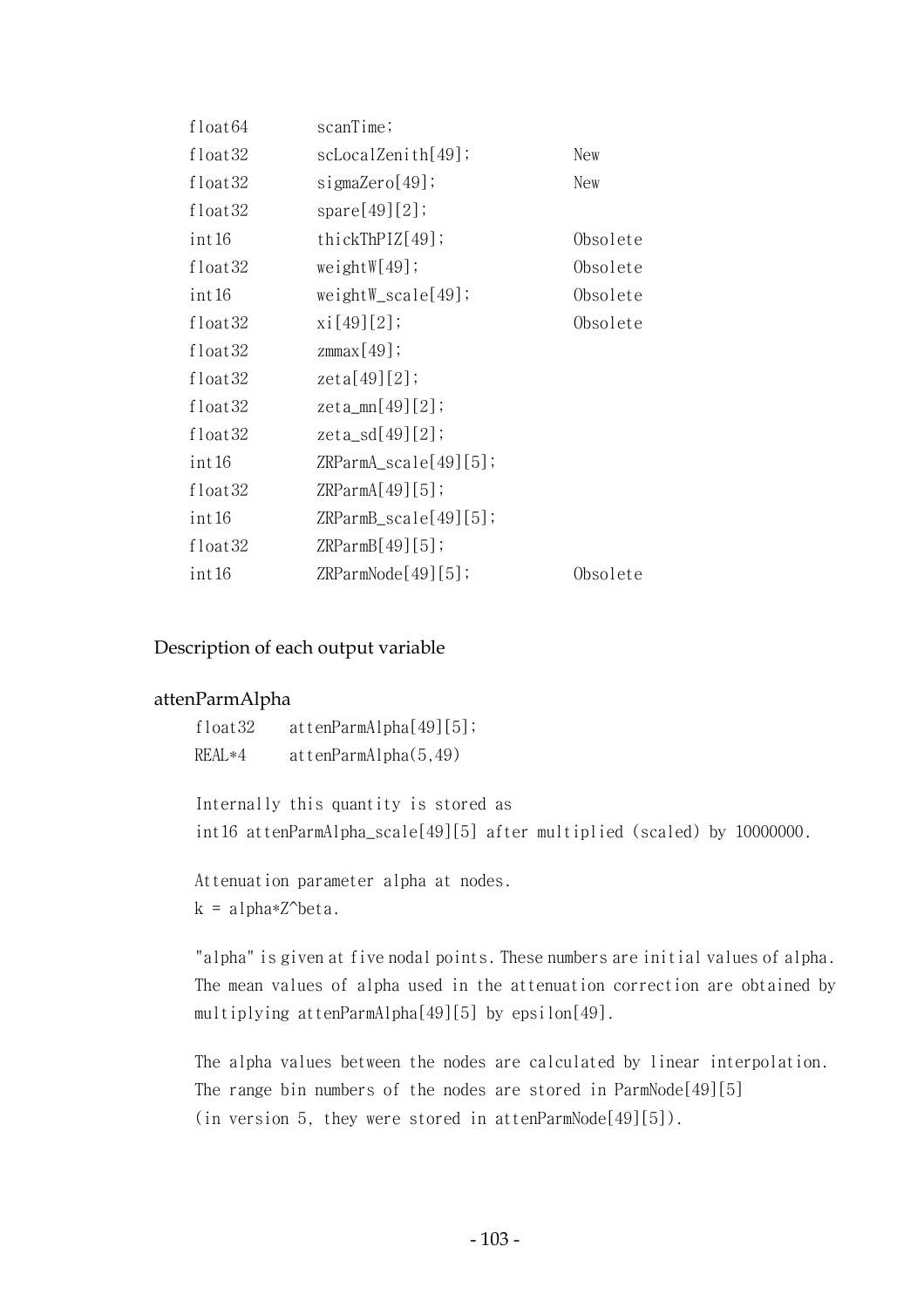```
float64     scanTime;
float32     scLocalZenith[49];        New
float32     sigmaZero[49];            New
float32     spare[49][2];
int16       thickThPIZ[49];           Obsolete
float32     weightW[49];              Obsolete
int16       weightW_scale[49];        Obsolete
float32     xi[49][2];                Obsolete
float32     zmmax[49];
float32     zeta[49][2];
float32     zeta_mn[49][2];
float32     zeta_sd[49][2];
int16       ZRParmA_scale[49][5];
float32     ZRParmA[49][5];
int16       ZRParmB_scale[49][5];
float32     ZRParmB[49][5];
int16       ZRParmNode[49][5];        Obsolete
```

## Description of each output variable

### attenParmAlpha

```
float32    attenParmAlpha[49][5];
REAL*4     attenParmAlpha(5,49)
```

Internally this quantity is stored as
int16 attenParmAlpha_scale[49][5] after multiplied (scaled) by 10000000.

Attenuation parameter alpha at nodes.
k = alpha*Z^beta.

"alpha" is given at five nodal points. These numbers are initial values of alpha. The mean values of alpha used in the attenuation correction are obtained by multiplying attenParmAlpha[49][5] by epsilon[49].

The alpha values between the nodes are calculated by linear interpolation. The range bin numbers of the nodes are stored in ParmNode[49][5] (in version 5, they were stored in attenParmNode[49][5]).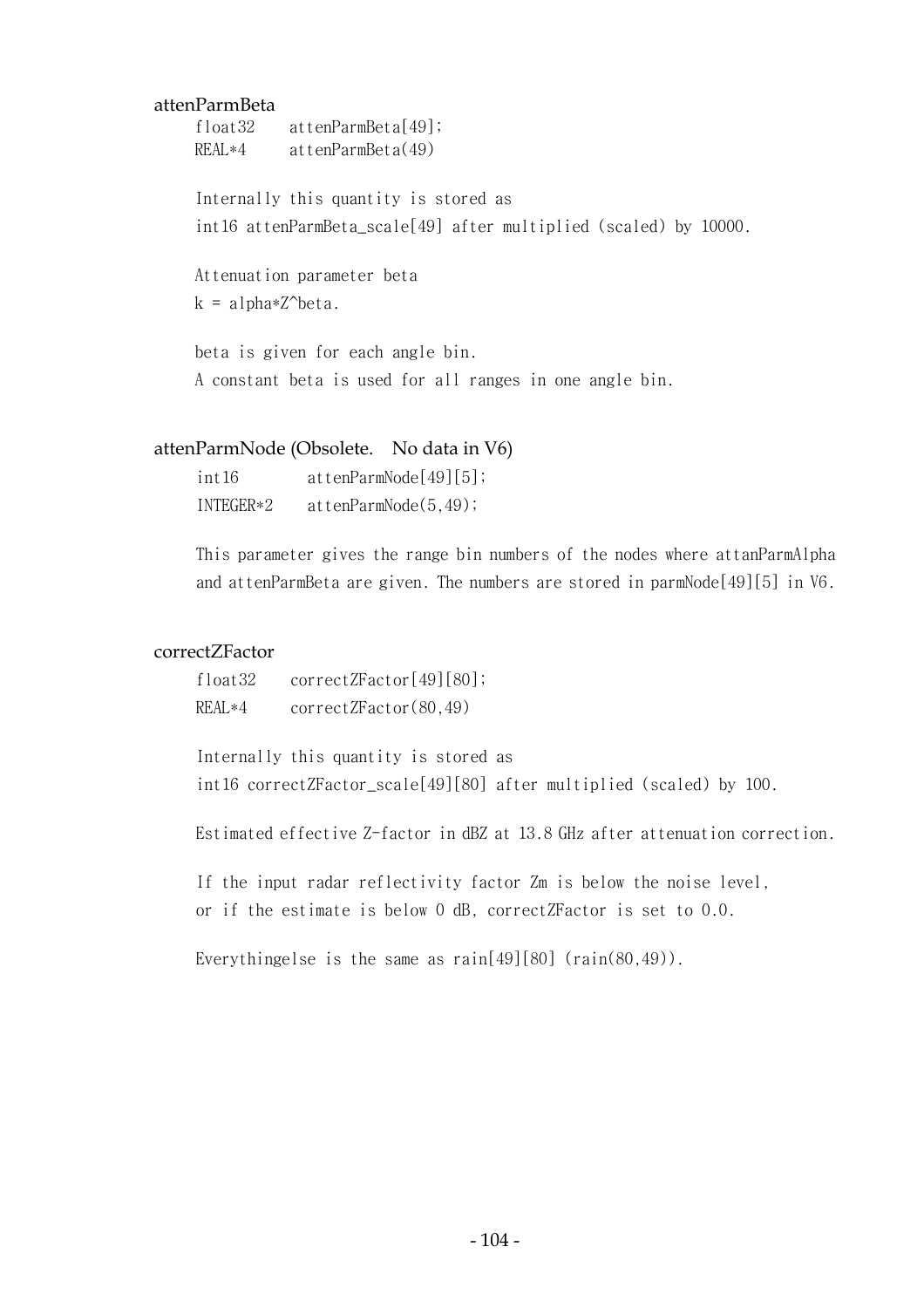### attenParmBeta

```
float32    attenParmBeta[49];
REAL*4     attenParmBeta(49)
```

Internally this quantity is stored as
int16 attenParmBeta_scale[49] after multiplied (scaled) by 10000.

Attenuation parameter beta
k = alpha*Z^beta.

beta is given for each angle bin.
A constant beta is used for all ranges in one angle bin.

### attenParmNode (Obsolete.　No data in V6)

```
int16        attenParmNode[49][5];
INTEGER*2    attenParmNode(5,49);
```

This parameter gives the range bin numbers of the nodes where attanParmAlpha and attenParmBeta are given. The numbers are stored in parmNode[49][5] in V6.

### correctZFactor

```
float32    correctZFactor[49][80];
REAL*4     correctZFactor(80,49)
```

Internally this quantity is stored as
int16 correctZFactor_scale[49][80] after multiplied (scaled) by 100.

Estimated effective Z-factor in dBZ at 13.8 GHz after attenuation correction.

If the input radar reflectivity factor Zm is below the noise level,
or if the estimate is below 0 dB, correctZFactor is set to 0.0.

Everythingelse is the same as rain[49][80] (rain(80,49)).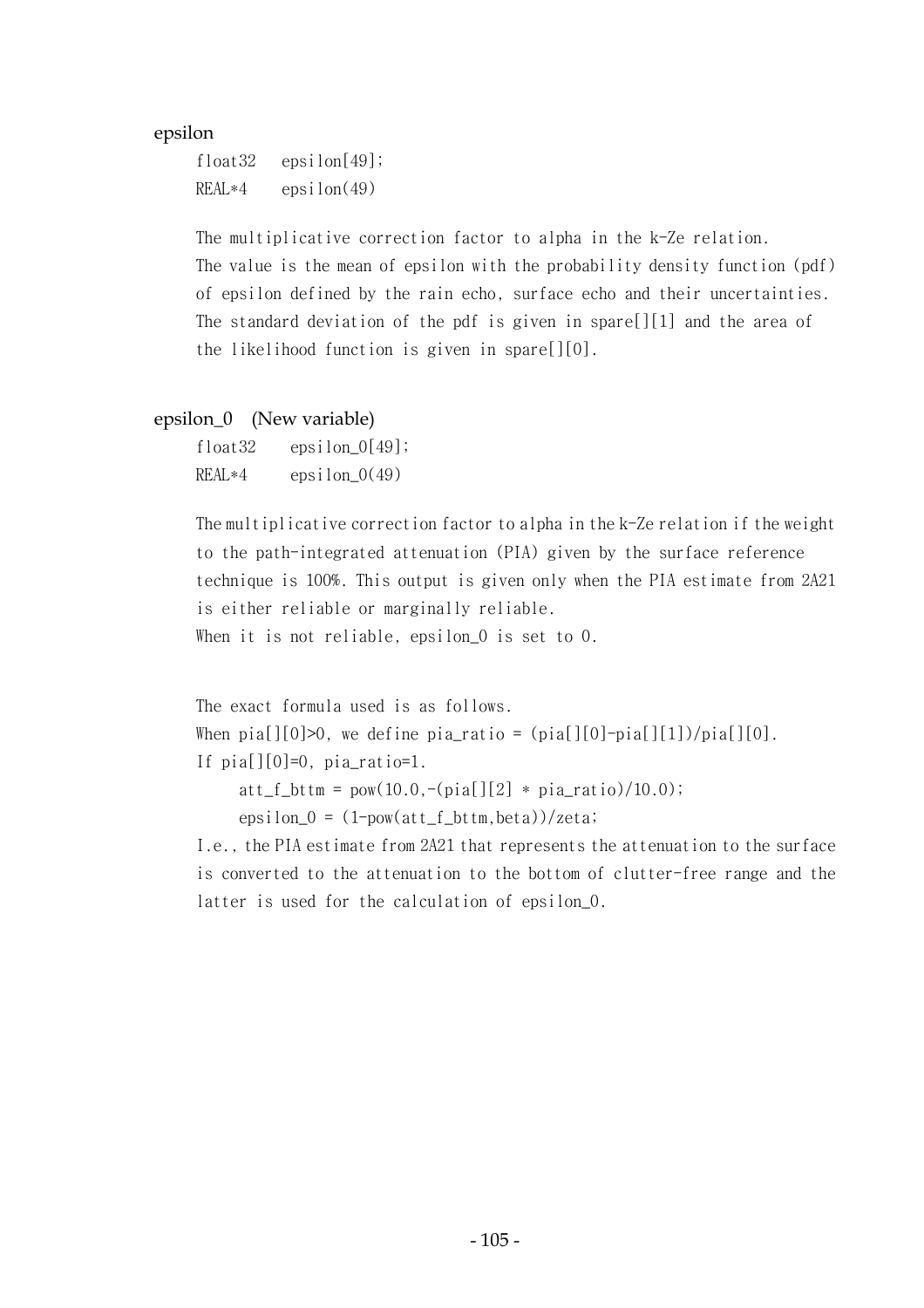### epsilon

```
float32   epsilon[49];
REAL*4    epsilon(49)
```

The multiplicative correction factor to alpha in the k-Ze relation. The value is the mean of epsilon with the probability density function (pdf) of epsilon defined by the rain echo, surface echo and their uncertainties. The standard deviation of the pdf is given in spare[][1] and the area of the likelihood function is given in spare[][0].

### epsilon_0 (New variable)

```
float32   epsilon_0[49];
REAL*4    epsilon_0(49)
```

The multiplicative correction factor to alpha in the k-Ze relation if the weight to the path-integrated attenuation (PIA) given by the surface reference technique is 100%. This output is given only when the PIA estimate from 2A21 is either reliable or marginally reliable.
When it is not reliable, epsilon_0 is set to 0.

The exact formula used is as follows.
When pia[][0]>0, we define pia_ratio = (pia[][0]-pia[][1])/pia[][0].
If pia[][0]=0, pia_ratio=1.

```
att_f_bttm = pow(10.0,-(pia[][2] * pia_ratio)/10.0);
epsilon_0 = (1-pow(att_f_bttm,beta))/zeta;
```

I.e., the PIA estimate from 2A21 that represents the attenuation to the surface is converted to the attenuation to the bottom of clutter-free range and the latter is used for the calculation of epsilon_0.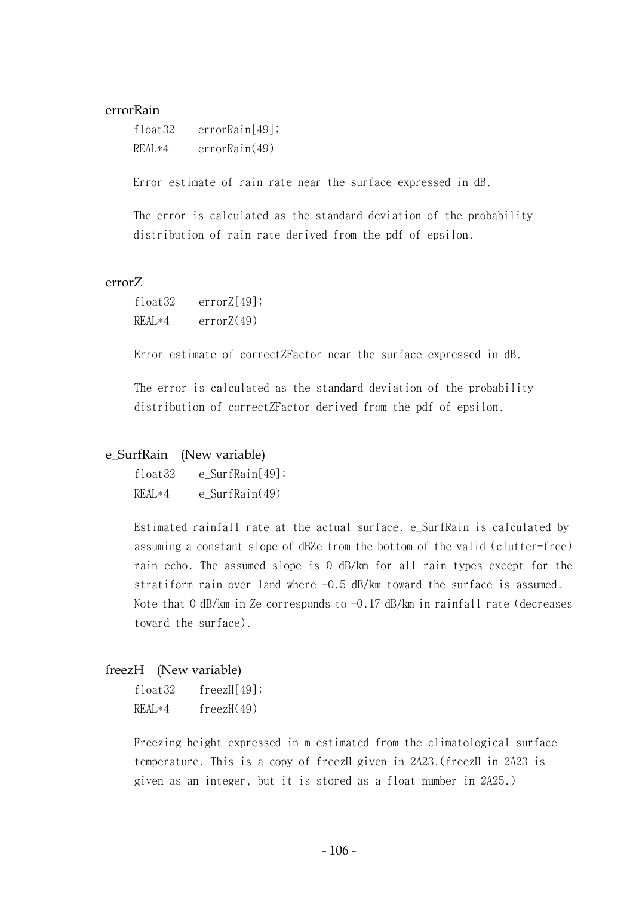### errorRain

```
float32    errorRain[49];
REAL*4     errorRain(49)
```

Error estimate of rain rate near the surface expressed in dB.

The error is calculated as the standard deviation of the probability distribution of rain rate derived from the pdf of epsilon.

### errorZ

```
float32    errorZ[49];
REAL*4     errorZ(49)
```

Error estimate of correctZFactor near the surface expressed in dB.

The error is calculated as the standard deviation of the probability distribution of correctZFactor derived from the pdf of epsilon.

### e_SurfRain (New variable)

```
float32    e_SurfRain[49];
REAL*4     e_SurfRain(49)
```

Estimated rainfall rate at the actual surface. e_SurfRain is calculated by assuming a constant slope of dBZe from the bottom of the valid (clutter-free) rain echo. The assumed slope is 0 dB/km for all rain types except for the stratiform rain over land where -0.5 dB/km toward the surface is assumed. Note that 0 dB/km in Ze corresponds to -0.17 dB/km in rainfall rate (decreases toward the surface).

### freezH (New variable)

```
float32    freezH[49];
REAL*4     freezH(49)
```

Freezing height expressed in m estimated from the climatological surface temperature. This is a copy of freezH given in 2A23.(freezH in 2A23 is given as an integer, but it is stored as a float number in 2A25.)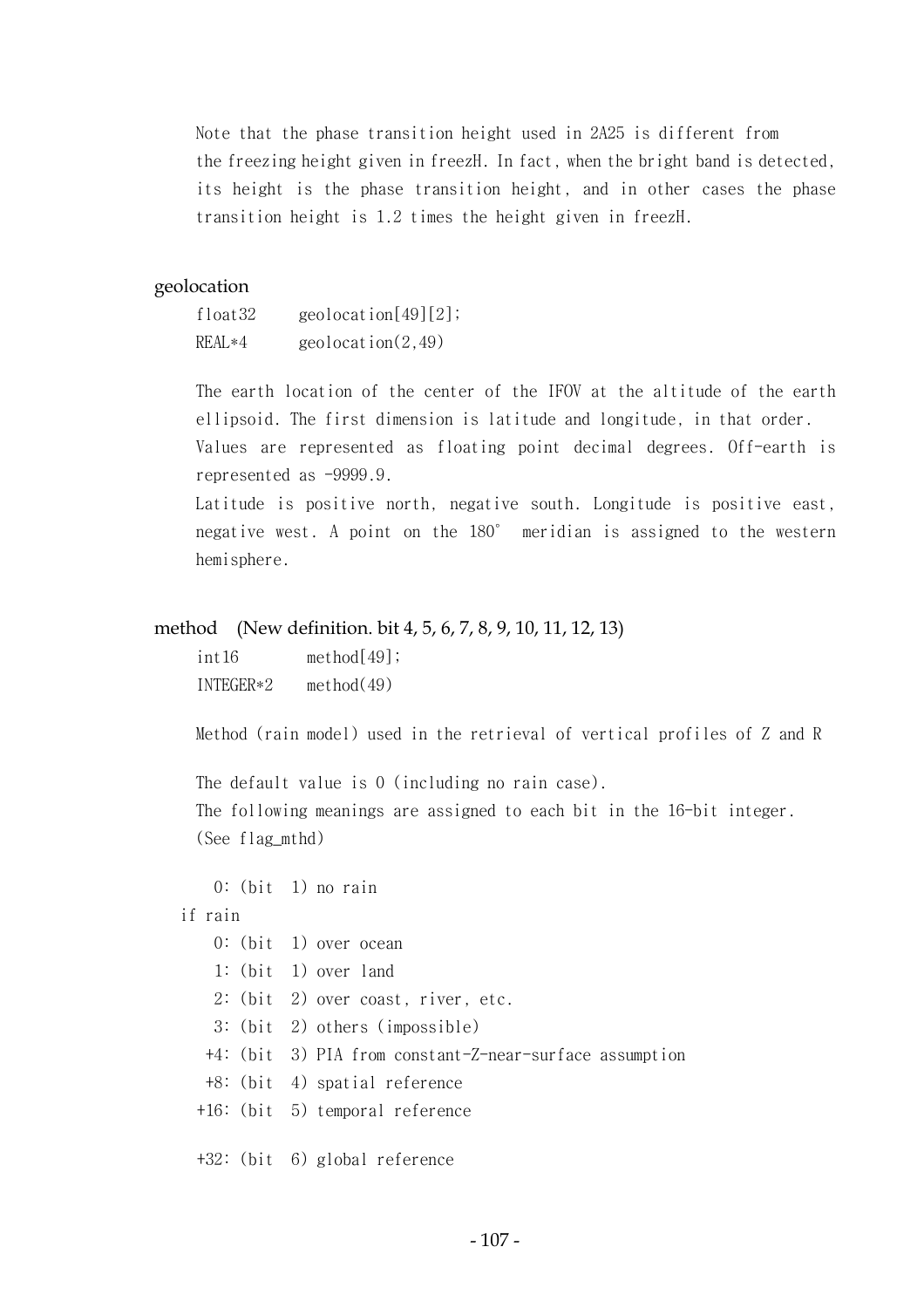Note that the phase transition height used in 2A25 is different from the freezing height given in freezH. In fact, when the bright band is detected, its height is the phase transition height, and in other cases the phase transition height is 1.2 times the height given in freezH.

### geolocation

```
float32     geolocation[49][2];
REAL*4      geolocation(2,49)
```

The earth location of the center of the IFOV at the altitude of the earth ellipsoid. The first dimension is latitude and longitude, in that order. Values are represented as floating point decimal degrees. Off-earth is represented as -9999.9.

Latitude is positive north, negative south. Longitude is positive east, negative west. A point on the 180° meridian is assigned to the western hemisphere.

### method (New definition. bit 4, 5, 6, 7, 8, 9, 10, 11, 12, 13)

```
int16        method[49];
INTEGER*2    method(49)
```

Method (rain model) used in the retrieval of vertical profiles of Z and R

The default value is 0 (including no rain case).
The following meanings are assigned to each bit in the 16-bit integer.
(See flag_mthd)

```
   0: (bit  1) no rain
if rain
   0: (bit  1) over ocean
   1: (bit  1) over land
   2: (bit  2) over coast, river, etc.
   3: (bit  2) others (impossible)
  +4: (bit  3) PIA from constant-Z-near-surface assumption
  +8: (bit  4) spatial reference
 +16: (bit  5) temporal reference

 +32: (bit  6) global reference
```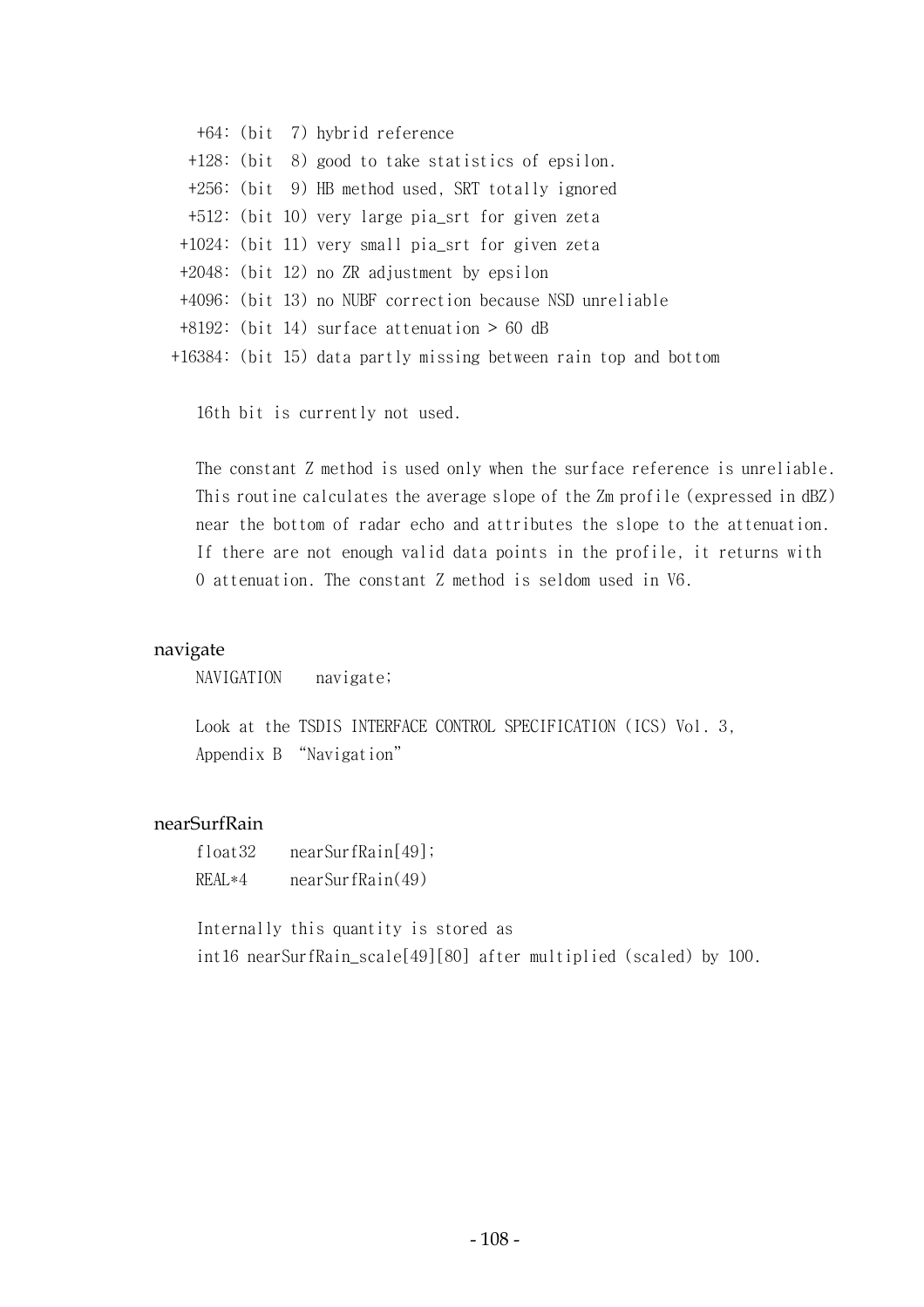```
     +64: (bit  7) hybrid reference
    +128: (bit  8) good to take statistics of epsilon.
    +256: (bit  9) HB method used, SRT totally ignored
    +512: (bit 10) very large pia_srt for given zeta
   +1024: (bit 11) very small pia_srt for given zeta
   +2048: (bit 12) no ZR adjustment by epsilon
   +4096: (bit 13) no NUBF correction because NSD unreliable
   +8192: (bit 14) surface attenuation > 60 dB
  +16384: (bit 15) data partly missing between rain top and bottom
```

16th bit is currently not used.

The constant Z method is used only when the surface reference is unreliable. This routine calculates the average slope of the Zm profile (expressed in dBZ) near the bottom of radar echo and attributes the slope to the attenuation. If there are not enough valid data points in the profile, it returns with 0 attenuation. The constant Z method is seldom used in V6.

### navigate

```
NAVIGATION    navigate;
```

Look at the TSDIS INTERFACE CONTROL SPECIFICATION (ICS) Vol. 3, Appendix B "Navigation"

### nearSurfRain

```
float32    nearSurfRain[49];
REAL*4     nearSurfRain(49)
```

Internally this quantity is stored as
int16 nearSurfRain_scale[49][80] after multiplied (scaled) by 100.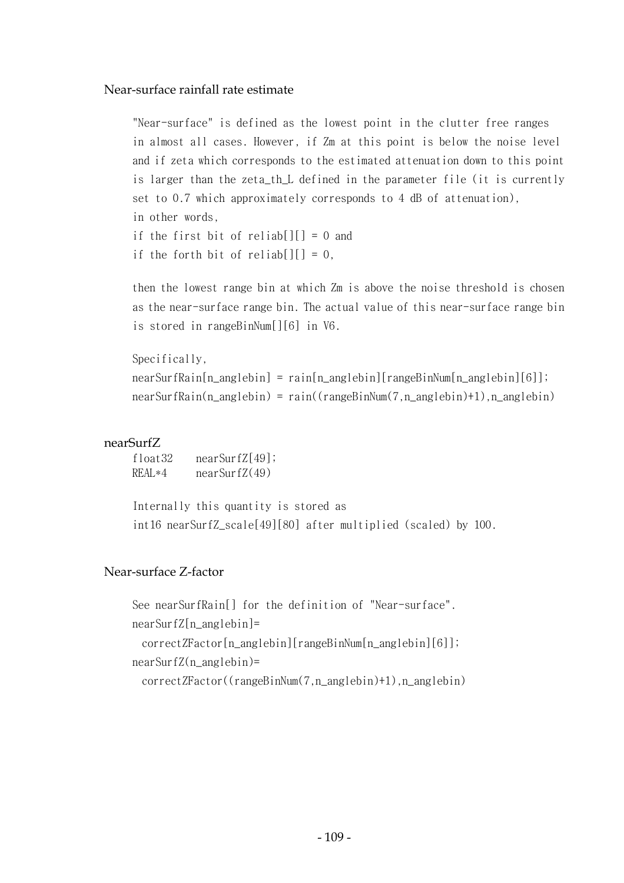### Near-surface rainfall rate estimate

"Near-surface" is defined as the lowest point in the clutter free ranges in almost all cases. However, if Zm at this point is below the noise level and if zeta which corresponds to the estimated attenuation down to this point is larger than the zeta_th_L defined in the parameter file (it is currently set to 0.7 which approximately corresponds to 4 dB of attenuation), in other words,
if the first bit of reliab[][] = 0 and
if the forth bit of reliab[][] = 0,

then the lowest range bin at which Zm is above the noise threshold is chosen as the near-surface range bin. The actual value of this near-surface range bin is stored in rangeBinNum[][6] in V6.

Specifically,

```
nearSurfRain[n_anglebin] = rain[n_anglebin][rangeBinNum[n_anglebin][6]];
nearSurfRain(n_anglebin) = rain((rangeBinNum(7,n_anglebin)+1),n_anglebin)
```

## nearSurfZ

```
float32    nearSurfZ[49];
REAL*4     nearSurfZ(49)
```

Internally this quantity is stored as
int16 nearSurfZ_scale[49][80] after multiplied (scaled) by 100.

### Near-surface Z-factor

See nearSurfRain[] for the definition of "Near-surface".

```
nearSurfZ[n_anglebin]=
  correctZFactor[n_anglebin][rangeBinNum[n_anglebin][6]];
nearSurfZ(n_anglebin)=
  correctZFactor((rangeBinNum(7,n_anglebin)+1),n_anglebin)
```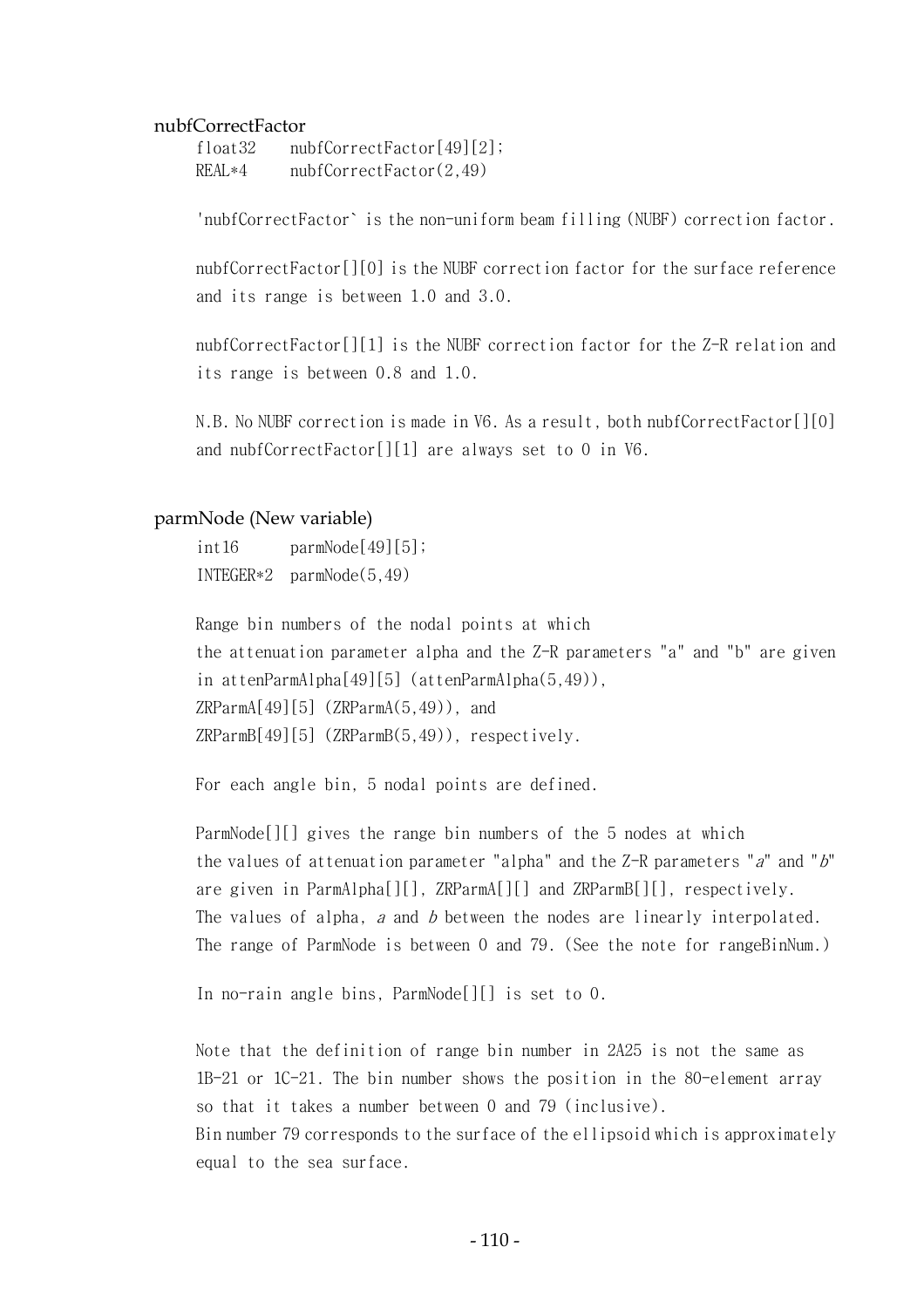### nubfCorrectFactor

```
float32    nubfCorrectFactor[49][2];
REAL*4     nubfCorrectFactor(2,49)
```

'nubfCorrectFactor` is the non-uniform beam filling (NUBF) correction factor.

nubfCorrectFactor[][0] is the NUBF correction factor for the surface reference and its range is between 1.0 and 3.0.

nubfCorrectFactor[][1] is the NUBF correction factor for the Z-R relation and its range is between 0.8 and 1.0.

N.B. No NUBF correction is made in V6. As a result, both nubfCorrectFactor[][0] and nubfCorrectFactor[][1] are always set to 0 in V6.

### parmNode (New variable)

```
int16      parmNode[49][5];
INTEGER*2  parmNode(5,49)
```

Range bin numbers of the nodal points at which the attenuation parameter alpha and the Z-R parameters "a" and "b" are given in attenParmAlpha[49][5] (attenParmAlpha(5,49)), ZRParmA[49][5] (ZRParmA(5,49)), and ZRParmB[49][5] (ZRParmB(5,49)), respectively.

For each angle bin, 5 nodal points are defined.

ParmNode[][] gives the range bin numbers of the 5 nodes at which the values of attenuation parameter "alpha" and the Z-R parameters "*a*" and "*b*" are given in ParmAlpha[][], ZRParmA[][] and ZRParmB[][], respectively. The values of alpha, *a* and *b* between the nodes are linearly interpolated. The range of ParmNode is between 0 and 79. (See the note for rangeBinNum.)

In no-rain angle bins, ParmNode[][] is set to 0.

Note that the definition of range bin number in 2A25 is not the same as 1B-21 or 1C-21. The bin number shows the position in the 80-element array so that it takes a number between 0 and 79 (inclusive). Bin number 79 corresponds to the surface of the ellipsoid which is approximately equal to the sea surface.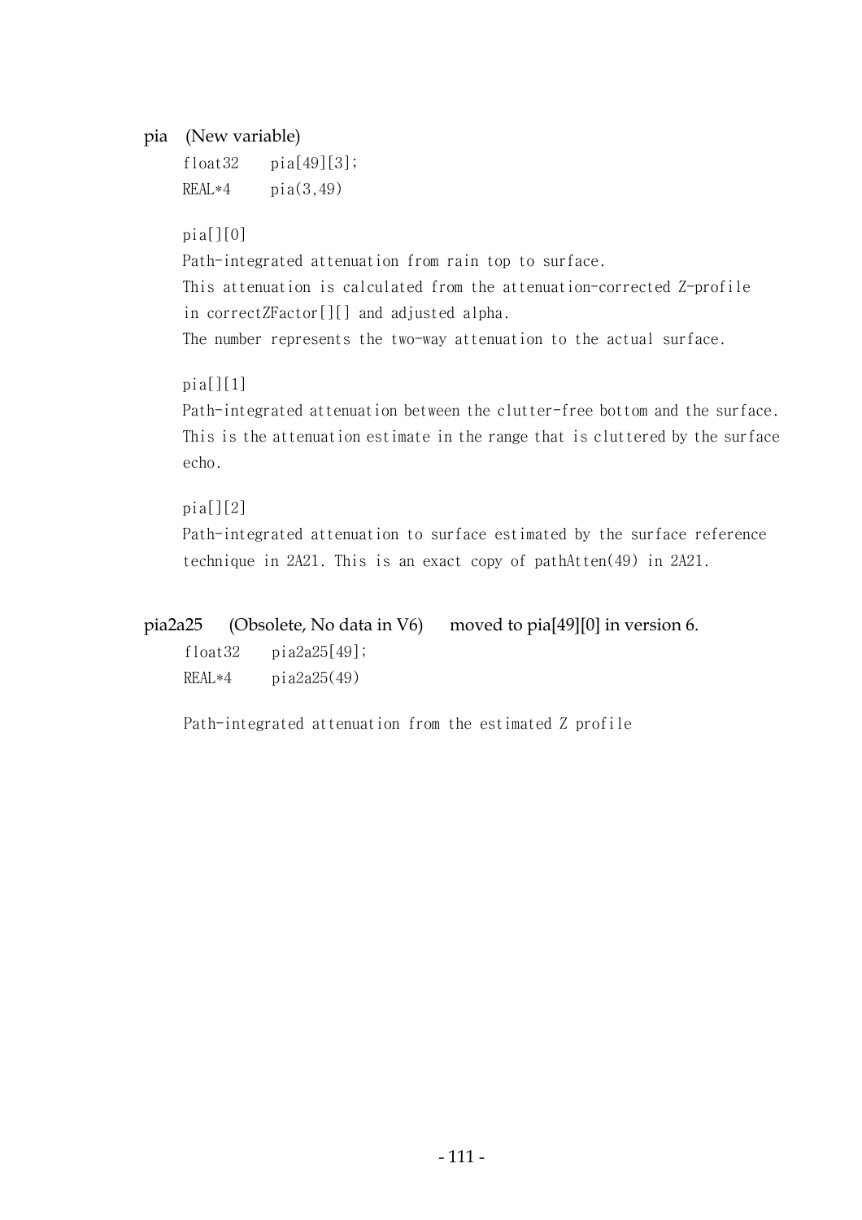### pia (New variable)

```
float32    pia[49][3];
REAL*4     pia(3,49)
```

pia[][0]

Path-integrated attenuation from rain top to surface.
This attenuation is calculated from the attenuation-corrected Z-profile in correctZFactor[][] and adjusted alpha.
The number represents the two-way attenuation to the actual surface.

pia[][1]

Path-integrated attenuation between the clutter-free bottom and the surface.
This is the attenuation estimate in the range that is cluttered by the surface echo.

pia[][2]

Path-integrated attenuation to surface estimated by the surface reference technique in 2A21. This is an exact copy of pathAtten(49) in 2A21.

### pia2a25 (Obsolete, No data in V6) moved to pia[49][0] in version 6.

```
float32    pia2a25[49];
REAL*4     pia2a25(49)
```

Path-integrated attenuation from the estimated Z profile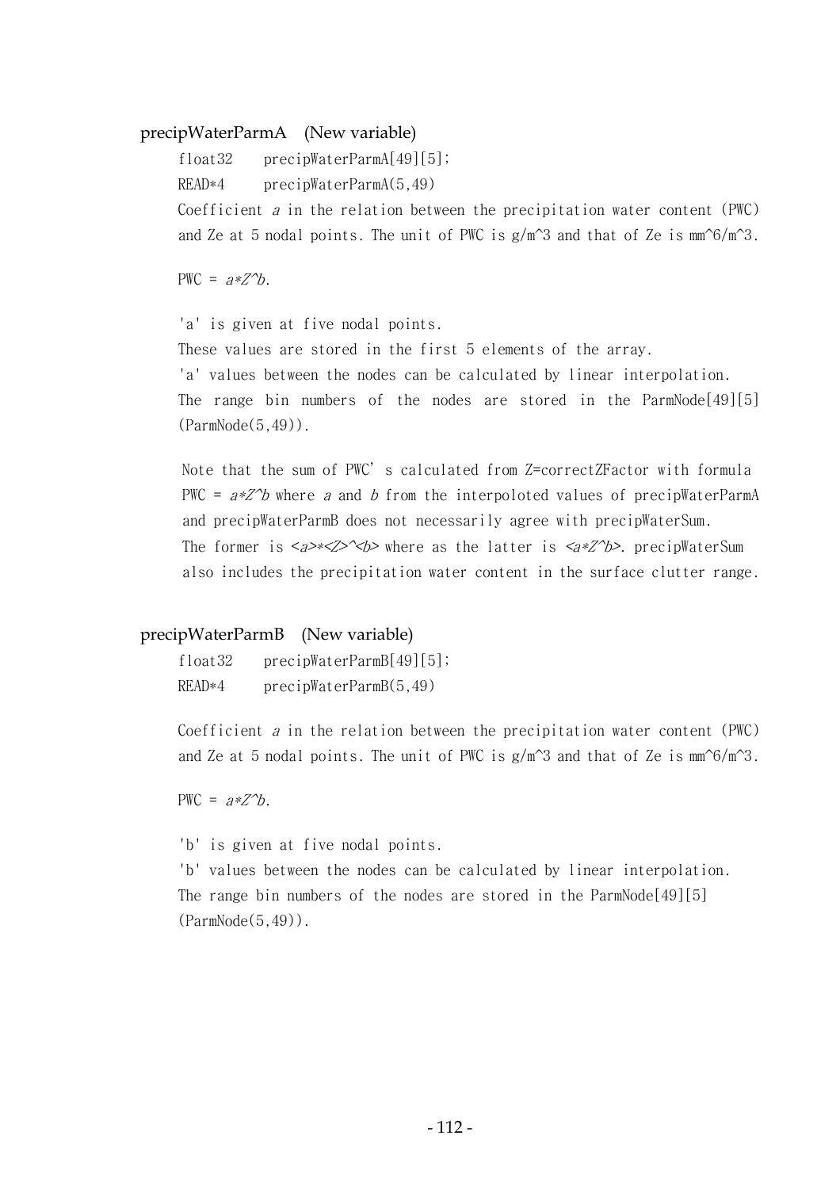### precipWaterParmA (New variable)

```
float32    precipWaterParmA[49][5];
READ*4     precipWaterParmA(5,49)
```

Coefficient *a* in the relation between the precipitation water content (PWC) and Ze at 5 nodal points. The unit of PWC is g/m^3 and that of Ze is mm^6/m^3.

PWC = $a*Z$^$b$.

'a' is given at five nodal points.
These values are stored in the first 5 elements of the array.
'a' values between the nodes can be calculated by linear interpolation.
The range bin numbers of the nodes are stored in the ParmNode[49][5] (ParmNode(5,49)).

Note that the sum of PWC' s calculated from Z=correctZFactor with formula PWC = $a*Z$^$b$ where $a$ and $b$ from the interpoloted values of precipWaterParmA and precipWaterParmB does not necessarily agree with precipWaterSum. The former is $<a>*<Z>$^$<b>$ where as the latter is $<a*Z$^$b>$. precipWaterSum also includes the precipitation water content in the surface clutter range.

### precipWaterParmB (New variable)

```
float32    precipWaterParmB[49][5];
READ*4     precipWaterParmB(5,49)
```

Coefficient *a* in the relation between the precipitation water content (PWC) and Ze at 5 nodal points. The unit of PWC is g/m^3 and that of Ze is mm^6/m^3.

PWC = $a*Z$^$b$.

'b' is given at five nodal points.
'b' values between the nodes can be calculated by linear interpolation.
The range bin numbers of the nodes are stored in the ParmNode[49][5] (ParmNode(5,49)).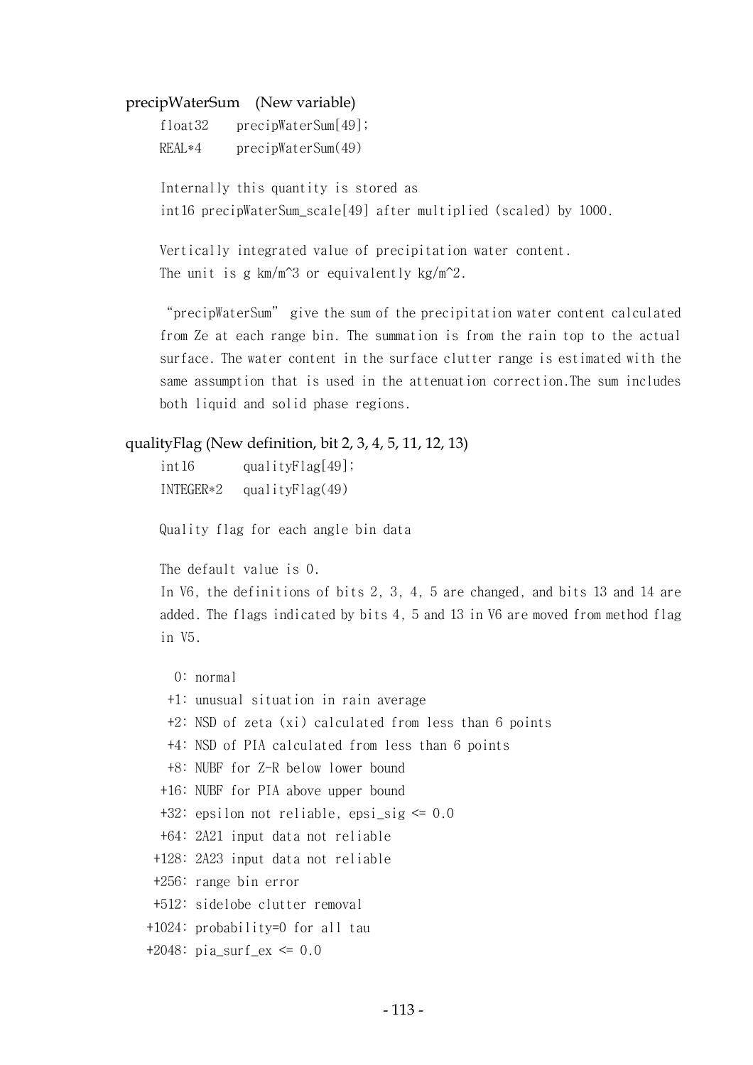### precipWaterSum (New variable)

```
float32    precipWaterSum[49];
REAL*4     precipWaterSum(49)
```

Internally this quantity is stored as
int16 precipWaterSum_scale[49] after multiplied (scaled) by 1000.

Vertically integrated value of precipitation water content.
The unit is g km/m^3 or equivalently kg/m^2.

"precipWaterSum" give the sum of the precipitation water content calculated from Ze at each range bin. The summation is from the rain top to the actual surface. The water content in the surface clutter range is estimated with the same assumption that is used in the attenuation correction.The sum includes both liquid and solid phase regions.

### qualityFlag (New definition, bit 2, 3, 4, 5, 11, 12, 13)

```
int16        qualityFlag[49];
INTEGER*2    qualityFlag(49)
```

Quality flag for each angle bin data

The default value is 0.
In V6, the definitions of bits 2, 3, 4, 5 are changed, and bits 13 and 14 are added. The flags indicated by bits 4, 5 and 13 in V6 are moved from method flag in V5.

```
    0: normal
   +1: unusual situation in rain average
   +2: NSD of zeta (xi) calculated from less than 6 points
   +4: NSD of PIA calculated from less than 6 points
   +8: NUBF for Z-R below lower bound
  +16: NUBF for PIA above upper bound
  +32: epsilon not reliable, epsi_sig <= 0.0
  +64: 2A21 input data not reliable
 +128: 2A23 input data not reliable
 +256: range bin error
 +512: sidelobe clutter removal
+1024: probability=0 for all tau
+2048: pia_surf_ex <= 0.0
```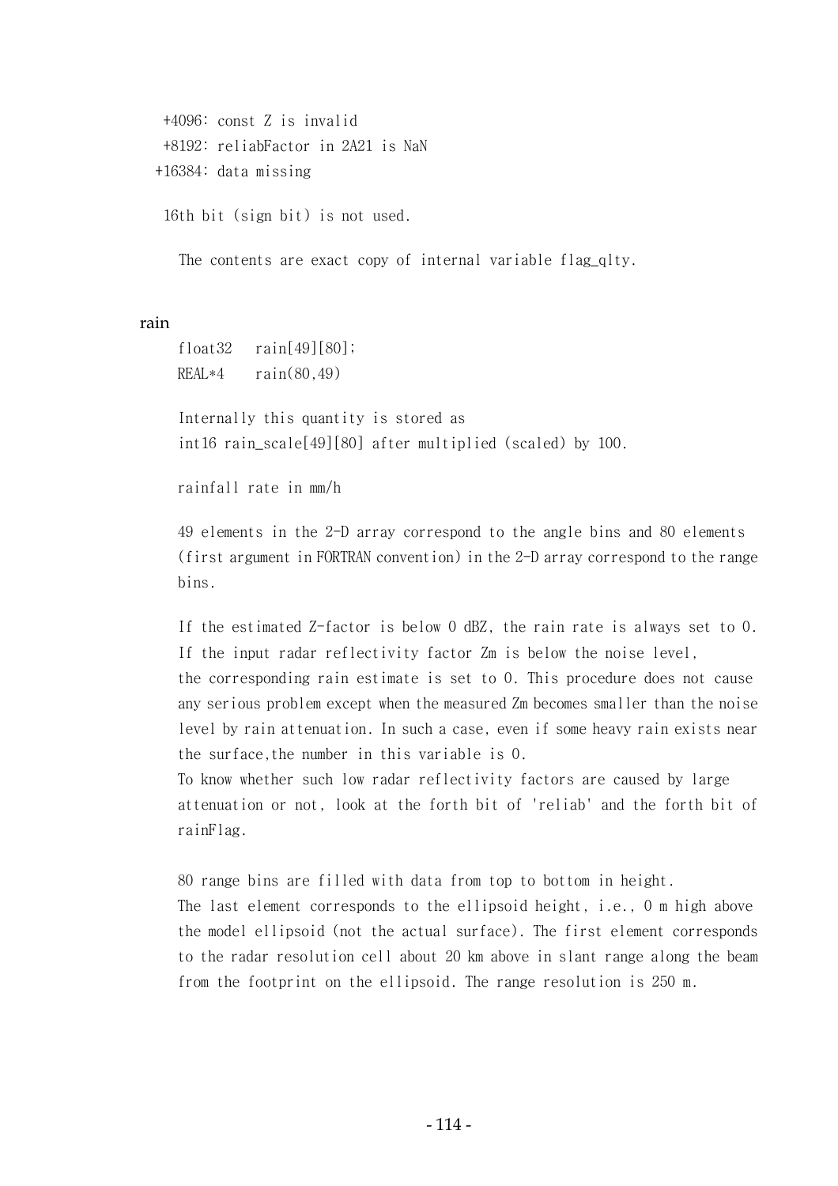+4096: const Z is invalid
+8192: reliabFactor in 2A21 is NaN
+16384: data missing

16th bit (sign bit) is not used.

The contents are exact copy of internal variable flag_qlty.

### rain

```
float32   rain[49][80];
REAL*4    rain(80,49)
```

Internally this quantity is stored as
int16 rain_scale[49][80] after multiplied (scaled) by 100.

rainfall rate in mm/h

49 elements in the 2-D array correspond to the angle bins and 80 elements (first argument in FORTRAN convention) in the 2-D array correspond to the range bins.

If the estimated Z-factor is below 0 dBZ, the rain rate is always set to 0. If the input radar reflectivity factor Zm is below the noise level, the corresponding rain estimate is set to 0. This procedure does not cause any serious problem except when the measured Zm becomes smaller than the noise level by rain attenuation. In such a case, even if some heavy rain exists near the surface, the number in this variable is 0.
To know whether such low radar reflectivity factors are caused by large attenuation or not, look at the forth bit of 'reliab' and the forth bit of rainFlag.

80 range bins are filled with data from top to bottom in height.
The last element corresponds to the ellipsoid height, i.e., 0 m high above the model ellipsoid (not the actual surface). The first element corresponds to the radar resolution cell about 20 km above in slant range along the beam from the footprint on the ellipsoid. The range resolution is 250 m.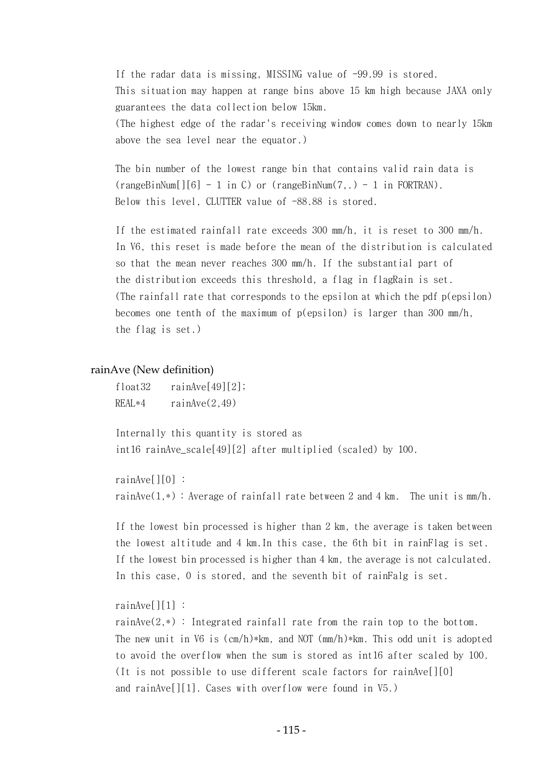If the radar data is missing, MISSING value of -99.99 is stored.
This situation may happen at range bins above 15 km high because JAXA only guarantees the data collection below 15km.
(The highest edge of the radar's receiving window comes down to nearly 15km above the sea level near the equator.)

The bin number of the lowest range bin that contains valid rain data is (rangeBinNum[][6] - 1 in C) or (rangeBinNum(7,.) - 1 in FORTRAN).
Below this level, CLUTTER value of -88.88 is stored.

If the estimated rainfall rate exceeds 300 mm/h, it is reset to 300 mm/h.
In V6, this reset is made before the mean of the distribution is calculated so that the mean never reaches 300 mm/h. If the substantial part of the distribution exceeds this threshold, a flag in flagRain is set.
(The rainfall rate that corresponds to the epsilon at which the pdf p(epsilon) becomes one tenth of the maximum of p(epsilon) is larger than 300 mm/h, the flag is set.)

### rainAve (New definition)

```
float32    rainAve[49][2];
REAL*4     rainAve(2,49)
```

Internally this quantity is stored as
int16 rainAve_scale[49][2] after multiplied (scaled) by 100.

rainAve[][0] :
rainAve(1,*) : Average of rainfall rate between 2 and 4 km. The unit is mm/h.

If the lowest bin processed is higher than 2 km, the average is taken between the lowest altitude and 4 km.In this case, the 6th bit in rainFlag is set.
If the lowest bin processed is higher than 4 km, the average is not calculated.
In this case, 0 is stored, and the seventh bit of rainFalg is set.

rainAve[][1] :
rainAve(2,*) : Integrated rainfall rate from the rain top to the bottom.
The new unit in V6 is (cm/h)*km, and NOT (mm/h)*km. This odd unit is adopted to avoid the overflow when the sum is stored as int16 after scaled by 100.
(It is not possible to use different scale factors for rainAve[][0] and rainAve[][1]. Cases with overflow were found in V5.)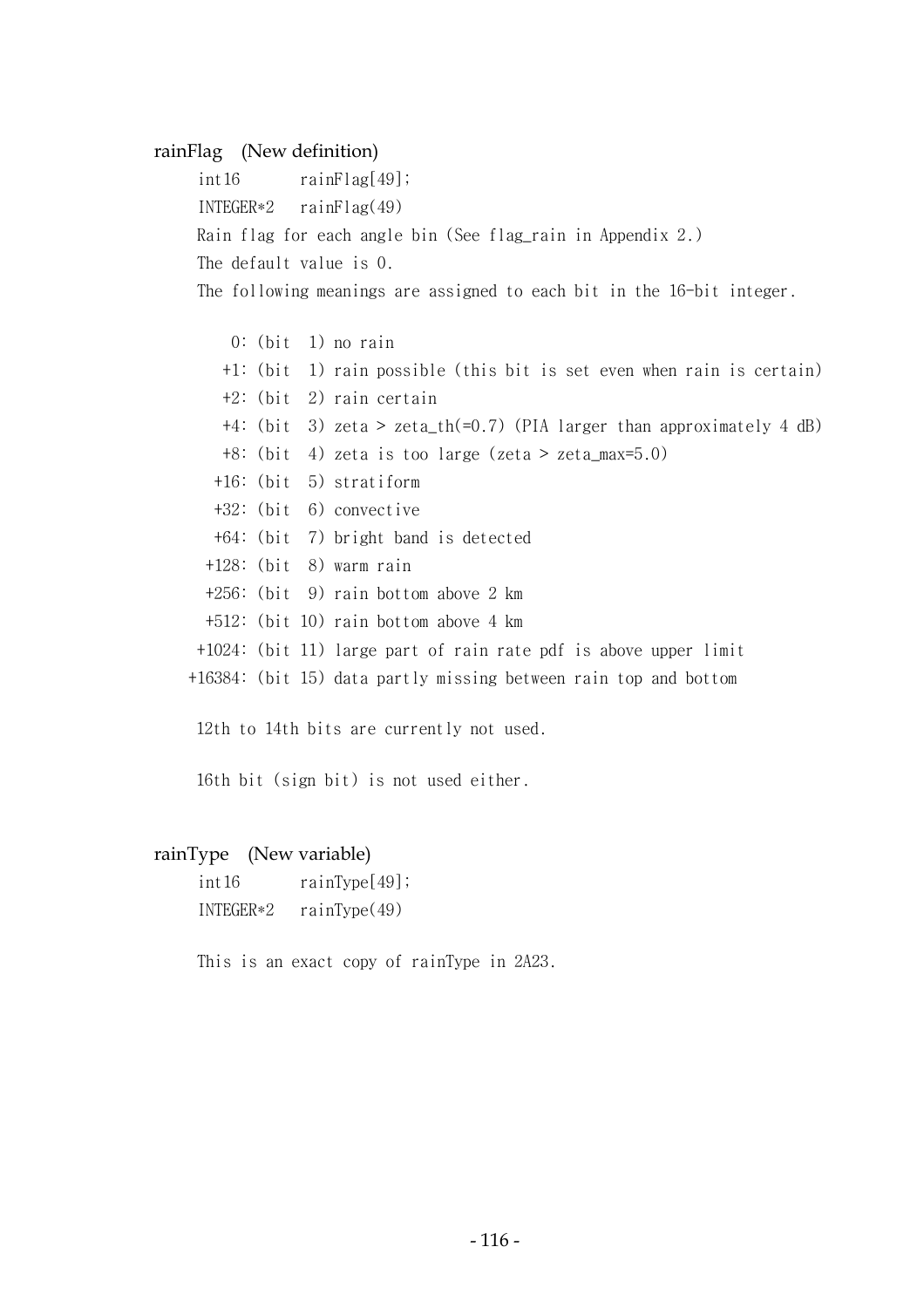### rainFlag (New definition)

```
int16       rainFlag[49];
INTEGER*2   rainFlag(49)
```

Rain flag for each angle bin (See flag_rain in Appendix 2.)

The default value is 0.

The following meanings are assigned to each bit in the 16-bit integer.

```
     0: (bit  1) no rain
    +1: (bit  1) rain possible (this bit is set even when rain is certain)
    +2: (bit  2) rain certain
    +4: (bit  3) zeta > zeta_th(=0.7) (PIA larger than approximately 4 dB)
    +8: (bit  4) zeta is too large (zeta > zeta_max=5.0)
   +16: (bit  5) stratiform
   +32: (bit  6) convective
   +64: (bit  7) bright band is detected
  +128: (bit  8) warm rain
  +256: (bit  9) rain bottom above 2 km
  +512: (bit 10) rain bottom above 4 km
 +1024: (bit 11) large part of rain rate pdf is above upper limit
+16384: (bit 15) data partly missing between rain top and bottom
```

12th to 14th bits are currently not used.

16th bit (sign bit) is not used either.

### rainType (New variable)

```
int16       rainType[49];
INTEGER*2   rainType(49)
```

This is an exact copy of rainType in 2A23.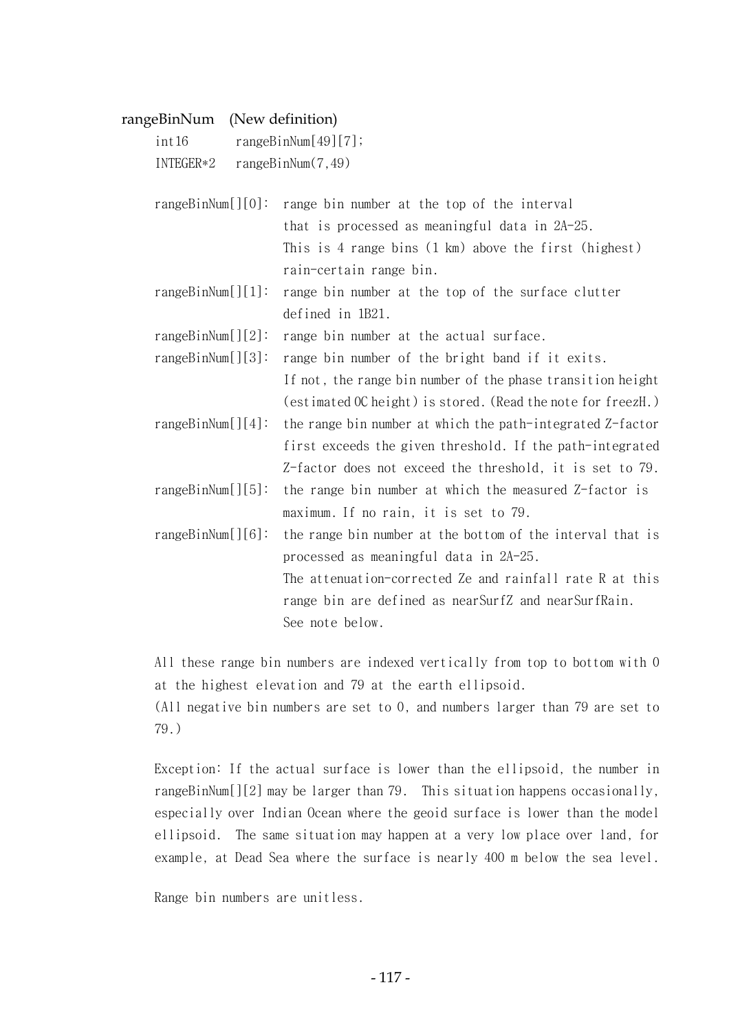**rangeBinNum** (New definition)

```
int16       rangeBinNum[49][7];
INTEGER*2   rangeBinNum(7,49)
```

rangeBinNum[][0]: range bin number at the top of the interval that is processed as meaningful data in 2A-25. This is 4 range bins (1 km) above the first (highest) rain-certain range bin.

rangeBinNum[][1]: range bin number at the top of the surface clutter defined in 1B21.

rangeBinNum[][2]: range bin number at the actual surface.

rangeBinNum[][3]: range bin number of the bright band if it exits. If not, the range bin number of the phase transition height (estimated 0C height) is stored. (Read the note for freezH.)

rangeBinNum[][4]: the range bin number at which the path-integrated Z-factor first exceeds the given threshold. If the path-integrated Z-factor does not exceed the threshold, it is set to 79.

rangeBinNum[][5]: the range bin number at which the measured Z-factor is maximum. If no rain, it is set to 79.

rangeBinNum[][6]: the range bin number at the bottom of the interval that is processed as meaningful data in 2A-25. The attenuation-corrected Ze and rainfall rate R at this range bin are defined as nearSurfZ and nearSurfRain. See note below.

All these range bin numbers are indexed vertically from top to bottom with 0 at the highest elevation and 79 at the earth ellipsoid.
(All negative bin numbers are set to 0, and numbers larger than 79 are set to 79.)

Exception: If the actual surface is lower than the ellipsoid, the number in rangeBinNum[][2] may be larger than 79. This situation happens occasionally, especially over Indian Ocean where the geoid surface is lower than the model ellipsoid. The same situation may happen at a very low place over land, for example, at Dead Sea where the surface is nearly 400 m below the sea level.

Range bin numbers are unitless.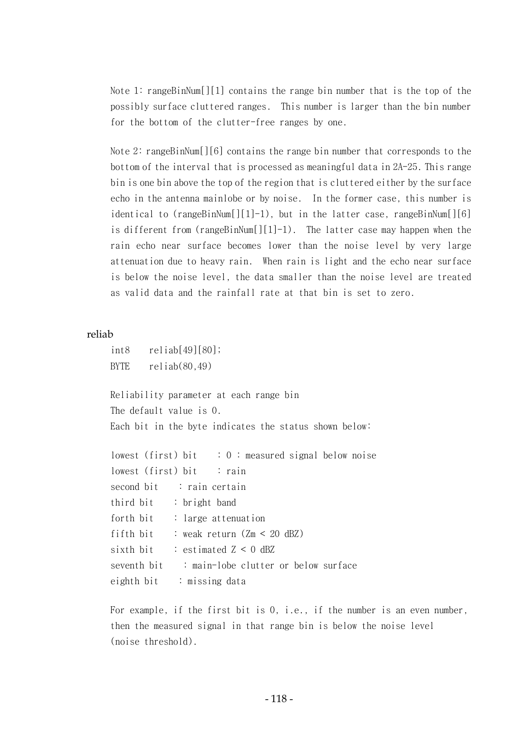Note 1: rangeBinNum[][1] contains the range bin number that is the top of the possibly surface cluttered ranges. This number is larger than the bin number for the bottom of the clutter-free ranges by one.

Note 2: rangeBinNum[][6] contains the range bin number that corresponds to the bottom of the interval that is processed as meaningful data in 2A-25. This range bin is one bin above the top of the region that is cluttered either by the surface echo in the antenna mainlobe or by noise. In the former case, this number is identical to (rangeBinNum[][1]-1), but in the latter case, rangeBinNum[][6] is different from (rangeBinNum[][1]-1). The latter case may happen when the rain echo near surface becomes lower than the noise level by very large attenuation due to heavy rain. When rain is light and the echo near surface is below the noise level, the data smaller than the noise level are treated as valid data and the rainfall rate at that bin is set to zero.

### reliab

```
int8    reliab[49][80];
BYTE    reliab(80,49)
```

Reliability parameter at each range bin
The default value is 0.
Each bit in the byte indicates the status shown below:

```
lowest (first) bit    : 0 : measured signal below noise
lowest (first) bit    : rain
second bit    : rain certain
third bit    : bright band
forth bit    : large attenuation
fifth bit    : weak return (Zm < 20 dBZ)
sixth bit    : estimated Z < 0 dBZ
seventh bit    : main-lobe clutter or below surface
eighth bit    : missing data
```

For example, if the first bit is 0, i.e., if the number is an even number, then the measured signal in that range bin is below the noise level (noise threshold).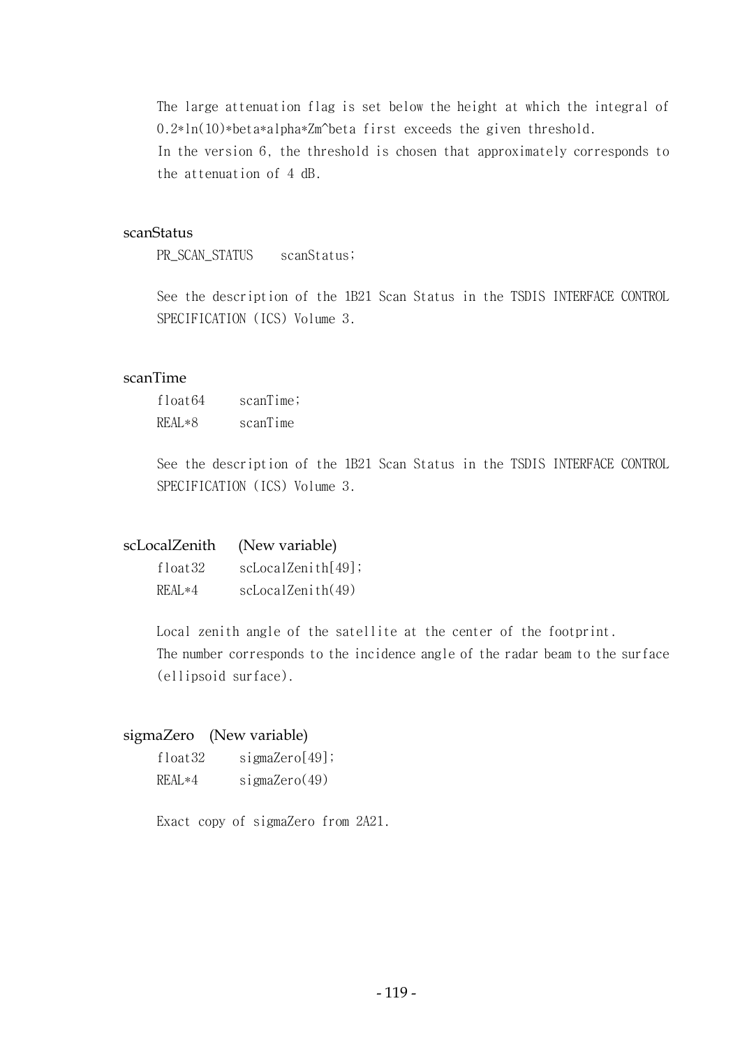The large attenuation flag is set below the height at which the integral of 0.2*ln(10)*beta*alpha*Zm^beta first exceeds the given threshold.
In the version 6, the threshold is chosen that approximately corresponds to the attenuation of 4 dB.

### scanStatus

```
PR_SCAN_STATUS    scanStatus;
```

See the description of the 1B21 Scan Status in the TSDIS INTERFACE CONTROL SPECIFICATION (ICS) Volume 3.

### scanTime

```
float64     scanTime;
REAL*8      scanTime
```

See the description of the 1B21 Scan Status in the TSDIS INTERFACE CONTROL SPECIFICATION (ICS) Volume 3.

### scLocalZenith (New variable)

```
float32     scLocalZenith[49];
REAL*4      scLocalZenith(49)
```

Local zenith angle of the satellite at the center of the footprint.
The number corresponds to the incidence angle of the radar beam to the surface (ellipsoid surface).

### sigmaZero (New variable)

```
float32     sigmaZero[49];
REAL*4      sigmaZero(49)
```

Exact copy of sigmaZero from 2A21.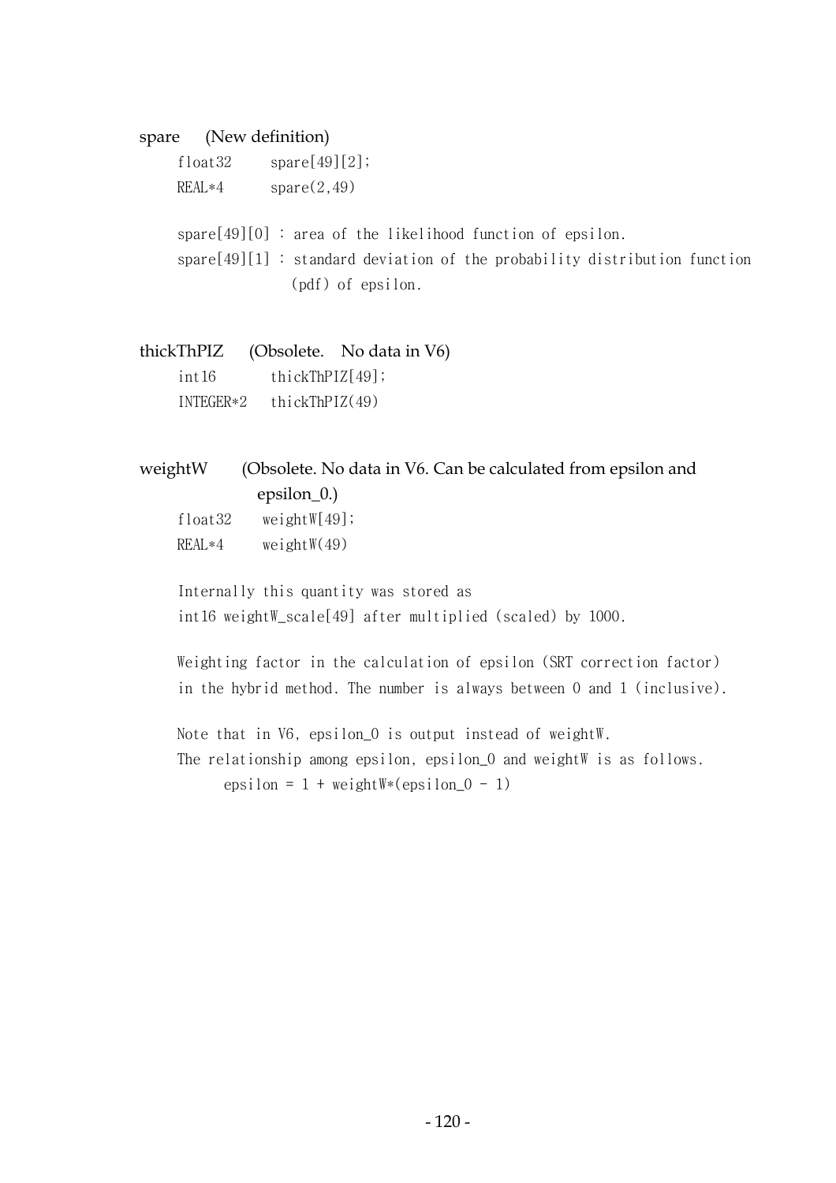spare (New definition)

```
float32    spare[49][2];
REAL*4     spare(2,49)
```

spare[49][0] : area of the likelihood function of epsilon.
spare[49][1] : standard deviation of the probability distribution function (pdf) of epsilon.

thickThPIZ (Obsolete. No data in V6)

```
int16       thickThPIZ[49];
INTEGER*2   thickThPIZ(49)
```

weightW (Obsolete. No data in V6. Can be calculated from epsilon and epsilon_0.)

```
float32    weightW[49];
REAL*4     weightW(49)
```

Internally this quantity was stored as
int16 weightW_scale[49] after multiplied (scaled) by 1000.

Weighting factor in the calculation of epsilon (SRT correction factor) in the hybrid method. The number is always between 0 and 1 (inclusive).

Note that in V6, epsilon_0 is output instead of weightW.
The relationship among epsilon, epsilon_0 and weightW is as follows.

```
epsilon = 1 + weightW*(epsilon_0 - 1)
```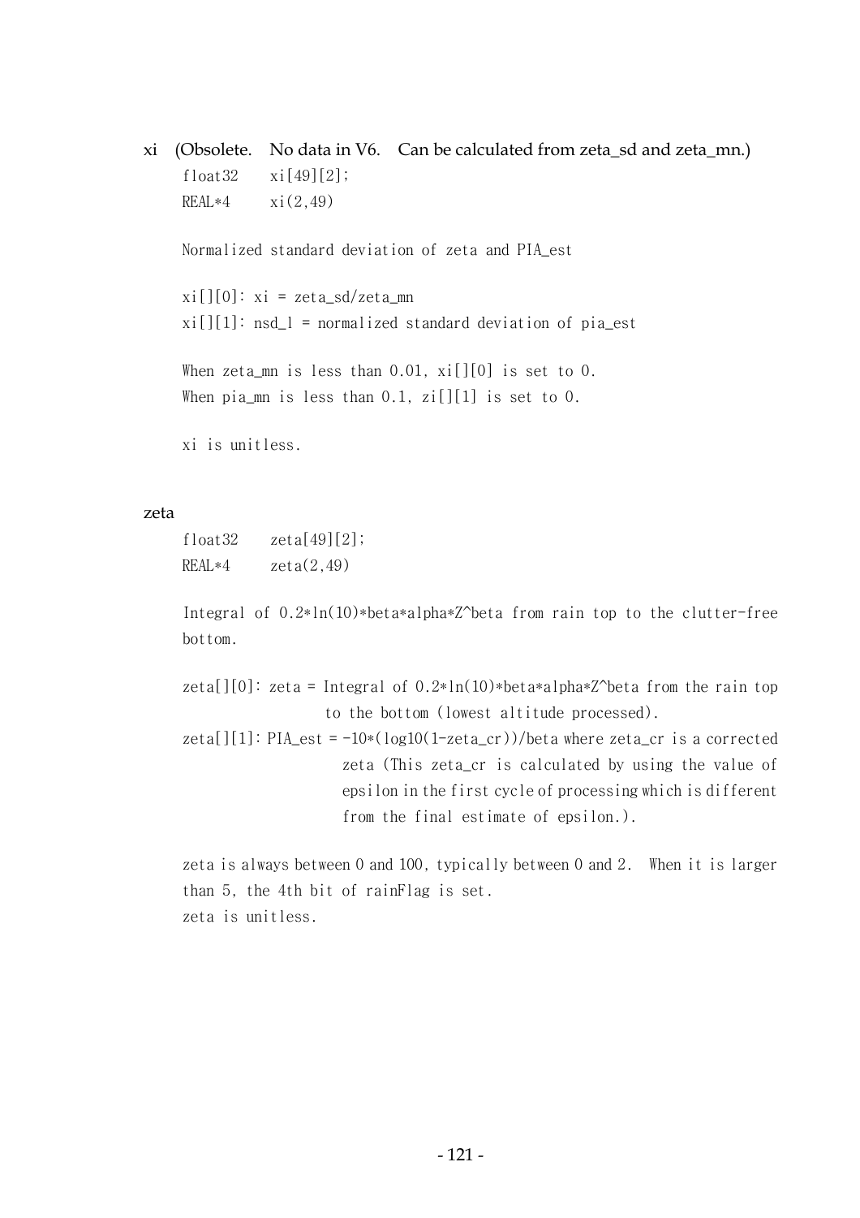xi (Obsolete. No data in V6. Can be calculated from zeta_sd and zeta_mn.)

```
float32    xi[49][2];
REAL*4     xi(2,49)
```

Normalized standard deviation of zeta and PIA_est

xi[][0]: xi = zeta_sd/zeta_mn
xi[][1]: nsd_l = normalized standard deviation of pia_est

When zeta_mn is less than 0.01, xi[][0] is set to 0.
When pia_mn is less than 0.1, zi[][1] is set to 0.

xi is unitless.

zeta

```
float32    zeta[49][2];
REAL*4     zeta(2,49)
```

Integral of 0.2*ln(10)*beta*alpha*Z^beta from rain top to the clutter-free bottom.

zeta[][0]: zeta = Integral of 0.2*ln(10)*beta*alpha*Z^beta from the rain top to the bottom (lowest altitude processed).
zeta[][1]: PIA_est = -10*(log10(1-zeta_cr))/beta where zeta_cr is a corrected zeta (This zeta_cr is calculated by using the value of epsilon in the first cycle of processing which is different from the final estimate of epsilon.).

zeta is always between 0 and 100, typically between 0 and 2. When it is larger than 5, the 4th bit of rainFlag is set.
zeta is unitless.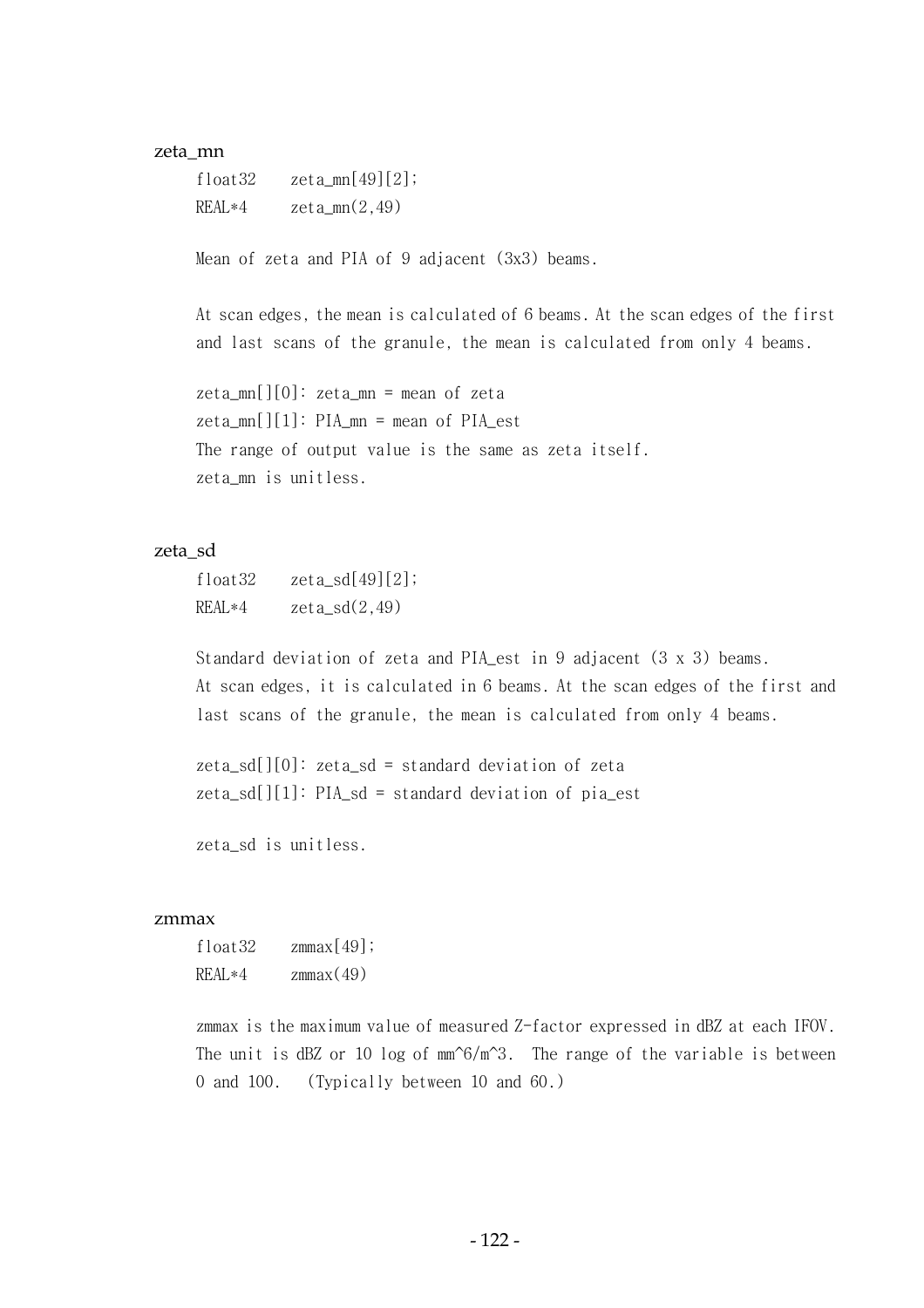### zeta_mn

```
float32    zeta_mn[49][2];
REAL*4     zeta_mn(2,49)
```

Mean of zeta and PIA of 9 adjacent (3x3) beams.

At scan edges, the mean is calculated of 6 beams. At the scan edges of the first and last scans of the granule, the mean is calculated from only 4 beams.

zeta_mn[][0]: zeta_mn = mean of zeta
zeta_mn[][1]: PIA_mn = mean of PIA_est
The range of output value is the same as zeta itself.
zeta_mn is unitless.

### zeta_sd

```
float32    zeta_sd[49][2];
REAL*4     zeta_sd(2,49)
```

Standard deviation of zeta and PIA_est in 9 adjacent (3 x 3) beams.
At scan edges, it is calculated in 6 beams. At the scan edges of the first and last scans of the granule, the mean is calculated from only 4 beams.

zeta_sd[][0]: zeta_sd = standard deviation of zeta
zeta_sd[][1]: PIA_sd = standard deviation of pia_est

zeta_sd is unitless.

### zmmax

```
float32    zmmax[49];
REAL*4     zmmax(49)
```

zmmax is the maximum value of measured Z-factor expressed in dBZ at each IFOV. The unit is dBZ or 10 log of mm^6/m^3. The range of the variable is between 0 and 100. (Typically between 10 and 60.)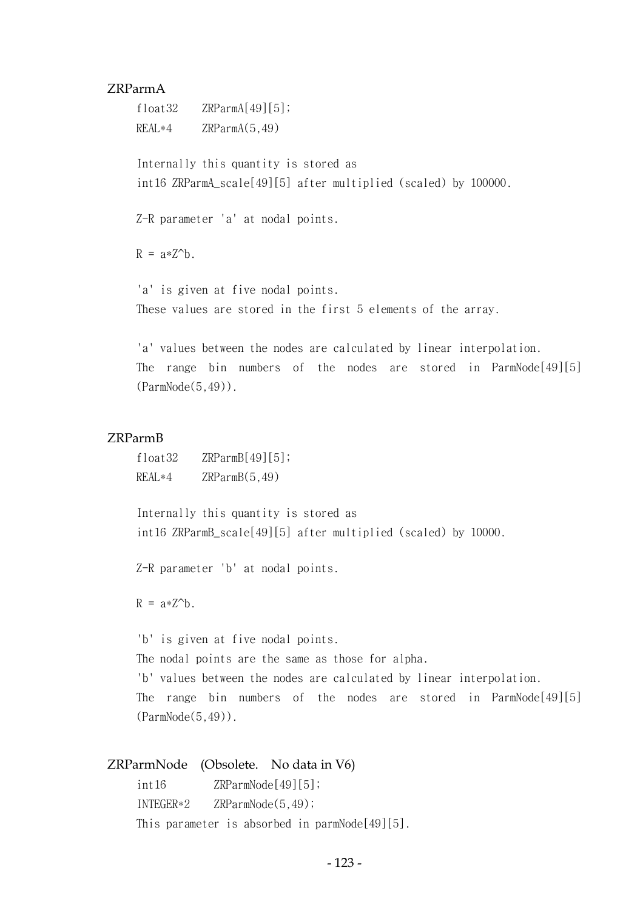### ZRParmA

```
float32    ZRParmA[49][5];
REAL*4     ZRParmA(5,49)
```

Internally this quantity is stored as
int16 ZRParmA_scale[49][5] after multiplied (scaled) by 100000.

Z-R parameter 'a' at nodal points.

R = a*Z^b.

'a' is given at five nodal points.
These values are stored in the first 5 elements of the array.

'a' values between the nodes are calculated by linear interpolation.
The range bin numbers of the nodes are stored in ParmNode[49][5] (ParmNode(5,49)).

### ZRParmB

```
float32    ZRParmB[49][5];
REAL*4     ZRParmB(5,49)
```

Internally this quantity is stored as
int16 ZRParmB_scale[49][5] after multiplied (scaled) by 10000.

Z-R parameter 'b' at nodal points.

R = a*Z^b.

'b' is given at five nodal points.
The nodal points are the same as those for alpha.
'b' values between the nodes are calculated by linear interpolation.
The range bin numbers of the nodes are stored in ParmNode[49][5] (ParmNode(5,49)).

### ZRParmNode (Obsolete. No data in V6)

```
int16        ZRParmNode[49][5];
INTEGER*2    ZRParmNode(5,49);
```

This parameter is absorbed in parmNode[49][5].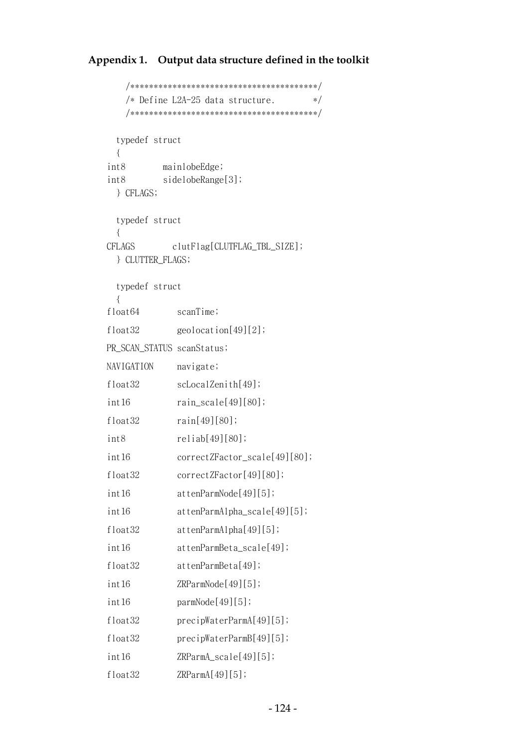## Appendix 1. Output data structure defined in the toolkit

```
/***************************************/
/* Define L2A-25 data structure.       */
/***************************************/

typedef struct
{
int8        mainlobeEdge;
int8        sidelobeRange[3];
} CFLAGS;

typedef struct
{
CFLAGS        clutFlag[CLUTFLAG_TBL_SIZE];
} CLUTTER_FLAGS;

typedef struct
{
float64        scanTime;
float32        geolocation[49][2];
PR_SCAN_STATUS scanStatus;
NAVIGATION     navigate;
float32        scLocalZenith[49];
int16          rain_scale[49][80];
float32        rain[49][80];
int8           reliab[49][80];
int16          correctZFactor_scale[49][80];
float32        correctZFactor[49][80];
int16          attenParmNode[49][5];
int16          attenParmAlpha_scale[49][5];
float32        attenParmAlpha[49][5];
int16          attenParmBeta_scale[49];
float32        attenParmBeta[49];
int16          ZRParmNode[49][5];
int16          parmNode[49][5];
float32        precipWaterParmA[49][5];
float32        precipWaterParmB[49][5];
int16          ZRParmA_scale[49][5];
float32        ZRParmA[49][5];
```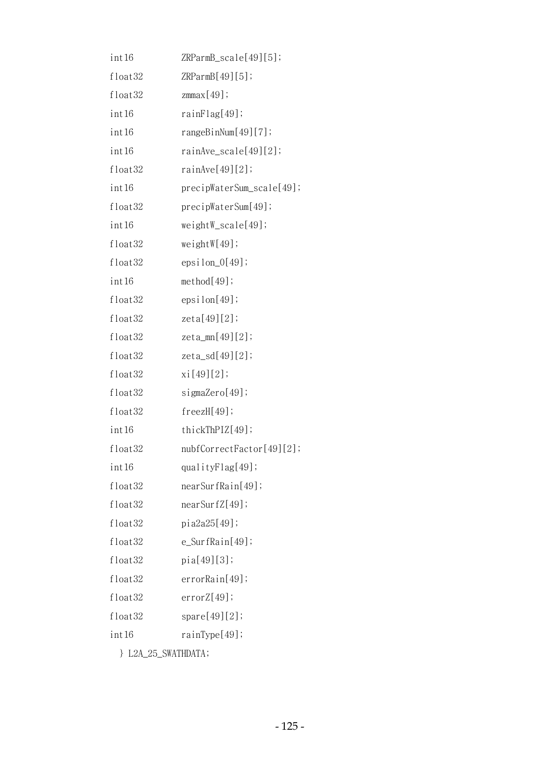```
int16           ZRParmB_scale[49][5];
float32         ZRParmB[49][5];
float32         zmmax[49];
int16           rainFlag[49];
int16           rangeBinNum[49][7];
int16           rainAve_scale[49][2];
float32         rainAve[49][2];
int16           precipWaterSum_scale[49];
float32         precipWaterSum[49];
int16           weightW_scale[49];
float32         weightW[49];
float32         epsilon_0[49];
int16           method[49];
float32         epsilon[49];
float32         zeta[49][2];
float32         zeta_mn[49][2];
float32         zeta_sd[49][2];
float32         xi[49][2];
float32         sigmaZero[49];
float32         freezH[49];
int16           thickThPIZ[49];
float32         nubfCorrectFactor[49][2];
int16           qualityFlag[49];
float32         nearSurfRain[49];
float32         nearSurfZ[49];
float32         pia2a25[49];
float32         e_SurfRain[49];
float32         pia[49][3];
float32         errorRain[49];
float32         errorZ[49];
float32         spare[49][2];
int16           rainType[49];
  } L2A_25_SWATHDATA;
```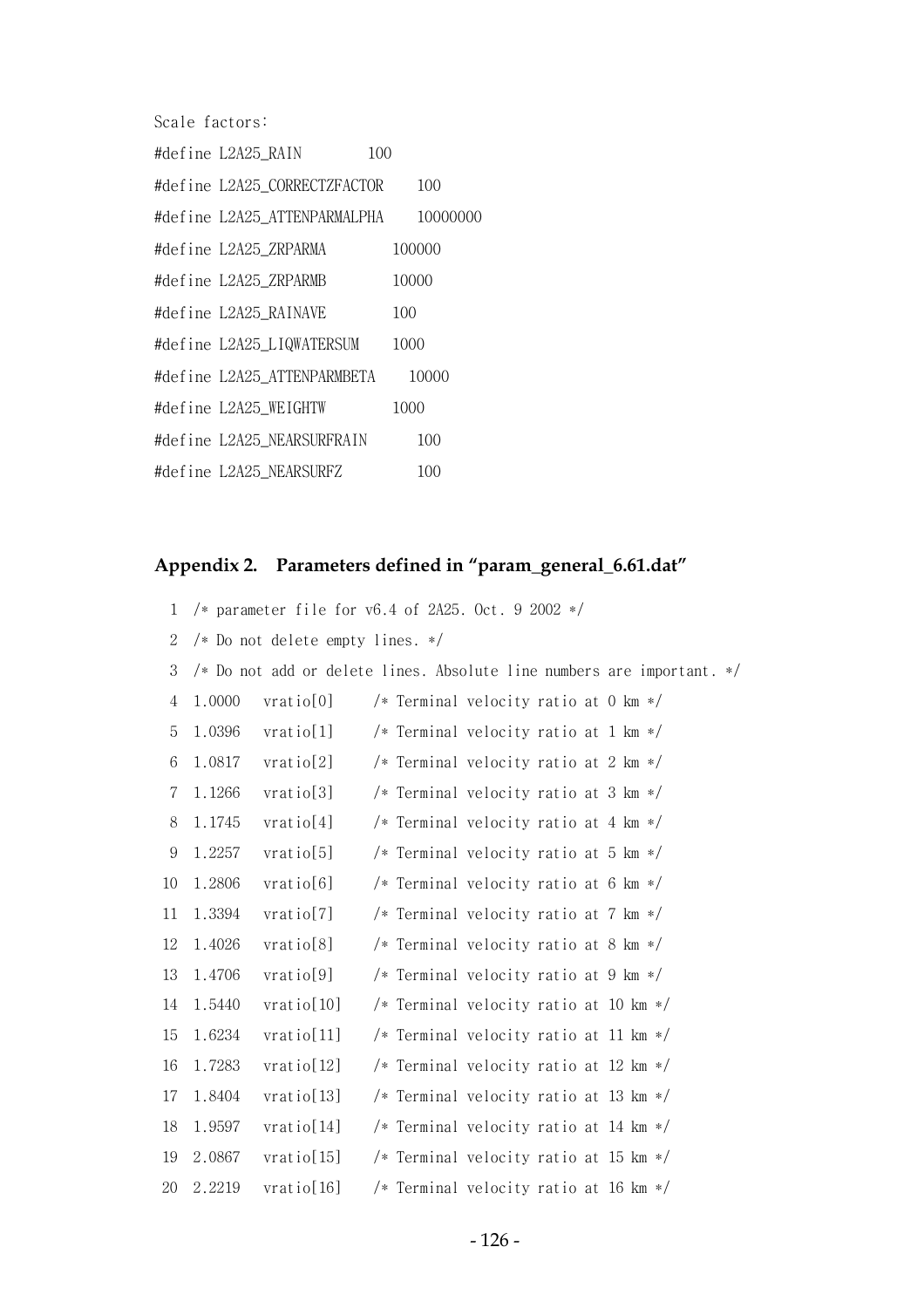Scale factors:

```
#define L2A25_RAIN          100
#define L2A25_CORRECTZFACTOR     100
#define L2A25_ATTENPARMALPHA     10000000
#define L2A25_ZRPARMA        100000
#define L2A25_ZRPARMB        10000
#define L2A25_RAINAVE        100
#define L2A25_LIQWATERSUM    1000
#define L2A25_ATTENPARMBETA    10000
#define L2A25_WEIGHTW        1000
#define L2A25_NEARSURFRAIN      100
#define L2A25_NEARSURFZ         100
```

## Appendix 2. Parameters defined in "param_general_6.61.dat"

```
 1  /* parameter file for v6.4 of 2A25. Oct. 9 2002 */
 2  /* Do not delete empty lines. */
 3  /* Do not add or delete lines. Absolute line numbers are important. */
 4  1.0000   vratio[0]     /* Terminal velocity ratio at 0 km */
 5  1.0396   vratio[1]     /* Terminal velocity ratio at 1 km */
 6  1.0817   vratio[2]     /* Terminal velocity ratio at 2 km */
 7  1.1266   vratio[3]     /* Terminal velocity ratio at 3 km */
 8  1.1745   vratio[4]     /* Terminal velocity ratio at 4 km */
 9  1.2257   vratio[5]     /* Terminal velocity ratio at 5 km */
10  1.2806   vratio[6]     /* Terminal velocity ratio at 6 km */
11  1.3394   vratio[7]     /* Terminal velocity ratio at 7 km */
12  1.4026   vratio[8]     /* Terminal velocity ratio at 8 km */
13  1.4706   vratio[9]     /* Terminal velocity ratio at 9 km */
14  1.5440   vratio[10]    /* Terminal velocity ratio at 10 km */
15  1.6234   vratio[11]    /* Terminal velocity ratio at 11 km */
16  1.7283   vratio[12]    /* Terminal velocity ratio at 12 km */
17  1.8404   vratio[13]    /* Terminal velocity ratio at 13 km */
18  1.9597   vratio[14]    /* Terminal velocity ratio at 14 km */
19  2.0867   vratio[15]    /* Terminal velocity ratio at 15 km */
20  2.2219   vratio[16]    /* Terminal velocity ratio at 16 km */
```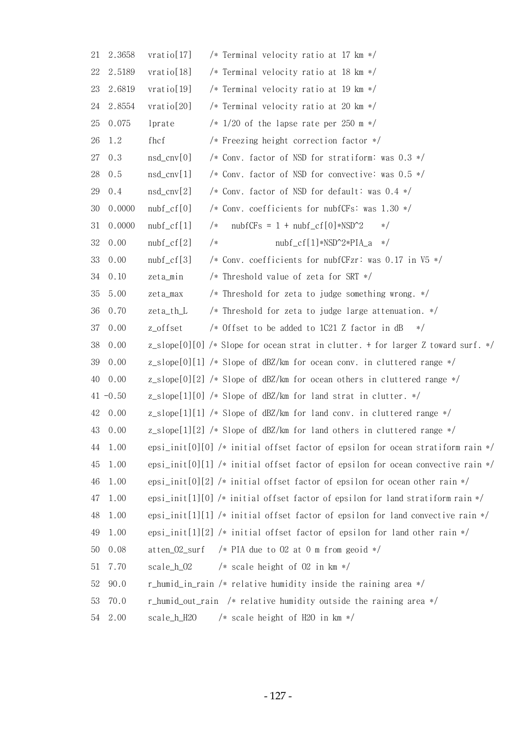```
21  2.3658   vratio[17]    /* Terminal velocity ratio at 17 km */
22  2.5189   vratio[18]    /* Terminal velocity ratio at 18 km */
23  2.6819   vratio[19]    /* Terminal velocity ratio at 19 km */
24  2.8554   vratio[20]    /* Terminal velocity ratio at 20 km */
25  0.075    lprate        /* 1/20 of the lapse rate per 250 m */
26  1.2      fhcf          /* Freezing height correction factor */
27  0.3      nsd_cnv[0]    /* Conv. factor of NSD for stratiform: was 0.3 */
28  0.5      nsd_cnv[1]    /* Conv. factor of NSD for convective: was 0.5 */
29  0.4      nsd_cnv[2]    /* Conv. factor of NSD for default: was 0.4 */
30  0.0000   nubf_cf[0]    /* Conv. coefficients for nubfCFs: was 1.30 */
31  0.0000   nubf_cf[1]    /*   nubfCFs = 1 + nubf_cf[0]*NSD^2    */
32  0.00     nubf_cf[2]    /*             nubf_cf[1]*NSD^2*PIA_a  */
33  0.00     nubf_cf[3]    /* Conv. coefficients for nubfCFzr: was 0.17 in V5 */
34  0.10     zeta_min      /* Threshold value of zeta for SRT */
35  5.00     zeta_max      /* Threshold for zeta to judge something wrong. */
36  0.70     zeta_th_L     /* Threshold for zeta to judge large attenuation. */
37  0.00     z_offset      /* Offset to be added to 1C21 Z factor in dB   */
38  0.00     z_slope[0][0] /* Slope for ocean strat in clutter. + for larger Z toward surf. */
39  0.00     z_slope[0][1] /* Slope of dBZ/km for ocean conv. in cluttered range */
40  0.00     z_slope[0][2] /* Slope of dBZ/km for ocean others in cluttered range */
41 -0.50     z_slope[1][0] /* Slope of dBZ/km for land strat in clutter. */
42  0.00     z_slope[1][1] /* Slope of dBZ/km for land conv. in cluttered range */
43  0.00     z_slope[1][2] /* Slope of dBZ/km for land others in cluttered range */
44  1.00     epsi_init[0][0] /* initial offset factor of epsilon for ocean stratiform rain */
45  1.00     epsi_init[0][1] /* initial offset factor of epsilon for ocean convective rain */
46  1.00     epsi_init[0][2] /* initial offset factor of epsilon for ocean other rain */
47  1.00     epsi_init[1][0] /* initial offset factor of epsilon for land stratiform rain */
48  1.00     epsi_init[1][1] /* initial offset factor of epsilon for land convective rain */
49  1.00     epsi_init[1][2] /* initial offset factor of epsilon for land other rain */
50  0.08     atten_O2_surf   /* PIA due to O2 at 0 m from geoid */
51  7.70     scale_h_O2      /* scale height of O2 in km */
52  90.0     r_humid_in_rain /* relative humidity inside the raining area */
53  70.0     r_humid_out_rain  /* relative humidity outside the raining area */
54  2.00     scale_h_H2O     /* scale height of H2O in km */
```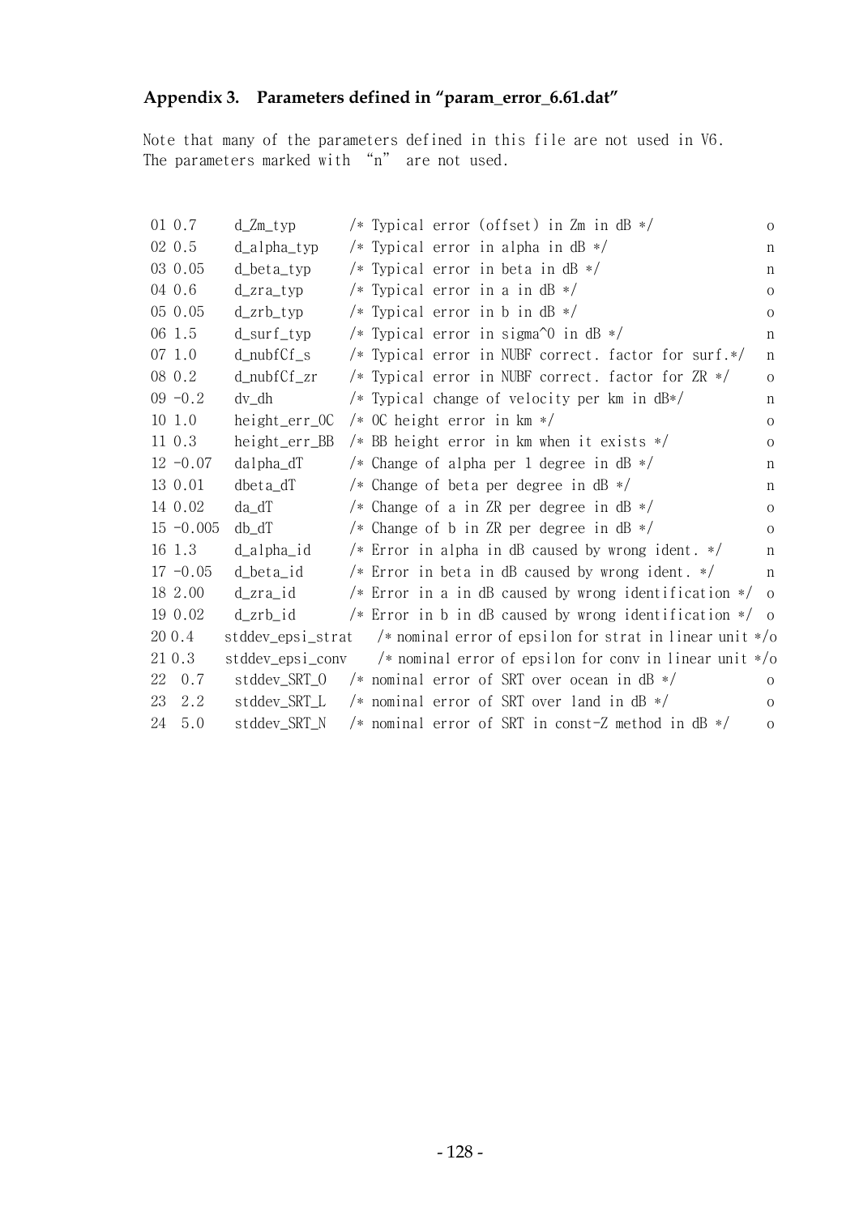## Appendix 3. Parameters defined in "param_error_6.61.dat"

Note that many of the parameters defined in this file are not used in V6.
The parameters marked with "n" are not used.

```
 01 0.7     d_Zm_typ       /* Typical error (offset) in Zm in dB */                o
 02 0.5     d_alpha_typ    /* Typical error in alpha in dB */                      n
 03 0.05    d_beta_typ     /* Typical error in beta in dB */                       n
 04 0.6     d_zra_typ      /* Typical error in a in dB */                          o
 05 0.05    d_zrb_typ      /* Typical error in b in dB */                          o
 06 1.5     d_surf_typ     /* Typical error in sigma^0 in dB */                    n
 07 1.0     d_nubfCf_s     /* Typical error in NUBF correct. factor for surf.*/    n
 08 0.2     d_nubfCf_zr    /* Typical error in NUBF correct. factor for ZR */      o
 09 -0.2    dv_dh          /* Typical change of velocity per km in dB*/            n
 10 1.0     height_err_0C  /* 0C height error in km */                             o
 11 0.3     height_err_BB  /* BB height error in km when it exists */              o
 12 -0.07   dalpha_dT      /* Change of alpha per 1 degree in dB */                n
 13 0.01    dbeta_dT       /* Change of beta per degree in dB */                   n
 14 0.02    da_dT          /* Change of a in ZR per degree in dB */                o
 15 -0.005  db_dT          /* Change of b in ZR per degree in dB */                o
 16 1.3     d_alpha_id     /* Error in alpha in dB caused by wrong ident. */       n
 17 -0.05   d_beta_id      /* Error in beta in dB caused by wrong ident. */        n
 18 2.00    d_zra_id       /* Error in a in dB caused by wrong identification */   o
 19 0.02    d_zrb_id       /* Error in b in dB caused by wrong identification */   o
 20 0.4     stddev_epsi_strat  /* nominal error of epsilon for strat in linear unit */o
 21 0.3     stddev_epsi_conv   /* nominal error of epsilon for conv in linear unit */o
 22  0.7    stddev_SRT_O   /* nominal error of SRT over ocean in dB */             o
 23  2.2    stddev_SRT_L   /* nominal error of SRT over land in dB */              o
 24  5.0    stddev_SRT_N   /* nominal error of SRT in const-Z method in dB */      o
```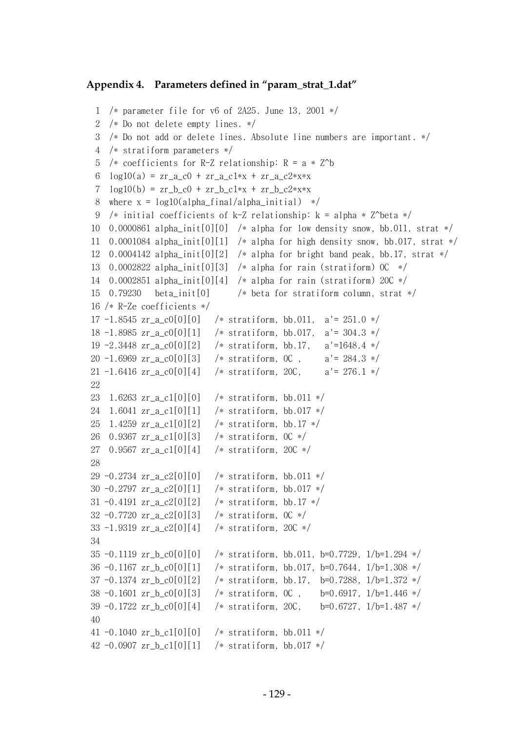### Appendix 4. Parameters defined in "param_strat_1.dat"

```
 1  /* parameter file for v6 of 2A25. June 13, 2001 */
 2  /* Do not delete empty lines. */
 3  /* Do not add or delete lines. Absolute line numbers are important. */
 4  /* stratiform parameters */
 5  /* coefficients for R-Z relationship: R = a * Z^b
 6  log10(a) = zr_a_c0 + zr_a_c1*x + zr_a_c2*x*x
 7  log10(b) = zr_b_c0 + zr_b_c1*x + zr_b_c2*x*x
 8  where x = log10(alpha_final/alpha_initial)  */
 9  /* initial coefficients of k-Z relationship: k = alpha * Z^beta */
10  0.0000861 alpha_init[0][0]  /* alpha for low density snow, bb.011, strat */
11  0.0001084 alpha_init[0][1]  /* alpha for high density snow, bb.017, strat */
12  0.0004142 alpha_init[0][2]  /* alpha for bright band peak, bb.17, strat */
13  0.0002822 alpha_init[0][3]  /* alpha for rain (stratiform) 0C  */
14  0.0002851 alpha_init[0][4]  /* alpha for rain (stratiform) 20C */
15  0.79230   beta_init[0]      /* beta for stratiform column, strat */
16 /* R-Ze coefficients */
17 -1.8545 zr_a_c0[0][0]   /* stratiform, bb.011,  a'= 251.0 */
18 -1.8985 zr_a_c0[0][1]   /* stratiform, bb.017,  a'= 304.3 */
19 -2.3448 zr_a_c0[0][2]   /* stratiform, bb.17,   a'=1648.4 */
20 -1.6969 zr_a_c0[0][3]   /* stratiform, 0C ,     a'= 284.3 */
21 -1.6416 zr_a_c0[0][4]   /* stratiform, 20C,     a'= 276.1 */
22
23  1.6263 zr_a_c1[0][0]   /* stratiform, bb.011 */
24  1.6041 zr_a_c1[0][1]   /* stratiform, bb.017 */
25  1.4259 zr_a_c1[0][2]   /* stratiform, bb.17 */
26  0.9367 zr_a_c1[0][3]   /* stratiform, 0C */
27  0.9567 zr_a_c1[0][4]   /* stratiform, 20C */
28
29 -0.2734 zr_a_c2[0][0]   /* stratiform, bb.011 */
30 -0.2797 zr_a_c2[0][1]   /* stratiform, bb.017 */
31 -0.4191 zr_a_c2[0][2]   /* stratiform, bb.17 */
32 -0.7720 zr_a_c2[0][3]   /* stratiform, 0C */
33 -1.9319 zr_a_c2[0][4]   /* stratiform, 20C */
34
35 -0.1119 zr_b_c0[0][0]   /* stratiform, bb.011, b=0.7729, 1/b=1.294 */
36 -0.1167 zr_b_c0[0][1]   /* stratiform, bb.017, b=0.7644, 1/b=1.308 */
37 -0.1374 zr_b_c0[0][2]   /* stratiform, bb.17,  b=0.7288, 1/b=1.372 */
38 -0.1601 zr_b_c0[0][3]   /* stratiform, 0C ,    b=0.6917, 1/b=1.446 */
39 -0.1722 zr_b_c0[0][4]   /* stratiform, 20C,    b=0.6727, 1/b=1.487 */
40
41 -0.1040 zr_b_c1[0][0]   /* stratiform, bb.011 */
42 -0.0907 zr_b_c1[0][1]   /* stratiform, bb.017 */
```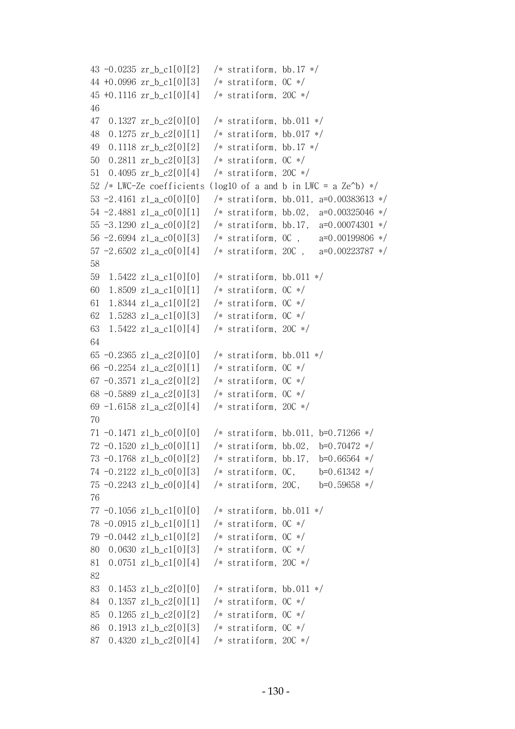```
43 -0.0235 zr_b_c1[0][2]   /* stratiform, bb.17 */
44 +0.0996 zr_b_c1[0][3]   /* stratiform, 0C */
45 +0.1116 zr_b_c1[0][4]   /* stratiform, 20C */
46
47  0.1327 zr_b_c2[0][0]   /* stratiform, bb.011 */
48  0.1275 zr_b_c2[0][1]   /* stratiform, bb.017 */
49  0.1118 zr_b_c2[0][2]   /* stratiform, bb.17 */
50  0.2811 zr_b_c2[0][3]   /* stratiform, 0C */
51  0.4095 zr_b_c2[0][4]   /* stratiform, 20C */
52 /* LWC-Ze coefficients (log10 of a and b in LWC = a Ze^b) */
53 -2.4161 zl_a_c0[0][0]   /* stratiform, bb.011, a=0.00383613 */
54 -2.4881 zl_a_c0[0][1]   /* stratiform, bb.02,  a=0.00325046 */
55 -3.1290 zl_a_c0[0][2]   /* stratiform, bb.17,  a=0.00074301 */
56 -2.6994 zl_a_c0[0][3]   /* stratiform, 0C ,    a=0.00199806 */
57 -2.6502 zl_a_c0[0][4]   /* stratiform, 20C ,   a=0.00223787 */
58
59  1.5422 zl_a_c1[0][0]   /* stratiform, bb.011 */
60  1.8509 zl_a_c1[0][1]   /* stratiform, 0C */
61  1.8344 zl_a_c1[0][2]   /* stratiform, 0C */
62  1.5283 zl_a_c1[0][3]   /* stratiform, 0C */
63  1.5422 zl_a_c1[0][4]   /* stratiform, 20C */
64
65 -0.2365 zl_a_c2[0][0]   /* stratiform, bb.011 */
66 -0.2254 zl_a_c2[0][1]   /* stratiform, 0C */
67 -0.3571 zl_a_c2[0][2]   /* stratiform, 0C */
68 -0.5889 zl_a_c2[0][3]   /* stratiform, 0C */
69 -1.6158 zl_a_c2[0][4]   /* stratiform, 20C */
70
71 -0.1471 zl_b_c0[0][0]   /* stratiform, bb.011, b=0.71266 */
72 -0.1520 zl_b_c0[0][1]   /* stratiform, bb.02,  b=0.70472 */
73 -0.1768 zl_b_c0[0][2]   /* stratiform, bb.17,  b=0.66564 */
74 -0.2122 zl_b_c0[0][3]   /* stratiform, 0C,     b=0.61342 */
75 -0.2243 zl_b_c0[0][4]   /* stratiform, 20C,    b=0.59658 */
76
77 -0.1056 zl_b_c1[0][0]   /* stratiform, bb.011 */
78 -0.0915 zl_b_c1[0][1]   /* stratiform, 0C */
79 -0.0442 zl_b_c1[0][2]   /* stratiform, 0C */
80  0.0630 zl_b_c1[0][3]   /* stratiform, 0C */
81  0.0751 zl_b_c1[0][4]   /* stratiform, 20C */
82
83  0.1453 zl_b_c2[0][0]   /* stratiform, bb.011 */
84  0.1357 zl_b_c2[0][1]   /* stratiform, 0C */
85  0.1265 zl_b_c2[0][2]   /* stratiform, 0C */
86  0.1913 zl_b_c2[0][3]   /* stratiform, 0C */
87  0.4320 zl_b_c2[0][4]   /* stratiform, 20C */
```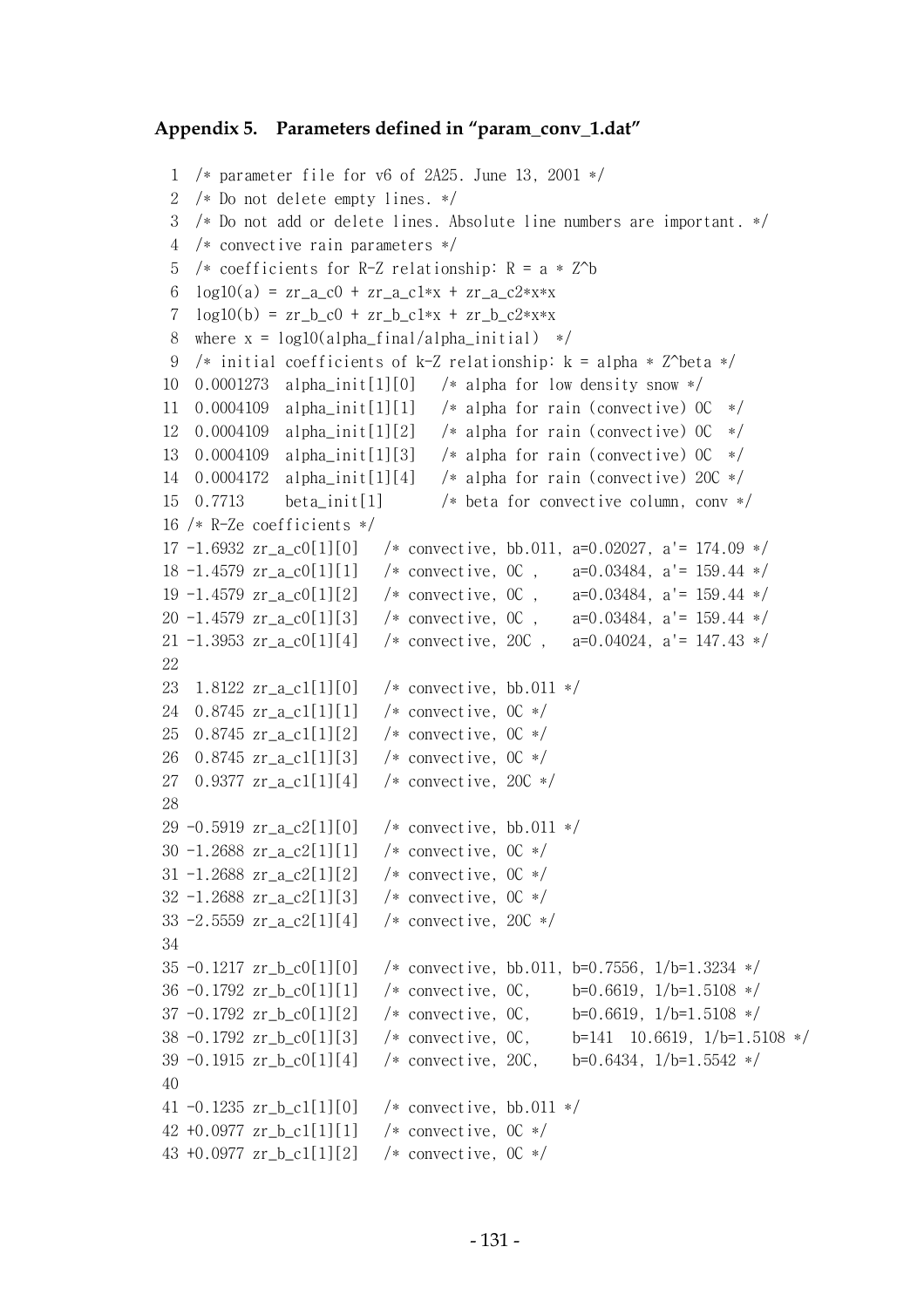### Appendix 5. Parameters defined in "param_conv_1.dat"

```
 1  /* parameter file for v6 of 2A25. June 13, 2001 */
 2  /* Do not delete empty lines. */
 3  /* Do not add or delete lines. Absolute line numbers are important. */
 4  /* convective rain parameters */
 5  /* coefficients for R-Z relationship: R = a * Z^b
 6  log10(a) = zr_a_c0 + zr_a_c1*x + zr_a_c2*x*x
 7  log10(b) = zr_b_c0 + zr_b_c1*x + zr_b_c2*x*x
 8  where x = log10(alpha_final/alpha_initial)  */
 9  /* initial coefficients of k-Z relationship: k = alpha * Z^beta */
10  0.0001273  alpha_init[1][0]   /* alpha for low density snow */
11  0.0004109  alpha_init[1][1]   /* alpha for rain (convective) 0C  */
12  0.0004109  alpha_init[1][2]   /* alpha for rain (convective) 0C  */
13  0.0004109  alpha_init[1][3]   /* alpha for rain (convective) 0C  */
14  0.0004172  alpha_init[1][4]   /* alpha for rain (convective) 20C */
15  0.7713     beta_init[1]       /* beta for convective column, conv */
16 /* R-Ze coefficients */
17 -1.6932 zr_a_c0[1][0]   /* convective, bb.011, a=0.02027, a'= 174.09 */
18 -1.4579 zr_a_c0[1][1]   /* convective, 0C ,    a=0.03484, a'= 159.44 */
19 -1.4579 zr_a_c0[1][2]   /* convective, 0C ,    a=0.03484, a'= 159.44 */
20 -1.4579 zr_a_c0[1][3]   /* convective, 0C ,    a=0.03484, a'= 159.44 */
21 -1.3953 zr_a_c0[1][4]   /* convective, 20C ,   a=0.04024, a'= 147.43 */
22
23  1.8122 zr_a_c1[1][0]   /* convective, bb.011 */
24  0.8745 zr_a_c1[1][1]   /* convective, 0C */
25  0.8745 zr_a_c1[1][2]   /* convective, 0C */
26  0.8745 zr_a_c1[1][3]   /* convective, 0C */
27  0.9377 zr_a_c1[1][4]   /* convective, 20C */
28
29 -0.5919 zr_a_c2[1][0]   /* convective, bb.011 */
30 -1.2688 zr_a_c2[1][1]   /* convective, 0C */
31 -1.2688 zr_a_c2[1][2]   /* convective, 0C */
32 -1.2688 zr_a_c2[1][3]   /* convective, 0C */
33 -2.5559 zr_a_c2[1][4]   /* convective, 20C */
34
35 -0.1217 zr_b_c0[1][0]   /* convective, bb.011, b=0.7556, 1/b=1.3234 */
36 -0.1792 zr_b_c0[1][1]   /* convective, 0C,     b=0.6619, 1/b=1.5108 */
37 -0.1792 zr_b_c0[1][2]   /* convective, 0C,     b=0.6619, 1/b=1.5108 */
38 -0.1792 zr_b_c0[1][3]   /* convective, 0C,     b=141  10.6619, 1/b=1.5108 */
39 -0.1915 zr_b_c0[1][4]   /* convective, 20C,    b=0.6434, 1/b=1.5542 */
40
41 -0.1235 zr_b_c1[1][0]   /* convective, bb.011 */
42 +0.0977 zr_b_c1[1][1]   /* convective, 0C */
43 +0.0977 zr_b_c1[1][2]   /* convective, 0C */
```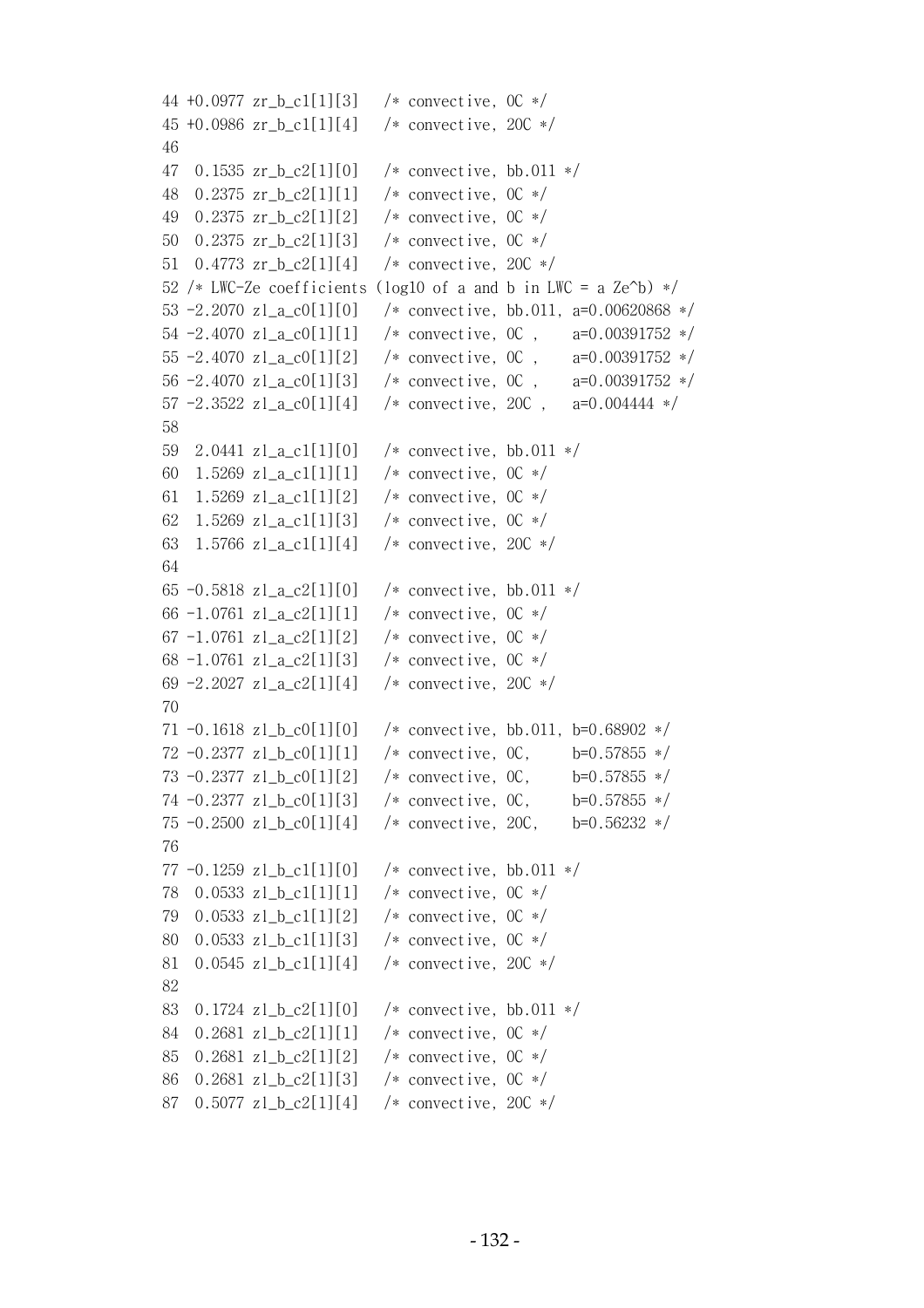```
44 +0.0977 zr_b_c1[1][3]   /* convective, 0C */
45 +0.0986 zr_b_c1[1][4]   /* convective, 20C */
46
47  0.1535 zr_b_c2[1][0]   /* convective, bb.011 */
48  0.2375 zr_b_c2[1][1]   /* convective, 0C */
49  0.2375 zr_b_c2[1][2]   /* convective, 0C */
50  0.2375 zr_b_c2[1][3]   /* convective, 0C */
51  0.4773 zr_b_c2[1][4]   /* convective, 20C */
52 /* LWC-Ze coefficients (log10 of a and b in LWC = a Ze^b) */
53 -2.2070 zl_a_c0[1][0]   /* convective, bb.011, a=0.00620868 */
54 -2.4070 zl_a_c0[1][1]   /* convective, 0C ,    a=0.00391752 */
55 -2.4070 zl_a_c0[1][2]   /* convective, 0C ,    a=0.00391752 */
56 -2.4070 zl_a_c0[1][3]   /* convective, 0C ,    a=0.00391752 */
57 -2.3522 zl_a_c0[1][4]   /* convective, 20C ,   a=0.004444 */
58
59  2.0441 zl_a_c1[1][0]   /* convective, bb.011 */
60  1.5269 zl_a_c1[1][1]   /* convective, 0C */
61  1.5269 zl_a_c1[1][2]   /* convective, 0C */
62  1.5269 zl_a_c1[1][3]   /* convective, 0C */
63  1.5766 zl_a_c1[1][4]   /* convective, 20C */
64
65 -0.5818 zl_a_c2[1][0]   /* convective, bb.011 */
66 -1.0761 zl_a_c2[1][1]   /* convective, 0C */
67 -1.0761 zl_a_c2[1][2]   /* convective, 0C */
68 -1.0761 zl_a_c2[1][3]   /* convective, 0C */
69 -2.2027 zl_a_c2[1][4]   /* convective, 20C */
70
71 -0.1618 zl_b_c0[1][0]   /* convective, bb.011, b=0.68902 */
72 -0.2377 zl_b_c0[1][1]   /* convective, 0C,     b=0.57855 */
73 -0.2377 zl_b_c0[1][2]   /* convective, 0C,     b=0.57855 */
74 -0.2377 zl_b_c0[1][3]   /* convective, 0C,     b=0.57855 */
75 -0.2500 zl_b_c0[1][4]   /* convective, 20C,    b=0.56232 */
76
77 -0.1259 zl_b_c1[1][0]   /* convective, bb.011 */
78  0.0533 zl_b_c1[1][1]   /* convective, 0C */
79  0.0533 zl_b_c1[1][2]   /* convective, 0C */
80  0.0533 zl_b_c1[1][3]   /* convective, 0C */
81  0.0545 zl_b_c1[1][4]   /* convective, 20C */
82
83  0.1724 zl_b_c2[1][0]   /* convective, bb.011 */
84  0.2681 zl_b_c2[1][1]   /* convective, 0C */
85  0.2681 zl_b_c2[1][2]   /* convective, 0C */
86  0.2681 zl_b_c2[1][3]   /* convective, 0C */
87  0.5077 zl_b_c2[1][4]   /* convective, 20C */
```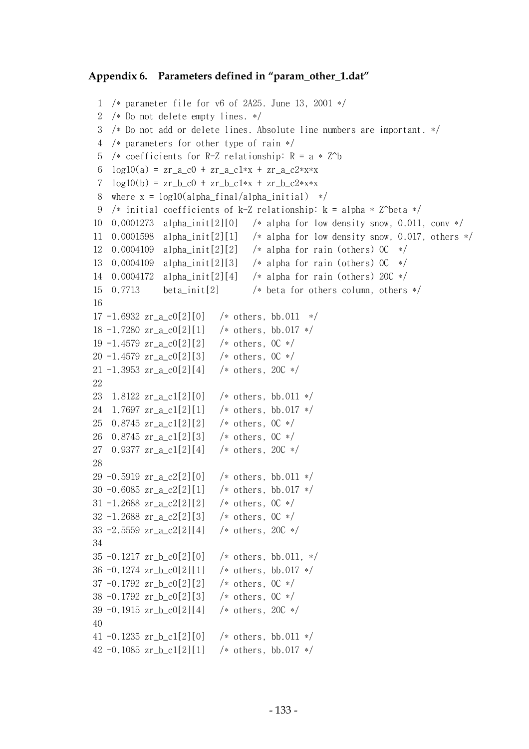### Appendix 6. Parameters defined in "param_other_1.dat"

```
 1  /* parameter file for v6 of 2A25. June 13, 2001 */
 2  /* Do not delete empty lines. */
 3  /* Do not add or delete lines. Absolute line numbers are important. */
 4  /* parameters for other type of rain */
 5  /* coefficients for R-Z relationship: R = a * Z^b
 6  log10(a) = zr_a_c0 + zr_a_c1*x + zr_a_c2*x*x
 7  log10(b) = zr_b_c0 + zr_b_c1*x + zr_b_c2*x*x
 8  where x = log10(alpha_final/alpha_initial)  */
 9  /* initial coefficients of k-Z relationship: k = alpha * Z^beta */
10  0.0001273  alpha_init[2][0]   /* alpha for low density snow, 0.011, conv */
11  0.0001598  alpha_init[2][1]   /* alpha for low density snow, 0.017, others */
12  0.0004109  alpha_init[2][2]   /* alpha for rain (others) 0C  */
13  0.0004109  alpha_init[2][3]   /* alpha for rain (others) 0C  */
14  0.0004172  alpha_init[2][4]   /* alpha for rain (others) 20C */
15  0.7713     beta_init[2]       /* beta for others column, others */
16
17 -1.6932 zr_a_c0[2][0]   /* others, bb.011  */
18 -1.7280 zr_a_c0[2][1]   /* others, bb.017 */
19 -1.4579 zr_a_c0[2][2]   /* others, 0C */
20 -1.4579 zr_a_c0[2][3]   /* others, 0C */
21 -1.3953 zr_a_c0[2][4]   /* others, 20C */
22
23  1.8122 zr_a_c1[2][0]   /* others, bb.011 */
24  1.7697 zr_a_c1[2][1]   /* others, bb.017 */
25  0.8745 zr_a_c1[2][2]   /* others, 0C */
26  0.8745 zr_a_c1[2][3]   /* others, 0C */
27  0.9377 zr_a_c1[2][4]   /* others, 20C */
28
29 -0.5919 zr_a_c2[2][0]   /* others, bb.011 */
30 -0.6085 zr_a_c2[2][1]   /* others, bb.017 */
31 -1.2688 zr_a_c2[2][2]   /* others, 0C */
32 -1.2688 zr_a_c2[2][3]   /* others, 0C */
33 -2.5559 zr_a_c2[2][4]   /* others, 20C */
34
35 -0.1217 zr_b_c0[2][0]   /* others, bb.011, */
36 -0.1274 zr_b_c0[2][1]   /* others, bb.017 */
37 -0.1792 zr_b_c0[2][2]   /* others, 0C */
38 -0.1792 zr_b_c0[2][3]   /* others, 0C */
39 -0.1915 zr_b_c0[2][4]   /* others, 20C */
40
41 -0.1235 zr_b_c1[2][0]   /* others, bb.011 */
42 -0.1085 zr_b_c1[2][1]   /* others, bb.017 */
```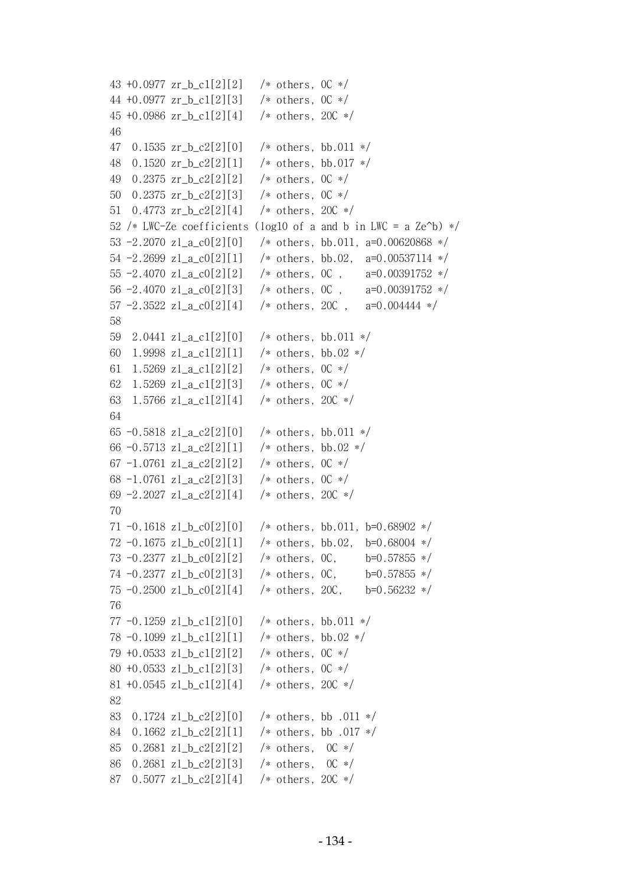```
43 +0.0977 zr_b_c1[2][2]   /* others, 0C */
44 +0.0977 zr_b_c1[2][3]   /* others, 0C */
45 +0.0986 zr_b_c1[2][4]   /* others, 20C */
46
47  0.1535 zr_b_c2[2][0]   /* others, bb.011 */
48  0.1520 zr_b_c2[2][1]   /* others, bb.017 */
49  0.2375 zr_b_c2[2][2]   /* others, 0C */
50  0.2375 zr_b_c2[2][3]   /* others, 0C */
51  0.4773 zr_b_c2[2][4]   /* others, 20C */
52 /* LWC-Ze coefficients (log10 of a and b in LWC = a Ze^b) */
53 -2.2070 zl_a_c0[2][0]   /* others, bb.011, a=0.00620868 */
54 -2.2699 zl_a_c0[2][1]   /* others, bb.02,  a=0.00537114 */
55 -2.4070 zl_a_c0[2][2]   /* others, 0C ,    a=0.00391752 */
56 -2.4070 zl_a_c0[2][3]   /* others, 0C ,    a=0.00391752 */
57 -2.3522 zl_a_c0[2][4]   /* others, 20C ,   a=0.004444 */
58
59  2.0441 zl_a_c1[2][0]   /* others, bb.011 */
60  1.9998 zl_a_c1[2][1]   /* others, bb.02 */
61  1.5269 zl_a_c1[2][2]   /* others, 0C */
62  1.5269 zl_a_c1[2][3]   /* others, 0C */
63  1.5766 zl_a_c1[2][4]   /* others, 20C */
64
65 -0.5818 zl_a_c2[2][0]   /* others, bb.011 */
66 -0.5713 zl_a_c2[2][1]   /* others, bb.02 */
67 -1.0761 zl_a_c2[2][2]   /* others, 0C */
68 -1.0761 zl_a_c2[2][3]   /* others, 0C */
69 -2.2027 zl_a_c2[2][4]   /* others, 20C */
70
71 -0.1618 zl_b_c0[2][0]   /* others, bb.011, b=0.68902 */
72 -0.1675 zl_b_c0[2][1]   /* others, bb.02,  b=0.68004 */
73 -0.2377 zl_b_c0[2][2]   /* others, 0C,     b=0.57855 */
74 -0.2377 zl_b_c0[2][3]   /* others, 0C,     b=0.57855 */
75 -0.2500 zl_b_c0[2][4]   /* others, 20C,    b=0.56232 */
76
77 -0.1259 zl_b_c1[2][0]   /* others, bb.011 */
78 -0.1099 zl_b_c1[2][1]   /* others, bb.02 */
79 +0.0533 zl_b_c1[2][2]   /* others, 0C */
80 +0.0533 zl_b_c1[2][3]   /* others, 0C */
81 +0.0545 zl_b_c1[2][4]   /* others, 20C */
82
83  0.1724 zl_b_c2[2][0]   /* others, bb .011 */
84  0.1662 zl_b_c2[2][1]   /* others, bb .017 */
85  0.2681 zl_b_c2[2][2]   /* others,  0C */
86  0.2681 zl_b_c2[2][3]   /* others,  0C */
87  0.5077 zl_b_c2[2][4]   /* others, 20C */
```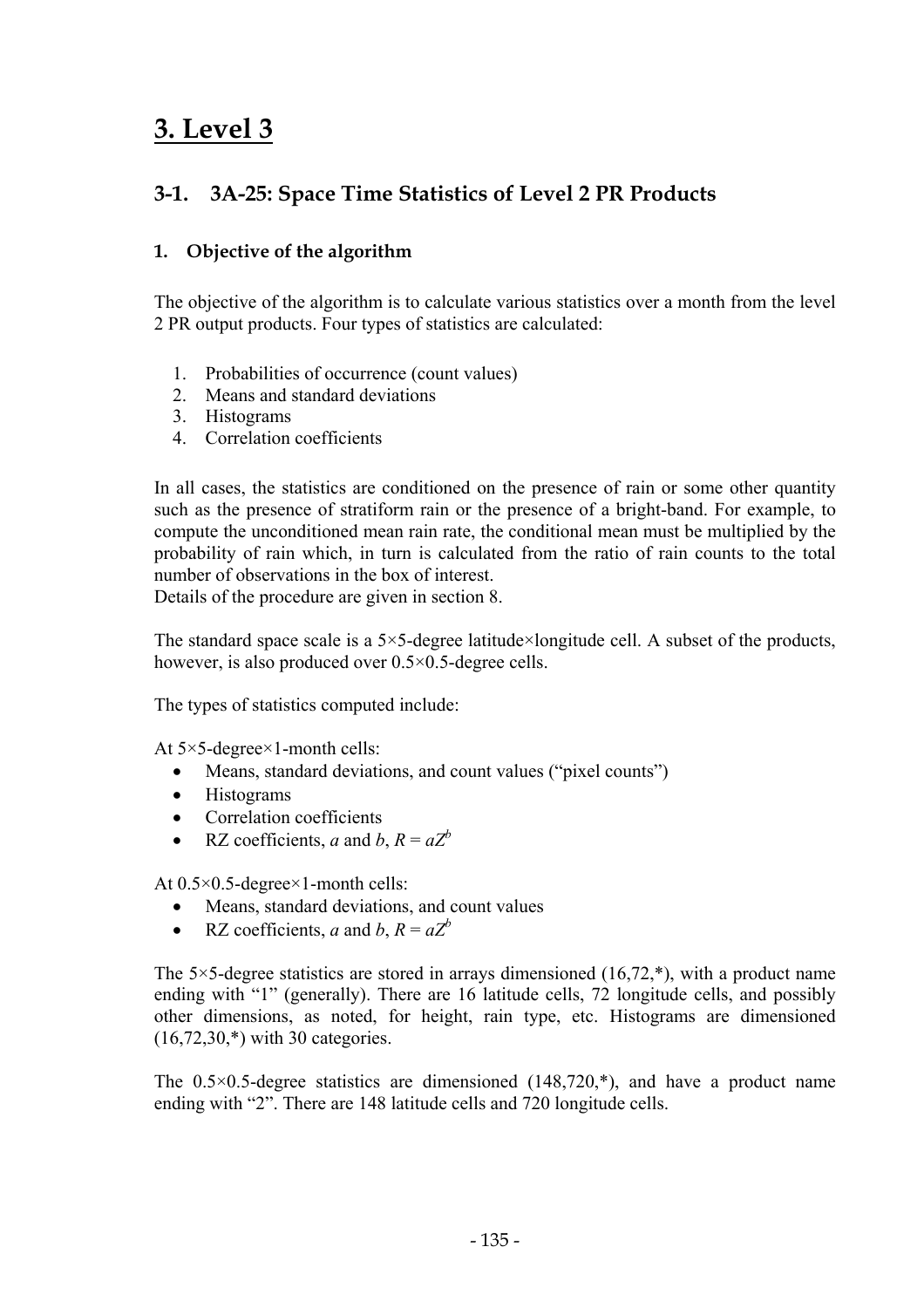# 3. Level 3

## 3-1. 3A-25: Space Time Statistics of Level 2 PR Products

### 1. Objective of the algorithm

The objective of the algorithm is to calculate various statistics over a month from the level 2 PR output products. Four types of statistics are calculated:

1. Probabilities of occurrence (count values)
2. Means and standard deviations
3. Histograms
4. Correlation coefficients

In all cases, the statistics are conditioned on the presence of rain or some other quantity such as the presence of stratiform rain or the presence of a bright-band. For example, to compute the unconditioned mean rain rate, the conditional mean must be multiplied by the probability of rain which, in turn is calculated from the ratio of rain counts to the total number of observations in the box of interest.
Details of the procedure are given in section 8.

The standard space scale is a 5×5-degree latitude×longitude cell. A subset of the products, however, is also produced over 0.5×0.5-degree cells.

The types of statistics computed include:

At 5×5-degree×1-month cells:

- Means, standard deviations, and count values ("pixel counts")
- Histograms
- Correlation coefficients
- RZ coefficients, $a$ and $b$, $R = aZ^b$

At 0.5×0.5-degree×1-month cells:

- Means, standard deviations, and count values
- RZ coefficients, $a$ and $b$, $R = aZ^b$

The 5×5-degree statistics are stored in arrays dimensioned (16,72,*), with a product name ending with "1" (generally). There are 16 latitude cells, 72 longitude cells, and possibly other dimensions, as noted, for height, rain type, etc. Histograms are dimensioned (16,72,30,*) with 30 categories.

The 0.5×0.5-degree statistics are dimensioned (148,720,*), and have a product name ending with "2". There are 148 latitude cells and 720 longitude cells.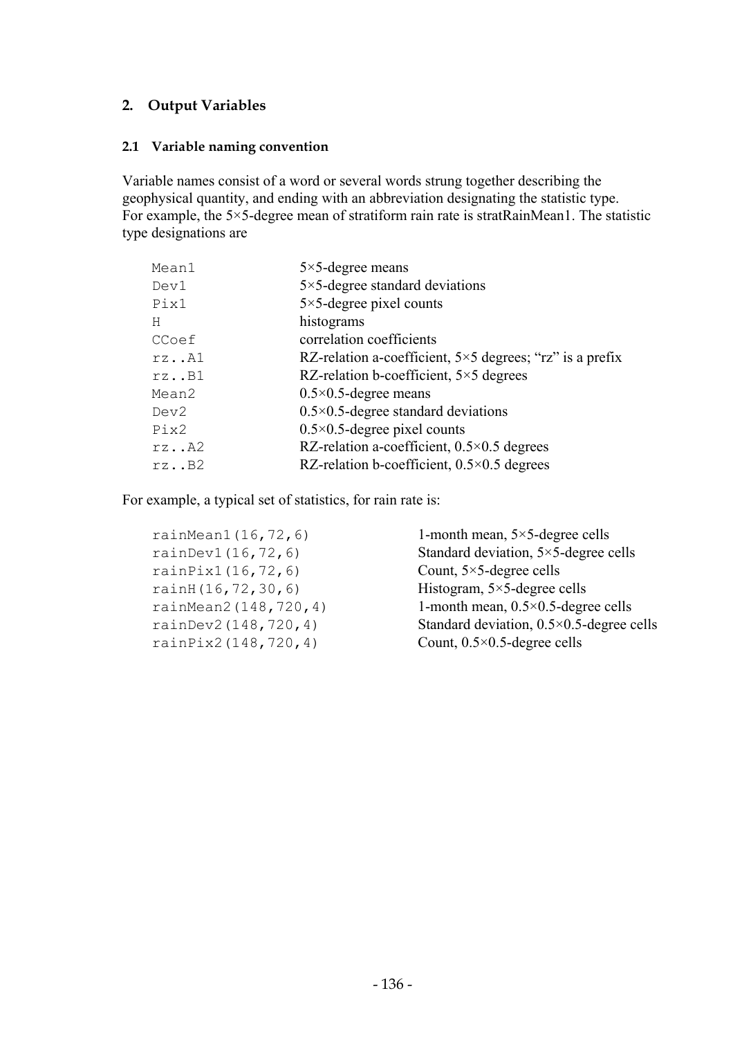## 2. Output Variables

### 2.1 Variable naming convention

Variable names consist of a word or several words strung together describing the geophysical quantity, and ending with an abbreviation designating the statistic type. For example, the 5×5-degree mean of stratiform rain rate is stratRainMean1. The statistic type designations are

| | |
|---|---|
| `Mean1` | 5×5-degree means |
| `Dev1` | 5×5-degree standard deviations |
| `Pix1` | 5×5-degree pixel counts |
| `H` | histograms |
| `CCoef` | correlation coefficients |
| `rz..A1` | RZ-relation a-coefficient, 5×5 degrees; "rz" is a prefix |
| `rz..B1` | RZ-relation b-coefficient, 5×5 degrees |
| `Mean2` | 0.5×0.5-degree means |
| `Dev2` | 0.5×0.5-degree standard deviations |
| `Pix2` | 0.5×0.5-degree pixel counts |
| `rz..A2` | RZ-relation a-coefficient, 0.5×0.5 degrees |
| `rz..B2` | RZ-relation b-coefficient, 0.5×0.5 degrees |

For example, a typical set of statistics, for rain rate is:

| | |
|---|---|
| `rainMean1(16,72,6)` | 1-month mean, 5×5-degree cells |
| `rainDev1(16,72,6)` | Standard deviation, 5×5-degree cells |
| `rainPix1(16,72,6)` | Count, 5×5-degree cells |
| `rainH(16,72,30,6)` | Histogram, 5×5-degree cells |
| `rainMean2(148,720,4)` | 1-month mean, 0.5×0.5-degree cells |
| `rainDev2(148,720,4)` | Standard deviation, 0.5×0.5-degree cells |
| `rainPix2(148,720,4)` | Count, 0.5×0.5-degree cells |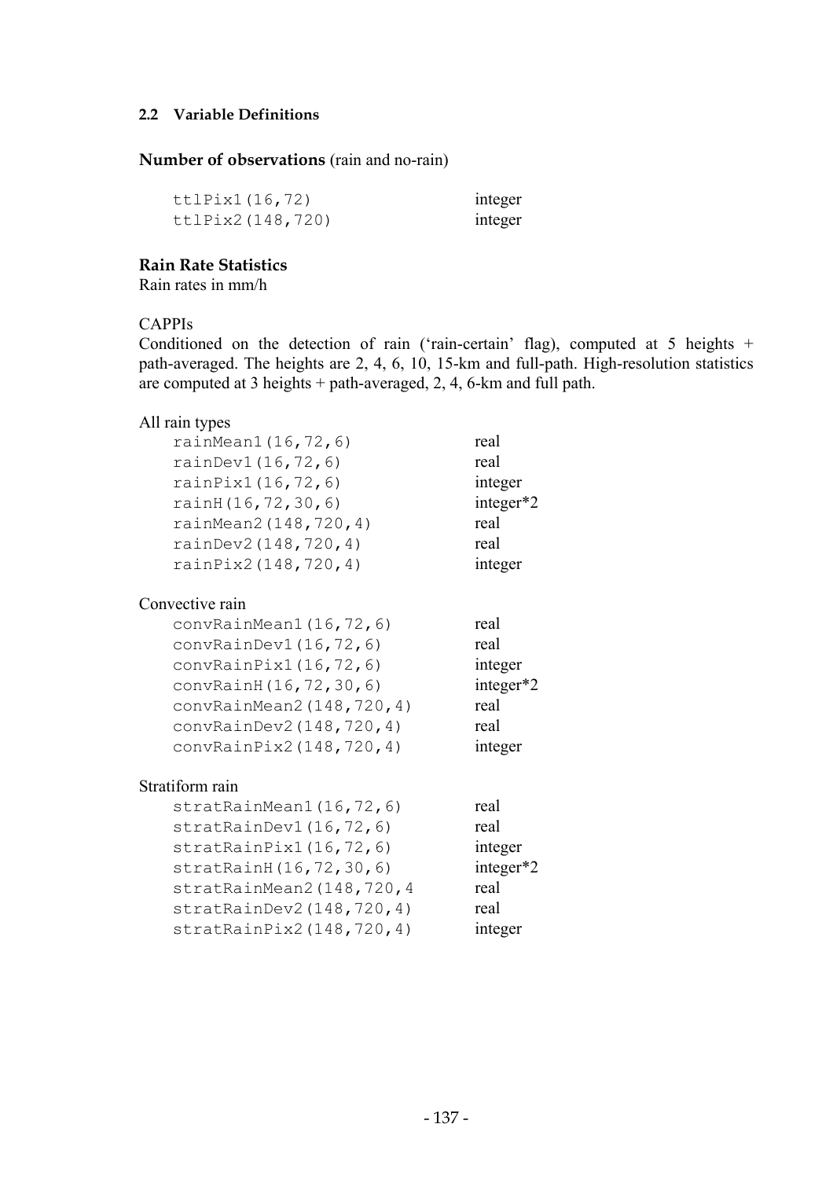### 2.2 Variable Definitions

**Number of observations** (rain and no-rain)

| | |
|---|---|
| `ttlPix1(16,72)` | integer |
| `ttlPix2(148,720)` | integer |

**Rain Rate Statistics**
Rain rates in mm/h

CAPPIs
Conditioned on the detection of rain ('rain-certain' flag), computed at 5 heights + path-averaged. The heights are 2, 4, 6, 10, 15-km and full-path. High-resolution statistics are computed at 3 heights + path-averaged, 2, 4, 6-km and full path.

All rain types

| | |
|---|---|
| `rainMean1(16,72,6)` | real |
| `rainDev1(16,72,6)` | real |
| `rainPix1(16,72,6)` | integer |
| `rainH(16,72,30,6)` | integer*2 |
| `rainMean2(148,720,4)` | real |
| `rainDev2(148,720,4)` | real |
| `rainPix2(148,720,4)` | integer |

Convective rain

| | |
|---|---|
| `convRainMean1(16,72,6)` | real |
| `convRainDev1(16,72,6)` | real |
| `convRainPix1(16,72,6)` | integer |
| `convRainH(16,72,30,6)` | integer*2 |
| `convRainMean2(148,720,4)` | real |
| `convRainDev2(148,720,4)` | real |
| `convRainPix2(148,720,4)` | integer |

Stratiform rain

| | |
|---|---|
| `stratRainMean1(16,72,6)` | real |
| `stratRainDev1(16,72,6)` | real |
| `stratRainPix1(16,72,6)` | integer |
| `stratRainH(16,72,30,6)` | integer*2 |
| `stratRainMean2(148,720,4` | real |
| `stratRainDev2(148,720,4)` | real |
| `stratRainPix2(148,720,4)` | integer |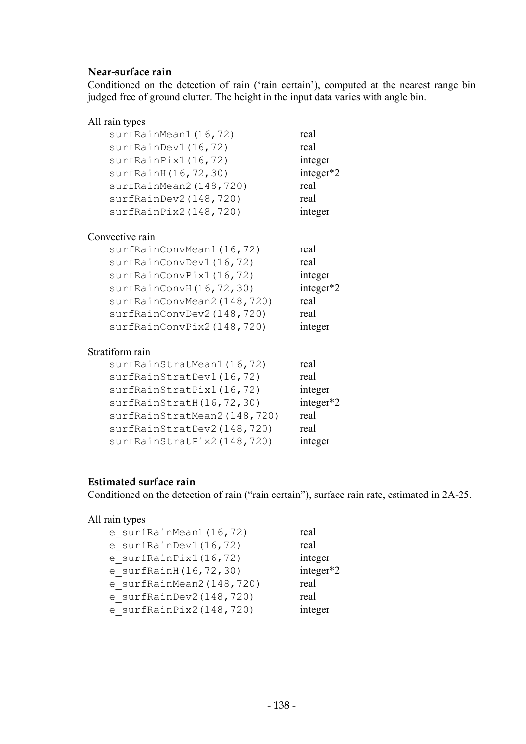**Near-surface rain**

Conditioned on the detection of rain ('rain certain'), computed at the nearest range bin judged free of ground clutter. The height in the input data varies with angle bin.

All rain types

| | |
|---|---|
| `surfRainMean1(16,72)` | real |
| `surfRainDev1(16,72)` | real |
| `surfRainPix1(16,72)` | integer |
| `surfRainH(16,72,30)` | integer*2 |
| `surfRainMean2(148,720)` | real |
| `surfRainDev2(148,720)` | real |
| `surfRainPix2(148,720)` | integer |

Convective rain

| | |
|---|---|
| `surfRainConvMean1(16,72)` | real |
| `surfRainConvDev1(16,72)` | real |
| `surfRainConvPix1(16,72)` | integer |
| `surfRainConvH(16,72,30)` | integer*2 |
| `surfRainConvMean2(148,720)` | real |
| `surfRainConvDev2(148,720)` | real |
| `surfRainConvPix2(148,720)` | integer |

Stratiform rain

| | |
|---|---|
| `surfRainStratMean1(16,72)` | real |
| `surfRainStratDev1(16,72)` | real |
| `surfRainStratPix1(16,72)` | integer |
| `surfRainStratH(16,72,30)` | integer*2 |
| `surfRainStratMean2(148,720)` | real |
| `surfRainStratDev2(148,720)` | real |
| `surfRainStratPix2(148,720)` | integer |

**Estimated surface rain**

Conditioned on the detection of rain ("rain certain"), surface rain rate, estimated in 2A-25.

All rain types

| | |
|---|---|
| `e_surfRainMean1(16,72)` | real |
| `e_surfRainDev1(16,72)` | real |
| `e_surfRainPix1(16,72)` | integer |
| `e_surfRainH(16,72,30)` | integer*2 |
| `e_surfRainMean2(148,720)` | real |
| `e_surfRainDev2(148,720)` | real |
| `e_surfRainPix2(148,720)` | integer |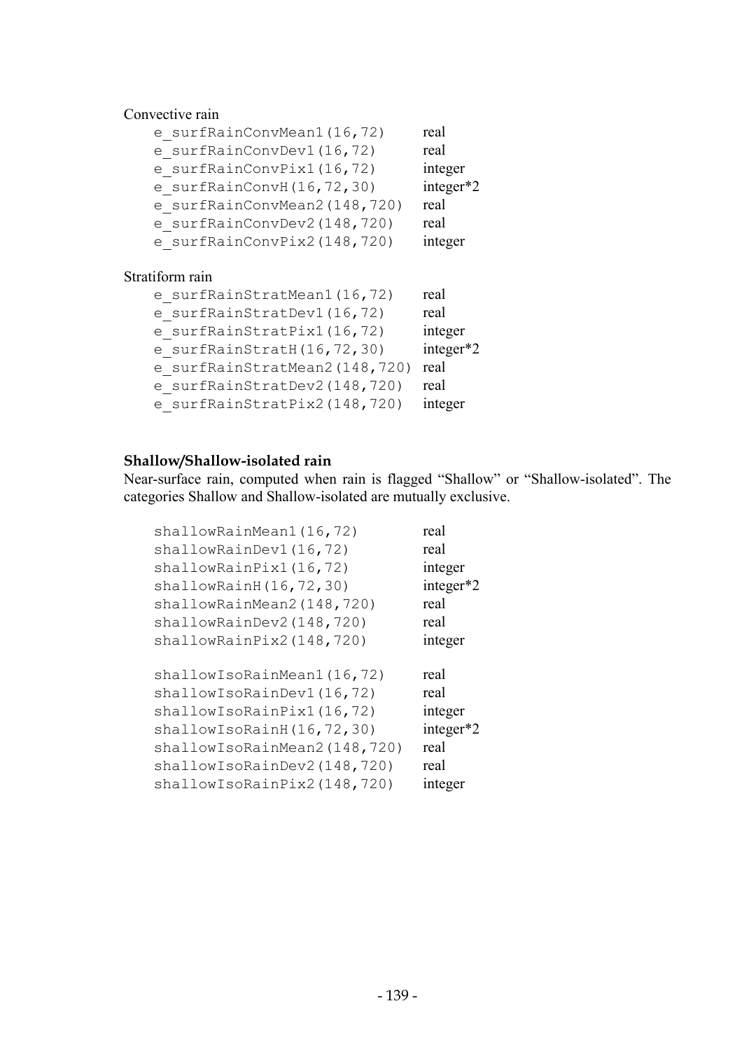Convective rain

```
e_surfRainConvMean1(16,72)      real
e_surfRainConvDev1(16,72)       real
e_surfRainConvPix1(16,72)       integer
e_surfRainConvH(16,72,30)       integer*2
e_surfRainConvMean2(148,720)    real
e_surfRainConvDev2(148,720)     real
e_surfRainConvPix2(148,720)     integer
```

Stratiform rain

```
e_surfRainStratMean1(16,72)     real
e_surfRainStratDev1(16,72)      real
e_surfRainStratPix1(16,72)      integer
e_surfRainStratH(16,72,30)      integer*2
e_surfRainStratMean2(148,720)   real
e_surfRainStratDev2(148,720)    real
e_surfRainStratPix2(148,720)    integer
```

### Shallow/Shallow-isolated rain

Near-surface rain, computed when rain is flagged “Shallow” or “Shallow-isolated”. The categories Shallow and Shallow-isolated are mutually exclusive.

```
shallowRainMean1(16,72)         real
shallowRainDev1(16,72)          real
shallowRainPix1(16,72)          integer
shallowRainH(16,72,30)          integer*2
shallowRainMean2(148,720)       real
shallowRainDev2(148,720)        real
shallowRainPix2(148,720)        integer

shallowIsoRainMean1(16,72)      real
shallowIsoRainDev1(16,72)       real
shallowIsoRainPix1(16,72)       integer
shallowIsoRainH(16,72,30)       integer*2
shallowIsoRainMean2(148,720)    real
shallowIsoRainDev2(148,720)     real
shallowIsoRainPix2(148,720)     integer
```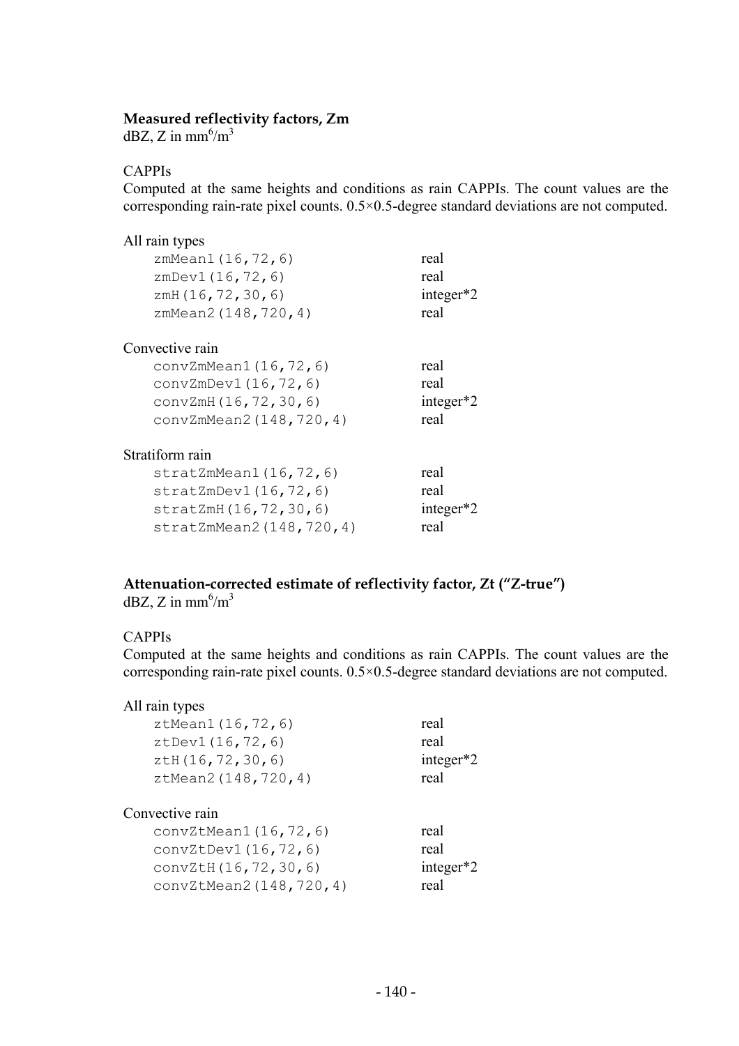**Measured reflectivity factors, Zm**

dBZ, Z in $mm^6/m^3$

CAPPIs

Computed at the same heights and conditions as rain CAPPIs. The count values are the corresponding rain-rate pixel counts. 0.5×0.5-degree standard deviations are not computed.

All rain types

| | |
|---|---|
| `zmMean1(16,72,6)` | real |
| `zmDev1(16,72,6)` | real |
| `zmH(16,72,30,6)` | integer*2 |
| `zmMean2(148,720,4)` | real |

Convective rain

| | |
|---|---|
| `convZmMean1(16,72,6)` | real |
| `convZmDev1(16,72,6)` | real |
| `convZmH(16,72,30,6)` | integer*2 |
| `convZmMean2(148,720,4)` | real |

Stratiform rain

| | |
|---|---|
| `stratZmMean1(16,72,6)` | real |
| `stratZmDev1(16,72,6)` | real |
| `stratZmH(16,72,30,6)` | integer*2 |
| `stratZmMean2(148,720,4)` | real |

**Attenuation-corrected estimate of reflectivity factor, Zt ("Z-true")**

dBZ, Z in $mm^6/m^3$

CAPPIs

Computed at the same heights and conditions as rain CAPPIs. The count values are the corresponding rain-rate pixel counts. 0.5×0.5-degree standard deviations are not computed.

All rain types

| | |
|---|---|
| `ztMean1(16,72,6)` | real |
| `ztDev1(16,72,6)` | real |
| `ztH(16,72,30,6)` | integer*2 |
| `ztMean2(148,720,4)` | real |

Convective rain

| | |
|---|---|
| `convZtMean1(16,72,6)` | real |
| `convZtDev1(16,72,6)` | real |
| `convZtH(16,72,30,6)` | integer*2 |
| `convZtMean2(148,720,4)` | real |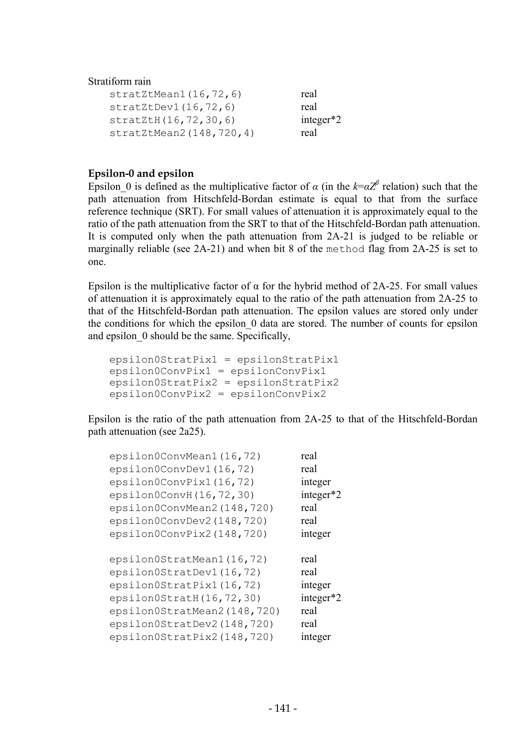Stratiform rain

| | |
|---|---|
| `stratZtMean1(16,72,6)` | real |
| `stratZtDev1(16,72,6)` | real |
| `stratZtH(16,72,30,6)` | integer*2 |
| `stratZtMean2(148,720,4)` | real |

**Epsilon-0 and epsilon**

Epsilon_0 is defined as the multiplicative factor of $\alpha$ (in the $k=\alpha Z^{\beta}$ relation) such that the path attenuation from Hitschfeld-Bordan estimate is equal to that from the surface reference technique (SRT). For small values of attenuation it is approximately equal to the ratio of the path attenuation from the SRT to that of the Hitschfeld-Bordan path attenuation. It is computed only when the path attenuation from 2A-21 is judged to be reliable or marginally reliable (see 2A-21) and when bit 8 of the `method` flag from 2A-25 is set to one.

Epsilon is the multiplicative factor of $\alpha$ for the hybrid method of 2A-25. For small values of attenuation it is approximately equal to the ratio of the path attenuation from 2A-25 to that of the Hitschfeld-Bordan path attenuation. The epsilon values are stored only under the conditions for which the epsilon_0 data are stored. The number of counts for epsilon and epsilon_0 should be the same. Specifically,

```
epsilon0StratPix1 = epsilonStratPix1
epsilon0ConvPix1 = epsilonConvPix1
epsilon0StratPix2 = epsilonStratPix2
epsilon0ConvPix2 = epsilonConvPix2
```

Epsilon is the ratio of the path attenuation from 2A-25 to that of the Hitschfeld-Bordan path attenuation (see 2a25).

| | |
|---|---|
| `epsilon0ConvMean1(16,72)` | real |
| `epsilon0ConvDev1(16,72)` | real |
| `epsilon0ConvPix1(16,72)` | integer |
| `epsilon0ConvH(16,72,30)` | integer*2 |
| `epsilon0ConvMean2(148,720)` | real |
| `epsilon0ConvDev2(148,720)` | real |
| `epsilon0ConvPix2(148,720)` | integer |

| | |
|---|---|
| `epsilon0StratMean1(16,72)` | real |
| `epsilon0StratDev1(16,72)` | real |
| `epsilon0StratPix1(16,72)` | integer |
| `epsilon0StratH(16,72,30)` | integer*2 |
| `epsilon0StratMean2(148,720)` | real |
| `epsilon0StratDev2(148,720)` | real |
| `epsilon0StratPix2(148,720)` | integer |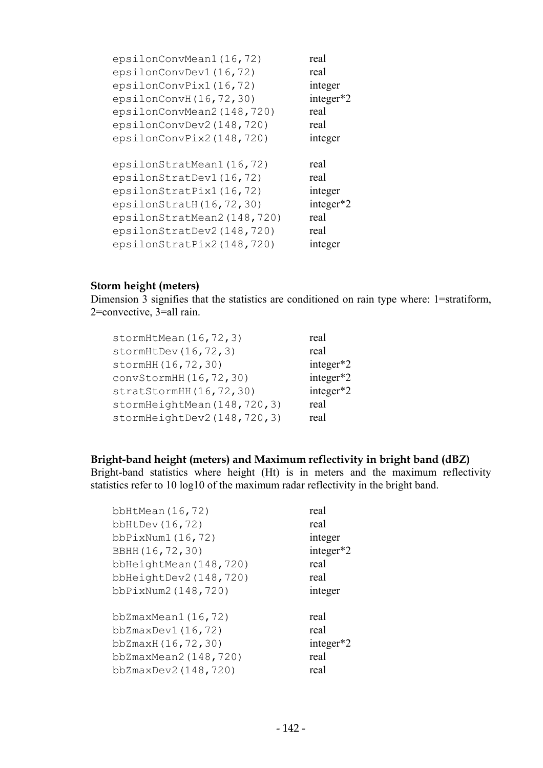```
epsilonConvMean1(16,72)        real
epsilonConvDev1(16,72)         real
epsilonConvPix1(16,72)         integer
epsilonConvH(16,72,30)         integer*2
epsilonConvMean2(148,720)      real
epsilonConvDev2(148,720)       real
epsilonConvPix2(148,720)       integer

epsilonStratMean1(16,72)       real
epsilonStratDev1(16,72)        real
epsilonStratPix1(16,72)        integer
epsilonStratH(16,72,30)        integer*2
epsilonStratMean2(148,720)     real
epsilonStratDev2(148,720)      real
epsilonStratPix2(148,720)      integer
```

**Storm height (meters)**

Dimension 3 signifies that the statistics are conditioned on rain type where: 1=stratiform, 2=convective, 3=all rain.

```
stormHtMean(16,72,3)           real
stormHtDev(16,72,3)            real
stormHH(16,72,30)              integer*2
convStormHH(16,72,30)          integer*2
stratStormHH(16,72,30)         integer*2
stormHeightMean(148,720,3)     real
stormHeightDev2(148,720,3)     real
```

**Bright-band height (meters) and Maximum reflectivity in bright band (dBZ)**

Bright-band statistics where height (Ht) is in meters and the maximum reflectivity statistics refer to 10 log10 of the maximum radar reflectivity in the bright band.

```
bbHtMean(16,72)                real
bbHtDev(16,72)                 real
bbPixNum1(16,72)               integer
BBHH(16,72,30)                 integer*2
bbHeightMean(148,720)          real
bbHeightDev2(148,720)          real
bbPixNum2(148,720)             integer

bbZmaxMean1(16,72)             real
bbZmaxDev1(16,72)              real
bbZmaxH(16,72,30)              integer*2
bbZmaxMean2(148,720)           real
bbZmaxDev2(148,720)            real
```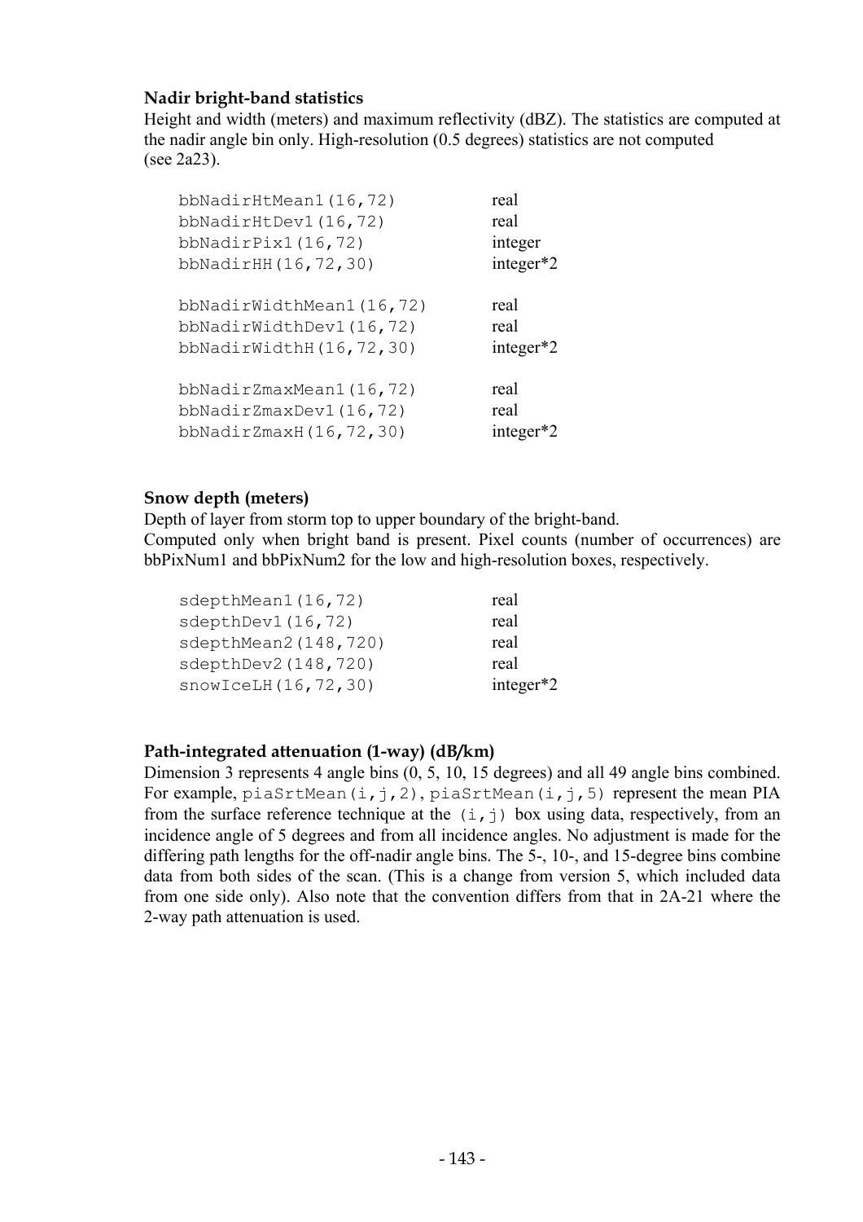**Nadir bright-band statistics**

Height and width (meters) and maximum reflectivity (dBZ). The statistics are computed at the nadir angle bin only. High-resolution (0.5 degrees) statistics are not computed (see 2a23).

```
bbNadirHtMean1(16,72)          real
bbNadirHtDev1(16,72)           real
bbNadirPix1(16,72)             integer
bbNadirHH(16,72,30)            integer*2

bbNadirWidthMean1(16,72)       real
bbNadirWidthDev1(16,72)        real
bbNadirWidthH(16,72,30)        integer*2

bbNadirZmaxMean1(16,72)        real
bbNadirZmaxDev1(16,72)         real
bbNadirZmaxH(16,72,30)         integer*2
```

**Snow depth (meters)**

Depth of layer from storm top to upper boundary of the bright-band.
Computed only when bright band is present. Pixel counts (number of occurrences) are bbPixNum1 and bbPixNum2 for the low and high-resolution boxes, respectively.

```
sdepthMean1(16,72)             real
sdepthDev1(16,72)              real
sdepthMean2(148,720)           real
sdepthDev2(148,720)            real
snowIceLH(16,72,30)            integer*2
```

**Path-integrated attenuation (1-way) (dB/km)**

Dimension 3 represents 4 angle bins (0, 5, 10, 15 degrees) and all 49 angle bins combined. For example, `piaSrtMean(i,j,2)`, `piaSrtMean(i,j,5)` represent the mean PIA from the surface reference technique at the `(i,j)` box using data, respectively, from an incidence angle of 5 degrees and from all incidence angles. No adjustment is made for the differing path lengths for the off-nadir angle bins. The 5-, 10-, and 15-degree bins combine data from both sides of the scan. (This is a change from version 5, which included data from one side only). Also note that the convention differs from that in 2A-21 where the 2-way path attenuation is used.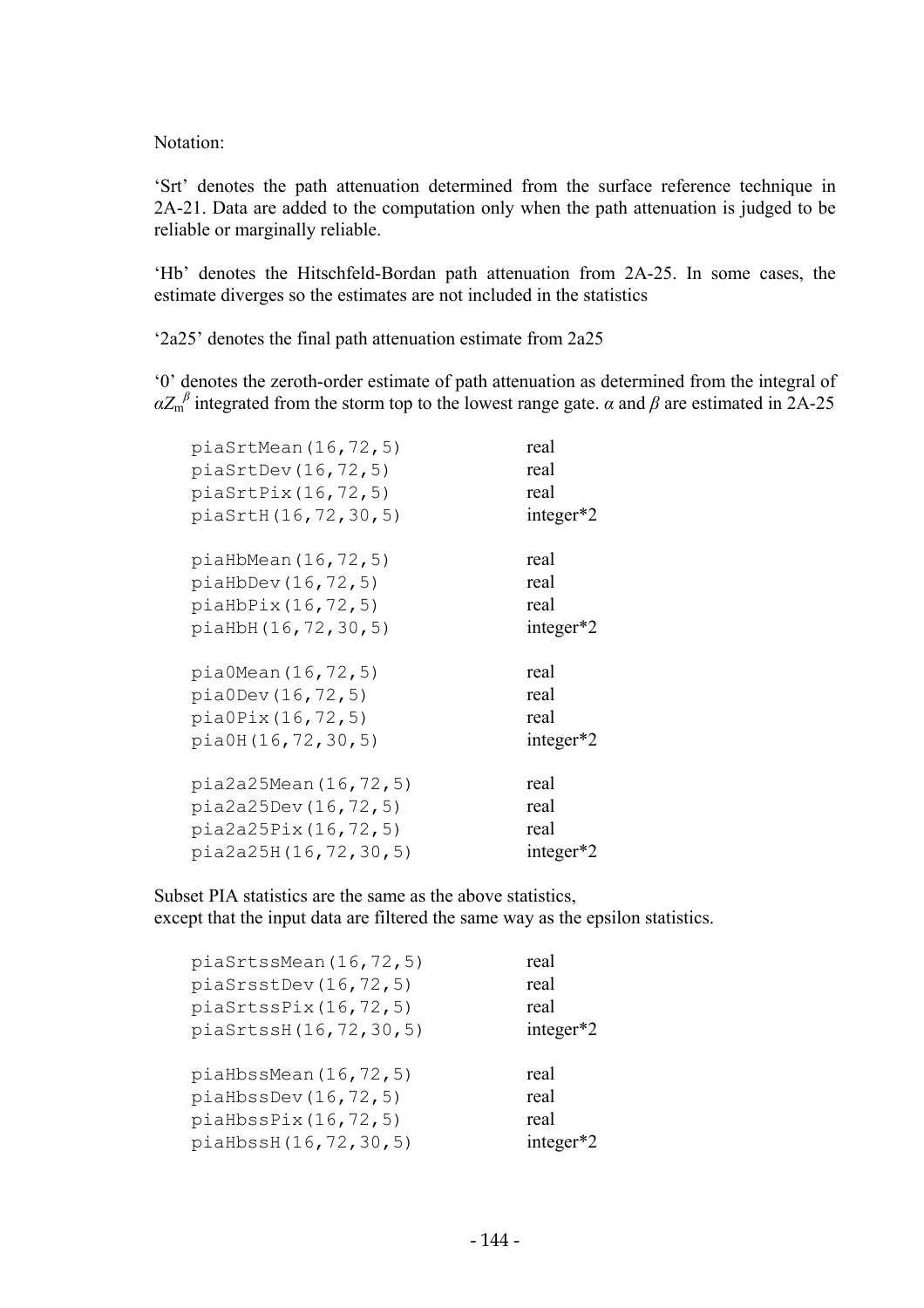Notation:

'Srt' denotes the path attenuation determined from the surface reference technique in 2A-21. Data are added to the computation only when the path attenuation is judged to be reliable or marginally reliable.

'Hb' denotes the Hitschfeld-Bordan path attenuation from 2A-25. In some cases, the estimate diverges so the estimates are not included in the statistics

'2a25' denotes the final path attenuation estimate from 2a25

'0' denotes the zeroth-order estimate of path attenuation as determined from the integral of $\alpha Z_m^{\beta}$ integrated from the storm top to the lowest range gate. $\alpha$ and $\beta$ are estimated in 2A-25

```
piaSrtMean(16,72,5)          real
piaSrtDev(16,72,5)           real
piaSrtPix(16,72,5)           real
piaSrtH(16,72,30,5)          integer*2

piaHbMean(16,72,5)           real
piaHbDev(16,72,5)            real
piaHbPix(16,72,5)            real
piaHbH(16,72,30,5)           integer*2

pia0Mean(16,72,5)            real
pia0Dev(16,72,5)             real
pia0Pix(16,72,5)             real
pia0H(16,72,30,5)            integer*2

pia2a25Mean(16,72,5)         real
pia2a25Dev(16,72,5)          real
pia2a25Pix(16,72,5)          real
pia2a25H(16,72,30,5)         integer*2
```

Subset PIA statistics are the same as the above statistics,
except that the input data are filtered the same way as the epsilon statistics.

```
piaSrtssMean(16,72,5)        real
piaSrsstDev(16,72,5)         real
piaSrtssPix(16,72,5)         real
piaSrtssH(16,72,30,5)        integer*2

piaHbssMean(16,72,5)         real
piaHbssDev(16,72,5)          real
piaHbssPix(16,72,5)          real
piaHbssH(16,72,30,5)         integer*2
```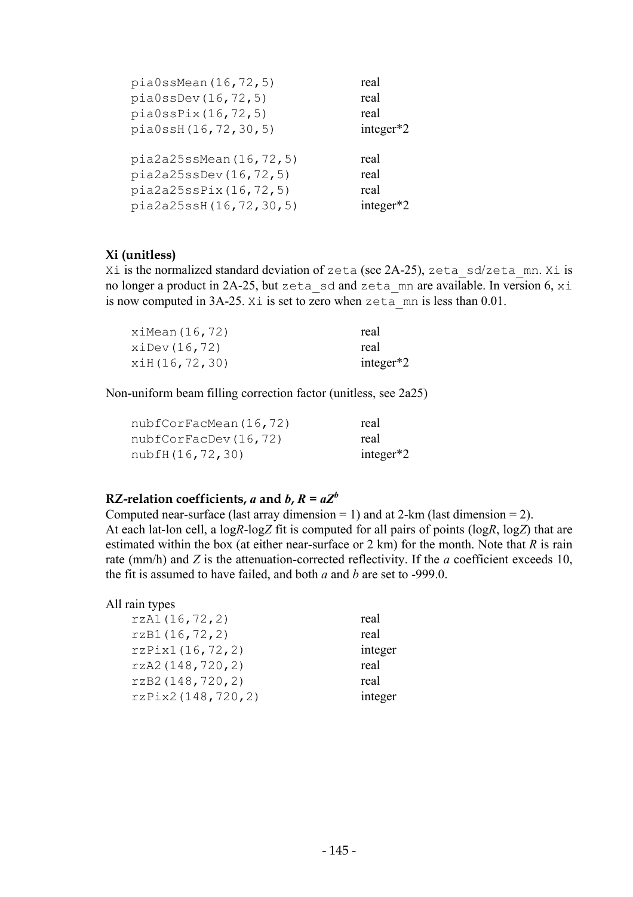| | |
|---|---|
| `pia0ssMean(16,72,5)` | real |
| `pia0ssDev(16,72,5)` | real |
| `pia0ssPix(16,72,5)` | real |
| `pia0ssH(16,72,30,5)` | integer*2 |

| | |
|---|---|
| `pia2a25ssMean(16,72,5)` | real |
| `pia2a25ssDev(16,72,5)` | real |
| `pia2a25ssPix(16,72,5)` | real |
| `pia2a25ssH(16,72,30,5)` | integer*2 |

**Xi (unitless)**

`Xi` is the normalized standard deviation of `zeta` (see 2A-25), `zeta_sd/zeta_mn`. `Xi` is no longer a product in 2A-25, but `zeta_sd` and `zeta_mn` are available. In version 6, `xi` is now computed in 3A-25. `Xi` is set to zero when `zeta_mn` is less than 0.01.

| | |
|---|---|
| `xiMean(16,72)` | real |
| `xiDev(16,72)` | real |
| `xiH(16,72,30)` | integer*2 |

Non-uniform beam filling correction factor (unitless, see 2a25)

| | |
|---|---|
| `nubfCorFacMean(16,72)` | real |
| `nubfCorFacDev(16,72)` | real |
| `nubfH(16,72,30)` | integer*2 |

**RZ-relation coefficients, *a* and *b*, $R = aZ^b$**

Computed near-surface (last array dimension = 1) and at 2-km (last dimension = 2). At each lat-lon cell, a log*R*-log*Z* fit is computed for all pairs of points (log*R*, log*Z*) that are estimated within the box (at either near-surface or 2 km) for the month. Note that *R* is rain rate (mm/h) and *Z* is the attenuation-corrected reflectivity. If the *a* coefficient exceeds 10, the fit is assumed to have failed, and both *a* and *b* are set to -999.0.

All rain types

| | |
|---|---|
| `rzA1(16,72,2)` | real |
| `rzB1(16,72,2)` | real |
| `rzPix1(16,72,2)` | integer |
| `rzA2(148,720,2)` | real |
| `rzB2(148,720,2)` | real |
| `rzPix2(148,720,2)` | integer |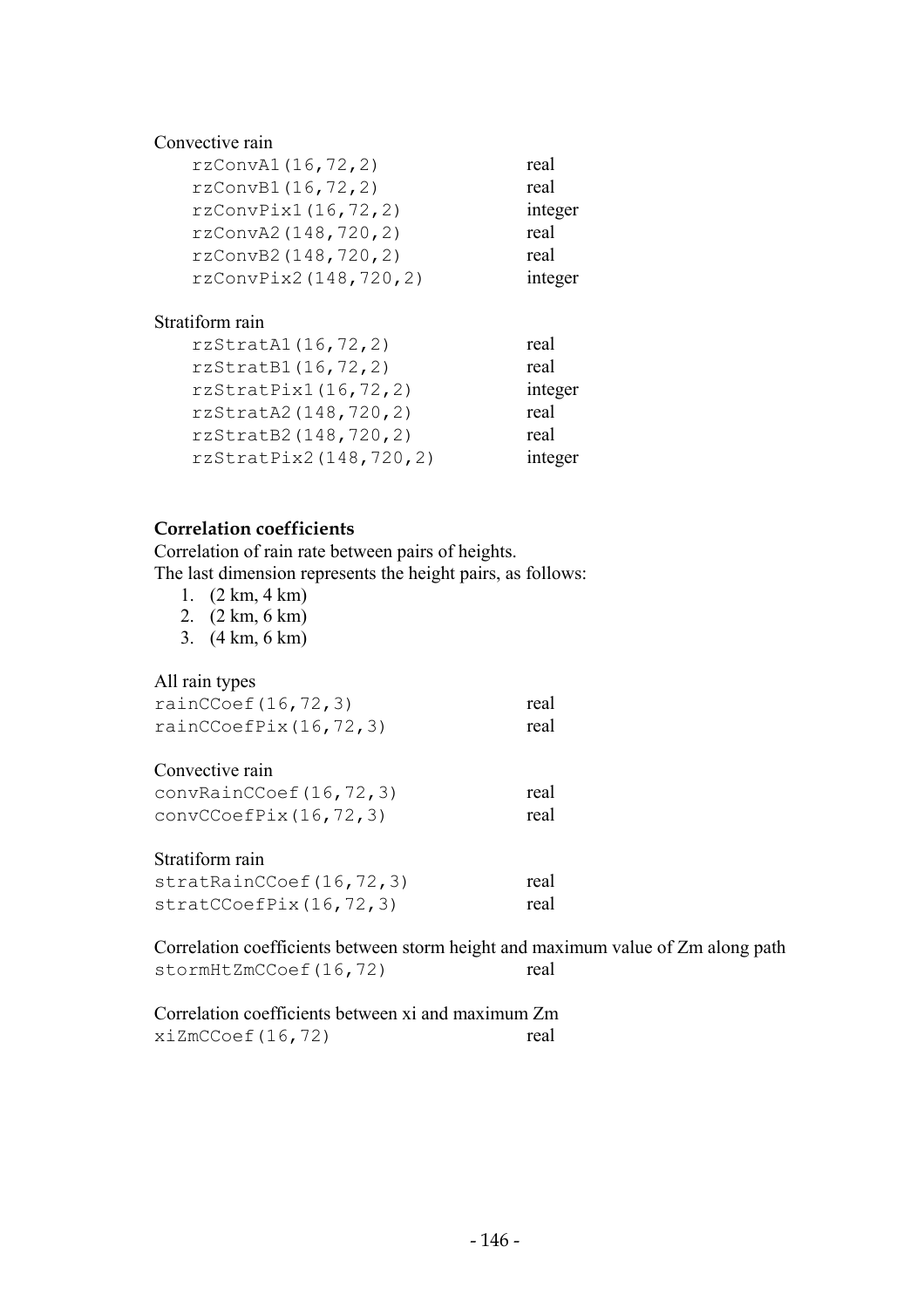Convective rain

| | |
|---|---|
| `rzConvA1(16,72,2)` | real |
| `rzConvB1(16,72,2)` | real |
| `rzConvPix1(16,72,2)` | integer |
| `rzConvA2(148,720,2)` | real |
| `rzConvB2(148,720,2)` | real |
| `rzConvPix2(148,720,2)` | integer |

Stratiform rain

| | |
|---|---|
| `rzStratA1(16,72,2)` | real |
| `rzStratB1(16,72,2)` | real |
| `rzStratPix1(16,72,2)` | integer |
| `rzStratA2(148,720,2)` | real |
| `rzStratB2(148,720,2)` | real |
| `rzStratPix2(148,720,2)` | integer |

**Correlation coefficients**

Correlation of rain rate between pairs of heights.
The last dimension represents the height pairs, as follows:

1. (2 km, 4 km)
2. (2 km, 6 km)
3. (4 km, 6 km)

All rain types

| | |
|---|---|
| `rainCCoef(16,72,3)` | real |
| `rainCCoefPix(16,72,3)` | real |

Convective rain

| | |
|---|---|
| `convRainCCoef(16,72,3)` | real |
| `convCCoefPix(16,72,3)` | real |

Stratiform rain

| | |
|---|---|
| `stratRainCCoef(16,72,3)` | real |
| `stratCCoefPix(16,72,3)` | real |

Correlation coefficients between storm height and maximum value of Zm along path

| | |
|---|---|
| `stormHtZmCCoef(16,72)` | real |

Correlation coefficients between xi and maximum Zm

| | |
|---|---|
| `xiZmCCoef(16,72)` | real |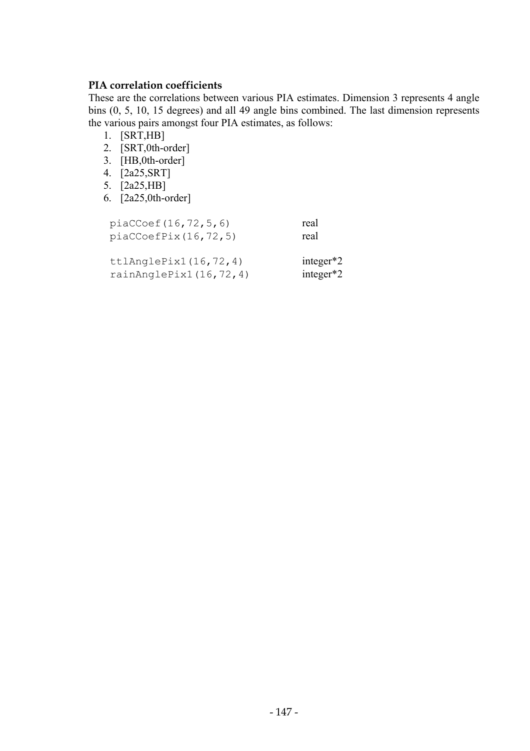**PIA correlation coefficients**

These are the correlations between various PIA estimates. Dimension 3 represents 4 angle bins (0, 5, 10, 15 degrees) and all 49 angle bins combined. The last dimension represents the various pairs amongst four PIA estimates, as follows:

1. [SRT,HB]
2. [SRT,0th-order]
3. [HB,0th-order]
4. [2a25,SRT]
5. [2a25,HB]
6. [2a25,0th-order]

```
piaCCoef(16,72,5,6)            real
piaCCoefPix(16,72,5)           real

ttlAnglePix1(16,72,4)          integer*2
rainAnglePix1(16,72,4)         integer*2
```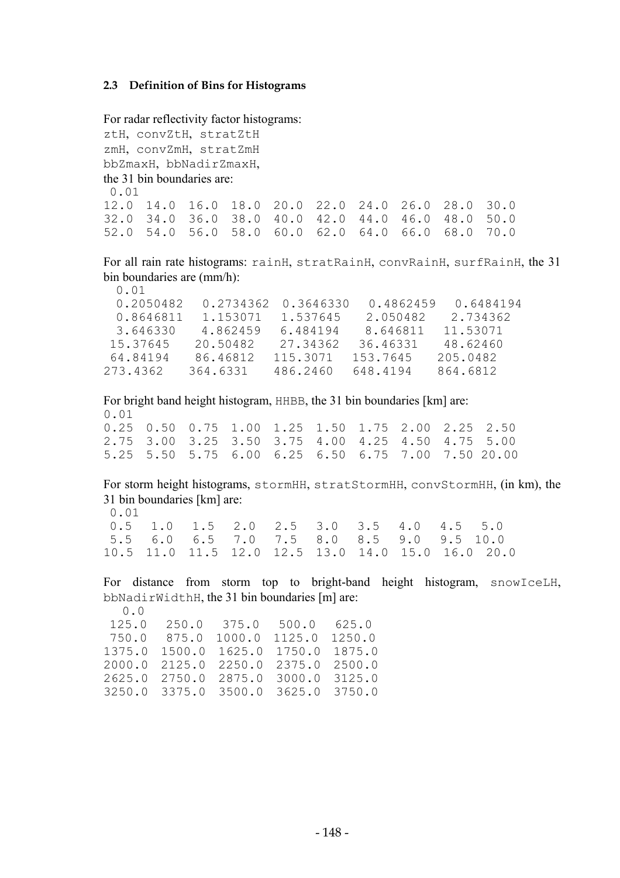### 2.3 Definition of Bins for Histograms

For radar reflectivity factor histograms:
ztH, convZtH, stratZtH
zmH, convZmH, stratZmH
bbZmaxH, bbNadirZmaxH,
the 31 bin boundaries are:

```
 0.01
12.0  14.0  16.0  18.0  20.0  22.0  24.0  26.0  28.0  30.0
32.0  34.0  36.0  38.0  40.0  42.0  44.0  46.0  48.0  50.0
52.0  54.0  56.0  58.0  60.0  62.0  64.0  66.0  68.0  70.0
```

For all rain rate histograms: rainH, stratRainH, convRainH, surfRainH, the 31 bin boundaries are (mm/h):

```
  0.01
  0.2050482   0.2734362  0.3646330   0.4862459   0.6484194
  0.8646811   1.153071   1.537645    2.050482    2.734362
  3.646330    4.862459   6.484194    8.646811   11.53071
 15.37645    20.50482   27.34362    36.46331    48.62460
 64.84194    86.46812   115.3071   153.7645    205.0482
273.4362    364.6331    486.2460   648.4194    864.6812
```

For bright band height histogram, HHBB, the 31 bin boundaries [km] are:

```
0.01
0.25  0.50  0.75  1.00  1.25  1.50  1.75  2.00  2.25  2.50
2.75  3.00  3.25  3.50  3.75  4.00  4.25  4.50  4.75  5.00
5.25  5.50  5.75  6.00  6.25  6.50  6.75  7.00  7.50 20.00
```

For storm height histograms, stormHH, stratStormHH, convStormHH, (in km), the 31 bin boundaries [km] are:

```
 0.01
 0.5   1.0   1.5   2.0   2.5   3.0   3.5   4.0   4.5   5.0
 5.5   6.0   6.5   7.0   7.5   8.0   8.5   9.0   9.5  10.0
10.5  11.0  11.5  12.0  12.5  13.0  14.0  15.0  16.0  20.0
```

For distance from storm top to bright-band height histogram, snowIceLH, bbNadirWidthH, the 31 bin boundaries [m] are:

```
   0.0
 125.0   250.0   375.0   500.0   625.0
 750.0   875.0  1000.0  1125.0  1250.0
1375.0  1500.0  1625.0  1750.0  1875.0
2000.0  2125.0  2250.0  2375.0  2500.0
2625.0  2750.0  2875.0  3000.0  3125.0
3250.0  3375.0  3500.0  3625.0  3750.0
```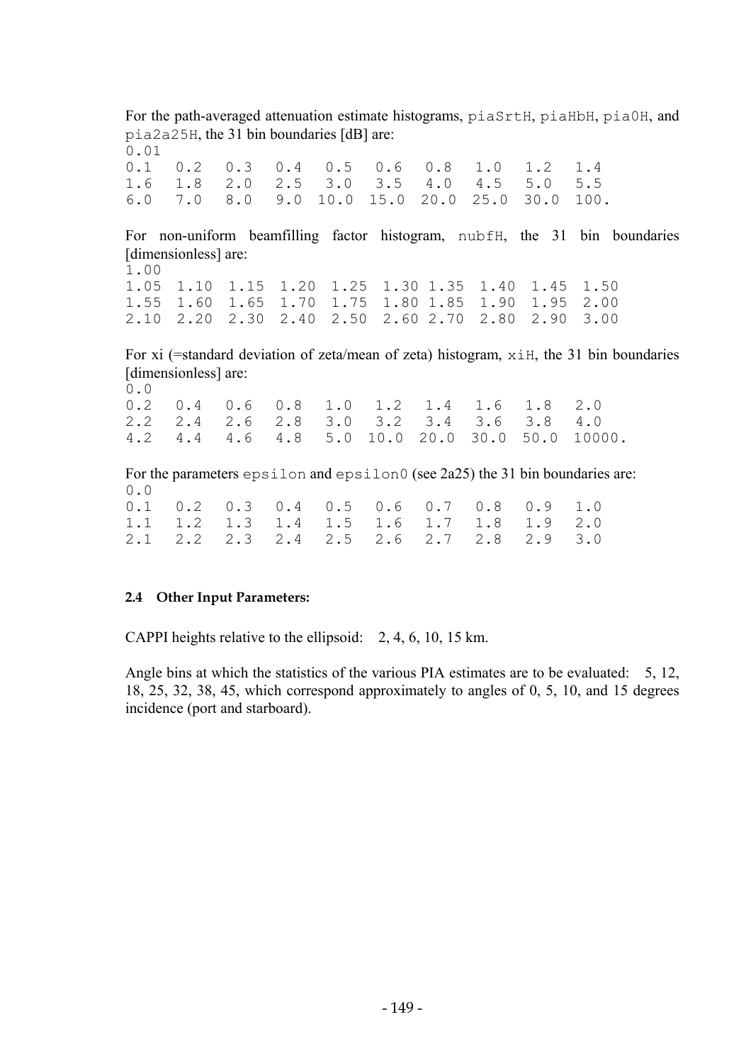For the path-averaged attenuation estimate histograms, `piaSrtH`, `piaHbH`, `pia0H`, and `pia2a25H`, the 31 bin boundaries [dB] are:

```
0.01
0.1   0.2   0.3   0.4   0.5   0.6   0.8   1.0   1.2   1.4
1.6   1.8   2.0   2.5   3.0   3.5   4.0   4.5   5.0   5.5
6.0   7.0   8.0   9.0  10.0  15.0  20.0  25.0  30.0  100.
```

For non-uniform beamfilling factor histogram, `nubfH`, the 31 bin boundaries [dimensionless] are:

```
1.00
1.05  1.10  1.15  1.20  1.25  1.30 1.35  1.40  1.45  1.50
1.55  1.60  1.65  1.70  1.75  1.80 1.85  1.90  1.95  2.00
2.10  2.20  2.30  2.40  2.50  2.60 2.70  2.80  2.90  3.00
```

For xi (=standard deviation of zeta/mean of zeta) histogram, `xiH`, the 31 bin boundaries [dimensionless] are:

```
0.0
0.2   0.4   0.6   0.8   1.0   1.2   1.4   1.6   1.8   2.0
2.2   2.4   2.6   2.8   3.0   3.2   3.4   3.6   3.8   4.0
4.2   4.4   4.6   4.8   5.0  10.0  20.0  30.0  50.0  10000.
```

For the parameters `epsilon` and `epsilon0` (see 2a25) the 31 bin boundaries are:

```
0.0
0.1   0.2   0.3   0.4   0.5   0.6   0.7   0.8   0.9   1.0
1.1   1.2   1.3   1.4   1.5   1.6   1.7   1.8   1.9   2.0
2.1   2.2   2.3   2.4   2.5   2.6   2.7   2.8   2.9   3.0
```

### 2.4 Other Input Parameters:

CAPPI heights relative to the ellipsoid: 2, 4, 6, 10, 15 km.

Angle bins at which the statistics of the various PIA estimates are to be evaluated: 5, 12, 18, 25, 32, 38, 45, which correspond approximately to angles of 0, 5, 10, and 15 degrees incidence (port and starboard).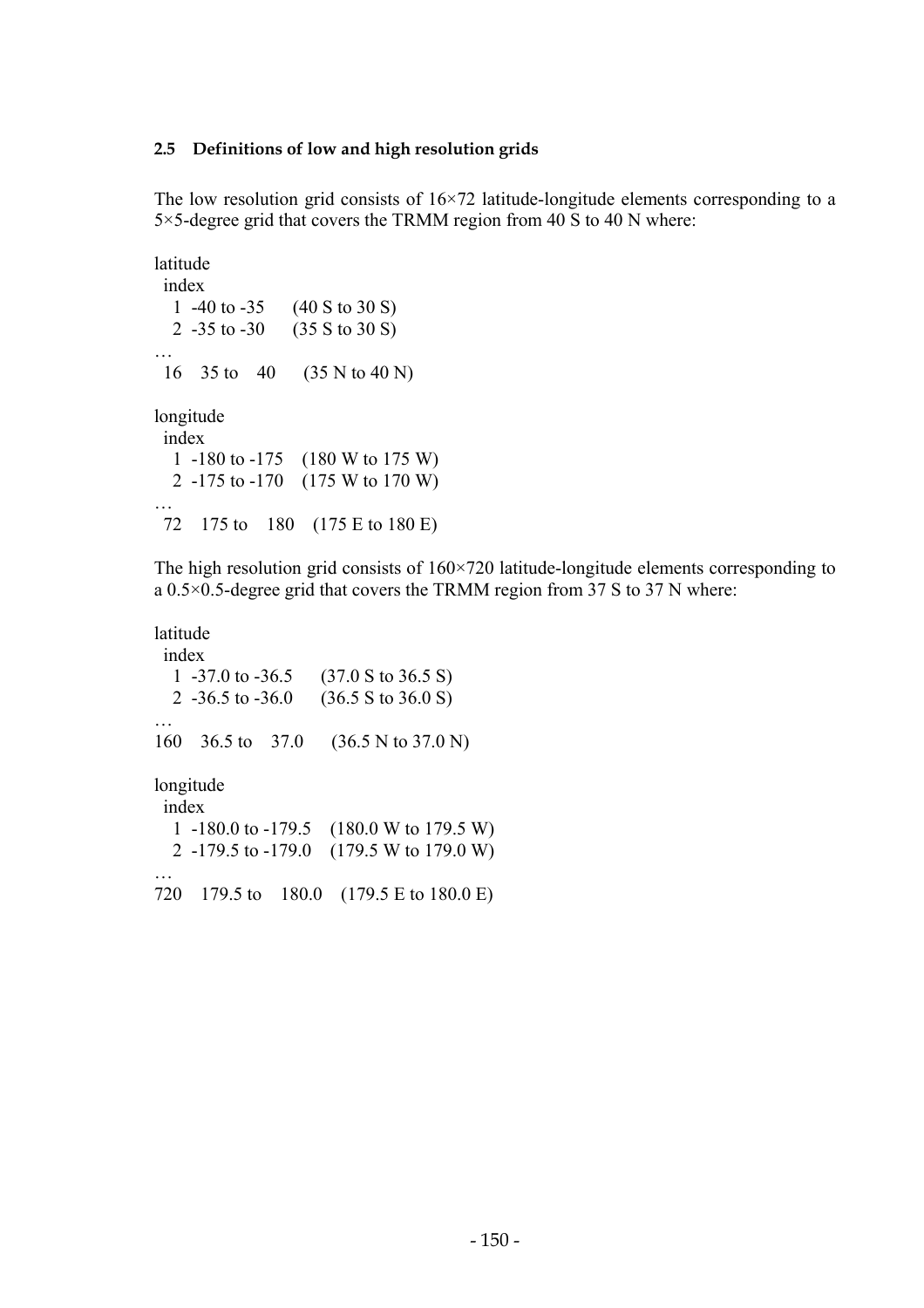### 2.5 Definitions of low and high resolution grids

The low resolution grid consists of 16×72 latitude-longitude elements corresponding to a 5×5-degree grid that covers the TRMM region from 40 S to 40 N where:

```
latitude
  index
    1  -40 to -35      (40 S to 30 S)
    2  -35 to -30      (35 S to 30 S)
…
  16    35 to    40      (35 N to 40 N)

longitude
  index
    1  -180 to -175    (180 W to 175 W)
    2  -175 to -170    (175 W to 170 W)
…
  72    175 to    180    (175 E to 180 E)
```

The high resolution grid consists of 160×720 latitude-longitude elements corresponding to a 0.5×0.5-degree grid that covers the TRMM region from 37 S to 37 N where:

```
latitude
  index
    1  -37.0 to -36.5      (37.0 S to 36.5 S)
    2  -36.5 to -36.0      (36.5 S to 36.0 S)
…
160    36.5 to    37.0      (36.5 N to 37.0 N)

longitude
  index
    1  -180.0 to -179.5    (180.0 W to 179.5 W)
    2  -179.5 to -179.0    (179.5 W to 179.0 W)
…
720    179.5 to    180.0    (179.5 E to 180.0 E)
```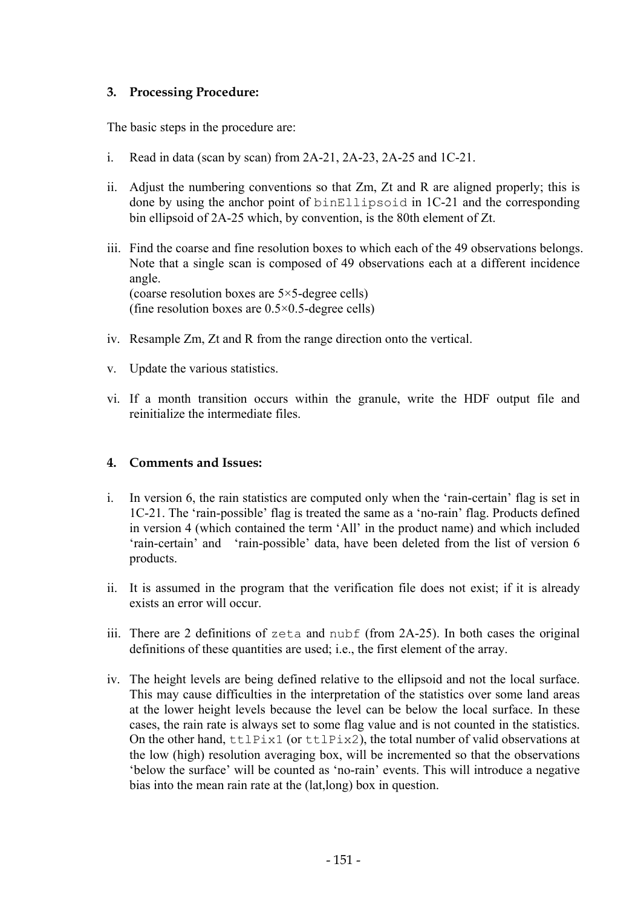## 3. Processing Procedure:

The basic steps in the procedure are:

i. Read in data (scan by scan) from 2A-21, 2A-23, 2A-25 and 1C-21.

ii. Adjust the numbering conventions so that Zm, Zt and R are aligned properly; this is done by using the anchor point of `binEllipsoid` in 1C-21 and the corresponding bin ellipsoid of 2A-25 which, by convention, is the 80th element of Zt.

iii. Find the coarse and fine resolution boxes to which each of the 49 observations belongs. Note that a single scan is composed of 49 observations each at a different incidence angle.
(coarse resolution boxes are 5×5-degree cells)
(fine resolution boxes are 0.5×0.5-degree cells)

iv. Resample Zm, Zt and R from the range direction onto the vertical.

v. Update the various statistics.

vi. If a month transition occurs within the granule, write the HDF output file and reinitialize the intermediate files.

## 4. Comments and Issues:

i. In version 6, the rain statistics are computed only when the 'rain-certain' flag is set in 1C-21. The 'rain-possible' flag is treated the same as a 'no-rain' flag. Products defined in version 4 (which contained the term 'All' in the product name) and which included 'rain-certain' and 'rain-possible' data, have been deleted from the list of version 6 products.

ii. It is assumed in the program that the verification file does not exist; if it is already exists an error will occur.

iii. There are 2 definitions of `zeta` and `nubf` (from 2A-25). In both cases the original definitions of these quantities are used; i.e., the first element of the array.

iv. The height levels are being defined relative to the ellipsoid and not the local surface. This may cause difficulties in the interpretation of the statistics over some land areas at the lower height levels because the level can be below the local surface. In these cases, the rain rate is always set to some flag value and is not counted in the statistics. On the other hand, `ttlPix1` (or `ttlPix2`), the total number of valid observations at the low (high) resolution averaging box, will be incremented so that the observations 'below the surface' will be counted as 'no-rain' events. This will introduce a negative bias into the mean rain rate at the (lat,long) box in question.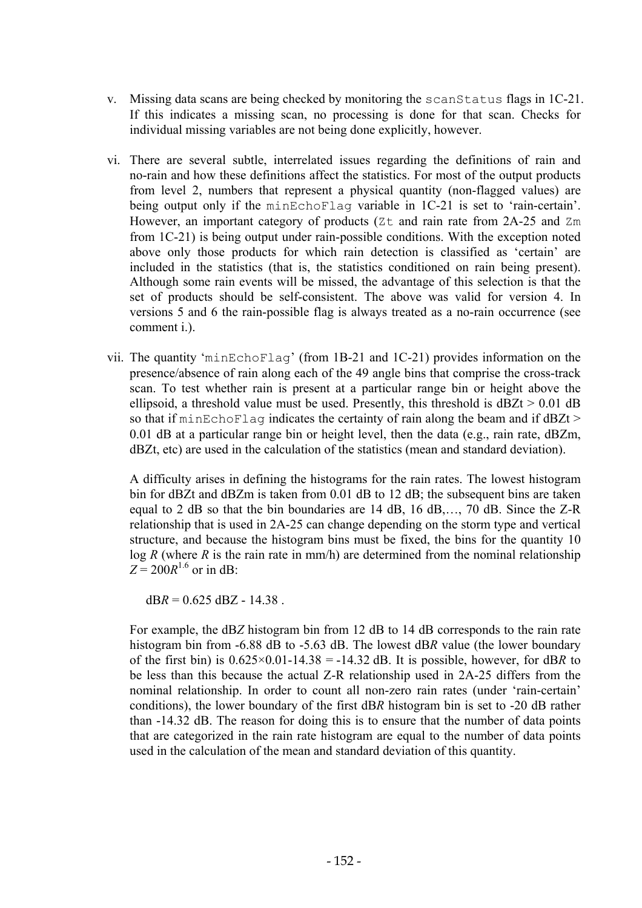v. Missing data scans are being checked by monitoring the `scanStatus` flags in 1C-21. If this indicates a missing scan, no processing is done for that scan. Checks for individual missing variables are not being done explicitly, however.

vi. There are several subtle, interrelated issues regarding the definitions of rain and no-rain and how these definitions affect the statistics. For most of the output products from level 2, numbers that represent a physical quantity (non-flagged values) are being output only if the `minEchoFlag` variable in 1C-21 is set to 'rain-certain'. However, an important category of products (`Zt` and rain rate from 2A-25 and `Zm` from 1C-21) is being output under rain-possible conditions. With the exception noted above only those products for which rain detection is classified as 'certain' are included in the statistics (that is, the statistics conditioned on rain being present). Although some rain events will be missed, the advantage of this selection is that the set of products should be self-consistent. The above was valid for version 4. In versions 5 and 6 the rain-possible flag is always treated as a no-rain occurrence (see comment i.).

vii. The quantity '`minEchoFlag`' (from 1B-21 and 1C-21) provides information on the presence/absence of rain along each of the 49 angle bins that comprise the cross-track scan. To test whether rain is present at a particular range bin or height above the ellipsoid, a threshold value must be used. Presently, this threshold is dBZt > 0.01 dB so that if `minEchoFlag` indicates the certainty of rain along the beam and if dBZt > 0.01 dB at a particular range bin or height level, then the data (e.g., rain rate, dBZm, dBZt, etc) are used in the calculation of the statistics (mean and standard deviation).

   A difficulty arises in defining the histograms for the rain rates. The lowest histogram bin for dBZt and dBZm is taken from 0.01 dB to 12 dB; the subsequent bins are taken equal to 2 dB so that the bin boundaries are 14 dB, 16 dB,…, 70 dB. Since the Z-R relationship that is used in 2A-25 can change depending on the storm type and vertical structure, and because the histogram bins must be fixed, the bins for the quantity 10 log $R$ (where $R$ is the rain rate in mm/h) are determined from the nominal relationship $Z = 200R^{1.6}$ or in dB:

   $$\mathrm{d}B R = 0.625 \ \mathrm{dBZ} - 14.38 \ .$$

   For example, the dB$Z$ histogram bin from 12 dB to 14 dB corresponds to the rain rate histogram bin from -6.88 dB to -5.63 dB. The lowest dB$R$ value (the lower boundary of the first bin) is 0.625×0.01-14.38 = -14.32 dB. It is possible, however, for dB$R$ to be less than this because the actual Z-R relationship used in 2A-25 differs from the nominal relationship. In order to count all non-zero rain rates (under 'rain-certain' conditions), the lower boundary of the first dB$R$ histogram bin is set to -20 dB rather than -14.32 dB. The reason for doing this is to ensure that the number of data points that are categorized in the rain rate histogram are equal to the number of data points used in the calculation of the mean and standard deviation of this quantity.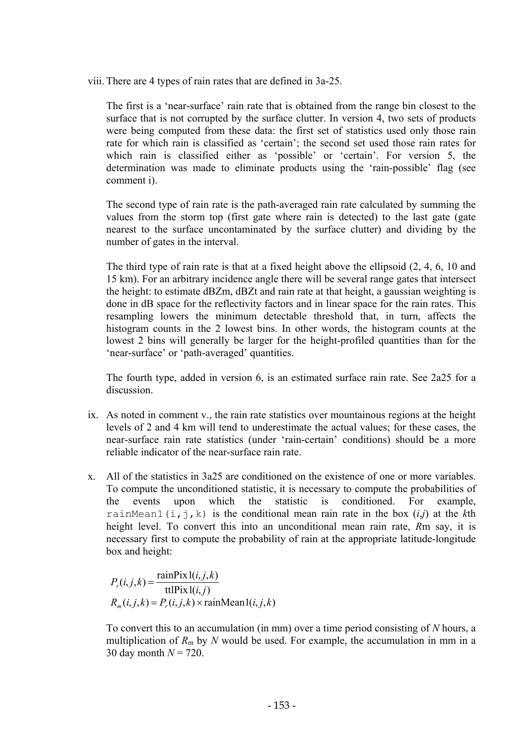viii. There are 4 types of rain rates that are defined in 3a-25.

The first is a 'near-surface' rain rate that is obtained from the range bin closest to the surface that is not corrupted by the surface clutter. In version 4, two sets of products were being computed from these data: the first set of statistics used only those rain rate for which rain is classified as 'certain'; the second set used those rain rates for which rain is classified either as 'possible' or 'certain'. For version 5, the determination was made to eliminate products using the 'rain-possible' flag (see comment i).

The second type of rain rate is the path-averaged rain rate calculated by summing the values from the storm top (first gate where rain is detected) to the last gate (gate nearest to the surface uncontaminated by the surface clutter) and dividing by the number of gates in the interval.

The third type of rain rate is that at a fixed height above the ellipsoid (2, 4, 6, 10 and 15 km). For an arbitrary incidence angle there will be several range gates that intersect the height: to estimate dBZm, dBZt and rain rate at that height, a gaussian weighting is done in dB space for the reflectivity factors and in linear space for the rain rates. This resampling lowers the minimum detectable threshold that, in turn, affects the histogram counts in the 2 lowest bins. In other words, the histogram counts at the lowest 2 bins will generally be larger for the height-profiled quantities than for the 'near-surface' or 'path-averaged' quantities.

The fourth type, added in version 6, is an estimated surface rain rate. See 2a25 for a discussion.

ix. As noted in comment v., the rain rate statistics over mountainous regions at the height levels of 2 and 4 km will tend to underestimate the actual values; for these cases, the near-surface rain rate statistics (under 'rain-certain' conditions) should be a more reliable indicator of the near-surface rain rate.

x. All of the statistics in 3a25 are conditioned on the existence of one or more variables. To compute the unconditioned statistic, it is necessary to compute the probabilities of the events upon which the statistic is conditioned. For example, `rainMean1(i,j,k)` is the conditional mean rain rate in the box ($i$,$j$) at the $k$th height level. To convert this into an unconditional mean rain rate, $R$m say, it is necessary first to compute the probability of rain at the appropriate latitude-longitude box and height:

$$P_r(i,j,k) = \frac{\text{rainPix1}(i,j,k)}{\text{ttlPix1}(i,j)}$$

$$R_m(i,j,k) = P_r(i,j,k) \times \text{rainMean1}(i,j,k)$$

To convert this to an accumulation (in mm) over a time period consisting of $N$ hours, a multiplication of $R_m$ by $N$ would be used. For example, the accumulation in mm in a 30 day month $N = 720$.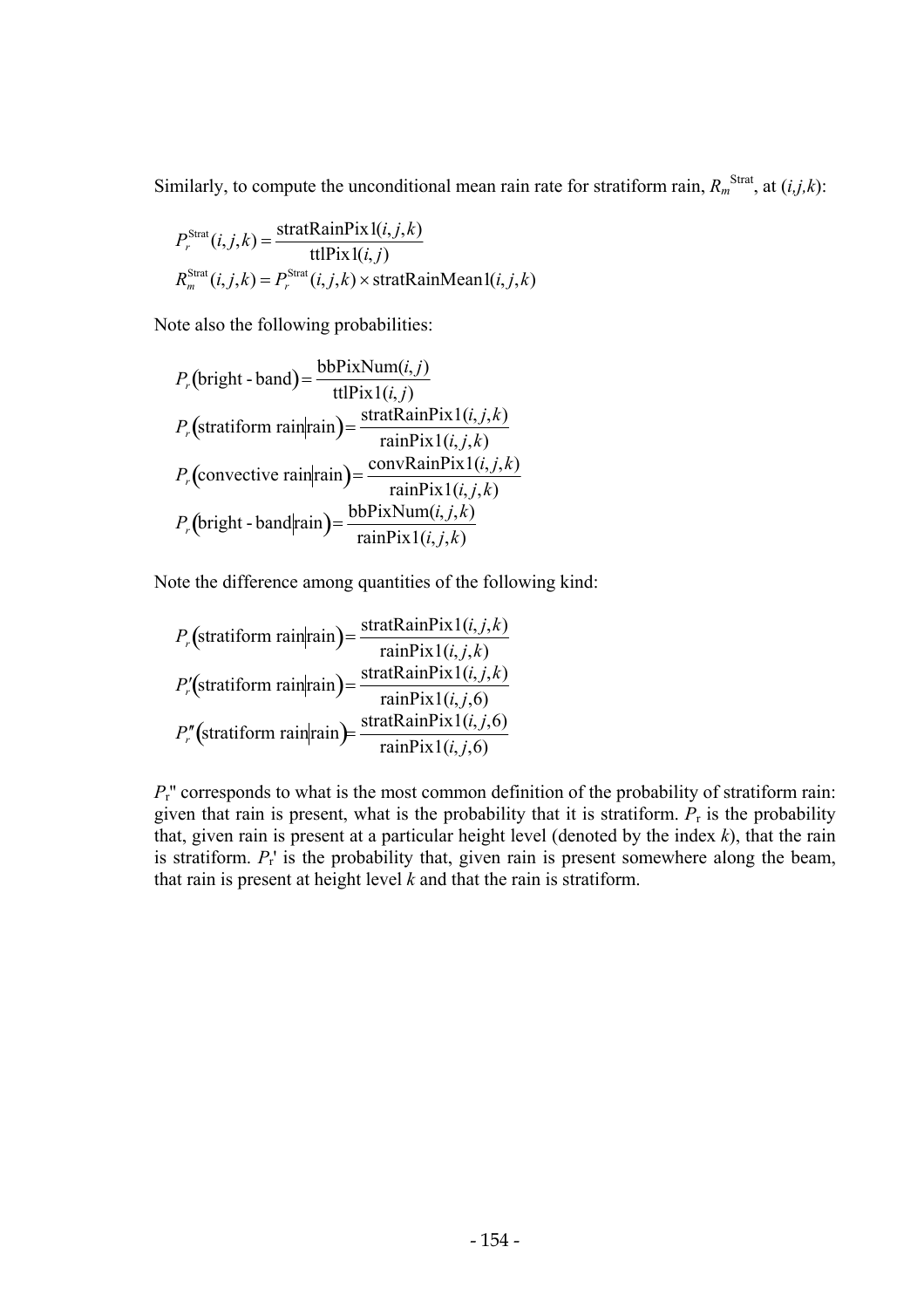Similarly, to compute the unconditional mean rain rate for stratiform rain, $R_m^{\text{Strat}}$, at $(i,j,k)$:

$$
\begin{aligned}
P_r^{\text{Strat}}(i,j,k) &= \frac{\text{stratRainPix1}(i,j,k)}{\text{ttlPix1}(i,j)} \\
R_m^{\text{Strat}}(i,j,k) &= P_r^{\text{Strat}}(i,j,k) \times \text{stratRainMean1}(i,j,k)
\end{aligned}
$$

Note also the following probabilities:

$$
\begin{aligned}
P_r(\text{bright - band}) &= \frac{\text{bbPixNum}(i,j)}{\text{ttlPix1}(i,j)} \\
P_r(\text{stratiform rain}|\text{rain}) &= \frac{\text{stratRainPix1}(i,j,k)}{\text{rainPix1}(i,j,k)} \\
P_r(\text{convective rain}|\text{rain}) &= \frac{\text{convRainPix1}(i,j,k)}{\text{rainPix1}(i,j,k)} \\
P_r(\text{bright - band}|\text{rain}) &= \frac{\text{bbPixNum}(i,j,k)}{\text{rainPix1}(i,j,k)}
\end{aligned}
$$

Note the difference among quantities of the following kind:

$$
\begin{aligned}
P_r(\text{stratiform rain}|\text{rain}) &= \frac{\text{stratRainPix1}(i,j,k)}{\text{rainPix1}(i,j,k)} \\
P_r'(\text{stratiform rain}|\text{rain}) &= \frac{\text{stratRainPix1}(i,j,k)}{\text{rainPix1}(i,j,6)} \\
P_r''(\text{stratiform rain}|\text{rain}) &= \frac{\text{stratRainPix1}(i,j,6)}{\text{rainPix1}(i,j,6)}
\end{aligned}
$$

$P_r''$ corresponds to what is the most common definition of the probability of stratiform rain: given that rain is present, what is the probability that it is stratiform. $P_r$ is the probability that, given rain is present at a particular height level (denoted by the index $k$), that the rain is stratiform. $P_r'$ is the probability that, given rain is present somewhere along the beam, that rain is present at height level $k$ and that the rain is stratiform.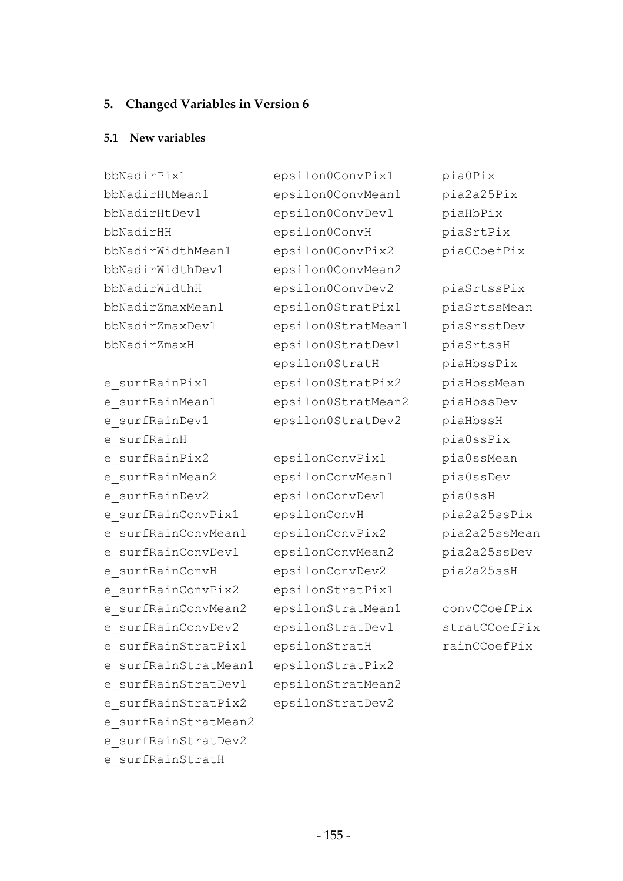## 5. Changed Variables in Version 6

### 5.1 New variables

```
bbNadirPix1
bbNadirHtMean1
bbNadirHtDev1
bbNadirHH
bbNadirWidthMean1
bbNadirWidthDev1
bbNadirWidthH
bbNadirZmaxMean1
bbNadirZmaxDev1
bbNadirZmaxH

e_surfRainPix1
e_surfRainMean1
e_surfRainDev1
e_surfRainH
e_surfRainPix2
e_surfRainMean2
e_surfRainDev2
e_surfRainConvPix1
e_surfRainConvMean1
e_surfRainConvDev1
e_surfRainConvH
e_surfRainConvPix2
e_surfRainConvMean2
e_surfRainConvDev2
e_surfRainStratPix1
e_surfRainStratMean1
e_surfRainStratDev1
e_surfRainStratPix2
e_surfRainStratMean2
e_surfRainStratDev2
e_surfRainStratH

epsilon0ConvPix1
epsilon0ConvMean1
epsilon0ConvDev1
epsilon0ConvH
epsilon0ConvPix2
epsilon0ConvMean2
epsilon0ConvDev2
epsilon0StratPix1
epsilon0StratMean1
epsilon0StratDev1
epsilon0StratH
epsilon0StratPix2
epsilon0StratMean2
epsilon0StratDev2

epsilonConvPix1
epsilonConvMean1
epsilonConvDev1
epsilonConvH
epsilonConvPix2
epsilonConvMean2
epsilonConvDev2
epsilonStratPix1
epsilonStratMean1
epsilonStratDev1
epsilonStratH
epsilonStratPix2
epsilonStratMean2
epsilonStratDev2

pia0Pix
pia2a25Pix
piaHbPix
piaSrtPix
piaCCoefPix

piaSrtssPix
piaSrtssMean
piaSrsstDev
piaSrtssH
piaHbssPix
piaHbssMean
piaHbssDev
piaHbssH
pia0ssPix
pia0ssMean
pia0ssDev
pia0ssH
pia2a25ssPix
pia2a25ssMean
pia2a25ssDev
pia2a25ssH

convCCoefPix
stratCCoefPix
rainCCoefPix
```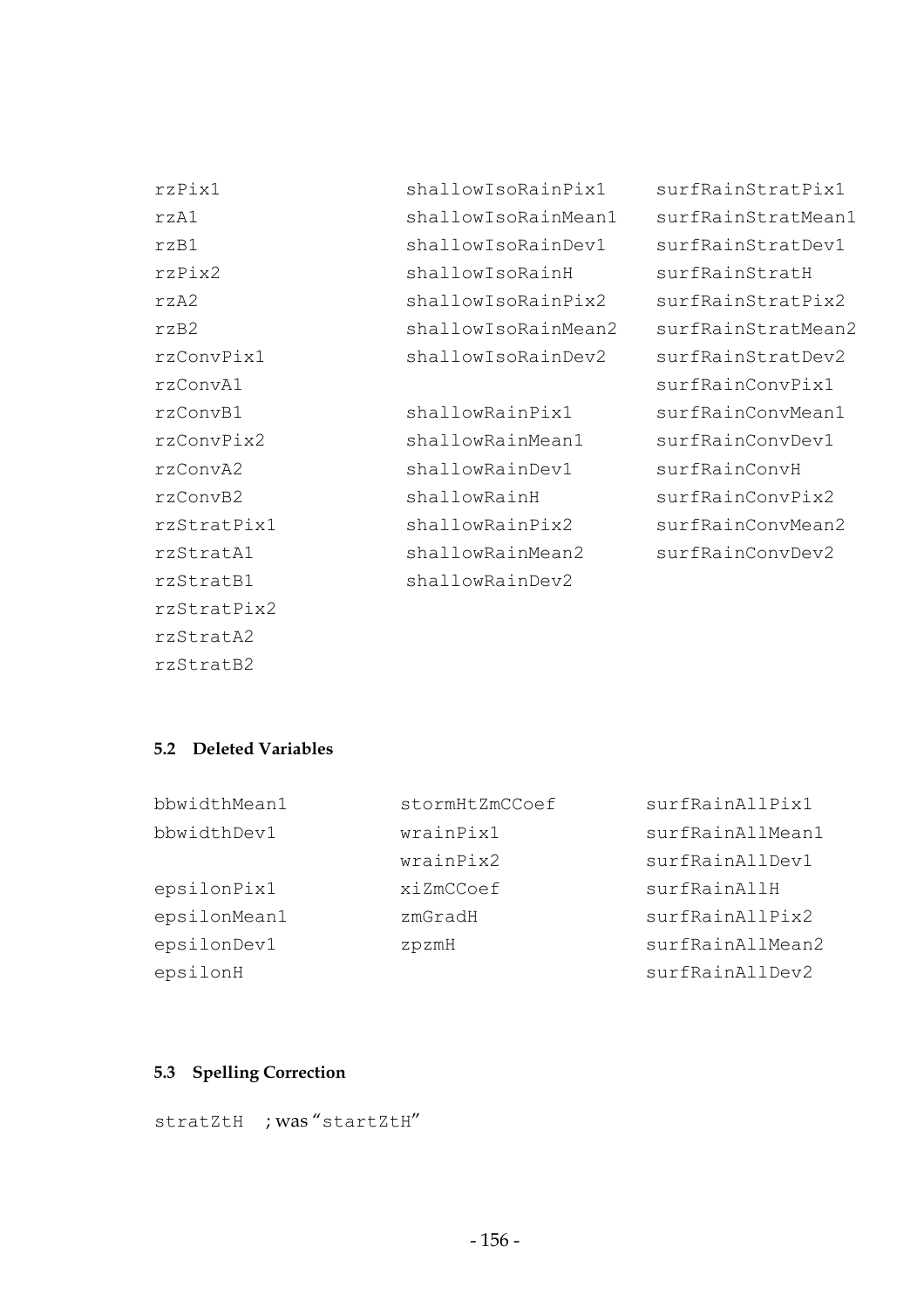```
rzPix1
rzA1
rzB1
rzPix2
rzA2
rzB2
rzConvPix1
rzConvA1
rzConvB1
rzConvPix2
rzConvA2
rzConvB2
rzStratPix1
rzStratA1
rzStratB1
rzStratPix2
rzStratA2
rzStratB2
```

```
shallowIsoRainPix1
shallowIsoRainMean1
shallowIsoRainDev1
shallowIsoRainH
shallowIsoRainPix2
shallowIsoRainMean2
shallowIsoRainDev2

shallowRainPix1
shallowRainMean1
shallowRainDev1
shallowRainH
shallowRainPix2
shallowRainMean2
shallowRainDev2
```

```
surfRainStratPix1
surfRainStratMean1
surfRainStratDev1
surfRainStratH
surfRainStratPix2
surfRainStratMean2
surfRainStratDev2
surfRainConvPix1
surfRainConvMean1
surfRainConvDev1
surfRainConvH
surfRainConvPix2
surfRainConvMean2
surfRainConvDev2
```

### 5.2 Deleted Variables

```
bbwidthMean1
bbwidthDev1

epsilonPix1
epsilonMean1
epsilonDev1
epsilonH
```

```
stormHtZmCCoef
wrainPix1
wrainPix2
xiZmCCoef
zmGradH
zpzmH
```

```
surfRainAllPix1
surfRainAllMean1
surfRainAllDev1
surfRainAllH
surfRainAllPix2
surfRainAllMean2
surfRainAllDev2
```

### 5.3 Spelling Correction

`stratZtH` ; was "`startZtH`"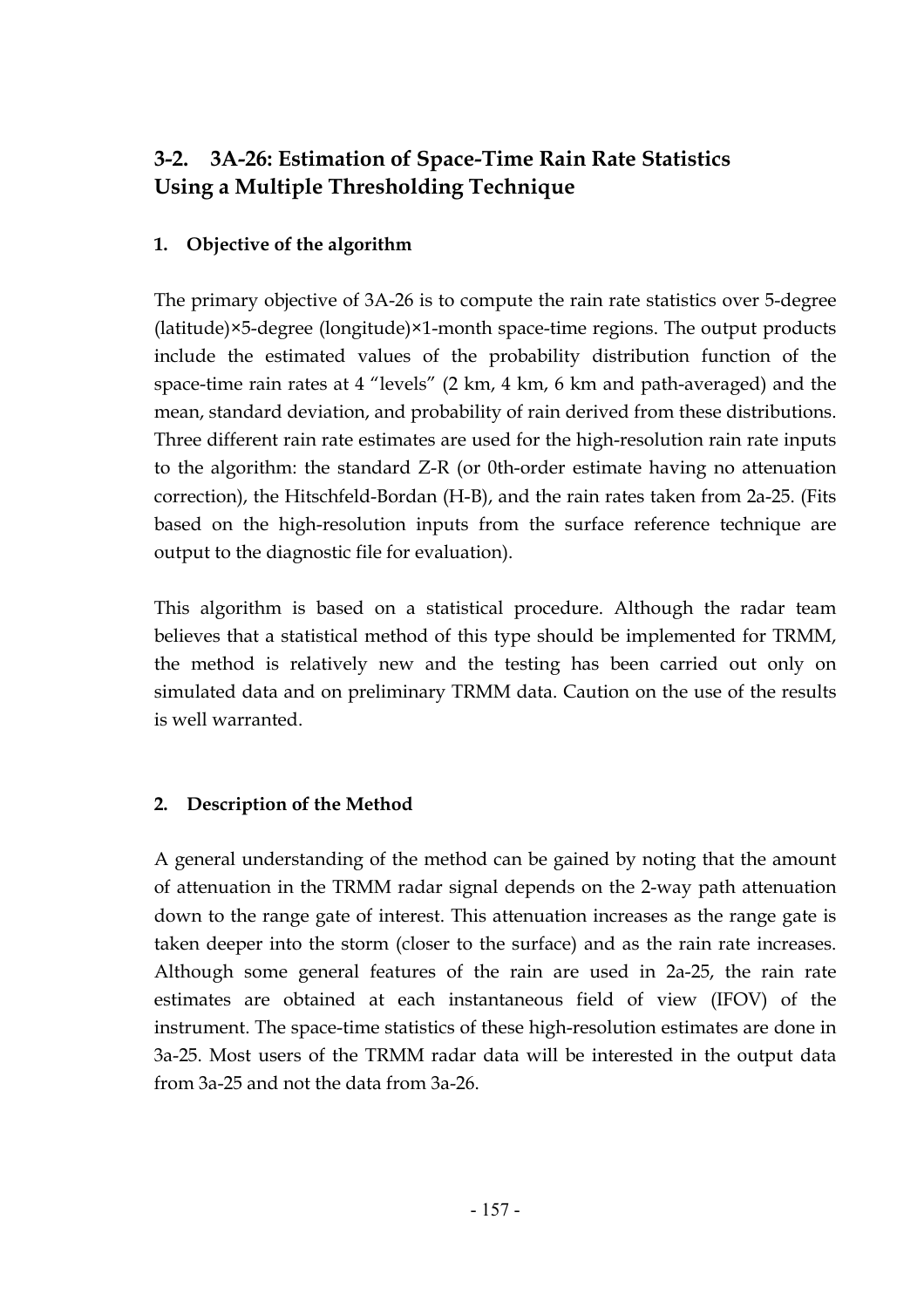## 3-2. 3A-26: Estimation of Space-Time Rain Rate Statistics Using a Multiple Thresholding Technique

### 1. Objective of the algorithm

The primary objective of 3A-26 is to compute the rain rate statistics over 5-degree (latitude)×5-degree (longitude)×1-month space-time regions. The output products include the estimated values of the probability distribution function of the space-time rain rates at 4 "levels" (2 km, 4 km, 6 km and path-averaged) and the mean, standard deviation, and probability of rain derived from these distributions. Three different rain rate estimates are used for the high-resolution rain rate inputs to the algorithm: the standard Z-R (or 0th-order estimate having no attenuation correction), the Hitschfeld-Bordan (H-B), and the rain rates taken from 2a-25. (Fits based on the high-resolution inputs from the surface reference technique are output to the diagnostic file for evaluation).

This algorithm is based on a statistical procedure. Although the radar team believes that a statistical method of this type should be implemented for TRMM, the method is relatively new and the testing has been carried out only on simulated data and on preliminary TRMM data. Caution on the use of the results is well warranted.

### 2. Description of the Method

A general understanding of the method can be gained by noting that the amount of attenuation in the TRMM radar signal depends on the 2-way path attenuation down to the range gate of interest. This attenuation increases as the range gate is taken deeper into the storm (closer to the surface) and as the rain rate increases. Although some general features of the rain are used in 2a-25, the rain rate estimates are obtained at each instantaneous field of view (IFOV) of the instrument. The space-time statistics of these high-resolution estimates are done in 3a-25. Most users of the TRMM radar data will be interested in the output data from 3a-25 and not the data from 3a-26.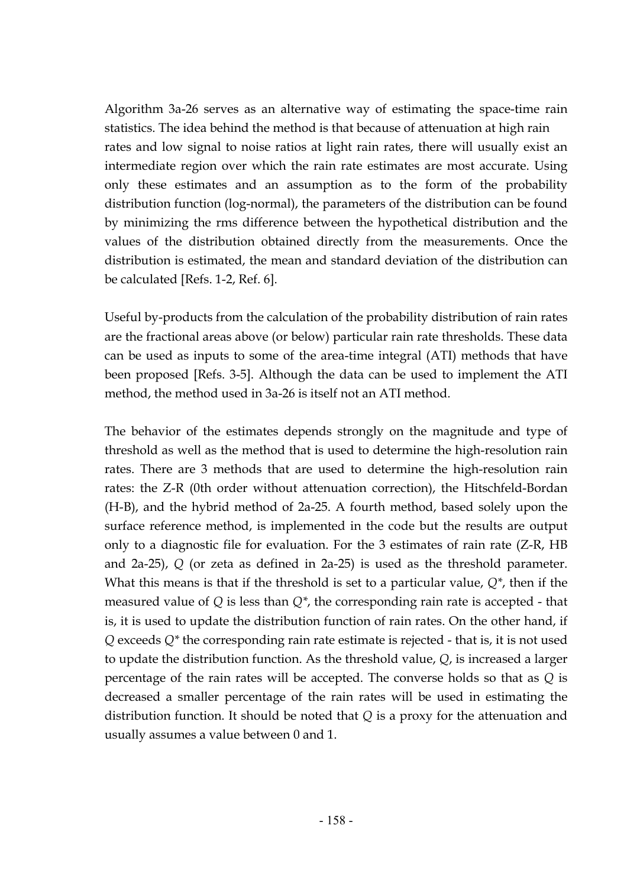Algorithm 3a-26 serves as an alternative way of estimating the space-time rain statistics. The idea behind the method is that because of attenuation at high rain rates and low signal to noise ratios at light rain rates, there will usually exist an intermediate region over which the rain rate estimates are most accurate. Using only these estimates and an assumption as to the form of the probability distribution function (log-normal), the parameters of the distribution can be found by minimizing the rms difference between the hypothetical distribution and the values of the distribution obtained directly from the measurements. Once the distribution is estimated, the mean and standard deviation of the distribution can be calculated [Refs. 1-2, Ref. 6].

Useful by-products from the calculation of the probability distribution of rain rates are the fractional areas above (or below) particular rain rate thresholds. These data can be used as inputs to some of the area-time integral (ATI) methods that have been proposed [Refs. 3-5]. Although the data can be used to implement the ATI method, the method used in 3a-26 is itself not an ATI method.

The behavior of the estimates depends strongly on the magnitude and type of threshold as well as the method that is used to determine the high-resolution rain rates. There are 3 methods that are used to determine the high-resolution rain rates: the Z-R (0th order without attenuation correction), the Hitschfeld-Bordan (H-B), and the hybrid method of 2a-25. A fourth method, based solely upon the surface reference method, is implemented in the code but the results are output only to a diagnostic file for evaluation. For the 3 estimates of rain rate (Z-R, HB and 2a-25), $Q$ (or zeta as defined in 2a-25) is used as the threshold parameter. What this means is that if the threshold is set to a particular value, $Q^*$, then if the measured value of $Q$ is less than $Q^*$, the corresponding rain rate is accepted - that is, it is used to update the distribution function of rain rates. On the other hand, if $Q$ exceeds $Q^*$ the corresponding rain rate estimate is rejected - that is, it is not used to update the distribution function. As the threshold value, $Q$, is increased a larger percentage of the rain rates will be accepted. The converse holds so that as $Q$ is decreased a smaller percentage of the rain rates will be used in estimating the distribution function. It should be noted that $Q$ is a proxy for the attenuation and usually assumes a value between 0 and 1.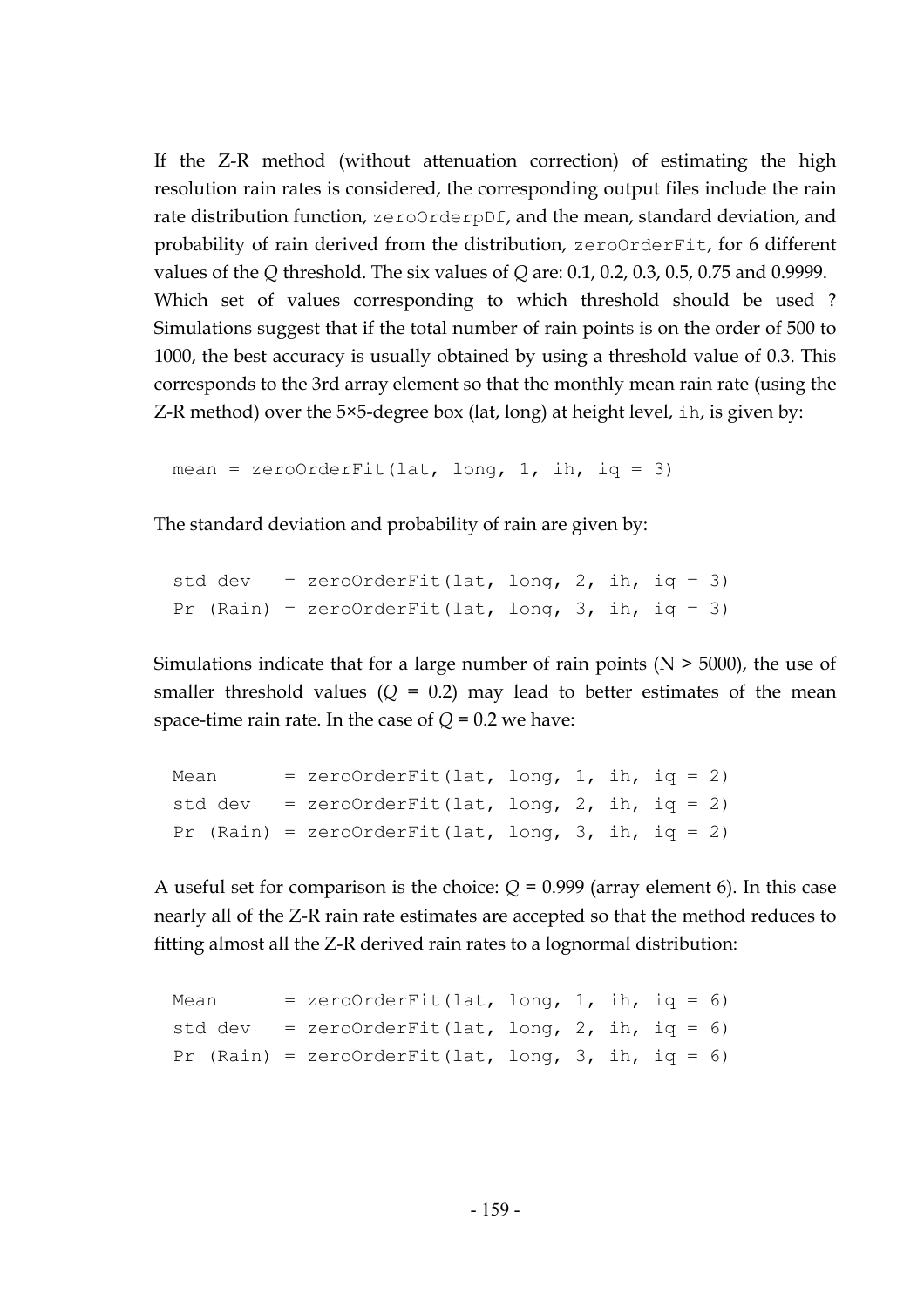If the Z-R method (without attenuation correction) of estimating the high resolution rain rates is considered, the corresponding output files include the rain rate distribution function, `zeroOrderpDf`, and the mean, standard deviation, and probability of rain derived from the distribution, `zeroOrderFit`, for 6 different values of the *Q* threshold. The six values of *Q* are: 0.1, 0.2, 0.3, 0.5, 0.75 and 0.9999. Which set of values corresponding to which threshold should be used ? Simulations suggest that if the total number of rain points is on the order of 500 to 1000, the best accuracy is usually obtained by using a threshold value of 0.3. This corresponds to the 3rd array element so that the monthly mean rain rate (using the Z-R method) over the 5×5-degree box (lat, long) at height level, `ih`, is given by:

```
mean = zeroOrderFit(lat, long, 1, ih, iq = 3)
```

The standard deviation and probability of rain are given by:

```
std dev   = zeroOrderFit(lat, long, 2, ih, iq = 3)
Pr (Rain) = zeroOrderFit(lat, long, 3, ih, iq = 3)
```

Simulations indicate that for a large number of rain points (N > 5000), the use of smaller threshold values ($Q = 0.2$) may lead to better estimates of the mean space-time rain rate. In the case of $Q = 0.2$ we have:

```
Mean      = zeroOrderFit(lat, long, 1, ih, iq = 2)
std dev   = zeroOrderFit(lat, long, 2, ih, iq = 2)
Pr (Rain) = zeroOrderFit(lat, long, 3, ih, iq = 2)
```

A useful set for comparison is the choice: $Q = 0.999$ (array element 6). In this case nearly all of the Z-R rain rate estimates are accepted so that the method reduces to fitting almost all the Z-R derived rain rates to a lognormal distribution:

```
Mean      = zeroOrderFit(lat, long, 1, ih, iq = 6)
std dev   = zeroOrderFit(lat, long, 2, ih, iq = 6)
Pr (Rain) = zeroOrderFit(lat, long, 3, ih, iq = 6)
```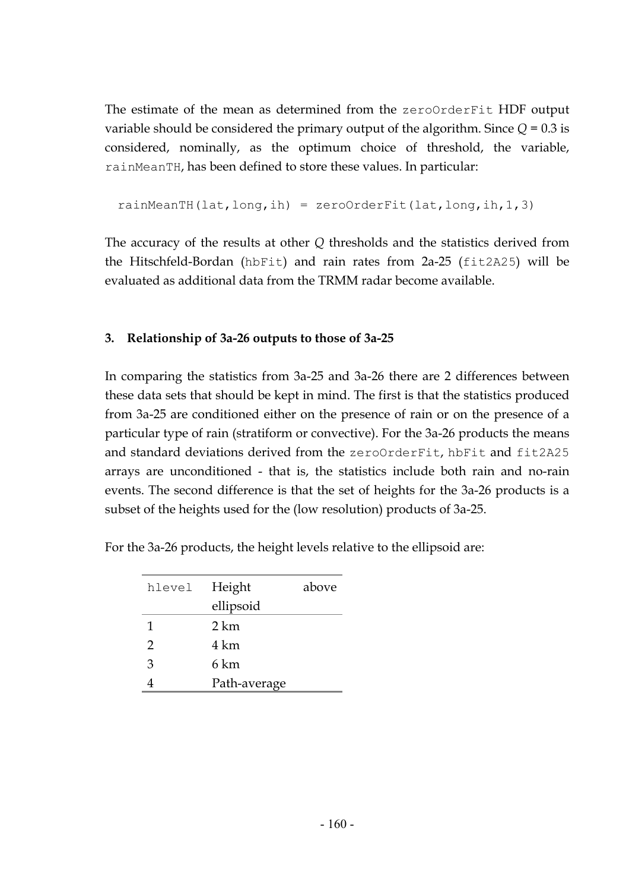The estimate of the mean as determined from the `zeroOrderFit` HDF output variable should be considered the primary output of the algorithm. Since $Q = 0.3$ is considered, nominally, as the optimum choice of threshold, the variable, `rainMeanTH`, has been defined to store these values. In particular:

```
rainMeanTH(lat,long,ih) = zeroOrderFit(lat,long,ih,1,3)
```

The accuracy of the results at other $Q$ thresholds and the statistics derived from the Hitschfeld-Bordan (`hbFit`) and rain rates from 2a-25 (`fit2A25`) will be evaluated as additional data from the TRMM radar become available.

### 3. Relationship of 3a-26 outputs to those of 3a-25

In comparing the statistics from 3a-25 and 3a-26 there are 2 differences between these data sets that should be kept in mind. The first is that the statistics produced from 3a-25 are conditioned either on the presence of rain or on the presence of a particular type of rain (stratiform or convective). For the 3a-26 products the means and standard deviations derived from the `zeroOrderFit`, `hbFit` and `fit2A25` arrays are unconditioned - that is, the statistics include both rain and no-rain events. The second difference is that the set of heights for the 3a-26 products is a subset of the heights used for the (low resolution) products of 3a-25.

For the 3a-26 products, the height levels relative to the ellipsoid are:

| `hlevel` | Height above ellipsoid |
|---|---|
| 1 | 2 km |
| 2 | 4 km |
| 3 | 6 km |
| 4 | Path-average |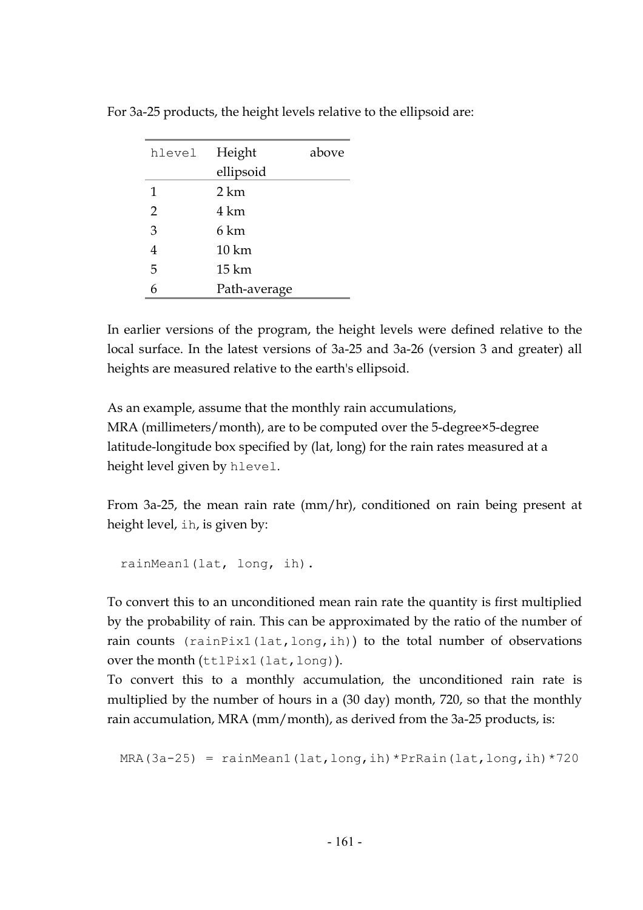For 3a-25 products, the height levels relative to the ellipsoid are:

| hlevel | Height above ellipsoid |
|---|---|
| 1 | 2 km |
| 2 | 4 km |
| 3 | 6 km |
| 4 | 10 km |
| 5 | 15 km |
| 6 | Path-average |

In earlier versions of the program, the height levels were defined relative to the local surface. In the latest versions of 3a-25 and 3a-26 (version 3 and greater) all heights are measured relative to the earth's ellipsoid.

As an example, assume that the monthly rain accumulations, MRA (millimeters/month), are to be computed over the 5-degree×5-degree latitude-longitude box specified by (lat, long) for the rain rates measured at a height level given by `hlevel`.

From 3a-25, the mean rain rate (mm/hr), conditioned on rain being present at height level, `ih`, is given by:

```
rainMean1(lat, long, ih).
```

To convert this to an unconditioned mean rain rate the quantity is first multiplied by the probability of rain. This can be approximated by the ratio of the number of rain counts (`rainPix1(lat,long,ih)`) to the total number of observations over the month (`ttlPix1(lat,long)`).
To convert this to a monthly accumulation, the unconditioned rain rate is multiplied by the number of hours in a (30 day) month, 720, so that the monthly rain accumulation, MRA (mm/month), as derived from the 3a-25 products, is:

```
MRA(3a-25) = rainMean1(lat,long,ih)*PrRain(lat,long,ih)*720
```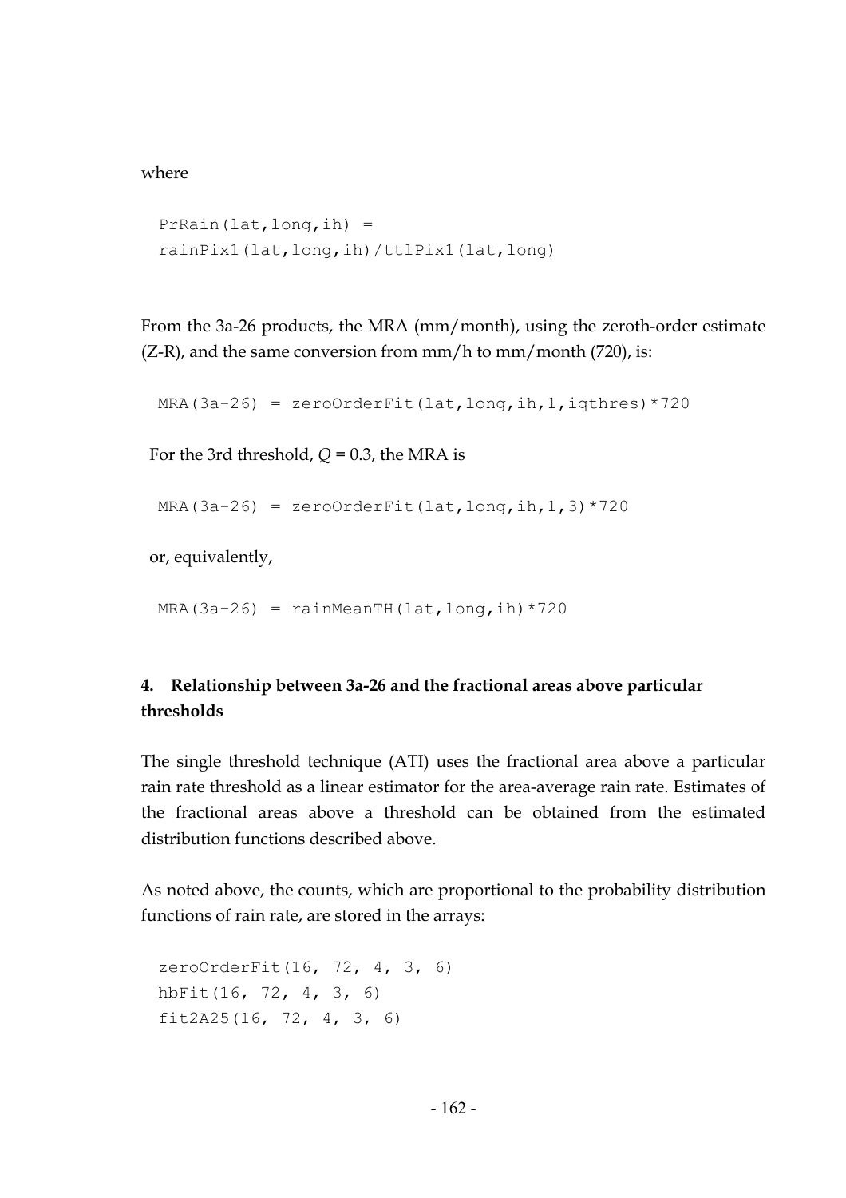where

```
PrRain(lat,long,ih) =
rainPix1(lat,long,ih)/ttlPix1(lat,long)
```

From the 3a-26 products, the MRA (mm/month), using the zeroth-order estimate (Z-R), and the same conversion from mm/h to mm/month (720), is:

```
MRA(3a-26) = zeroOrderFit(lat,long,ih,1,iqthres)*720
```

For the 3rd threshold, $Q = 0.3$, the MRA is

```
MRA(3a-26) = zeroOrderFit(lat,long,ih,1,3)*720
```

or, equivalently,

```
MRA(3a-26) = rainMeanTH(lat,long,ih)*720
```

## 4. Relationship between 3a-26 and the fractional areas above particular thresholds

The single threshold technique (ATI) uses the fractional area above a particular rain rate threshold as a linear estimator for the area-average rain rate. Estimates of the fractional areas above a threshold can be obtained from the estimated distribution functions described above.

As noted above, the counts, which are proportional to the probability distribution functions of rain rate, are stored in the arrays:

```
zeroOrderFit(16, 72, 4, 3, 6)
hbFit(16, 72, 4, 3, 6)
fit2A25(16, 72, 4, 3, 6)
```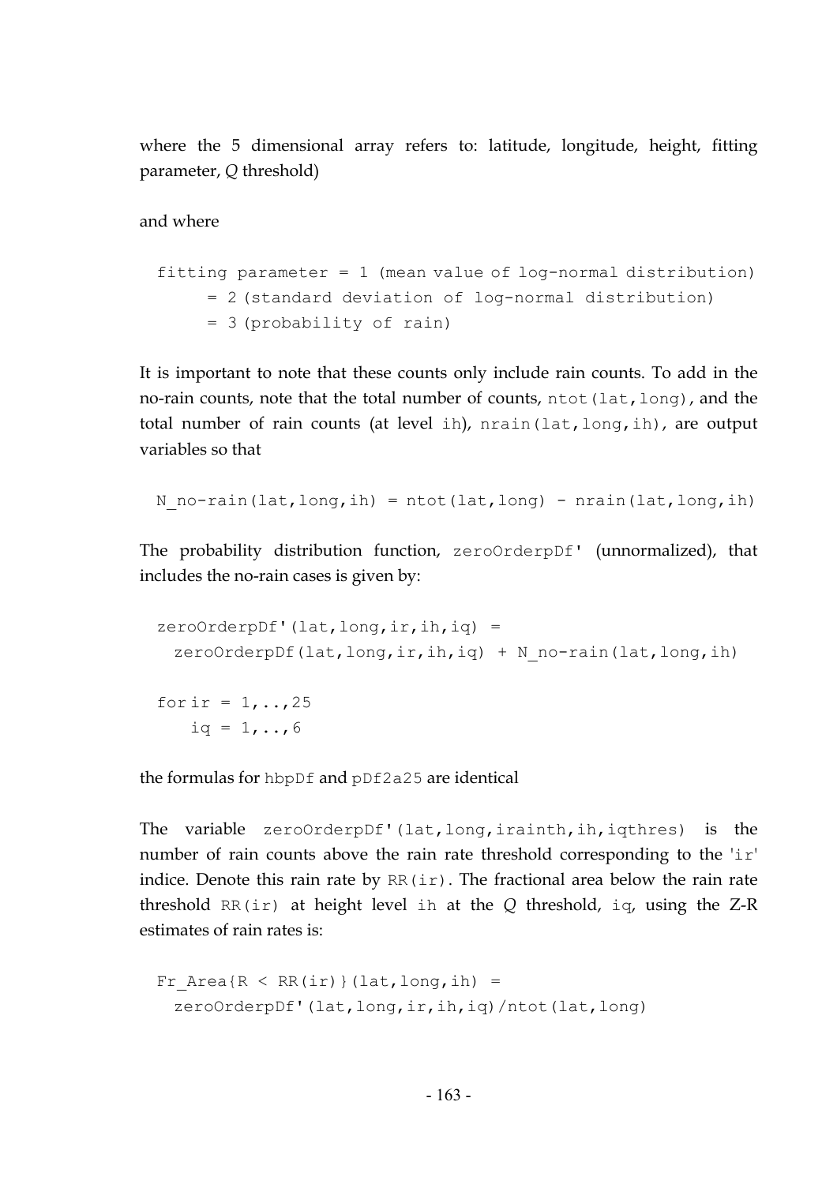where the 5 dimensional array refers to: latitude, longitude, height, fitting parameter, *Q* threshold)

and where

```
fitting parameter = 1 (mean value of log-normal distribution)
     = 2 (standard deviation of log-normal distribution)
     = 3 (probability of rain)
```

It is important to note that these counts only include rain counts. To add in the no-rain counts, note that the total number of counts, `ntot(lat,long)`, and the total number of rain counts (at level `ih`), `nrain(lat,long,ih)`, are output variables so that

```
N_no-rain(lat,long,ih) = ntot(lat,long) - nrain(lat,long,ih)
```

The probability distribution function, `zeroOrderpDf'` (unnormalized), that includes the no-rain cases is given by:

```
zeroOrderpDf'(lat,long,ir,ih,iq) =
  zeroOrderpDf(lat,long,ir,ih,iq) + N_no-rain(lat,long,ih)

for ir = 1,..,25
    iq = 1,..,6
```

the formulas for `hbpDf` and `pDf2a25` are identical

The variable `zeroOrderpDf'(lat,long,irainth,ih,iqthres)` is the number of rain counts above the rain rate threshold corresponding to the '`ir`' indice. Denote this rain rate by `RR(ir)`. The fractional area below the rain rate threshold `RR(ir)` at height level `ih` at the *Q* threshold, `iq`, using the Z-R estimates of rain rates is:

```
Fr_Area{R < RR(ir)}(lat,long,ih) =
  zeroOrderpDf'(lat,long,ir,ih,iq)/ntot(lat,long)
```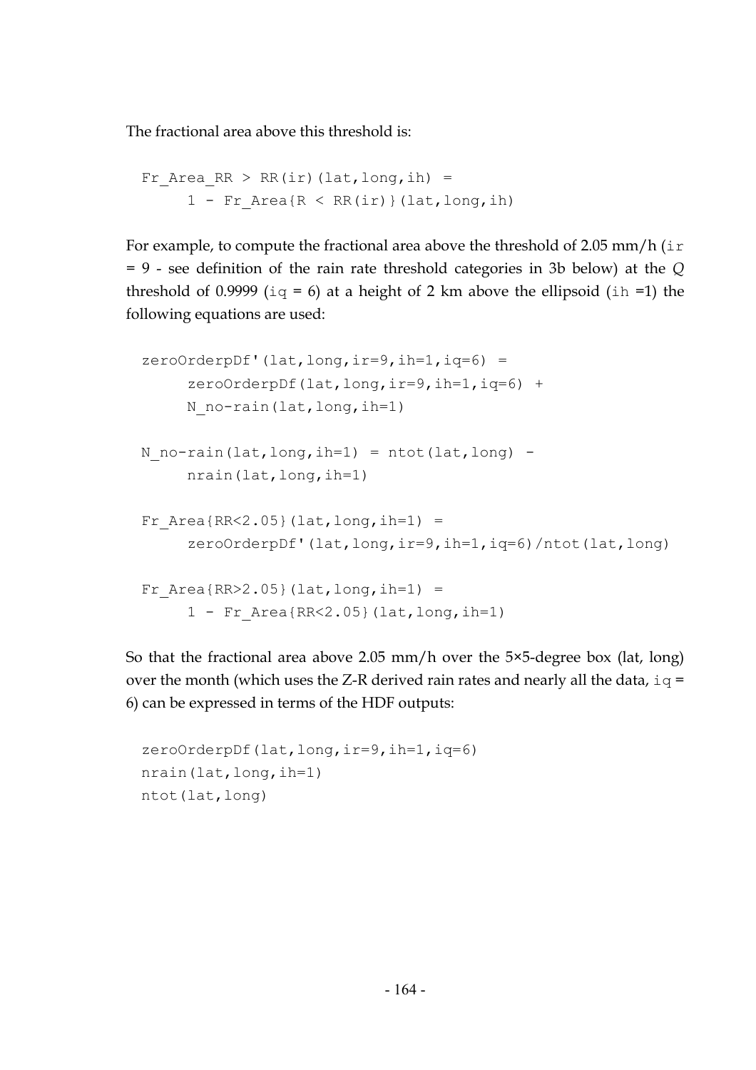The fractional area above this threshold is:

```
Fr_Area_RR > RR(ir)(lat,long,ih) =
     1 - Fr_Area{R < RR(ir)}(lat,long,ih)
```

For example, to compute the fractional area above the threshold of 2.05 mm/h (`ir` = 9 - see definition of the rain rate threshold categories in 3b below) at the *Q* threshold of 0.9999 (`iq` = 6) at a height of 2 km above the ellipsoid (`ih` =1) the following equations are used:

```
zeroOrderpDf'(lat,long,ir=9,ih=1,iq=6) =
     zeroOrderpDf(lat,long,ir=9,ih=1,iq=6) +
     N_no-rain(lat,long,ih=1)

N_no-rain(lat,long,ih=1) = ntot(lat,long) -
     nrain(lat,long,ih=1)

Fr_Area{RR<2.05}(lat,long,ih=1) =
     zeroOrderpDf'(lat,long,ir=9,ih=1,iq=6)/ntot(lat,long)

Fr_Area{RR>2.05}(lat,long,ih=1) =
     1 - Fr_Area{RR<2.05}(lat,long,ih=1)
```

So that the fractional area above 2.05 mm/h over the 5×5-degree box (lat, long) over the month (which uses the Z-R derived rain rates and nearly all the data, `iq` = 6) can be expressed in terms of the HDF outputs:

```
zeroOrderpDf(lat,long,ir=9,ih=1,iq=6)
nrain(lat,long,ih=1)
ntot(lat,long)
```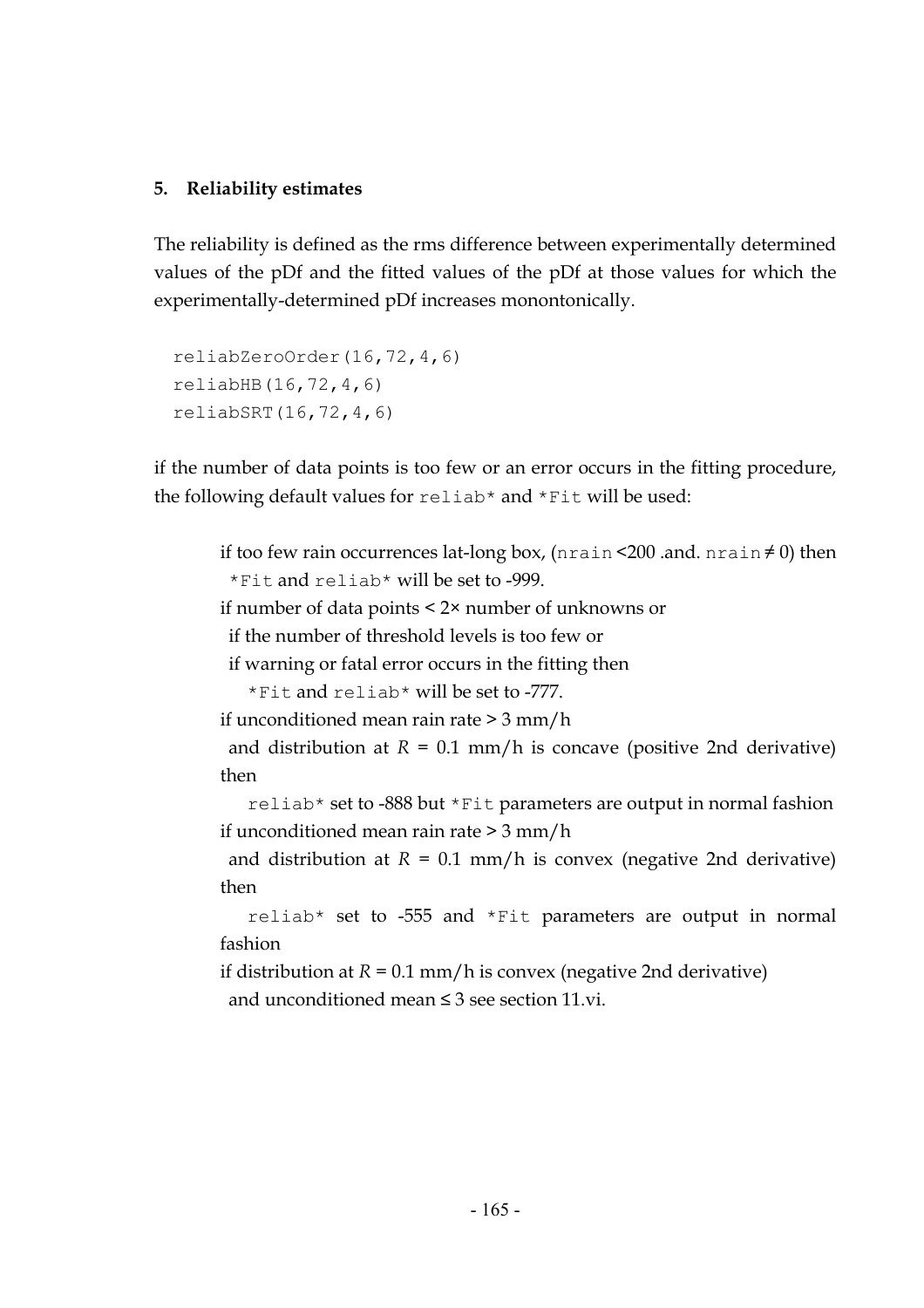## 5. Reliability estimates

The reliability is defined as the rms difference between experimentally determined values of the pDf and the fitted values of the pDf at those values for which the experimentally-determined pDf increases monontonically.

```
reliabZeroOrder(16,72,4,6)
reliabHB(16,72,4,6)
reliabSRT(16,72,4,6)
```

if the number of data points is too few or an error occurs in the fitting procedure, the following default values for `reliab*` and `*Fit` will be used:

if too few rain occurrences lat-long box, (`nrain` <200 .and. `nrain` ≠ 0) then
  `*Fit` and `reliab*` will be set to -999.
if number of data points < 2× number of unknowns or
  if the number of threshold levels is too few or
  if warning or fatal error occurs in the fitting then
    `*Fit` and `reliab*` will be set to -777.
if unconditioned mean rain rate > 3 mm/h
  and distribution at $R$ = 0.1 mm/h is concave (positive 2nd derivative) then
    `reliab*` set to -888 but `*Fit` parameters are output in normal fashion
if unconditioned mean rain rate > 3 mm/h
  and distribution at $R$ = 0.1 mm/h is convex (negative 2nd derivative) then
    `reliab*` set to -555 and `*Fit` parameters are output in normal fashion
if distribution at $R$ = 0.1 mm/h is convex (negative 2nd derivative)
  and unconditioned mean ≤ 3 see section 11.vi.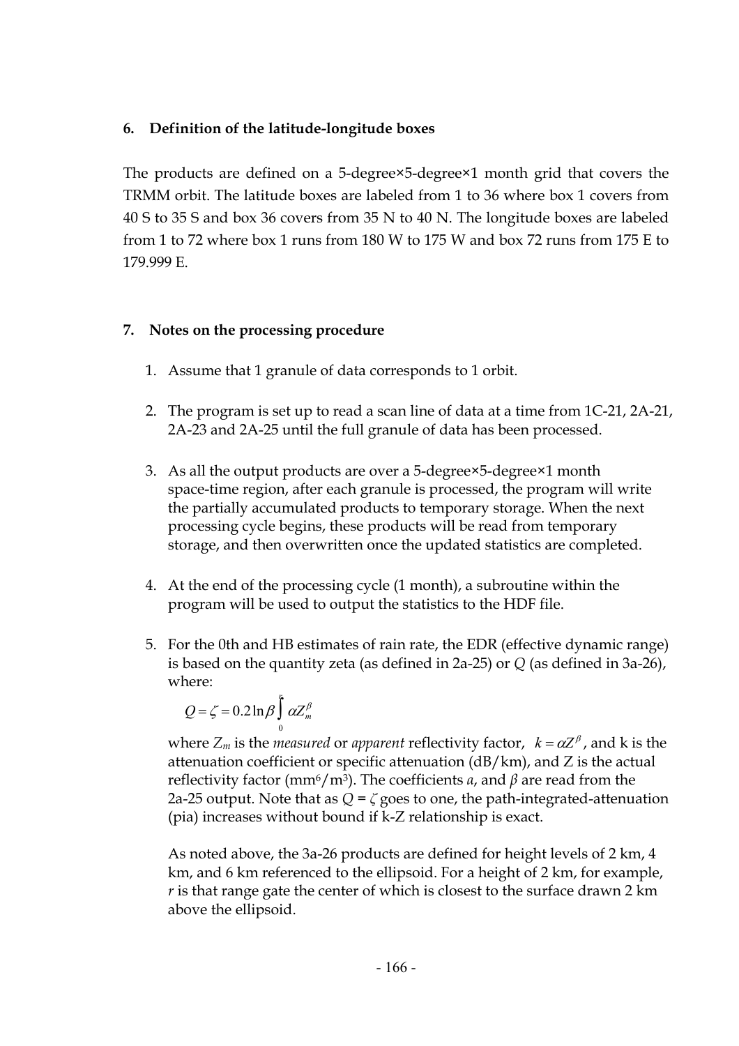## 6. Definition of the latitude-longitude boxes

The products are defined on a 5-degree×5-degree×1 month grid that covers the TRMM orbit. The latitude boxes are labeled from 1 to 36 where box 1 covers from 40 S to 35 S and box 36 covers from 35 N to 40 N. The longitude boxes are labeled from 1 to 72 where box 1 runs from 180 W to 175 W and box 72 runs from 175 E to 179.999 E.

## 7. Notes on the processing procedure

1. Assume that 1 granule of data corresponds to 1 orbit.

2. The program is set up to read a scan line of data at a time from 1C-21, 2A-21, 2A-23 and 2A-25 until the full granule of data has been processed.

3. As all the output products are over a 5-degree×5-degree×1 month space-time region, after each granule is processed, the program will write the partially accumulated products to temporary storage. When the next processing cycle begins, these products will be read from temporary storage, and then overwritten once the updated statistics are completed.

4. At the end of the processing cycle (1 month), a subroutine within the program will be used to output the statistics to the HDF file.

5. For the 0th and HB estimates of rain rate, the EDR (effective dynamic range) is based on the quantity zeta (as defined in 2a-25) or $Q$ (as defined in 3a-26), where:

   $$Q = \zeta = 0.2 \ln \beta \int_0^r \alpha Z_m^\beta$$

   where $Z_m$ is the *measured* or *apparent* reflectivity factor, $k = \alpha Z^\beta$, and k is the attenuation coefficient or specific attenuation (dB/km), and Z is the actual reflectivity factor ($mm^6/m^3$). The coefficients $a$, and $\beta$ are read from the 2a-25 output. Note that as $Q = \zeta$ goes to one, the path-integrated-attenuation (pia) increases without bound if k-Z relationship is exact.

   As noted above, the 3a-26 products are defined for height levels of 2 km, 4 km, and 6 km referenced to the ellipsoid. For a height of 2 km, for example, $r$ is that range gate the center of which is closest to the surface drawn 2 km above the ellipsoid.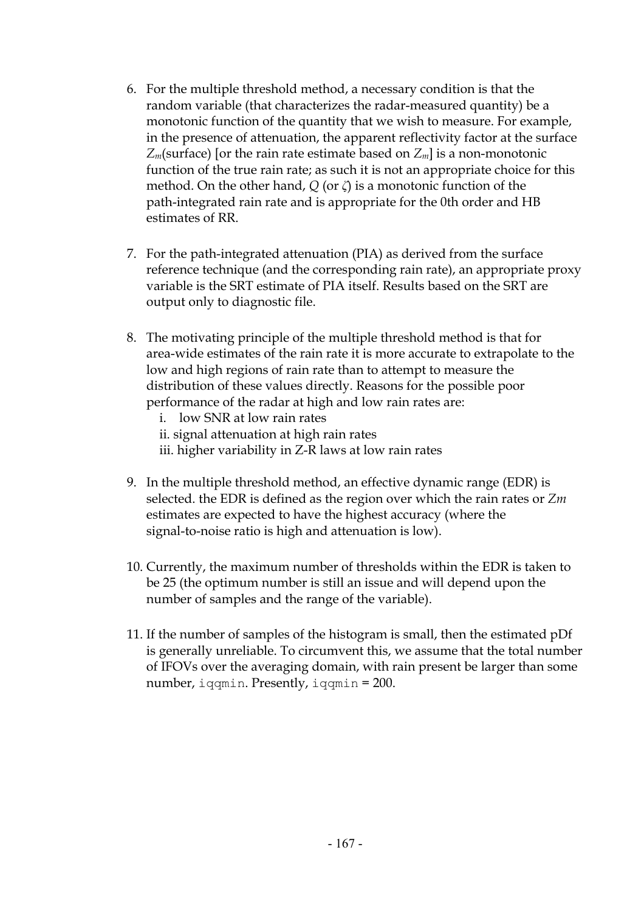6. For the multiple threshold method, a necessary condition is that the random variable (that characterizes the radar-measured quantity) be a monotonic function of the quantity that we wish to measure. For example, in the presence of attenuation, the apparent reflectivity factor at the surface $Z_m$(surface) [or the rain rate estimate based on $Z_m$] is a non-monotonic function of the true rain rate; as such it is not an appropriate choice for this method. On the other hand, $Q$ (or $\zeta$) is a monotonic function of the path-integrated rain rate and is appropriate for the 0th order and HB estimates of RR.

7. For the path-integrated attenuation (PIA) as derived from the surface reference technique (and the corresponding rain rate), an appropriate proxy variable is the SRT estimate of PIA itself. Results based on the SRT are output only to diagnostic file.

8. The motivating principle of the multiple threshold method is that for area-wide estimates of the rain rate it is more accurate to extrapolate to the low and high regions of rain rate than to attempt to measure the distribution of these values directly. Reasons for the possible poor performance of the radar at high and low rain rates are:
   i. low SNR at low rain rates
   ii. signal attenuation at high rain rates
   iii. higher variability in Z-R laws at low rain rates

9. In the multiple threshold method, an effective dynamic range (EDR) is selected. the EDR is defined as the region over which the rain rates or $Zm$ estimates are expected to have the highest accuracy (where the signal-to-noise ratio is high and attenuation is low).

10. Currently, the maximum number of thresholds within the EDR is taken to be 25 (the optimum number is still an issue and will depend upon the number of samples and the range of the variable).

11. If the number of samples of the histogram is small, then the estimated pDf is generally unreliable. To circumvent this, we assume that the total number of IFOVs over the averaging domain, with rain present be larger than some number, `iqqmin`. Presently, `iqqmin` = 200.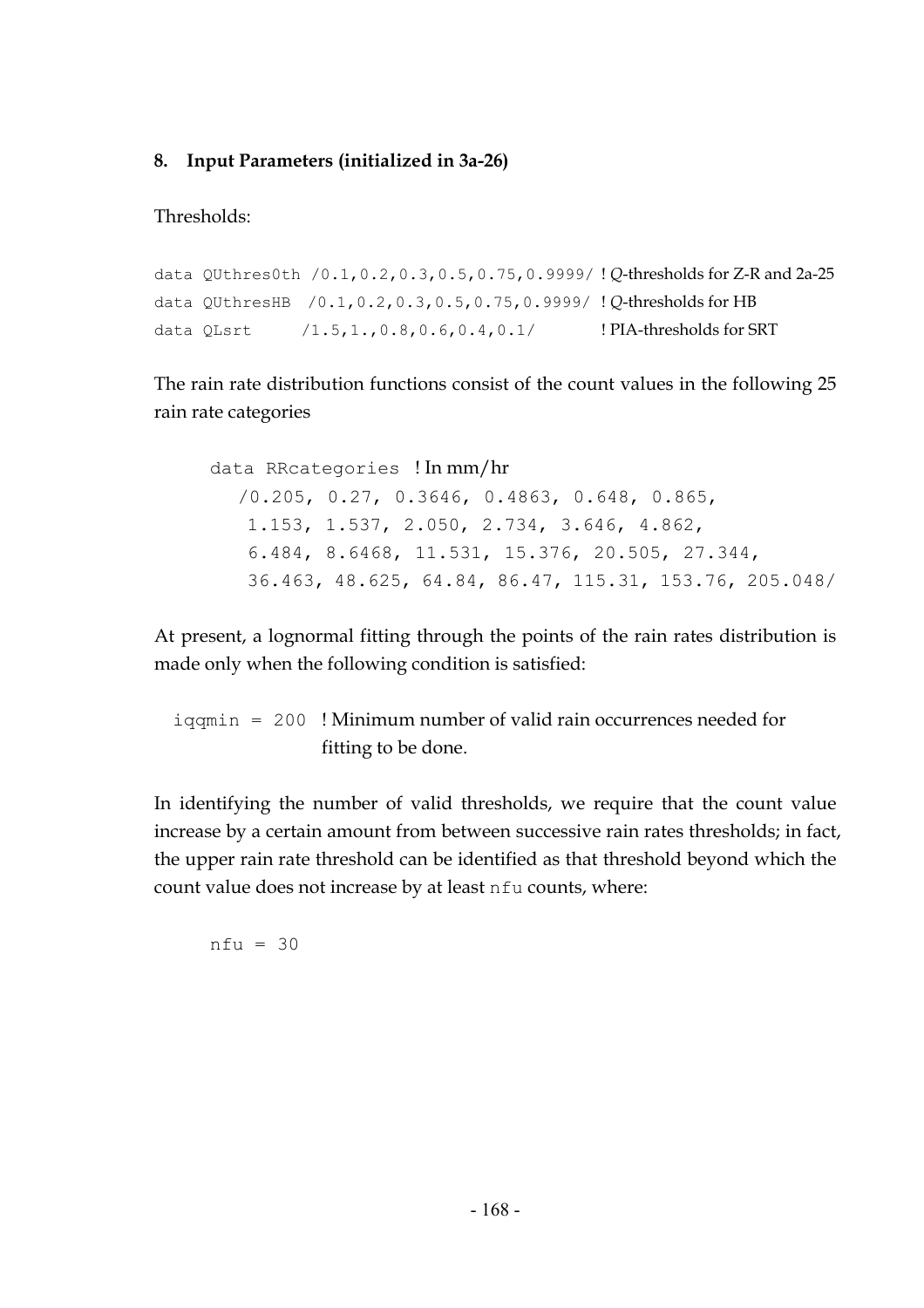### 8. Input Parameters (initialized in 3a-26)

Thresholds:

```
data QUthres0th /0.1,0.2,0.3,0.5,0.75,0.9999/ ! Q-thresholds for Z-R and 2a-25
data QUthresHB  /0.1,0.2,0.3,0.5,0.75,0.9999/ ! Q-thresholds for HB
data QLsrt      /1.5,1.,0.8,0.6,0.4,0.1/      ! PIA-thresholds for SRT
```

The rain rate distribution functions consist of the count values in the following 25 rain rate categories

```
data RRcategories  ! In mm/hr
   /0.205, 0.27, 0.3646, 0.4863, 0.648, 0.865,
    1.153, 1.537, 2.050, 2.734, 3.646, 4.862,
    6.484, 8.6468, 11.531, 15.376, 20.505, 27.344,
    36.463, 48.625, 64.84, 86.47, 115.31, 153.76, 205.048/
```

At present, a lognormal fitting through the points of the rain rates distribution is made only when the following condition is satisfied:

```
iqqmin = 200  ! Minimum number of valid rain occurrences needed for
                fitting to be done.
```

In identifying the number of valid thresholds, we require that the count value increase by a certain amount from between successive rain rates thresholds; in fact, the upper rain rate threshold can be identified as that threshold beyond which the count value does not increase by at least `nfu` counts, where:

```
nfu = 30
```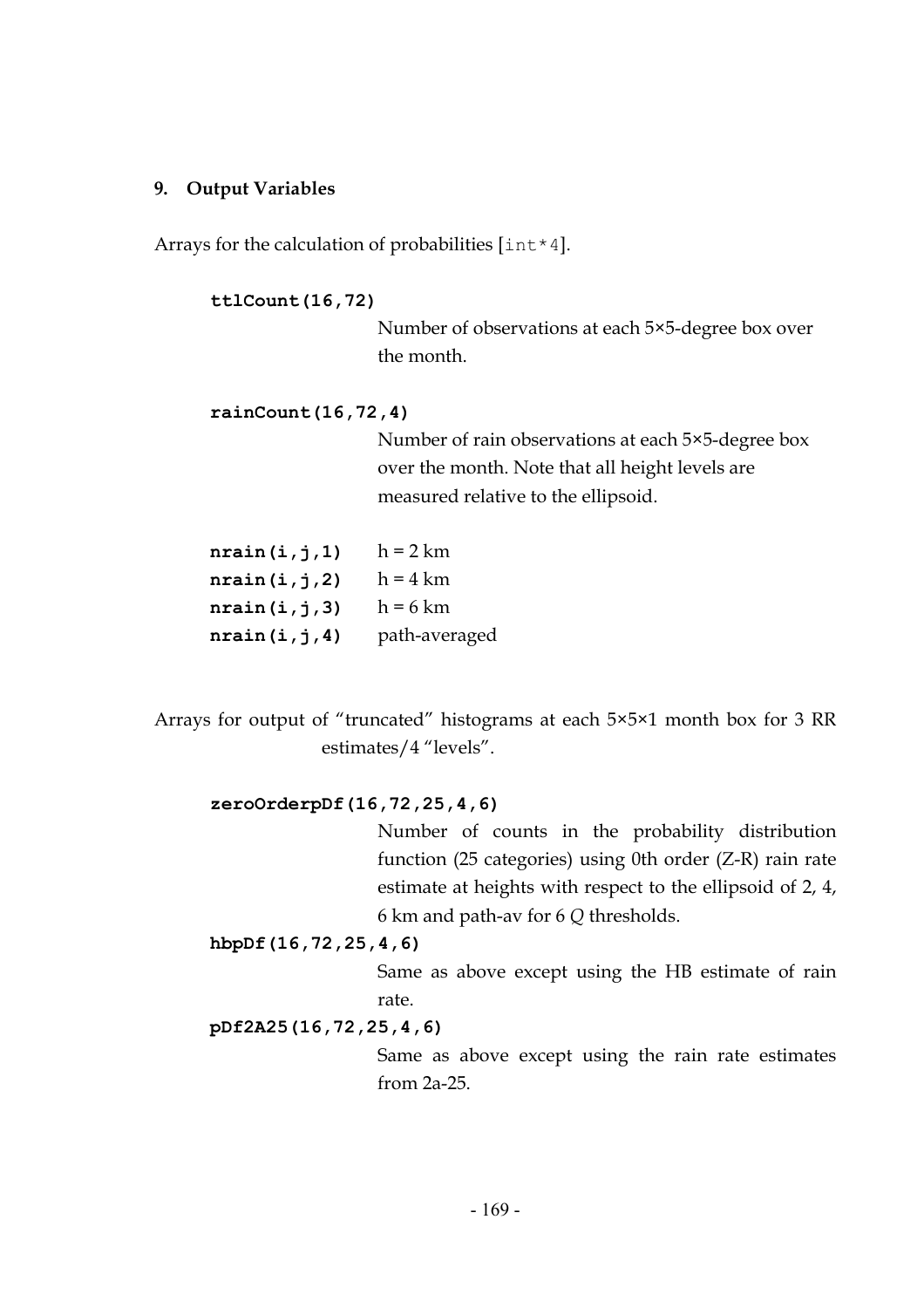### 9. Output Variables

Arrays for the calculation of probabilities [`int*4`].

**`ttlCount(16,72)`**

Number of observations at each 5×5-degree box over the month.

**`rainCount(16,72,4)`**

Number of rain observations at each 5×5-degree box over the month. Note that all height levels are measured relative to the ellipsoid.

| | |
|---|---|
| **`nrain(i,j,1)`** | h = 2 km |
| **`nrain(i,j,2)`** | h = 4 km |
| **`nrain(i,j,3)`** | h = 6 km |
| **`nrain(i,j,4)`** | path-averaged |

Arrays for output of "truncated" histograms at each 5×5×1 month box for 3 RR estimates/4 "levels".

**`zeroOrderpDf(16,72,25,4,6)`**

Number of counts in the probability distribution function (25 categories) using 0th order (Z-R) rain rate estimate at heights with respect to the ellipsoid of 2, 4, 6 km and path-av for 6 *Q* thresholds.

**`hbpDf(16,72,25,4,6)`**

Same as above except using the HB estimate of rain rate.

**`pDf2A25(16,72,25,4,6)`**

Same as above except using the rain rate estimates from 2a-25.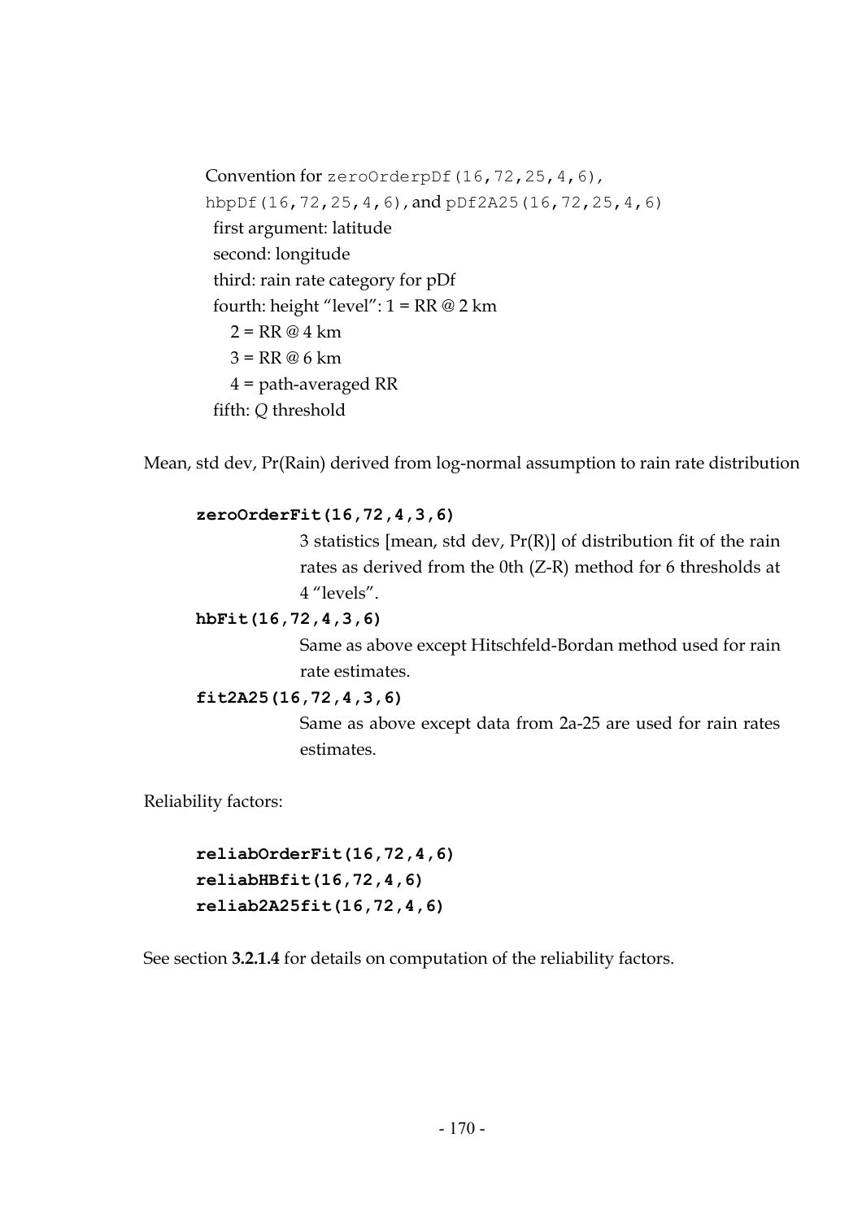Convention for `zeroOrderpDf(16,72,25,4,6)`, `hbpDf(16,72,25,4,6)`, and `pDf2A25(16,72,25,4,6)`

first argument: latitude
second: longitude
third: rain rate category for pDf
fourth: height "level": 1 = RR @ 2 km
2 = RR @ 4 km
3 = RR @ 6 km
4 = path-averaged RR
fifth: *Q* threshold

Mean, std dev, Pr(Rain) derived from log-normal assumption to rain rate distribution

**`zeroOrderFit(16,72,4,3,6)`**

3 statistics [mean, std dev, Pr(R)] of distribution fit of the rain rates as derived from the 0th (Z-R) method for 6 thresholds at 4 "levels".

**`hbFit(16,72,4,3,6)`**

Same as above except Hitschfeld-Bordan method used for rain rate estimates.

**`fit2A25(16,72,4,3,6)`**

Same as above except data from 2a-25 are used for rain rates estimates.

Reliability factors:

**`reliabOrderFit(16,72,4,6)`**
**`reliabHBfit(16,72,4,6)`**
**`reliab2A25fit(16,72,4,6)`**

See section **3.2.1.4** for details on computation of the reliability factors.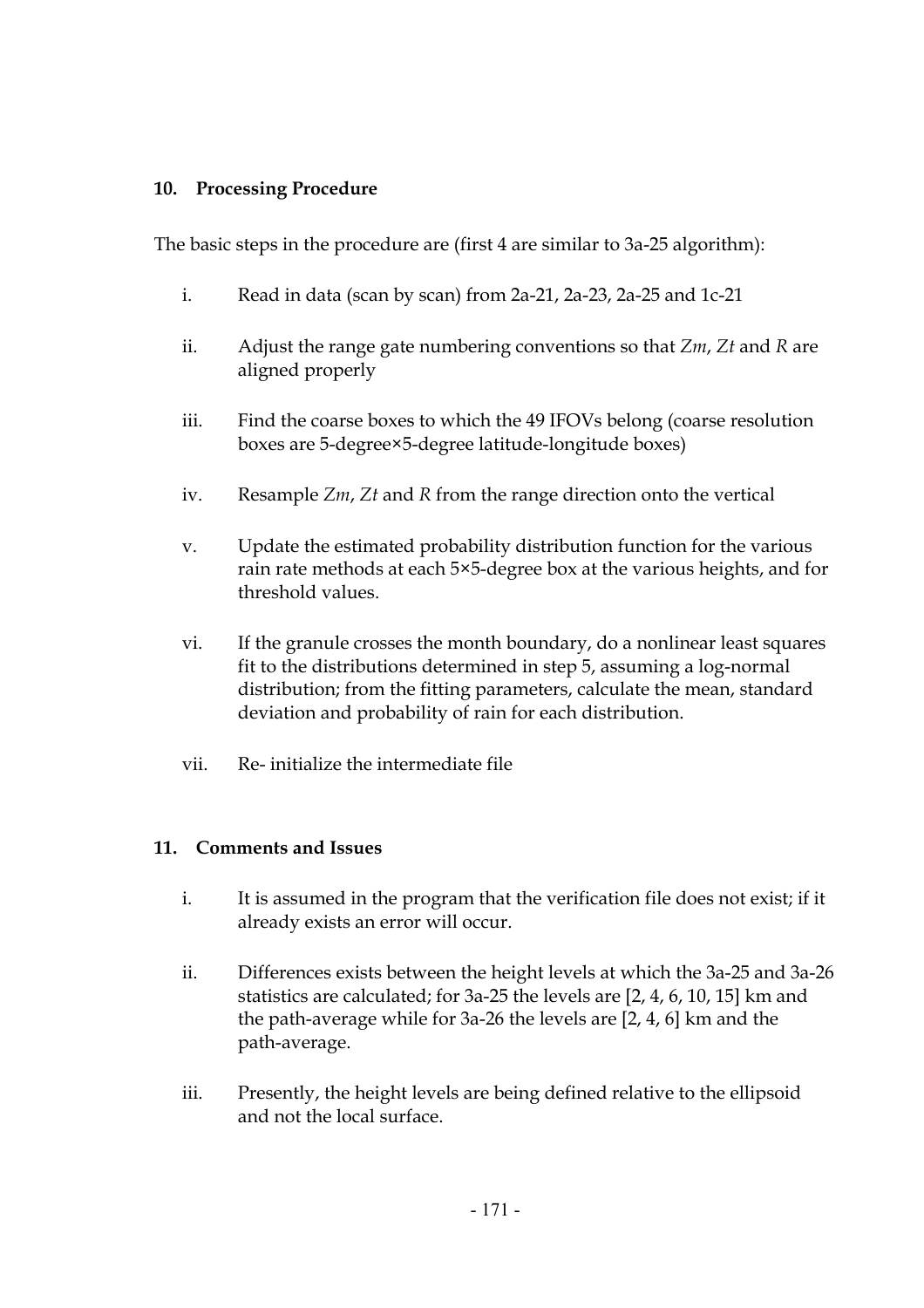## 10. Processing Procedure

The basic steps in the procedure are (first 4 are similar to 3a-25 algorithm):

i. Read in data (scan by scan) from 2a-21, 2a-23, 2a-25 and 1c-21

ii. Adjust the range gate numbering conventions so that *Zm*, *Zt* and *R* are aligned properly

iii. Find the coarse boxes to which the 49 IFOVs belong (coarse resolution boxes are 5-degree×5-degree latitude-longitude boxes)

iv. Resample *Zm*, *Zt* and *R* from the range direction onto the vertical

v. Update the estimated probability distribution function for the various rain rate methods at each 5×5-degree box at the various heights, and for threshold values.

vi. If the granule crosses the month boundary, do a nonlinear least squares fit to the distributions determined in step 5, assuming a log-normal distribution; from the fitting parameters, calculate the mean, standard deviation and probability of rain for each distribution.

vii. Re- initialize the intermediate file

## 11. Comments and Issues

i. It is assumed in the program that the verification file does not exist; if it already exists an error will occur.

ii. Differences exists between the height levels at which the 3a-25 and 3a-26 statistics are calculated; for 3a-25 the levels are [2, 4, 6, 10, 15] km and the path-average while for 3a-26 the levels are [2, 4, 6] km and the path-average.

iii. Presently, the height levels are being defined relative to the ellipsoid and not the local surface.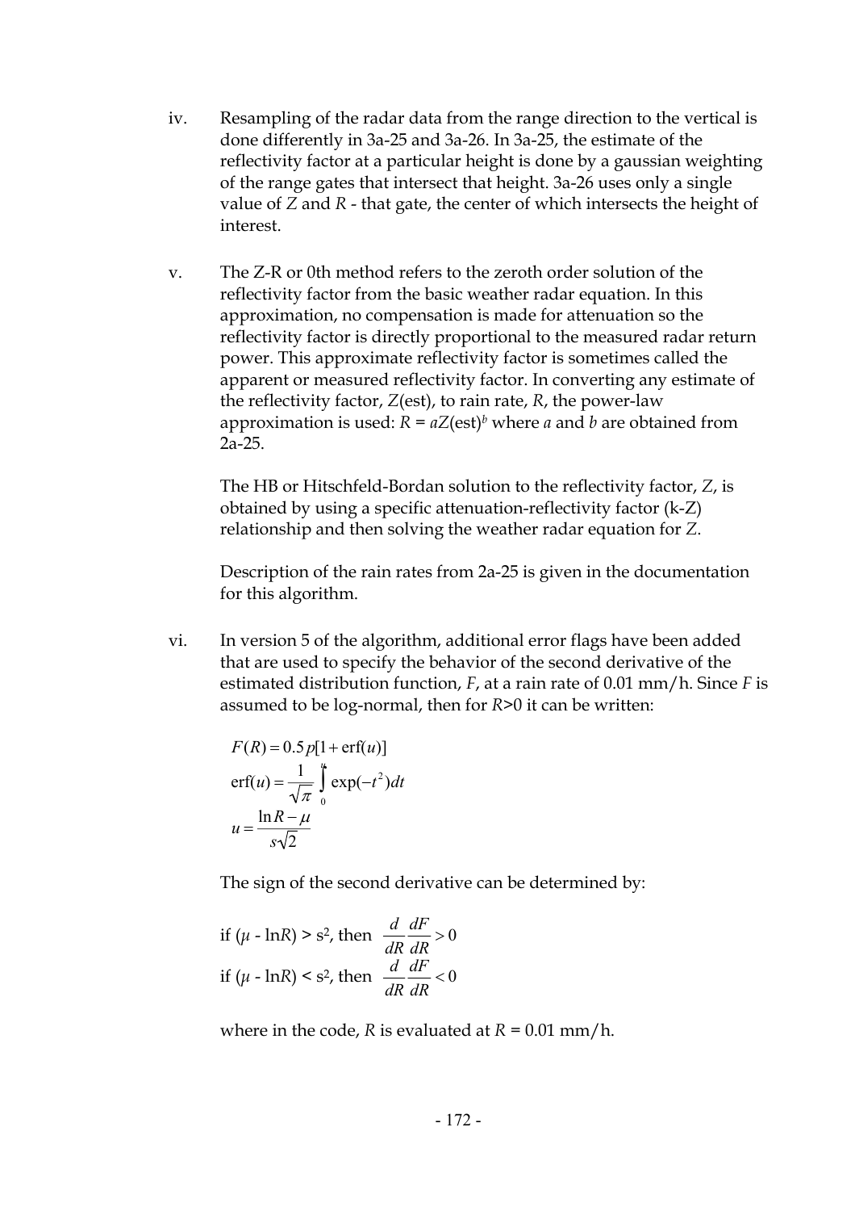iv. Resampling of the radar data from the range direction to the vertical is done differently in 3a-25 and 3a-26. In 3a-25, the estimate of the reflectivity factor at a particular height is done by a gaussian weighting of the range gates that intersect that height. 3a-26 uses only a single value of $Z$ and $R$ - that gate, the center of which intersects the height of interest.

v. The Z-R or 0th method refers to the zeroth order solution of the reflectivity factor from the basic weather radar equation. In this approximation, no compensation is made for attenuation so the reflectivity factor is directly proportional to the measured radar return power. This approximate reflectivity factor is sometimes called the apparent or measured reflectivity factor. In converting any estimate of the reflectivity factor, $Z$(est), to rain rate, $R$, the power-law approximation is used: $R = aZ(\text{est})^b$ where $a$ and $b$ are obtained from 2a-25.

   The HB or Hitschfeld-Bordan solution to the reflectivity factor, $Z$, is obtained by using a specific attenuation-reflectivity factor (k-Z) relationship and then solving the weather radar equation for $Z$.

   Description of the rain rates from 2a-25 is given in the documentation for this algorithm.

vi. In version 5 of the algorithm, additional error flags have been added that are used to specify the behavior of the second derivative of the estimated distribution function, $F$, at a rain rate of 0.01 mm/h. Since $F$ is assumed to be log-normal, then for $R$>0 it can be written:

$$F(R) = 0.5p[1 + \text{erf}(u)]$$

$$\text{erf}(u) = \frac{1}{\sqrt{\pi}} \int_0^u \exp(-t^2)dt$$

$$u = \frac{\ln R - \mu}{s\sqrt{2}}$$

   The sign of the second derivative can be determined by:

   if $(\mu - \ln R) > s^2$, then $\frac{d}{dR}\frac{dF}{dR} > 0$

   if $(\mu - \ln R) < s^2$, then $\frac{d}{dR}\frac{dF}{dR} < 0$

   where in the code, $R$ is evaluated at $R$ = 0.01 mm/h.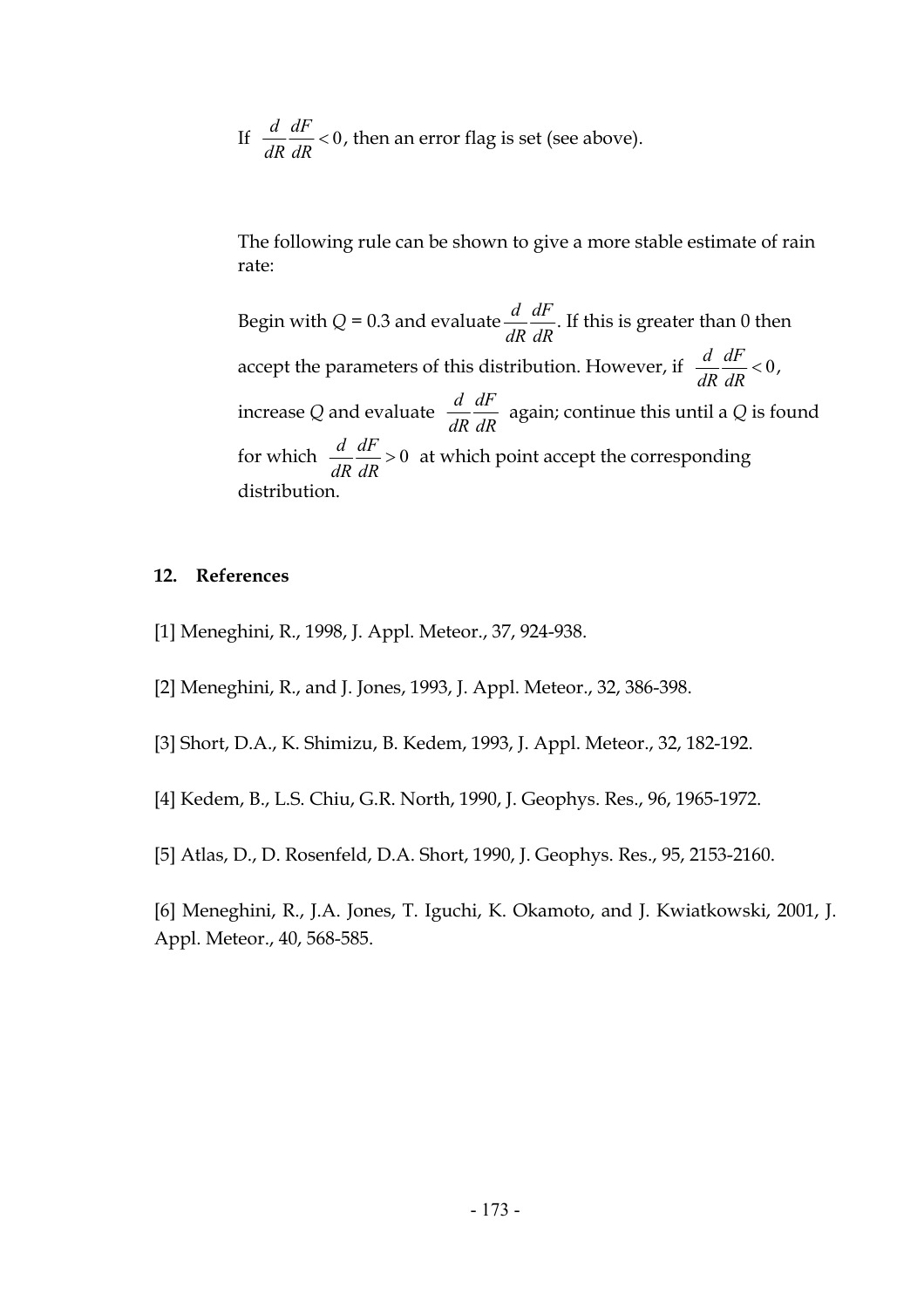If $\frac{d}{dR}\frac{dF}{dR} < 0$, then an error flag is set (see above).

The following rule can be shown to give a more stable estimate of rain rate:

Begin with $Q$ = 0.3 and evaluate $\frac{d}{dR}\frac{dF}{dR}$. If this is greater than 0 then accept the parameters of this distribution. However, if $\frac{d}{dR}\frac{dF}{dR} < 0$, increase $Q$ and evaluate $\frac{d}{dR}\frac{dF}{dR}$ again; continue this until a $Q$ is found for which $\frac{d}{dR}\frac{dF}{dR} > 0$ at which point accept the corresponding distribution.

## 12. References

[1] Meneghini, R., 1998, J. Appl. Meteor., 37, 924-938.

[2] Meneghini, R., and J. Jones, 1993, J. Appl. Meteor., 32, 386-398.

[3] Short, D.A., K. Shimizu, B. Kedem, 1993, J. Appl. Meteor., 32, 182-192.

[4] Kedem, B., L.S. Chiu, G.R. North, 1990, J. Geophys. Res., 96, 1965-1972.

[5] Atlas, D., D. Rosenfeld, D.A. Short, 1990, J. Geophys. Res., 95, 2153-2160.

[6] Meneghini, R., J.A. Jones, T. Iguchi, K. Okamoto, and J. Kwiatkowski, 2001, J. Appl. Meteor., 40, 568-585.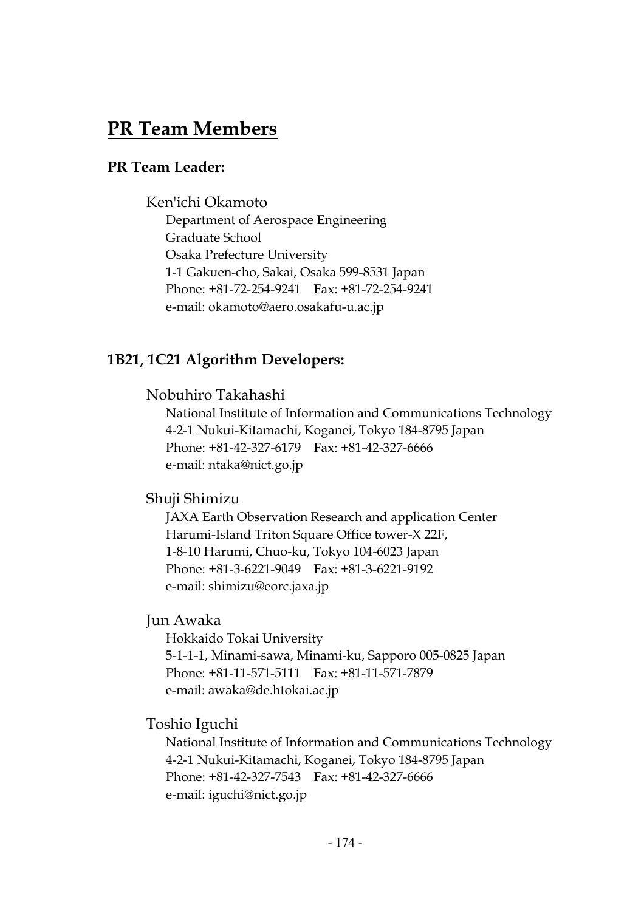# PR Team Members

### PR Team Leader:

Ken'ichi Okamoto

Department of Aerospace Engineering
Graduate School
Osaka Prefecture University
1-1 Gakuen-cho, Sakai, Osaka 599-8531 Japan
Phone: +81-72-254-9241 Fax: +81-72-254-9241
e-mail: okamoto@aero.osakafu-u.ac.jp

### 1B21, 1C21 Algorithm Developers:

Nobuhiro Takahashi

National Institute of Information and Communications Technology
4-2-1 Nukui-Kitamachi, Koganei, Tokyo 184-8795 Japan
Phone: +81-42-327-6179 Fax: +81-42-327-6666
e-mail: ntaka@nict.go.jp

Shuji Shimizu

JAXA Earth Observation Research and application Center
Harumi-Island Triton Square Office tower-X 22F,
1-8-10 Harumi, Chuo-ku, Tokyo 104-6023 Japan
Phone: +81-3-6221-9049 Fax: +81-3-6221-9192
e-mail: shimizu@eorc.jaxa.jp

Jun Awaka

Hokkaido Tokai University
5-1-1-1, Minami-sawa, Minami-ku, Sapporo 005-0825 Japan
Phone: +81-11-571-5111 Fax: +81-11-571-7879
e-mail: awaka@de.htokai.ac.jp

Toshio Iguchi

National Institute of Information and Communications Technology
4-2-1 Nukui-Kitamachi, Koganei, Tokyo 184-8795 Japan
Phone: +81-42-327-7543 Fax: +81-42-327-6666
e-mail: iguchi@nict.go.jp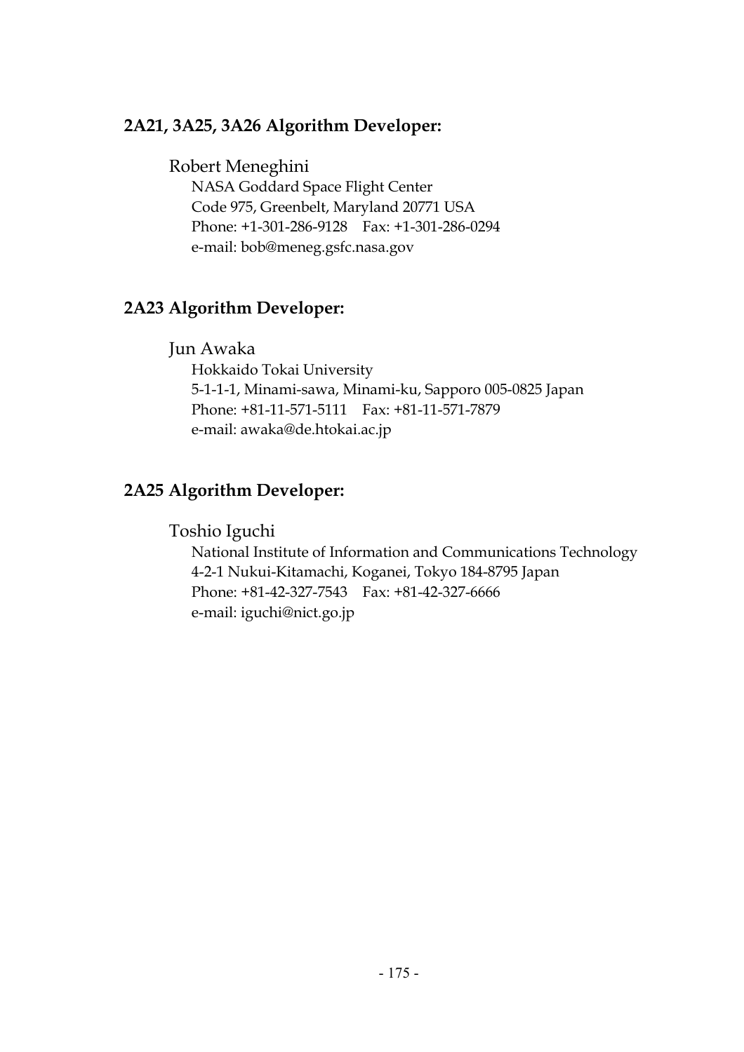## 2A21, 3A25, 3A26 Algorithm Developer:

Robert Meneghini

NASA Goddard Space Flight Center
Code 975, Greenbelt, Maryland 20771 USA
Phone: +1-301-286-9128    Fax: +1-301-286-0294
e-mail: bob@meneg.gsfc.nasa.gov

## 2A23 Algorithm Developer:

Jun Awaka

Hokkaido Tokai University
5-1-1-1, Minami-sawa, Minami-ku, Sapporo 005-0825 Japan
Phone: +81-11-571-5111    Fax: +81-11-571-7879
e-mail: awaka@de.htokai.ac.jp

## 2A25 Algorithm Developer:

Toshio Iguchi

National Institute of Information and Communications Technology
4-2-1 Nukui-Kitamachi, Koganei, Tokyo 184-8795 Japan
Phone: +81-42-327-7543    Fax: +81-42-327-6666
e-mail: iguchi@nict.go.jp